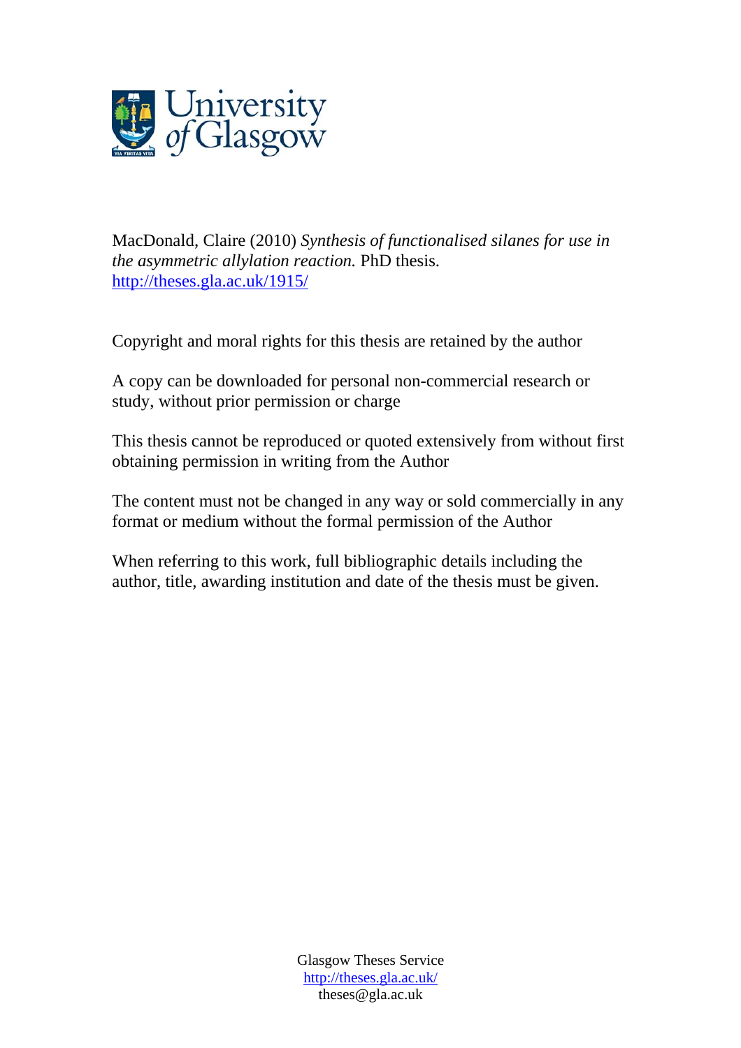MacDonald, Claire (2010) *Synthesis of functionalised silanes for use in the asymmetric allylation reaction.* PhD thesis.
http://theses.gla.ac.uk/1915/

Copyright and moral rights for this thesis are retained by the author

A copy can be downloaded for personal non-commercial research or study, without prior permission or charge

This thesis cannot be reproduced or quoted extensively from without first obtaining permission in writing from the Author

The content must not be changed in any way or sold commercially in any format or medium without the formal permission of the Author

When referring to this work, full bibliographic details including the author, title, awarding institution and date of the thesis must be given.

Glasgow Theses Service
http://theses.gla.ac.uk/
theses@gla.ac.uk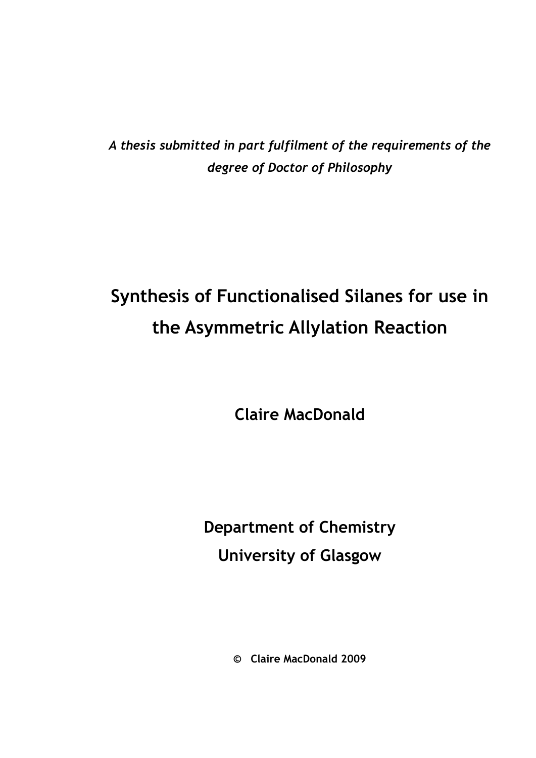*A thesis submitted in part fulfilment of the requirements of the degree of Doctor of Philosophy*

# Synthesis of Functionalised Silanes for use in the Asymmetric Allylation Reaction

**Claire MacDonald**

**Department of Chemistry**
**University of Glasgow**

**© Claire MacDonald 2009**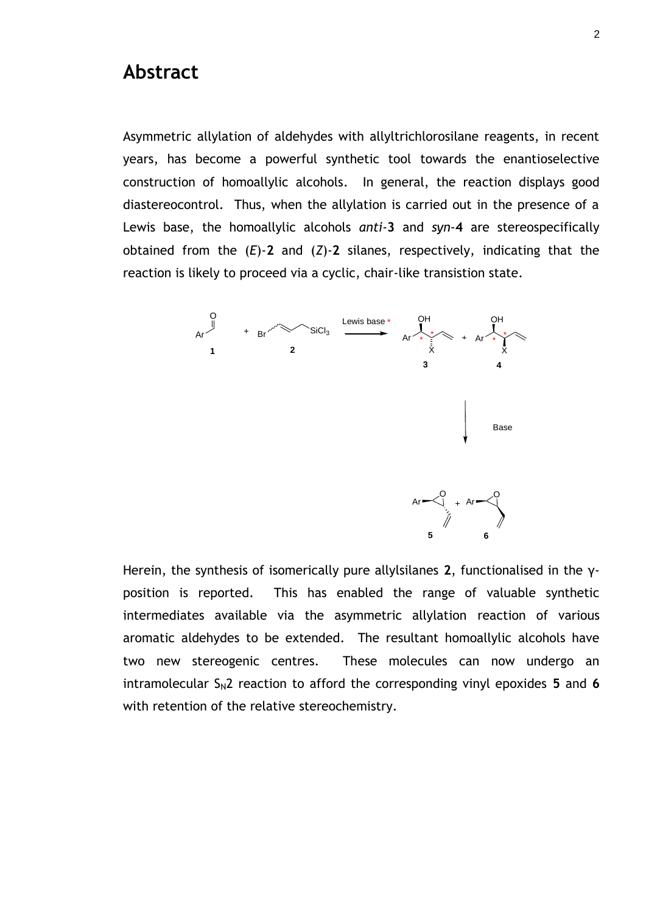# Abstract

Asymmetric allylation of aldehydes with allyltrichlorosilane reagents, in recent years, has become a powerful synthetic tool towards the enantioselective construction of homoallylic alcohols. In general, the reaction displays good diastereocontrol. Thus, when the allylation is carried out in the presence of a Lewis base, the homoallylic alcohols *anti*-**3** and *syn*-**4** are stereospecifically obtained from the (*E*)-**2** and (*Z*)-**2** silanes, respectively, indicating that the reaction is likely to proceed via a cyclic, chair-like transistion state.

Lewis base *

Base

1 2 3 4 5 6

Herein, the synthesis of isomerically pure allylsilanes **2**, functionalised in the γ-position is reported. This has enabled the range of valuable synthetic intermediates available via the asymmetric allylation reaction of various aromatic aldehydes to be extended. The resultant homoallylic alcohols have two new stereogenic centres. These molecules can now undergo an intramolecular $S_N2$ reaction to afford the corresponding vinyl epoxides **5** and **6** with retention of the relative stereochemistry.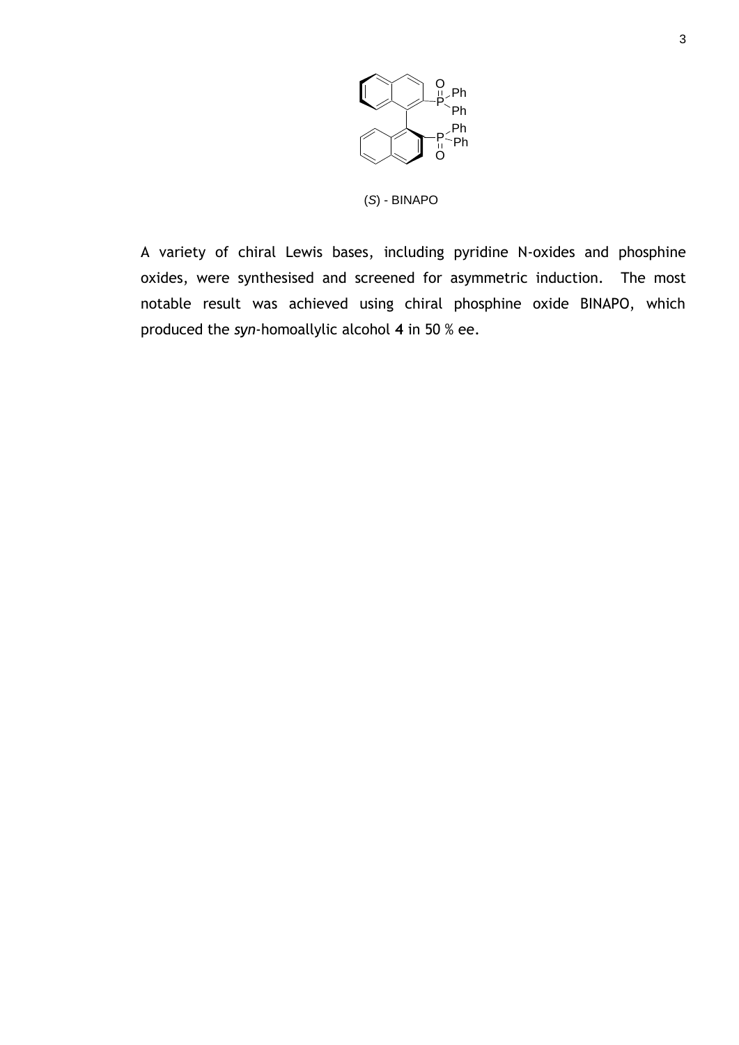(*S*) - BINAPO

A variety of chiral Lewis bases, including pyridine N-oxides and phosphine oxides, were synthesised and screened for asymmetric induction. The most notable result was achieved using chiral phosphine oxide BINAPO, which produced the *syn*-homoallylic alcohol **4** in 50 % ee.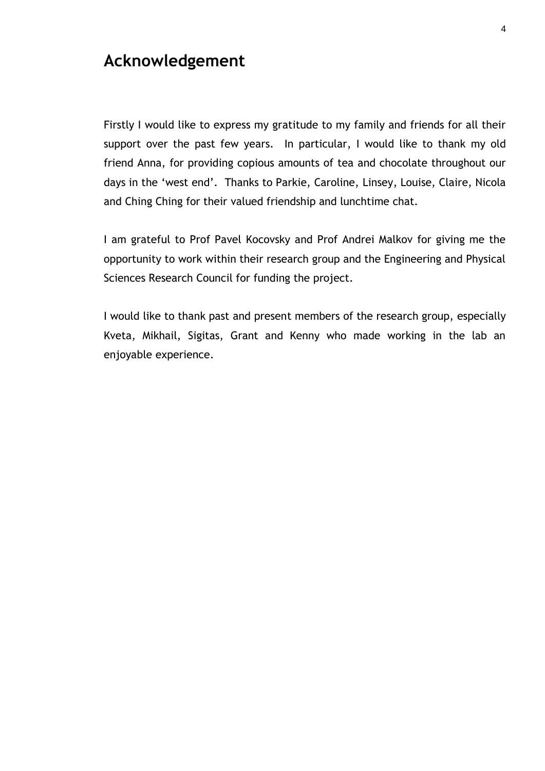# Acknowledgement

Firstly I would like to express my gratitude to my family and friends for all their support over the past few years. In particular, I would like to thank my old friend Anna, for providing copious amounts of tea and chocolate throughout our days in the 'west end'. Thanks to Parkie, Caroline, Linsey, Louise, Claire, Nicola and Ching Ching for their valued friendship and lunchtime chat.

I am grateful to Prof Pavel Kocovsky and Prof Andrei Malkov for giving me the opportunity to work within their research group and the Engineering and Physical Sciences Research Council for funding the project.

I would like to thank past and present members of the research group, especially Kveta, Mikhail, Sigitas, Grant and Kenny who made working in the lab an enjoyable experience.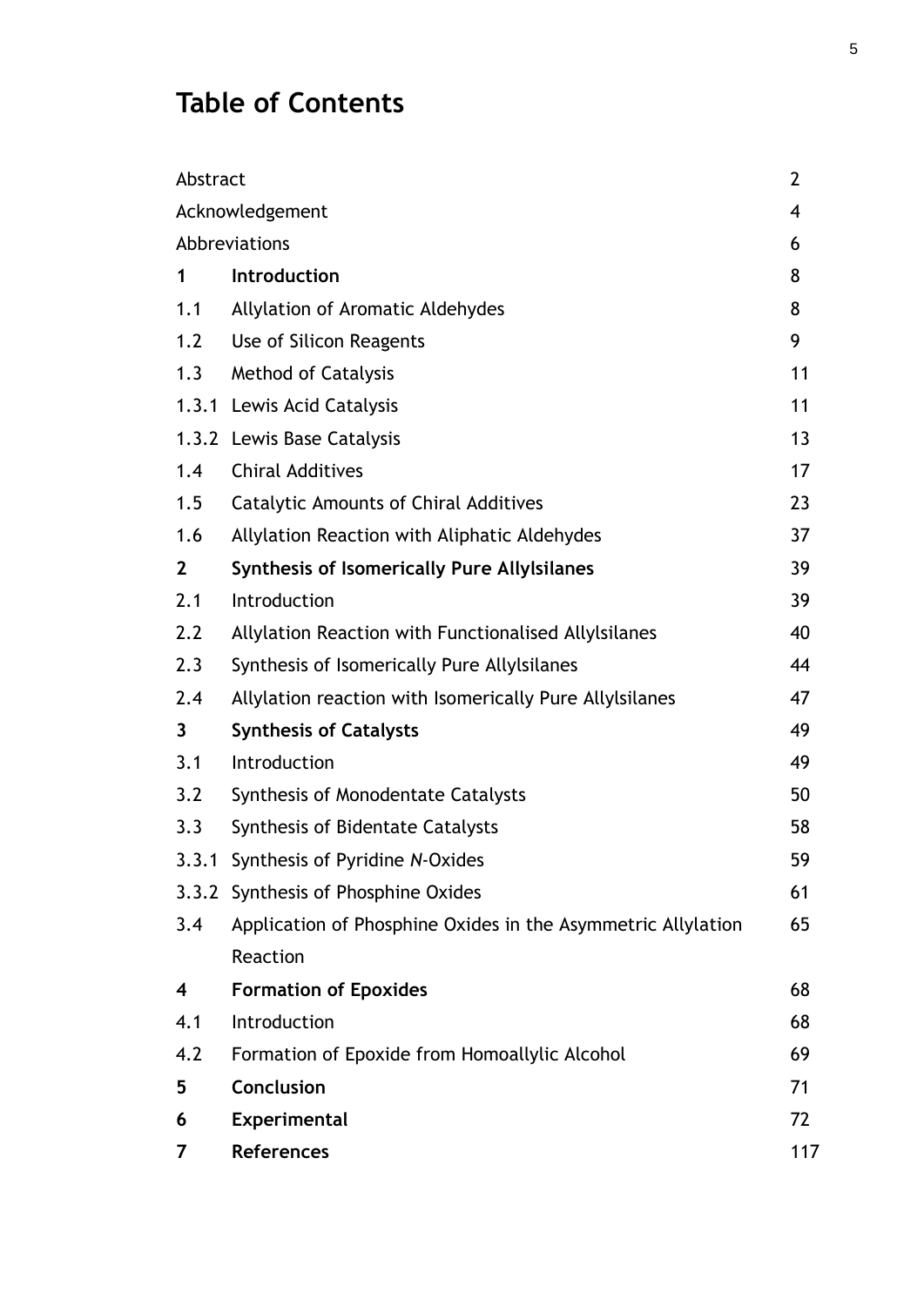# Table of Contents

| | | |
|---|---|---|
| Abstract | | 2 |
| Acknowledgement | | 4 |
| Abbreviations | | 6 |
| **1** | **Introduction** | 8 |
| 1.1 | Allylation of Aromatic Aldehydes | 8 |
| 1.2 | Use of Silicon Reagents | 9 |
| 1.3 | Method of Catalysis | 11 |
| 1.3.1 | Lewis Acid Catalysis | 11 |
| 1.3.2 | Lewis Base Catalysis | 13 |
| 1.4 | Chiral Additives | 17 |
| 1.5 | Catalytic Amounts of Chiral Additives | 23 |
| 1.6 | Allylation Reaction with Aliphatic Aldehydes | 37 |
| **2** | **Synthesis of Isomerically Pure Allylsilanes** | 39 |
| 2.1 | Introduction | 39 |
| 2.2 | Allylation Reaction with Functionalised Allylsilanes | 40 |
| 2.3 | Synthesis of Isomerically Pure Allylsilanes | 44 |
| 2.4 | Allylation reaction with Isomerically Pure Allylsilanes | 47 |
| **3** | **Synthesis of Catalysts** | 49 |
| 3.1 | Introduction | 49 |
| 3.2 | Synthesis of Monodentate Catalysts | 50 |
| 3.3 | Synthesis of Bidentate Catalysts | 58 |
| 3.3.1 | Synthesis of Pyridine *N*-Oxides | 59 |
| 3.3.2 | Synthesis of Phosphine Oxides | 61 |
| 3.4 | Application of Phosphine Oxides in the Asymmetric Allylation Reaction | 65 |
| **4** | **Formation of Epoxides** | 68 |
| 4.1 | Introduction | 68 |
| 4.2 | Formation of Epoxide from Homoallylic Alcohol | 69 |
| **5** | **Conclusion** | 71 |
| **6** | **Experimental** | 72 |
| **7** | **References** | 117 |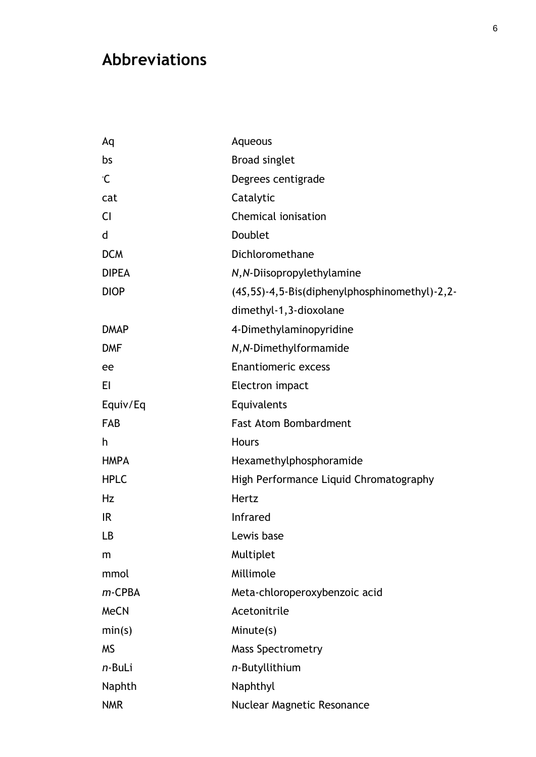# Abbreviations

| | |
|---|---|
| Aq | Aqueous |
| bs | Broad singlet |
| °C | Degrees centigrade |
| cat | Catalytic |
| CI | Chemical ionisation |
| d | Doublet |
| DCM | Dichloromethane |
| DIPEA | *N,N*-Diisopropylethylamine |
| DIOP | (4*S*,5*S*)-4,5-Bis(diphenylphosphinomethyl)-2,2-dimethyl-1,3-dioxolane |
| DMAP | 4-Dimethylaminopyridine |
| DMF | *N,N*-Dimethylformamide |
| ee | Enantiomeric excess |
| EI | Electron impact |
| Equiv/Eq | Equivalents |
| FAB | Fast Atom Bombardment |
| h | Hours |
| HMPA | Hexamethylphosphoramide |
| HPLC | High Performance Liquid Chromatography |
| Hz | Hertz |
| IR | Infrared |
| LB | Lewis base |
| m | Multiplet |
| mmol | Millimole |
| *m*-CPBA | Meta-chloroperoxybenzoic acid |
| MeCN | Acetonitrile |
| min(s) | Minute(s) |
| MS | Mass Spectrometry |
| *n*-BuLi | *n*-Butyllithium |
| Naphth | Naphthyl |
| NMR | Nuclear Magnetic Resonance |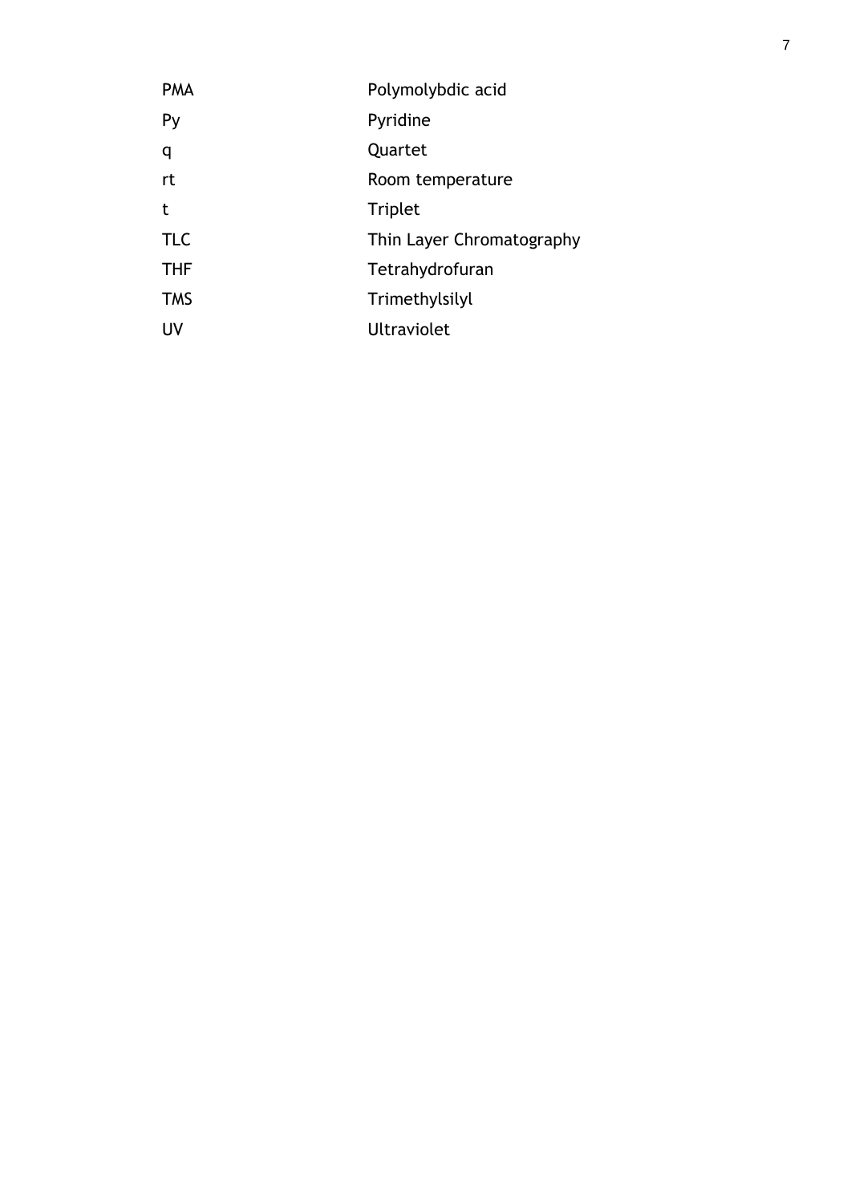| | |
|---|---|
| PMA | Polymolybdic acid |
| Py | Pyridine |
| q | Quartet |
| rt | Room temperature |
| t | Triplet |
| TLC | Thin Layer Chromatography |
| THF | Tetrahydrofuran |
| TMS | Trimethylsilyl |
| UV | Ultraviolet |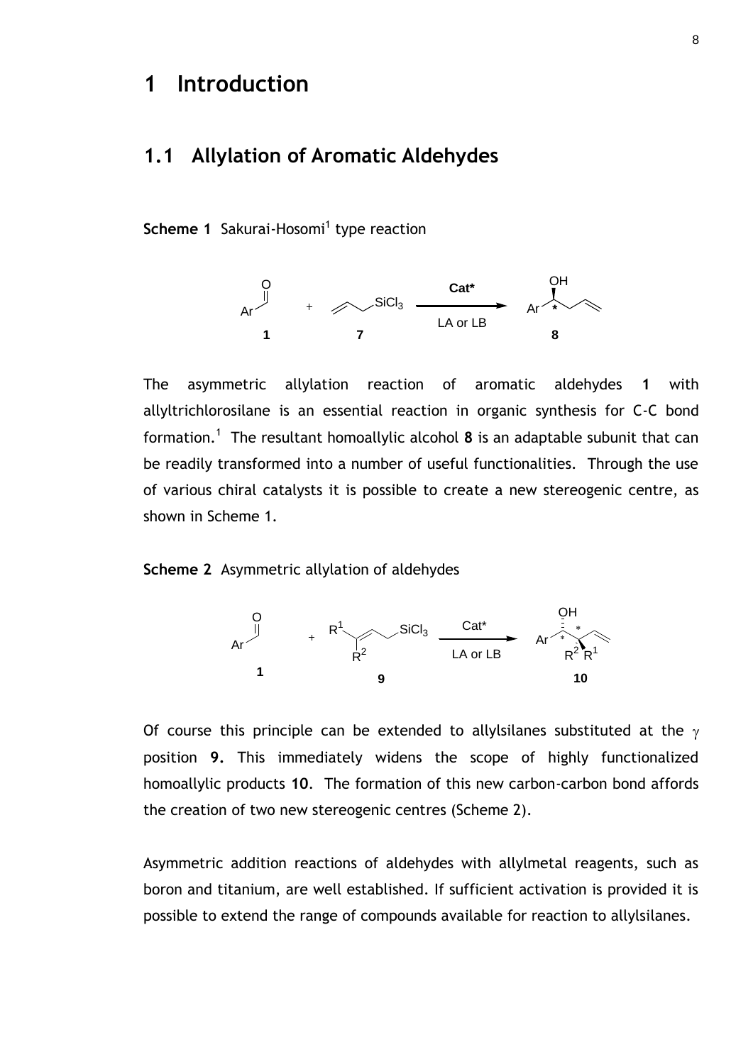# 1 Introduction

## 1.1 Allylation of Aromatic Aldehydes

**Scheme 1** Sakurai-Hosomi[1] type reaction

The asymmetric allylation reaction of aromatic aldehydes **1** with allyltrichlorosilane is an essential reaction in organic synthesis for C-C bond formation.[1] The resultant homoallylic alcohol **8** is an adaptable subunit that can be readily transformed into a number of useful functionalities. Through the use of various chiral catalysts it is possible to create a new stereogenic centre, as shown in Scheme 1.

**Scheme 2** Asymmetric allylation of aldehydes

Of course this principle can be extended to allylsilanes substituted at the $\gamma$ position **9.** This immediately widens the scope of highly functionalized homoallylic products **10**. The formation of this new carbon-carbon bond affords the creation of two new stereogenic centres (Scheme 2).

Asymmetric addition reactions of aldehydes with allylmetal reagents, such as boron and titanium, are well established. If sufficient activation is provided it is possible to extend the range of compounds available for reaction to allylsilanes.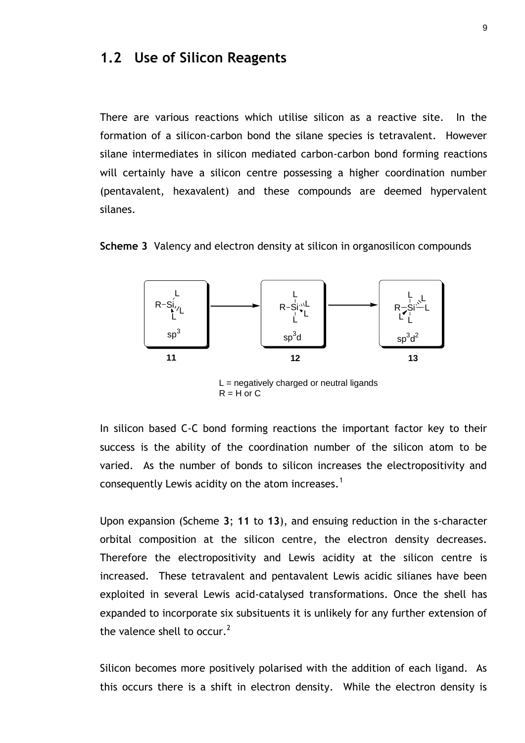## 1.2 Use of Silicon Reagents

There are various reactions which utilise silicon as a reactive site. In the formation of a silicon-carbon bond the silane species is tetravalent. However silane intermediates in silicon mediated carbon-carbon bond forming reactions will certainly have a silicon centre possessing a higher coordination number (pentavalent, hexavalent) and these compounds are deemed hypervalent silanes.

**Scheme 3** Valency and electron density at silicon in organosilicon compounds

sp$^3$

**11**

sp$^3$d

**12**

sp$^3$d$^2$

**13**

L = negatively charged or neutral ligands
R = H or C

In silicon based C-C bond forming reactions the important factor key to their success is the ability of the coordination number of the silicon atom to be varied. As the number of bonds to silicon increases the electropositivity and consequently Lewis acidity on the atom increases.[1]

Upon expansion (Scheme **3**; **11** to **13**), and ensuing reduction in the s-character orbital composition at the silicon centre, the electron density decreases. Therefore the electropositivity and Lewis acidity at the silicon centre is increased. These tetravalent and pentavalent Lewis acidic silianes have been exploited in several Lewis acid-catalysed transformations. Once the shell has expanded to incorporate six subsituents it is unlikely for any further extension of the valence shell to occur.[2]

Silicon becomes more positively polarised with the addition of each ligand. As this occurs there is a shift in electron density. While the electron density is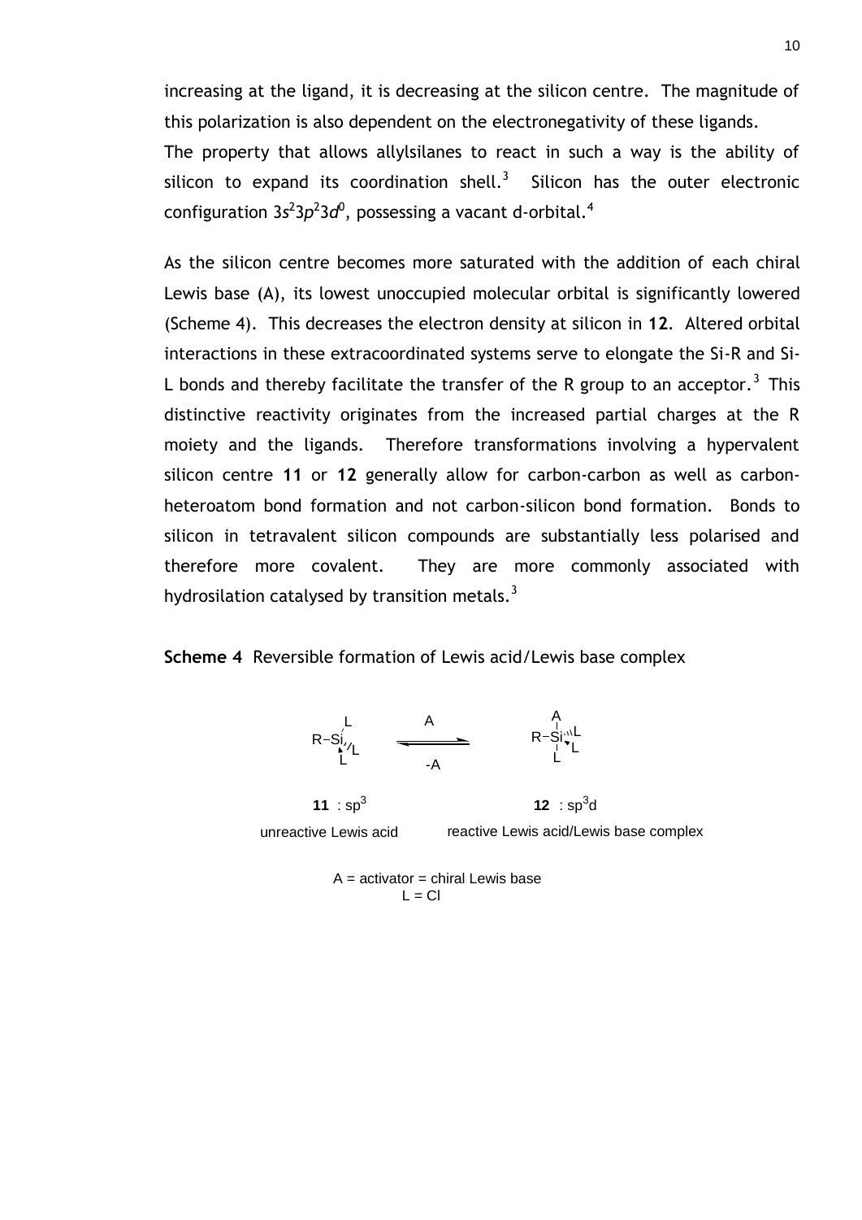increasing at the ligand, it is decreasing at the silicon centre. The magnitude of this polarization is also dependent on the electronegativity of these ligands.

The property that allows allylsilanes to react in such a way is the ability of silicon to expand its coordination shell.[3] Silicon has the outer electronic configuration $3s^2 3p^2 3d^0$, possessing a vacant d-orbital.[4]

As the silicon centre becomes more saturated with the addition of each chiral Lewis base (A), its lowest unoccupied molecular orbital is significantly lowered (Scheme 4). This decreases the electron density at silicon in **12**. Altered orbital interactions in these extracoordinated systems serve to elongate the Si-R and Si-L bonds and thereby facilitate the transfer of the R group to an acceptor.[3] This distinctive reactivity originates from the increased partial charges at the R moiety and the ligands. Therefore transformations involving a hypervalent silicon centre **11** or **12** generally allow for carbon-carbon as well as carbon-heteroatom bond formation and not carbon-silicon bond formation. Bonds to silicon in tetravalent silicon compounds are substantially less polarised and therefore more covalent. They are more commonly associated with hydrosilation catalysed by transition metals.[3]

**Scheme 4** Reversible formation of Lewis acid/Lewis base complex

R–SiL3 ⇌ (A / -A) R–Si(A)L3

**11** : $sp^3$

unreactive Lewis acid

**12** : $sp^3d$

reactive Lewis acid/Lewis base complex

A = activator = chiral Lewis base
L = Cl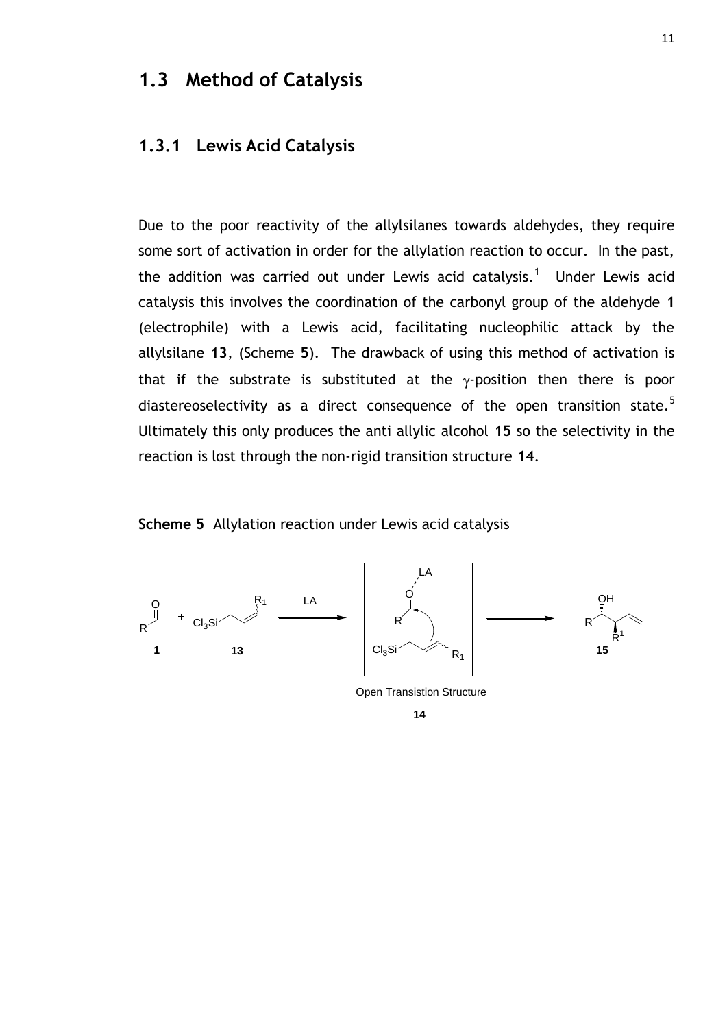## 1.3 Method of Catalysis

### 1.3.1 Lewis Acid Catalysis

Due to the poor reactivity of the allylsilanes towards aldehydes, they require some sort of activation in order for the allylation reaction to occur. In the past, the addition was carried out under Lewis acid catalysis.[1] Under Lewis acid catalysis this involves the coordination of the carbonyl group of the aldehyde **1** (electrophile) with a Lewis acid, facilitating nucleophilic attack by the allylsilane **13**, (Scheme **5**). The drawback of using this method of activation is that if the substrate is substituted at the γ-position then there is poor diastereoselectivity as a direct consequence of the open transition state.[5] Ultimately this only produces the anti allylic alcohol **15** so the selectivity in the reaction is lost through the non-rigid transition structure **14**.

**Scheme 5** Allylation reaction under Lewis acid catalysis

1 13 LA 15

Open Transistion Structure

14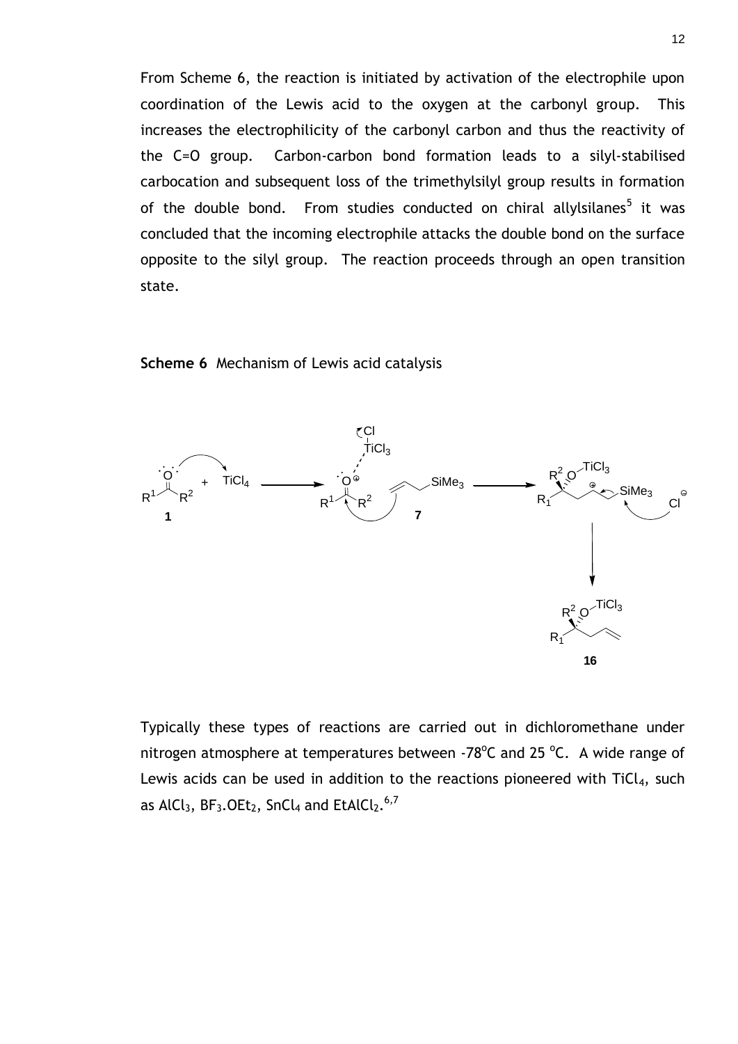From Scheme 6, the reaction is initiated by activation of the electrophile upon coordination of the Lewis acid to the oxygen at the carbonyl group. This increases the electrophilicity of the carbonyl carbon and thus the reactivity of the C=O group. Carbon-carbon bond formation leads to a silyl-stabilised carbocation and subsequent loss of the trimethylsilyl group results in formation of the double bond. From studies conducted on chiral allylsilanes[5] it was concluded that the incoming electrophile attacks the double bond on the surface opposite to the silyl group. The reaction proceeds through an open transition state.

**Scheme 6** Mechanism of Lewis acid catalysis

$R^1$ $R^2$ O + $TiCl_4$
1
Cl
$TiCl_3$
O ⊕
$R^1$ $R^2$
SiMe$_3$
7
$R^2$ O $TiCl_3$
$R_1$
⊕ SiMe$_3$
Cl ⊖
$R^2$ O $TiCl_3$
$R_1$
16

Typically these types of reactions are carried out in dichloromethane under nitrogen atmosphere at temperatures between -78°C and 25 °C. A wide range of Lewis acids can be used in addition to the reactions pioneered with $TiCl_4$, such as $AlCl_3$, $BF_3.OEt_2$, $SnCl_4$ and $EtAlCl_2$.[6,7]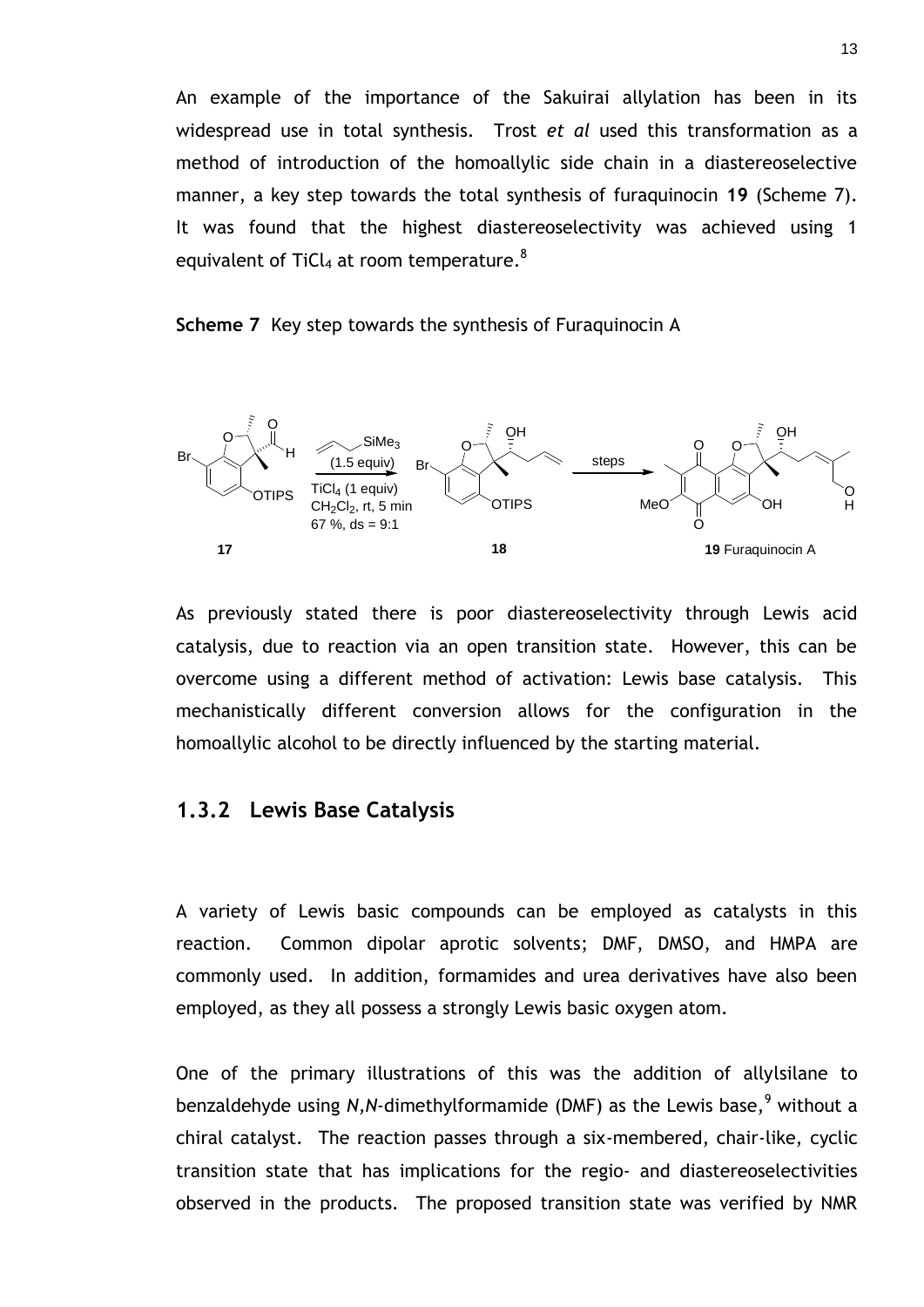An example of the importance of the Sakuirai allylation has been in its widespread use in total synthesis. Trost *et al* used this transformation as a method of introduction of the homoallylic side chain in a diastereoselective manner, a key step towards the total synthesis of furaquinocin **19** (Scheme 7). It was found that the highest diastereoselectivity was achieved using 1 equivalent of $TiCl_4$ at room temperature.[8]

**Scheme 7** Key step towards the synthesis of Furaquinocin A

SiMe$_3$ (1.5 equiv)
$TiCl_4$ (1 equiv)
$CH_2Cl_2$, rt, 5 min
67 %, ds = 9:1

steps

**17**

**18**

**19** Furaquinocin A

As previously stated there is poor diastereoselectivity through Lewis acid catalysis, due to reaction via an open transition state. However, this can be overcome using a different method of activation: Lewis base catalysis. This mechanistically different conversion allows for the configuration in the homoallylic alcohol to be directly influenced by the starting material.

### 1.3.2 Lewis Base Catalysis

A variety of Lewis basic compounds can be employed as catalysts in this reaction. Common dipolar aprotic solvents; DMF, DMSO, and HMPA are commonly used. In addition, formamides and urea derivatives have also been employed, as they all possess a strongly Lewis basic oxygen atom.

One of the primary illustrations of this was the addition of allylsilane to benzaldehyde using *N,N*-dimethylformamide (DMF) as the Lewis base,[9] without a chiral catalyst. The reaction passes through a six-membered, chair-like, cyclic transition state that has implications for the regio- and diastereoselectivities observed in the products. The proposed transition state was verified by NMR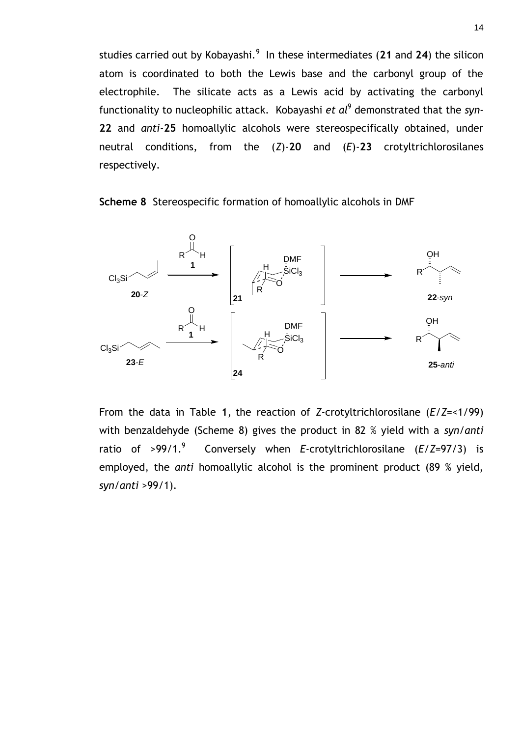studies carried out by Kobayashi.[9] In these intermediates (**21** and **24**) the silicon atom is coordinated to both the Lewis base and the carbonyl group of the electrophile. The silicate acts as a Lewis acid by activating the carbonyl functionality to nucleophilic attack. Kobayashi *et al*[9] demonstrated that the *syn*-**22** and *anti*-**25** homoallylic alcohols were stereospecifically obtained, under neutral conditions, from the (*Z*)-**20** and (*E*)-**23** crotyltrichlorosilanes respectively.

**Scheme 8** Stereospecific formation of homoallylic alcohols in DMF

$Cl_3Si$ **20**-*Z* → (RCHO **1**) → [**21**: H, DMF, $SiCl_3$, O, R] → **22**-*syn* (R, OH)

$Cl_3Si$ **23**-*E* → (RCHO **1**) → [**24**: H, DMF, $SiCl_3$, O, R] → **25**-*anti* (R, OH)

From the data in Table **1**, the reaction of *Z*-crotyltrichlorosilane (*E*/*Z*=<1/99) with benzaldehyde (Scheme 8) gives the product in 82 % yield with a *syn*/*anti* ratio of >99/1.[9] Conversely when *E*-crotyltrichlorosilane (*E*/*Z*=97/3) is employed, the *anti* homoallylic alcohol is the prominent product (89 % yield, *syn*/*anti* >99/1).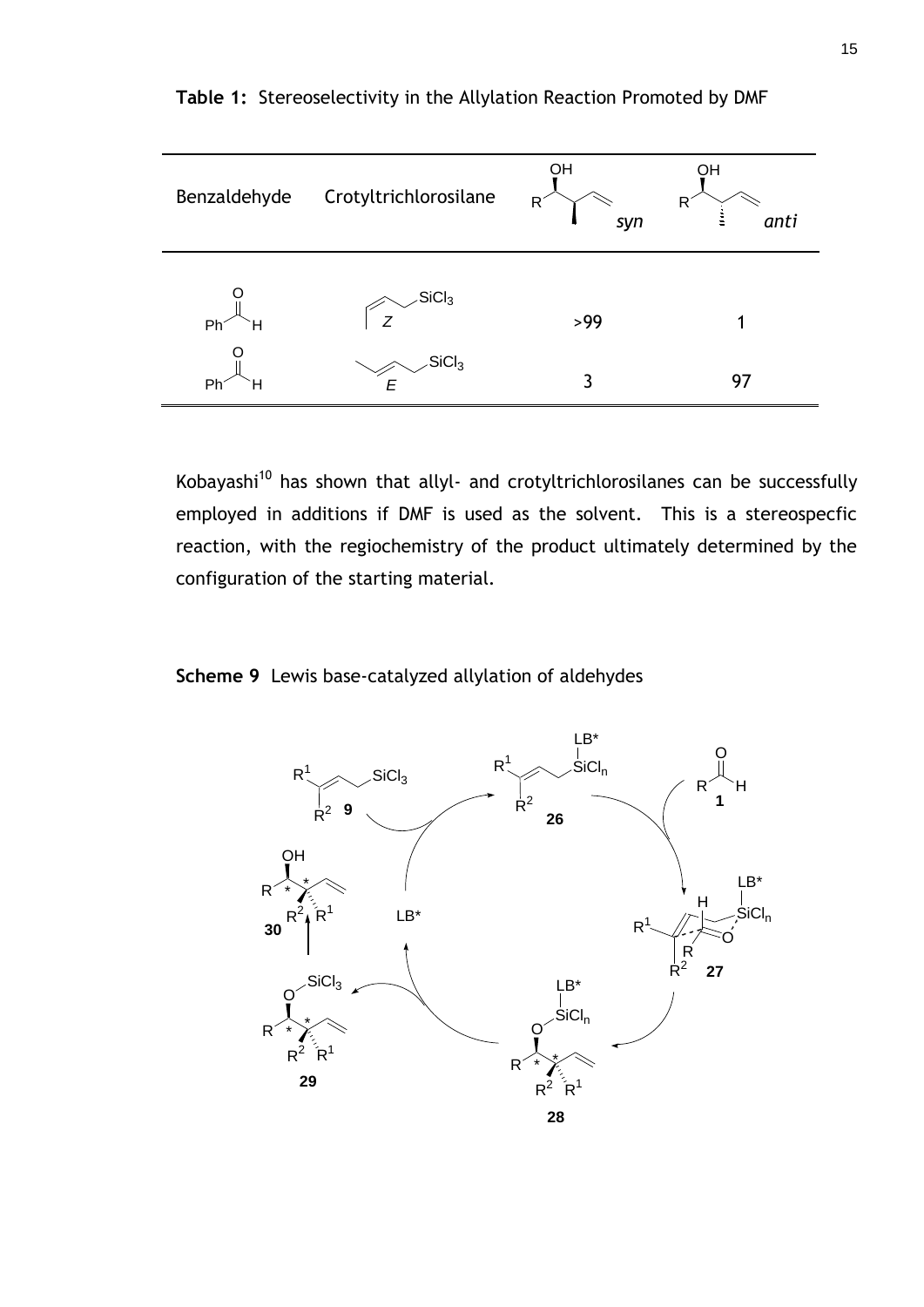**Table 1:** Stereoselectivity in the Allylation Reaction Promoted by DMF

| Benzaldehyde | Crotyltrichlorosilane | *syn* | *anti* |
|---|---|---|---|
| PhCHO | *Z* | >99 | 1 |
| PhCHO | *E* | 3 | 97 |

Kobayashi[10] has shown that allyl- and crotyltrichlorosilanes can be successfully employed in additions if DMF is used as the solvent. This is a stereospecfic reaction, with the regiochemistry of the product ultimately determined by the configuration of the starting material.

**Scheme 9** Lewis base-catalyzed allylation of aldehydes

9
26
1
27
28
29
30
LB*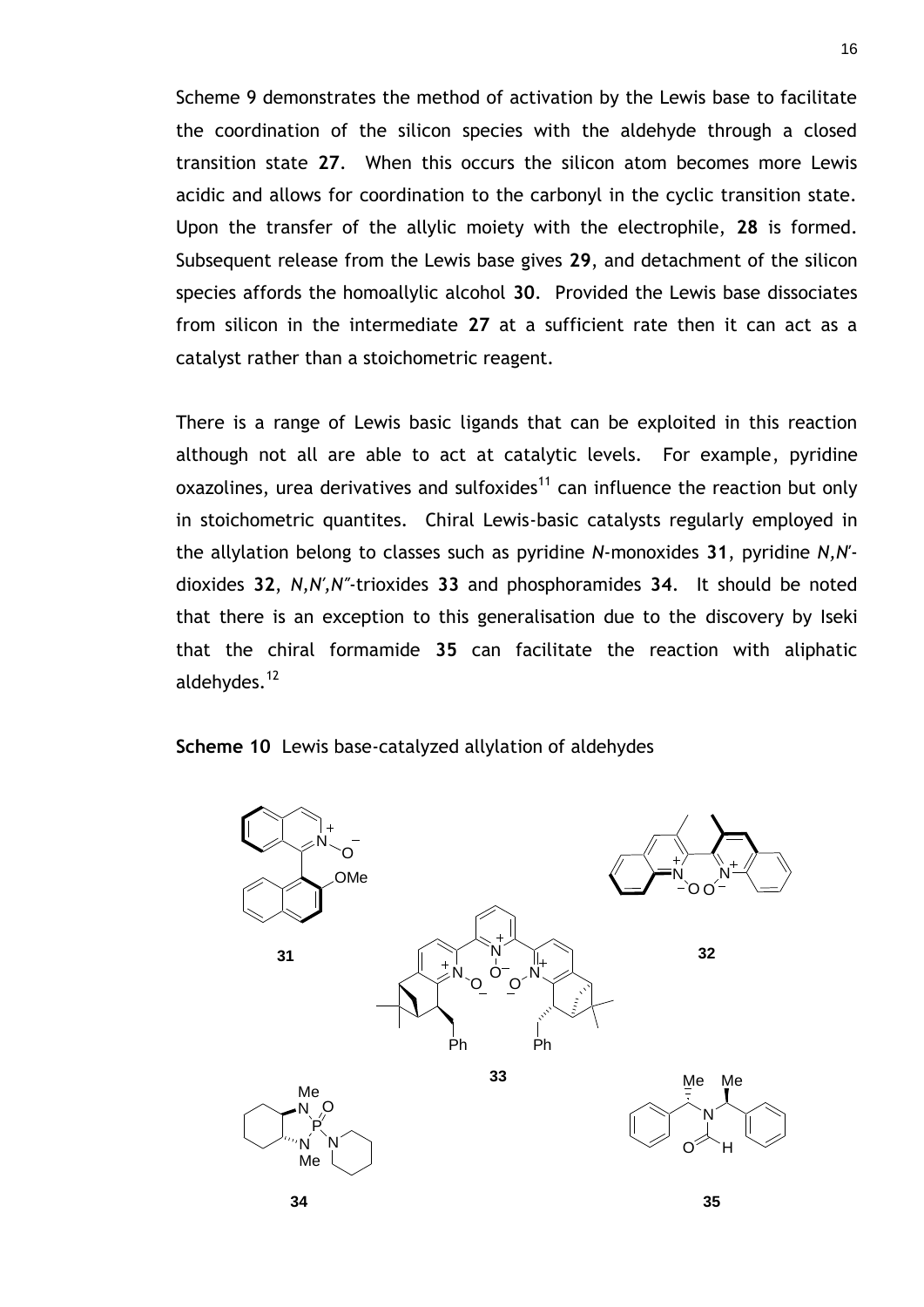Scheme 9 demonstrates the method of activation by the Lewis base to facilitate the coordination of the silicon species with the aldehyde through a closed transition state **27**. When this occurs the silicon atom becomes more Lewis acidic and allows for coordination to the carbonyl in the cyclic transition state. Upon the transfer of the allylic moiety with the electrophile, **28** is formed. Subsequent release from the Lewis base gives **29**, and detachment of the silicon species affords the homoallylic alcohol **30**. Provided the Lewis base dissociates from silicon in the intermediate **27** at a sufficient rate then it can act as a catalyst rather than a stoichometric reagent.

There is a range of Lewis basic ligands that can be exploited in this reaction although not all are able to act at catalytic levels. For example, pyridine oxazolines, urea derivatives and sulfoxides[11] can influence the reaction but only in stoichometric quantites. Chiral Lewis-basic catalysts regularly employed in the allylation belong to classes such as pyridine *N*-monoxides **31**, pyridine *N,N′*-dioxides **32**, *N,N′,N″*-trioxides **33** and phosphoramides **34**. It should be noted that there is an exception to this generalisation due to the discovery by Iseki that the chiral formamide **35** can facilitate the reaction with aliphatic aldehydes.[12]

**Scheme 10** Lewis base-catalyzed allylation of aldehydes

31

32

33

34

35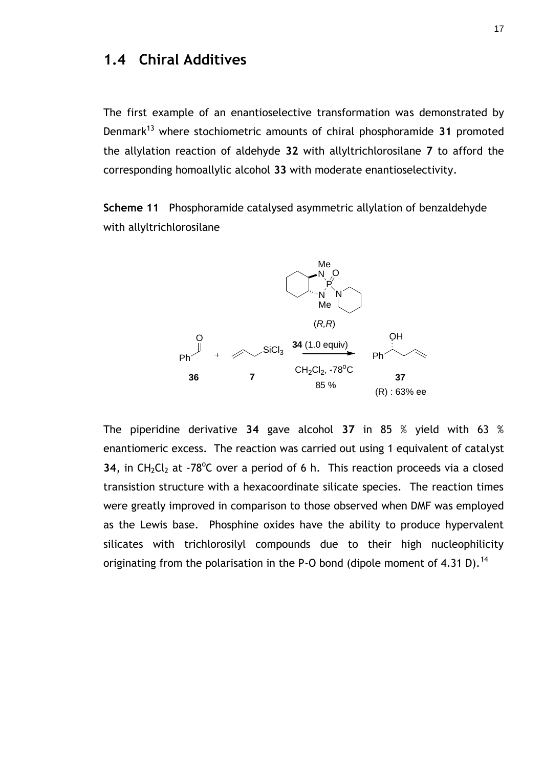## 1.4 Chiral Additives

The first example of an enantioselective transformation was demonstrated by Denmark[13] where stochiometric amounts of chiral phosphoramide **31** promoted the allylation reaction of aldehyde **32** with allyltrichlorosilane **7** to afford the corresponding homoallylic alcohol **33** with moderate enantioselectivity.

**Scheme 11** Phosphoramide catalysed asymmetric allylation of benzaldehyde with allyltrichlorosilane

Me
N O
P
N N
Me
(*R*,*R*)

O
Ph
**36**
+
$SiCl_3$
**7**
**34** (1.0 equiv)
$CH_2Cl_2$, -78$^o$C
85 %
OH
Ph
**37**
(R) : 63% ee

The piperidine derivative **34** gave alcohol **37** in 85 % yield with 63 % enantiomeric excess. The reaction was carried out using 1 equivalent of catalyst **34**, in $CH_2Cl_2$ at -78$^o$C over a period of 6 h. This reaction proceeds via a closed transistion structure with a hexacoordinate silicate species. The reaction times were greatly improved in comparison to those observed when DMF was employed as the Lewis base. Phosphine oxides have the ability to produce hypervalent silicates with trichlorosilyl compounds due to their high nucleophilicity originating from the polarisation in the P-O bond (dipole moment of 4.31 D).[14]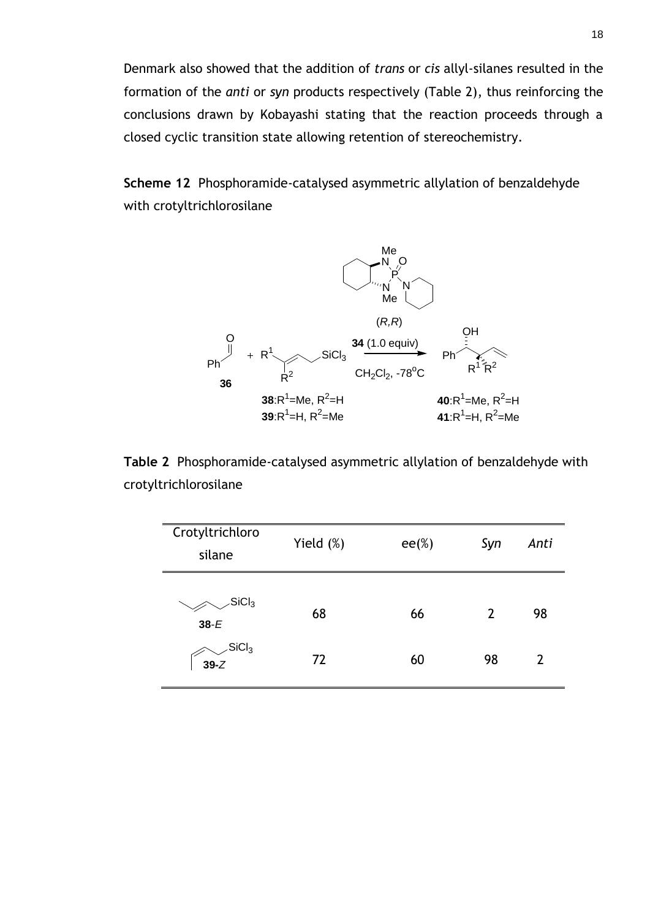Denmark also showed that the addition of *trans* or *cis* allyl-silanes resulted in the formation of the *anti* or *syn* products respectively (Table 2), thus reinforcing the conclusions drawn by Kobayashi stating that the reaction proceeds through a closed cyclic transition state allowing retention of stereochemistry.

**Scheme 12** Phosphoramide-catalysed asymmetric allylation of benzaldehyde with crotyltrichlorosilane

(*R*,*R*)

**34** (1.0 equiv)

$CH_2Cl_2$, -78°C

**36**

**38**:$R^1$=Me, $R^2$=H
**39**:$R^1$=H, $R^2$=Me

**40**:$R^1$=Me, $R^2$=H
**41**:$R^1$=H, $R^2$=Me

**Table 2** Phosphoramide-catalysed asymmetric allylation of benzaldehyde with crotyltrichlorosilane

| Crotyltrichlorosilane | Yield (%) | ee(%) | *Syn* | *Anti* |
|---|---|---|---|---|
| **38**-*E* | 68 | 66 | 2 | 98 |
| **39**-*Z* | 72 | 60 | 98 | 2 |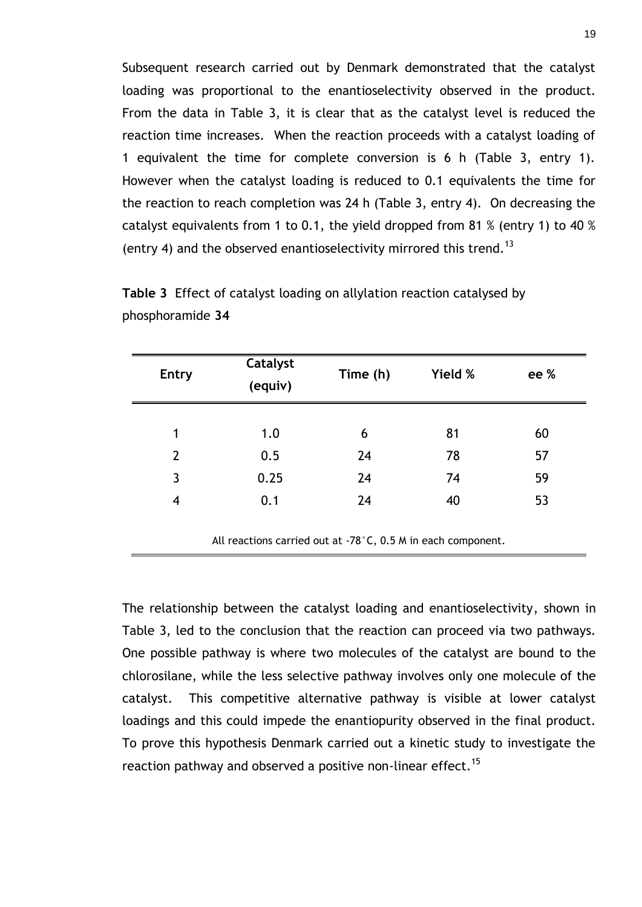Subsequent research carried out by Denmark demonstrated that the catalyst loading was proportional to the enantioselectivity observed in the product. From the data in Table 3, it is clear that as the catalyst level is reduced the reaction time increases. When the reaction proceeds with a catalyst loading of 1 equivalent the time for complete conversion is 6 h (Table 3, entry 1). However when the catalyst loading is reduced to 0.1 equivalents the time for the reaction to reach completion was 24 h (Table 3, entry 4). On decreasing the catalyst equivalents from 1 to 0.1, the yield dropped from 81 % (entry 1) to 40 % (entry 4) and the observed enantioselectivity mirrored this trend.[13]

**Table 3** Effect of catalyst loading on allylation reaction catalysed by phosphoramide **34**

| Entry | Catalyst (equiv) | Time (h) | Yield % | ee % |
|---|---|---|---|---|
| 1 | 1.0 | 6 | 81 | 60 |
| 2 | 0.5 | 24 | 78 | 57 |
| 3 | 0.25 | 24 | 74 | 59 |
| 4 | 0.1 | 24 | 40 | 53 |

All reactions carried out at -78°C, 0.5 M in each component.

The relationship between the catalyst loading and enantioselectivity, shown in Table 3, led to the conclusion that the reaction can proceed via two pathways. One possible pathway is where two molecules of the catalyst are bound to the chlorosilane, while the less selective pathway involves only one molecule of the catalyst. This competitive alternative pathway is visible at lower catalyst loadings and this could impede the enantiopurity observed in the final product. To prove this hypothesis Denmark carried out a kinetic study to investigate the reaction pathway and observed a positive non-linear effect.[15]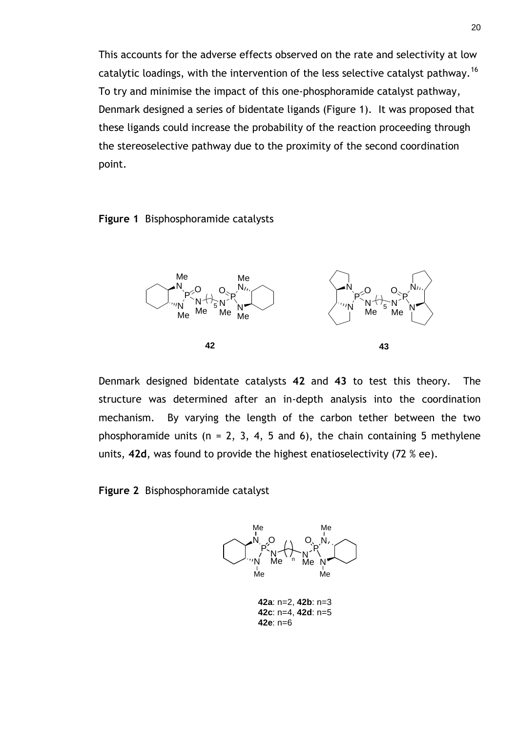This accounts for the adverse effects observed on the rate and selectivity at low catalytic loadings, with the intervention of the less selective catalyst pathway.[16] To try and minimise the impact of this one-phosphoramide catalyst pathway, Denmark designed a series of bidentate ligands (Figure 1). It was proposed that these ligands could increase the probability of the reaction proceeding through the stereoselective pathway due to the proximity of the second coordination point.

**Figure 1** Bisphosphoramide catalysts

Denmark designed bidentate catalysts **42** and **43** to test this theory. The structure was determined after an in-depth analysis into the coordination mechanism. By varying the length of the carbon tether between the two phosphoramide units (n = 2, 3, 4, 5 and 6), the chain containing 5 methylene units, **42d**, was found to provide the highest enatioselectivity (72 % ee).

**Figure 2** Bisphosphoramide catalyst

**42a**: n=2, **42b**: n=3
**42c**: n=4, **42d**: n=5
**42e**: n=6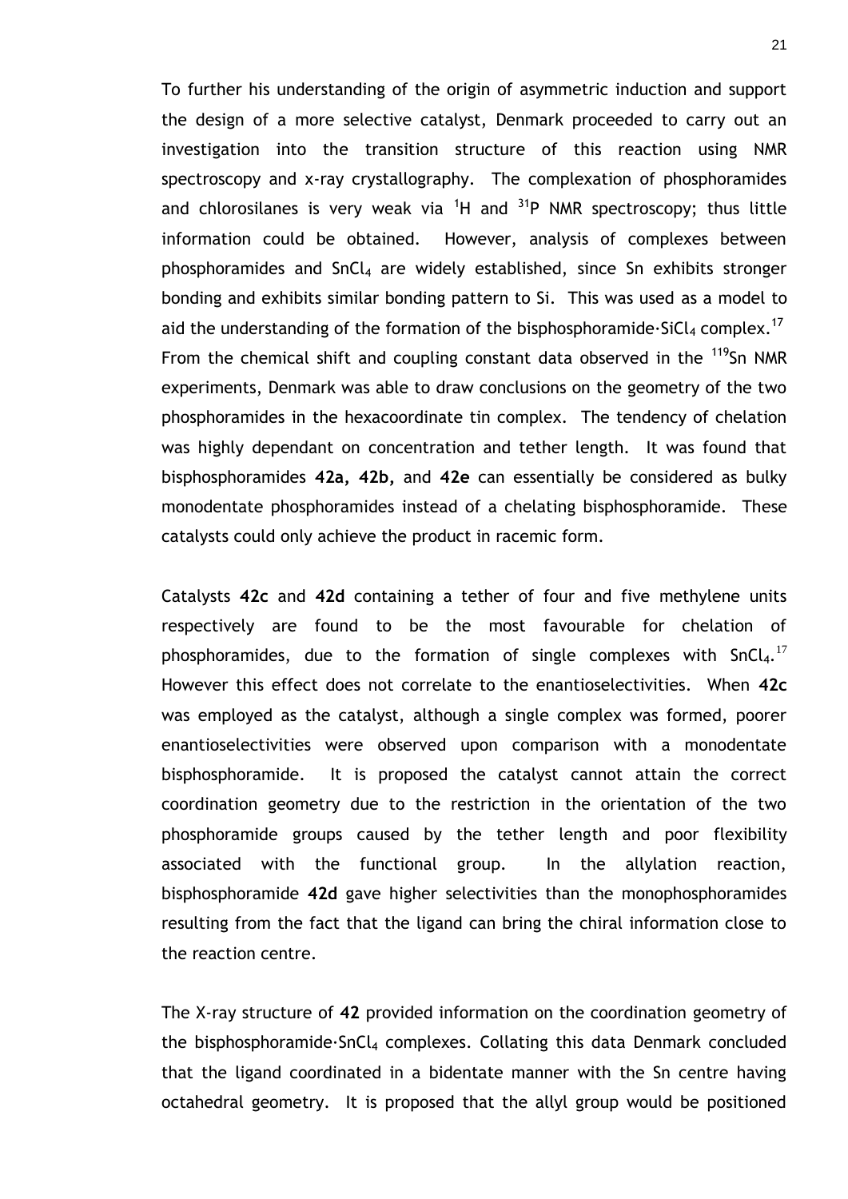To further his understanding of the origin of asymmetric induction and support the design of a more selective catalyst, Denmark proceeded to carry out an investigation into the transition structure of this reaction using NMR spectroscopy and x-ray crystallography. The complexation of phosphoramides and chlorosilanes is very weak via $^{1}H$ and $^{31}P$ NMR spectroscopy; thus little information could be obtained. However, analysis of complexes between phosphoramides and $SnCl_4$ are widely established, since Sn exhibits stronger bonding and exhibits similar bonding pattern to Si. This was used as a model to aid the understanding of the formation of the bisphosphoramide·$SiCl_4$ complex.[17] From the chemical shift and coupling constant data observed in the $^{119}Sn$ NMR experiments, Denmark was able to draw conclusions on the geometry of the two phosphoramides in the hexacoordinate tin complex. The tendency of chelation was highly dependant on concentration and tether length. It was found that bisphosphoramides **42a, 42b,** and **42e** can essentially be considered as bulky monodentate phosphoramides instead of a chelating bisphosphoramide. These catalysts could only achieve the product in racemic form.

Catalysts **42c** and **42d** containing a tether of four and five methylene units respectively are found to be the most favourable for chelation of phosphoramides, due to the formation of single complexes with $SnCl_4$.[17] However this effect does not correlate to the enantioselectivities. When **42c** was employed as the catalyst, although a single complex was formed, poorer enantioselectivities were observed upon comparison with a monodentate bisphosphoramide. It is proposed the catalyst cannot attain the correct coordination geometry due to the restriction in the orientation of the two phosphoramide groups caused by the tether length and poor flexibility associated with the functional group. In the allylation reaction, bisphosphoramide **42d** gave higher selectivities than the monophosphoramides resulting from the fact that the ligand can bring the chiral information close to the reaction centre.

The X-ray structure of **42** provided information on the coordination geometry of the bisphosphoramide·$SnCl_4$ complexes. Collating this data Denmark concluded that the ligand coordinated in a bidentate manner with the Sn centre having octahedral geometry. It is proposed that the allyl group would be positioned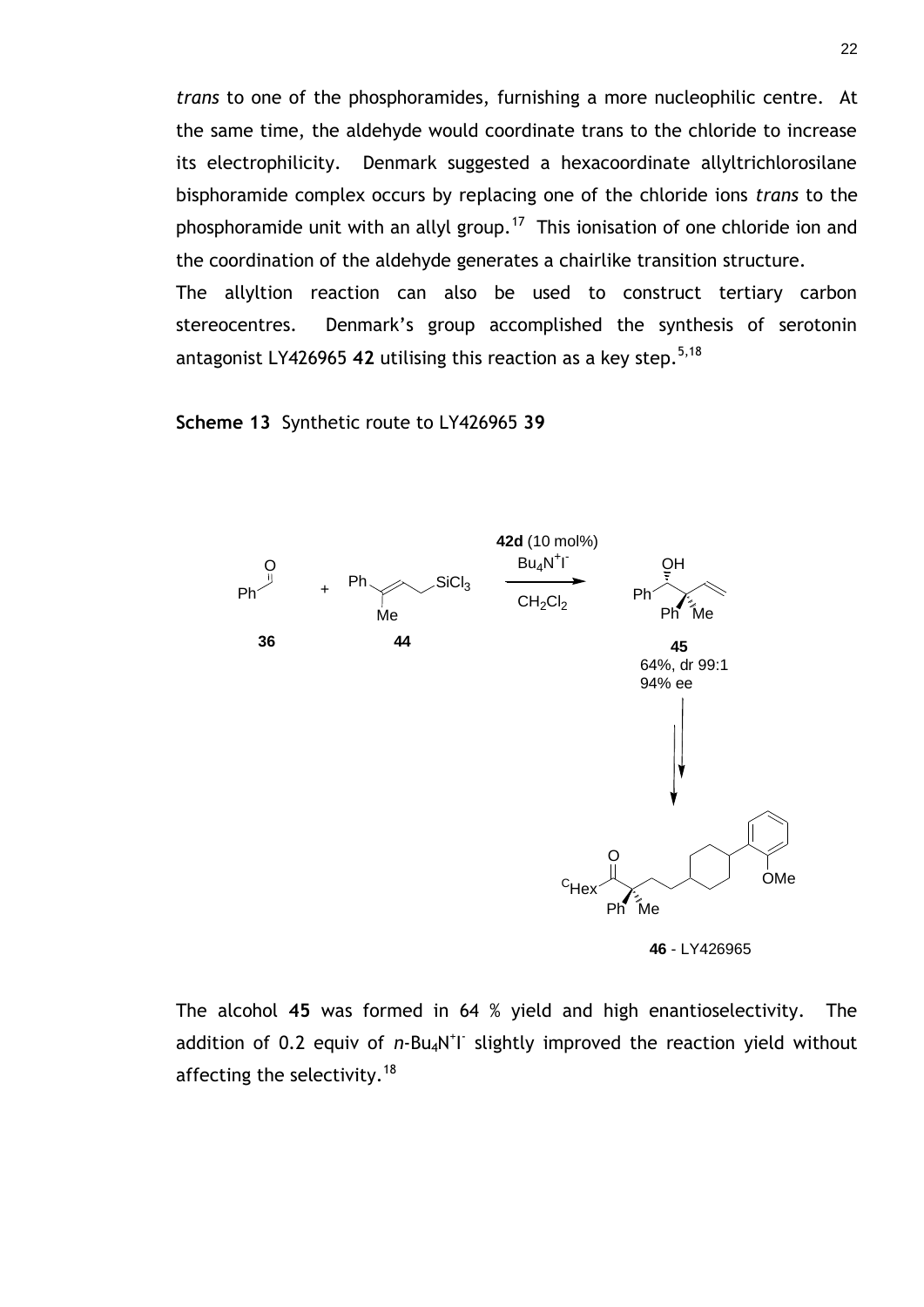*trans* to one of the phosphoramides, furnishing a more nucleophilic centre. At the same time, the aldehyde would coordinate trans to the chloride to increase its electrophilicity. Denmark suggested a hexacoordinate allyltrichlorosilane bisphoramide complex occurs by replacing one of the chloride ions *trans* to the phosphoramide unit with an allyl group.[17] This ionisation of one chloride ion and the coordination of the aldehyde generates a chairlike transition structure.

The allyltion reaction can also be used to construct tertiary carbon stereocentres. Denmark's group accomplished the synthesis of serotonin antagonist LY426965 **42** utilising this reaction as a key step.[5,18]

**Scheme 13** Synthetic route to LY426965 **39**

**42d** (10 mol%)
$Bu_4N^+I^-$
$CH_2Cl_2$

**36**

**44**

**45**
64%, dr 99:1
94% ee

**46** - LY426965

The alcohol **45** was formed in 64 % yield and high enantioselectivity. The addition of 0.2 equiv of *n*-$Bu_4N^+I^-$ slightly improved the reaction yield without affecting the selectivity.[18]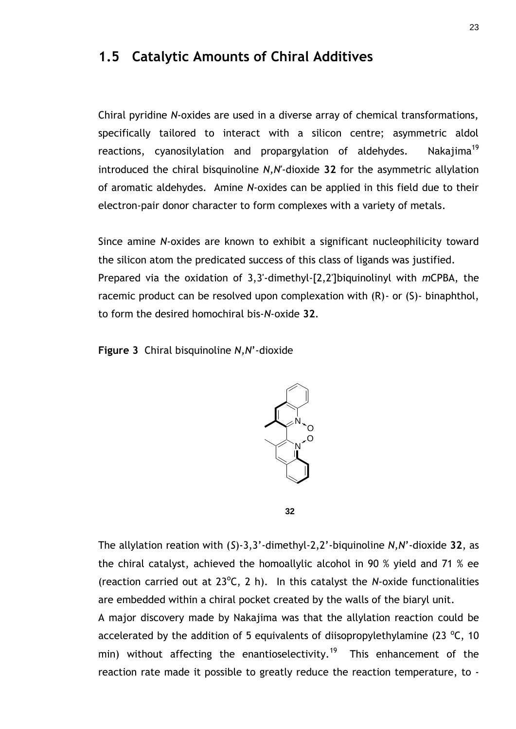## 1.5 Catalytic Amounts of Chiral Additives

Chiral pyridine *N*-oxides are used in a diverse array of chemical transformations, specifically tailored to interact with a silicon centre; asymmetric aldol reactions, cyanosilylation and propargylation of aldehydes. Nakajima[19] introduced the chiral bisquinoline *N,N′*-dioxide **32** for the asymmetric allylation of aromatic aldehydes. Amine *N*-oxides can be applied in this field due to their electron-pair donor character to form complexes with a variety of metals.

Since amine *N*-oxides are known to exhibit a significant nucleophilicity toward the silicon atom the predicated success of this class of ligands was justified. Prepared via the oxidation of 3,3'-dimethyl-[2,2']biquinolinyl with *m*CPBA, the racemic product can be resolved upon complexation with (R)- or (S)- binaphthol, to form the desired homochiral bis-*N*-oxide **32**.

**Figure 3** Chiral bisquinoline *N,N*'-dioxide

**32**

The allylation reation with (*S*)-3,3'-dimethyl-2,2'-biquinoline *N,N*'-dioxide **32**, as the chiral catalyst, achieved the homoallylic alcohol in 90 % yield and 71 % ee (reaction carried out at 23$^{o}$C, 2 h). In this catalyst the *N*-oxide functionalities are embedded within a chiral pocket created by the walls of the biaryl unit.
A major discovery made by Nakajima was that the allylation reaction could be accelerated by the addition of 5 equivalents of diisopropylethylamine (23 $^{o}$C, 10 min) without affecting the enantioselectivity.[19] This enhancement of the reaction rate made it possible to greatly reduce the reaction temperature, to -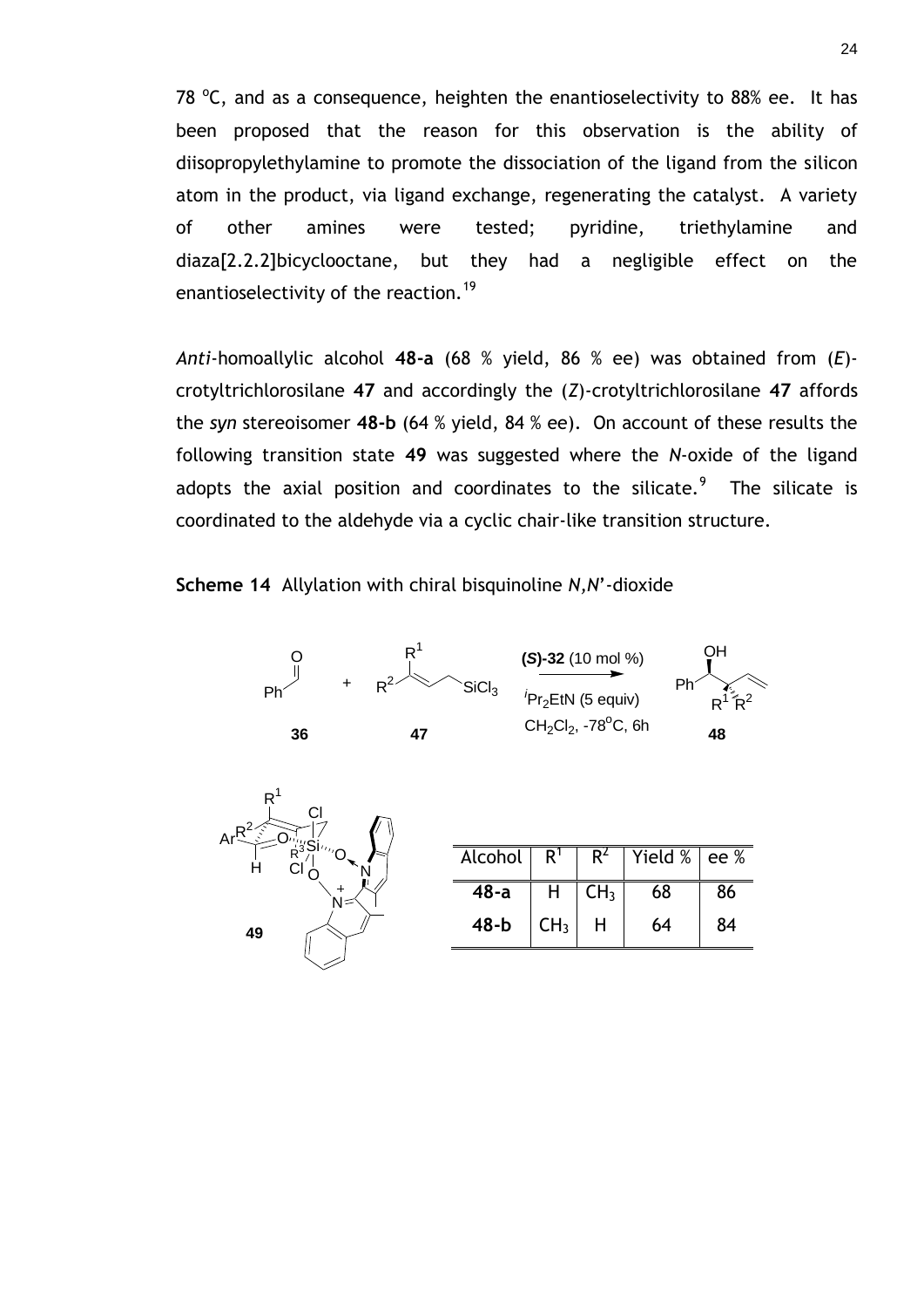78 °C, and as a consequence, heighten the enantioselectivity to 88% ee. It has been proposed that the reason for this observation is the ability of diisopropylethylamine to promote the dissociation of the ligand from the silicon atom in the product, via ligand exchange, regenerating the catalyst. A variety of other amines were tested; pyridine, triethylamine and diaza[2.2.2]bicyclooctane, but they had a negligible effect on the enantioselectivity of the reaction.[19]

*Anti*-homoallylic alcohol **48-a** (68 % yield, 86 % ee) was obtained from (*E*)-crotyltrichlorosilane **47** and accordingly the (*Z*)-crotyltrichlorosilane **47** affords the *syn* stereoisomer **48-b** (64 % yield, 84 % ee). On account of these results the following transition state **49** was suggested where the *N*-oxide of the ligand adopts the axial position and coordinates to the silicate.[9] The silicate is coordinated to the aldehyde via a cyclic chair-like transition structure.

**Scheme 14** Allylation with chiral bisquinoline *N,N'*-dioxide

**36** + **47** → **48**: **(*S*)-32** (10 mol %), $^{i}Pr_2EtN$ (5 equiv), $CH_2Cl_2$, -78 °C, 6h

**49**

| Alcohol | $R^1$ | $R^2$ | Yield % | ee % |
|---|---|---|---|---|
| **48-a** | H | $CH_3$ | 68 | 86 |
| **48-b** | $CH_3$ | H | 64 | 84 |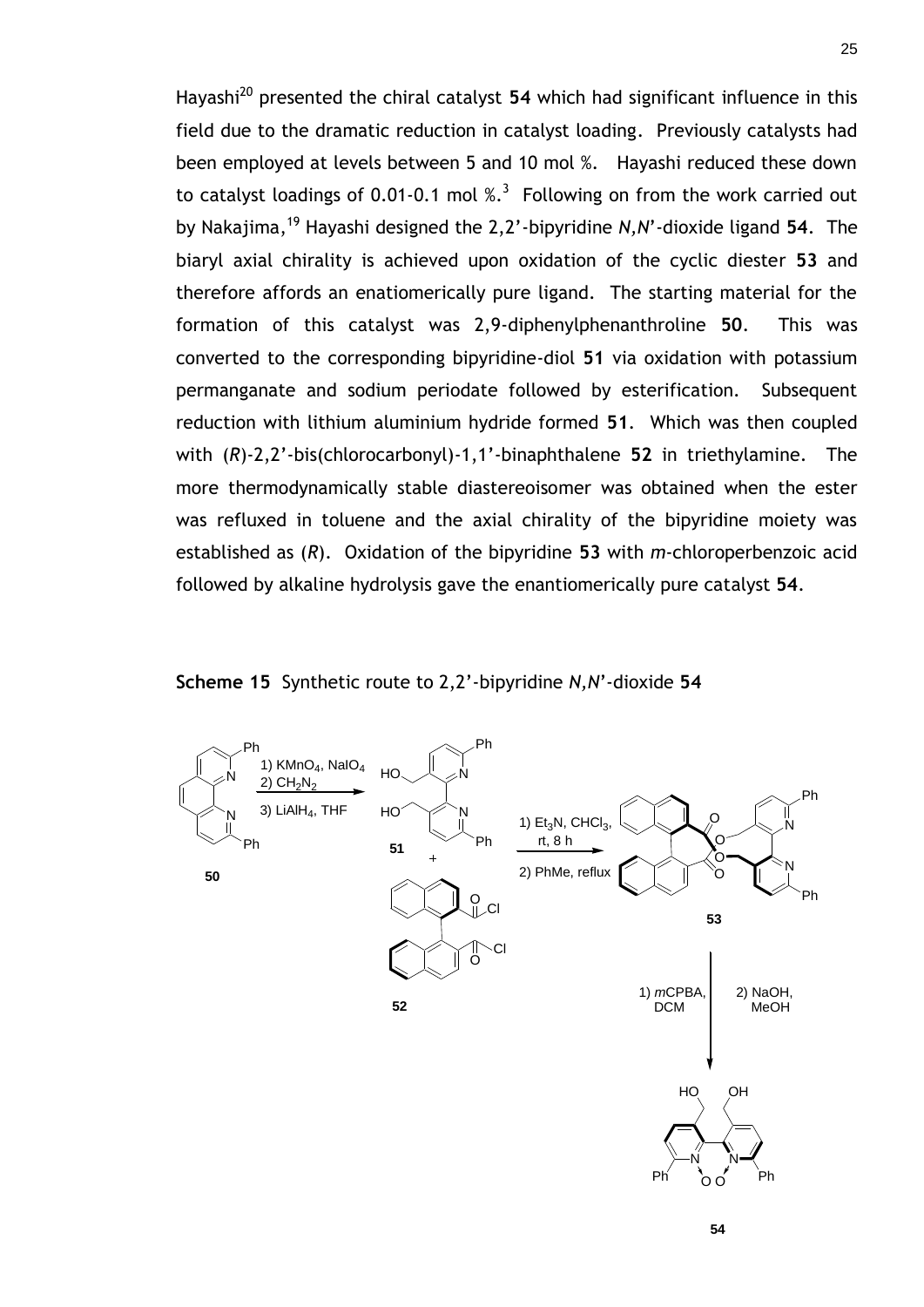Hayashi[20] presented the chiral catalyst **54** which had significant influence in this field due to the dramatic reduction in catalyst loading. Previously catalysts had been employed at levels between 5 and 10 mol %. Hayashi reduced these down to catalyst loadings of 0.01-0.1 mol %.[3] Following on from the work carried out by Nakajima,[19] Hayashi designed the 2,2'-bipyridine *N,N*'-dioxide ligand **54**. The biaryl axial chirality is achieved upon oxidation of the cyclic diester **53** and therefore affords an enatiomerically pure ligand. The starting material for the formation of this catalyst was 2,9-diphenylphenanthroline **50**. This was converted to the corresponding bipyridine-diol **51** via oxidation with potassium permanganate and sodium periodate followed by esterification. Subsequent reduction with lithium aluminium hydride formed **51**. Which was then coupled with (*R*)-2,2'-bis(chlorocarbonyl)-1,1'-binaphthalene **52** in triethylamine. The more thermodynamically stable diastereoisomer was obtained when the ester was refluxed in toluene and the axial chirality of the bipyridine moiety was established as (*R*). Oxidation of the bipyridine **53** with *m*-chloroperbenzoic acid followed by alkaline hydrolysis gave the enantiomerically pure catalyst **54**.

**Scheme 15** Synthetic route to 2,2'-bipyridine *N,N*'-dioxide **54**

1) $KMnO_4$, $NaIO_4$
2) $CH_2N_2$
3) $LiAlH_4$, THF

1) $Et_3N$, $CHCl_3$, rt, 8 h
2) PhMe, reflux

1) *m*CPBA, DCM
2) NaOH, MeOH

50
51
52
53
54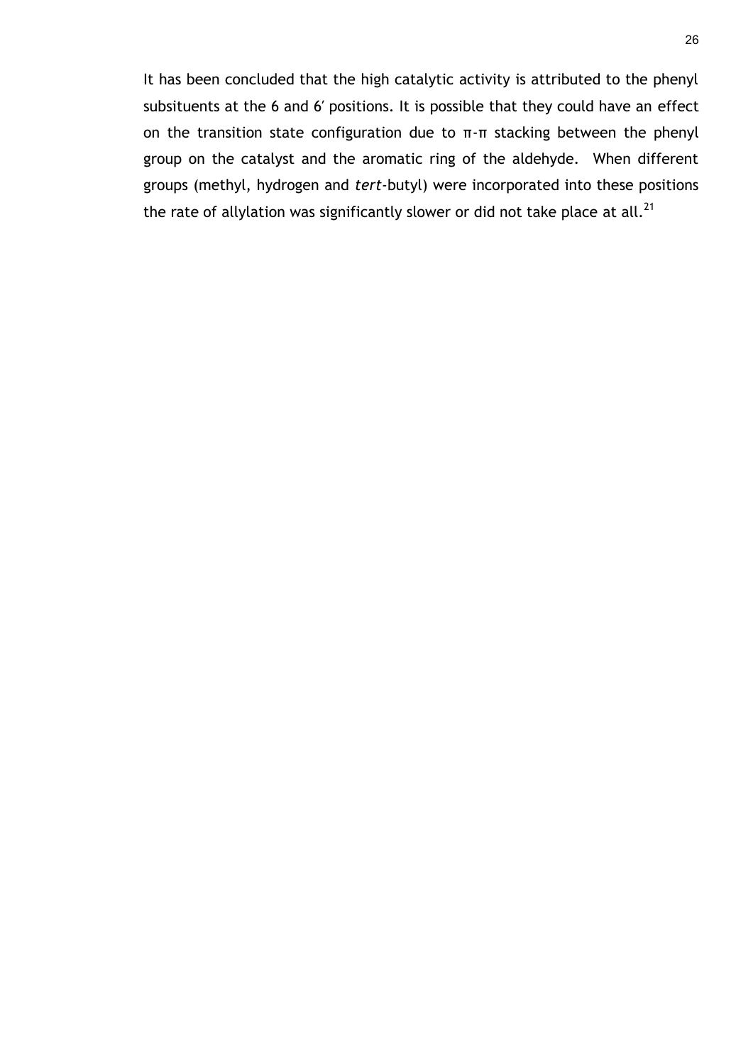It has been concluded that the high catalytic activity is attributed to the phenyl subsituents at the 6 and 6′ positions. It is possible that they could have an effect on the transition state configuration due to π-π stacking between the phenyl group on the catalyst and the aromatic ring of the aldehyde. When different groups (methyl, hydrogen and *tert*-butyl) were incorporated into these positions the rate of allylation was significantly slower or did not take place at all.[21]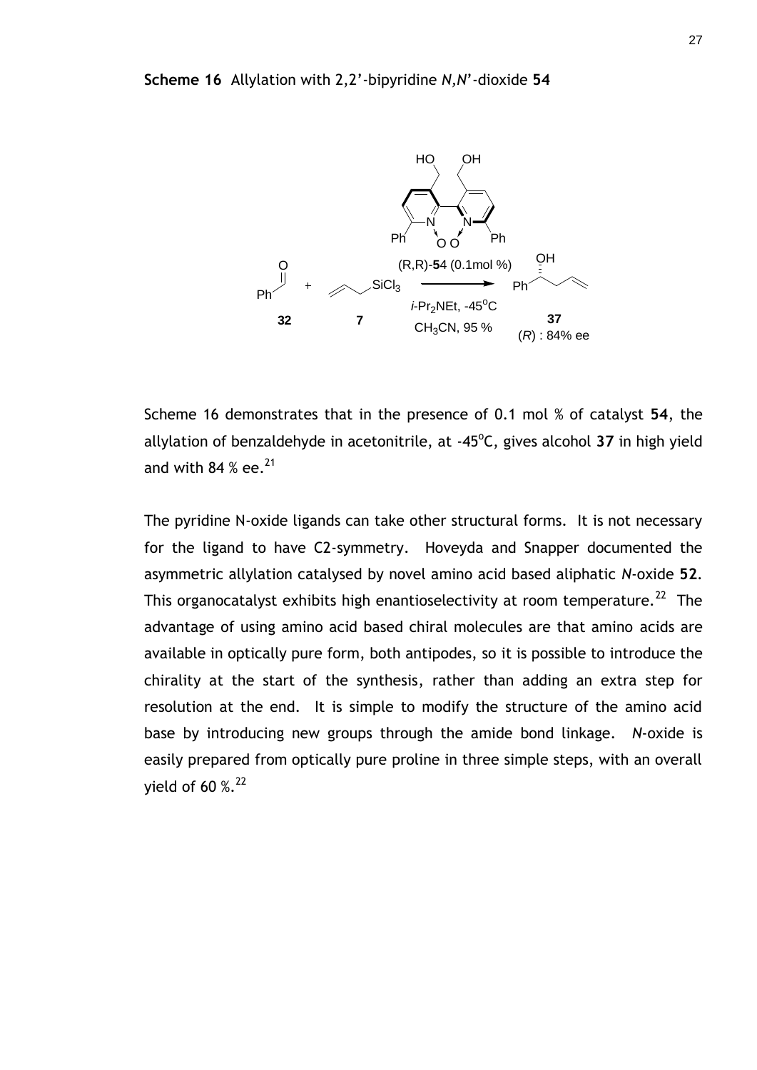**Scheme 16** Allylation with 2,2'-bipyridine *N,N'*-dioxide **54**

Scheme 16 demonstrates that in the presence of 0.1 mol % of catalyst **54**, the allylation of benzaldehyde in acetonitrile, at -45$^{o}$C, gives alcohol **37** in high yield and with 84 % ee.[21]

The pyridine N-oxide ligands can take other structural forms. It is not necessary for the ligand to have C2-symmetry. Hoveyda and Snapper documented the asymmetric allylation catalysed by novel amino acid based aliphatic *N*-oxide **52**. This organocatalyst exhibits high enantioselectivity at room temperature.[22] The advantage of using amino acid based chiral molecules are that amino acids are available in optically pure form, both antipodes, so it is possible to introduce the chirality at the start of the synthesis, rather than adding an extra step for resolution at the end. It is simple to modify the structure of the amino acid base by introducing new groups through the amide bond linkage. *N*-oxide is easily prepared from optically pure proline in three simple steps, with an overall yield of 60 %.[22]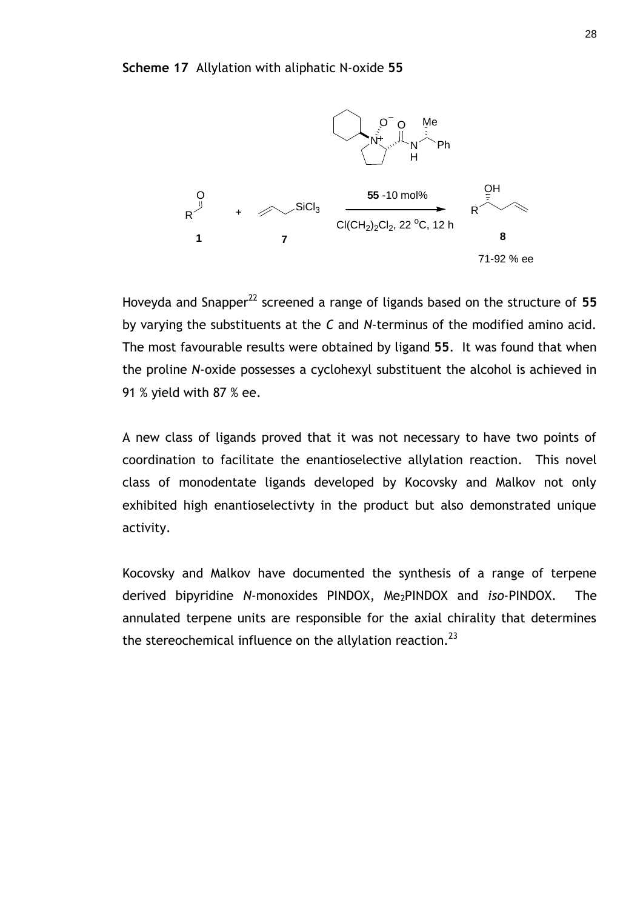**Scheme 17** Allylation with aliphatic N-oxide **55**

Hoveyda and Snapper[22] screened a range of ligands based on the structure of **55** by varying the substituents at the *C* and *N*-terminus of the modified amino acid. The most favourable results were obtained by ligand **55**. It was found that when the proline *N*-oxide possesses a cyclohexyl substituent the alcohol is achieved in 91 % yield with 87 % ee.

A new class of ligands proved that it was not necessary to have two points of coordination to facilitate the enantioselective allylation reaction. This novel class of monodentate ligands developed by Kocovsky and Malkov not only exhibited high enantioselectivty in the product but also demonstrated unique activity.

Kocovsky and Malkov have documented the synthesis of a range of terpene derived bipyridine *N*-monoxides PINDOX, $Me_2$PINDOX and *iso*-PINDOX. The annulated terpene units are responsible for the axial chirality that determines the stereochemical influence on the allylation reaction.[23]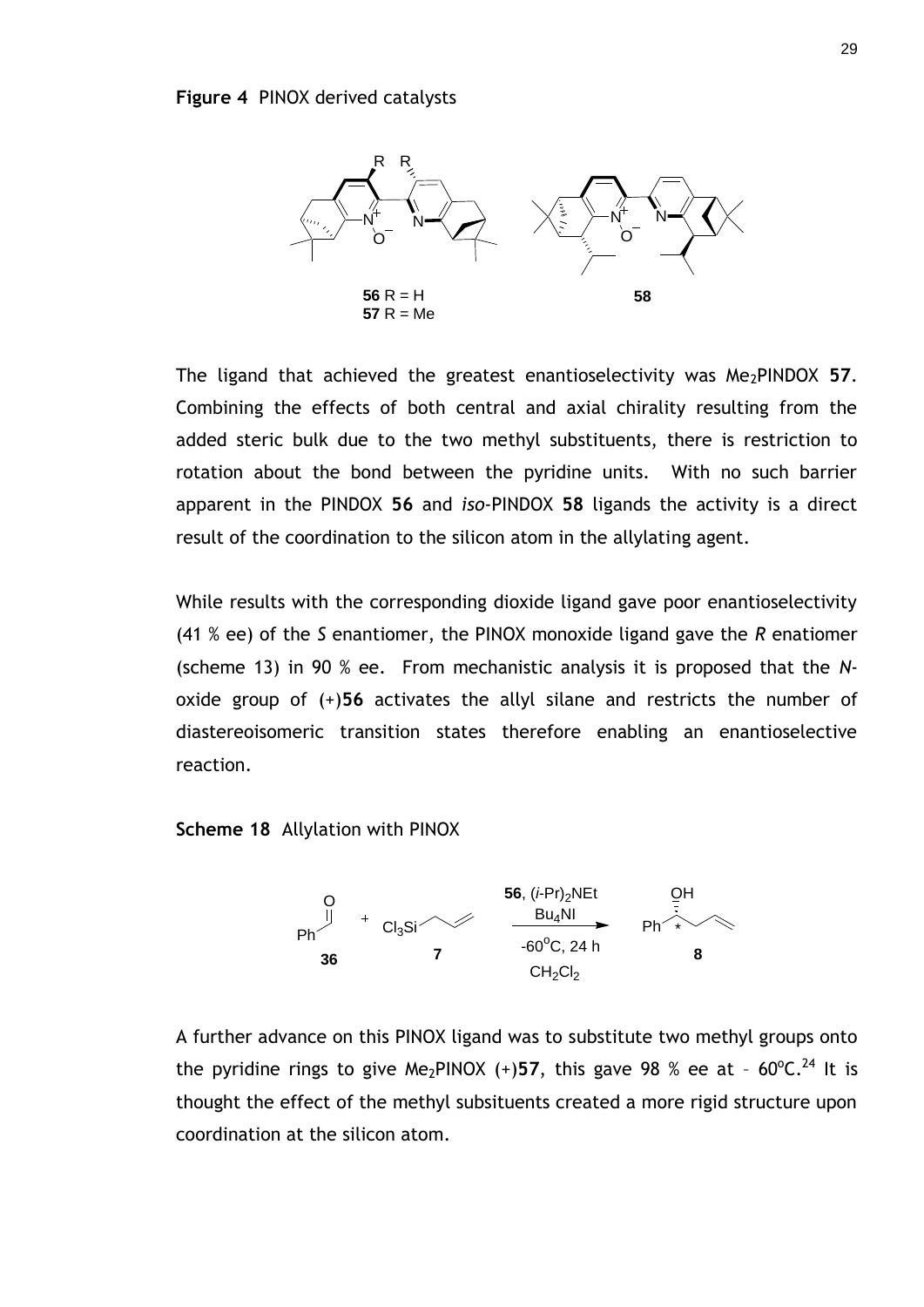**Figure 4** PINOX derived catalysts

**56** R = H
**57** R = Me

**58**

The ligand that achieved the greatest enantioselectivity was $Me_2$PINDOX **57**. Combining the effects of both central and axial chirality resulting from the added steric bulk due to the two methyl substituents, there is restriction to rotation about the bond between the pyridine units. With no such barrier apparent in the PINDOX **56** and *iso*-PINDOX **58** ligands the activity is a direct result of the coordination to the silicon atom in the allylating agent.

While results with the corresponding dioxide ligand gave poor enantioselectivity (41 % ee) of the *S* enantiomer, the PINOX monoxide ligand gave the *R* enatiomer (scheme 13) in 90 % ee. From mechanistic analysis it is proposed that the *N*-oxide group of (+)**56** activates the allyl silane and restricts the number of diastereoisomeric transition states therefore enabling an enantioselective reaction.

**Scheme 18** Allylation with PINOX

**36** + **7** → **8**

**56**, $(i\text{-Pr})_2NEt$, $Bu_4NI$, -60°C, 24 h, $CH_2Cl_2$

A further advance on this PINOX ligand was to substitute two methyl groups onto the pyridine rings to give $Me_2$PINOX (+)**57**, this gave 98 % ee at – 60°C.[24] It is thought the effect of the methyl subsituents created a more rigid structure upon coordination at the silicon atom.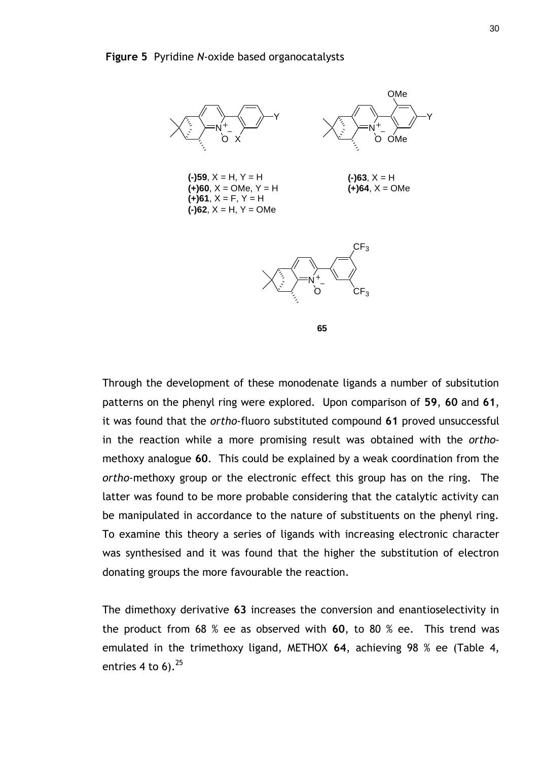**Figure 5** Pyridine *N*-oxide based organocatalysts

**(-)59**, X = H, Y = H
**(+)60**, X = OMe, Y = H
**(+)61**, X = F, Y = H
**(-)62**, X = H, Y = OMe

**(-)63**, X = H
**(+)64**, X = OMe

**65**

Through the development of these monodenate ligands a number of subsitution patterns on the phenyl ring were explored. Upon comparison of **59**, **60** and **61**, it was found that the *ortho*-fluoro substituted compound **61** proved unsuccessful in the reaction while a more promising result was obtained with the *ortho*-methoxy analogue **60**. This could be explained by a weak coordination from the *ortho*-methoxy group or the electronic effect this group has on the ring. The latter was found to be more probable considering that the catalytic activity can be manipulated in accordance to the nature of substituents on the phenyl ring. To examine this theory a series of ligands with increasing electronic character was synthesised and it was found that the higher the substitution of electron donating groups the more favourable the reaction.

The dimethoxy derivative **63** increases the conversion and enantioselectivity in the product from 68 % ee as observed with **60**, to 80 % ee. This trend was emulated in the trimethoxy ligand, METHOX **64**, achieving 98 % ee (Table 4, entries 4 to 6).[25]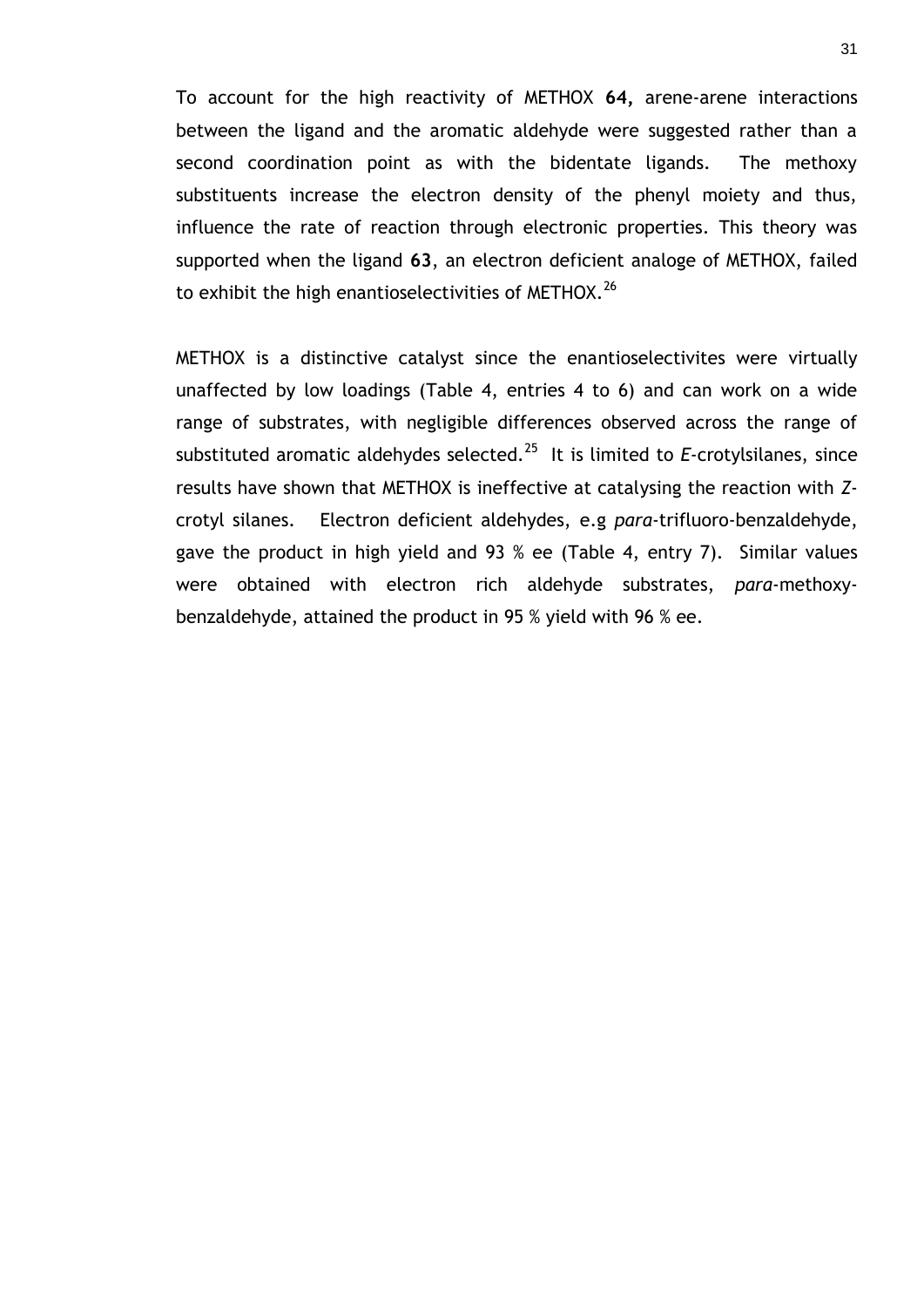To account for the high reactivity of METHOX **64,** arene-arene interactions between the ligand and the aromatic aldehyde were suggested rather than a second coordination point as with the bidentate ligands. The methoxy substituents increase the electron density of the phenyl moiety and thus, influence the rate of reaction through electronic properties. This theory was supported when the ligand **63**, an electron deficient analoge of METHOX, failed to exhibit the high enantioselectivities of METHOX.[26]

METHOX is a distinctive catalyst since the enantioselectivites were virtually unaffected by low loadings (Table 4, entries 4 to 6) and can work on a wide range of substrates, with negligible differences observed across the range of substituted aromatic aldehydes selected.[25] It is limited to *E*-crotylsilanes, since results have shown that METHOX is ineffective at catalysing the reaction with *Z*-crotyl silanes. Electron deficient aldehydes, e.g *para*-trifluoro-benzaldehyde, gave the product in high yield and 93 % ee (Table 4, entry 7). Similar values were obtained with electron rich aldehyde substrates, *para*-methoxy-benzaldehyde, attained the product in 95 % yield with 96 % ee.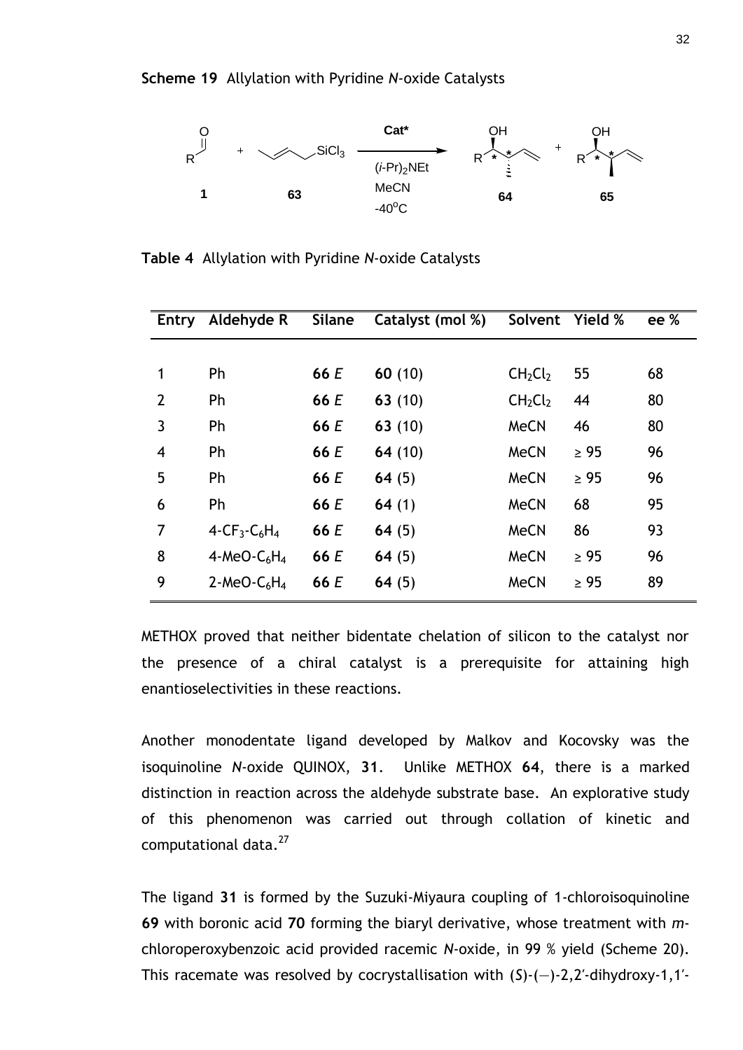**Scheme 19** Allylation with Pyridine *N*-oxide Catalysts

**Table 4** Allylation with Pyridine *N*-oxide Catalysts

| Entry | Aldehyde R | Silane | Catalyst (mol %) | Solvent | Yield % | ee % |
|---|---|---|---|---|---|---|
| 1 | Ph | **66** *E* | **60** (10) | $CH_2Cl_2$ | 55 | 68 |
| 2 | Ph | **66** *E* | **63** (10) | $CH_2Cl_2$ | 44 | 80 |
| 3 | Ph | **66** *E* | **63** (10) | MeCN | 46 | 80 |
| 4 | Ph | **66** *E* | **64** (10) | MeCN | ≥ 95 | 96 |
| 5 | Ph | **66** *E* | **64** (5) | MeCN | ≥ 95 | 96 |
| 6 | Ph | **66** *E* | **64** (1) | MeCN | 68 | 95 |
| 7 | 4-$CF_3$-$C_6H_4$ | **66** *E* | **64** (5) | MeCN | 86 | 93 |
| 8 | 4-MeO-$C_6H_4$ | **66** *E* | **64** (5) | MeCN | ≥ 95 | 96 |
| 9 | 2-MeO-$C_6H_4$ | **66** *E* | **64** (5) | MeCN | ≥ 95 | 89 |

METHOX proved that neither bidentate chelation of silicon to the catalyst nor the presence of a chiral catalyst is a prerequisite for attaining high enantioselectivities in these reactions.

Another monodentate ligand developed by Malkov and Kocovsky was the isoquinoline *N*-oxide QUINOX, **31**. Unlike METHOX **64**, there is a marked distinction in reaction across the aldehyde substrate base. An explorative study of this phenomenon was carried out through collation of kinetic and computational data.[27]

The ligand **31** is formed by the Suzuki-Miyaura coupling of 1-chloroisoquinoline **69** with boronic acid **70** forming the biaryl derivative, whose treatment with *m*-chloroperoxybenzoic acid provided racemic *N*-oxide, in 99 % yield (Scheme 20). This racemate was resolved by cocrystallisation with (*S*)-(—)-2,2′-dihydroxy-1,1′-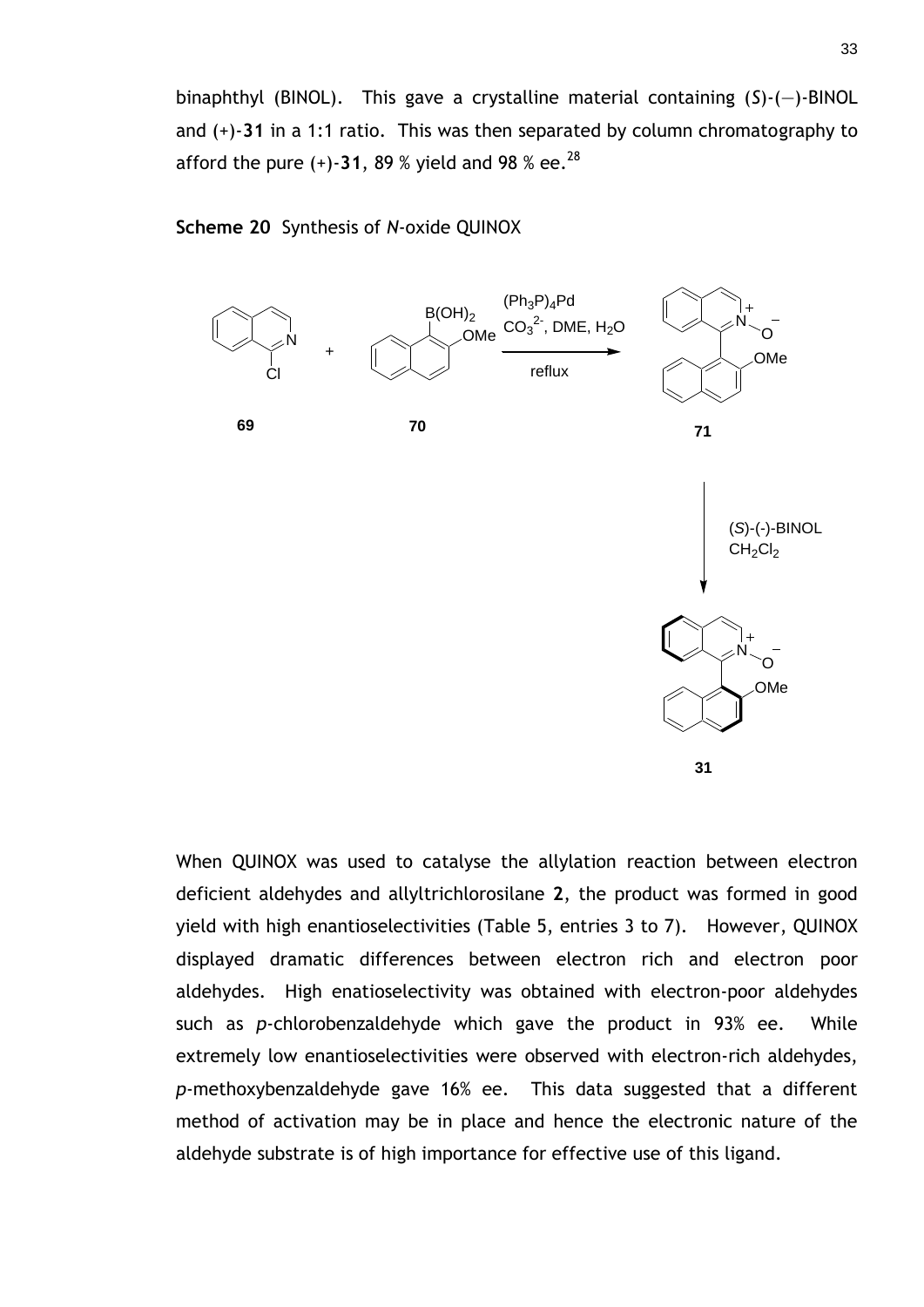binaphthyl (BINOL). This gave a crystalline material containing (*S*)-(−)-BINOL and (+)-**31** in a 1:1 ratio. This was then separated by column chromatography to afford the pure (+)-**31**, 89 % yield and 98 % ee.[28]

**Scheme 20** Synthesis of *N*-oxide QUINOX

When QUINOX was used to catalyse the allylation reaction between electron deficient aldehydes and allyltrichlorosilane **2**, the product was formed in good yield with high enantioselectivities (Table 5, entries 3 to 7). However, QUINOX displayed dramatic differences between electron rich and electron poor aldehydes. High enatioselectivity was obtained with electron-poor aldehydes such as *p*-chlorobenzaldehyde which gave the product in 93% ee. While extremely low enantioselectivities were observed with electron-rich aldehydes, *p*-methoxybenzaldehyde gave 16% ee. This data suggested that a different method of activation may be in place and hence the electronic nature of the aldehyde substrate is of high importance for effective use of this ligand.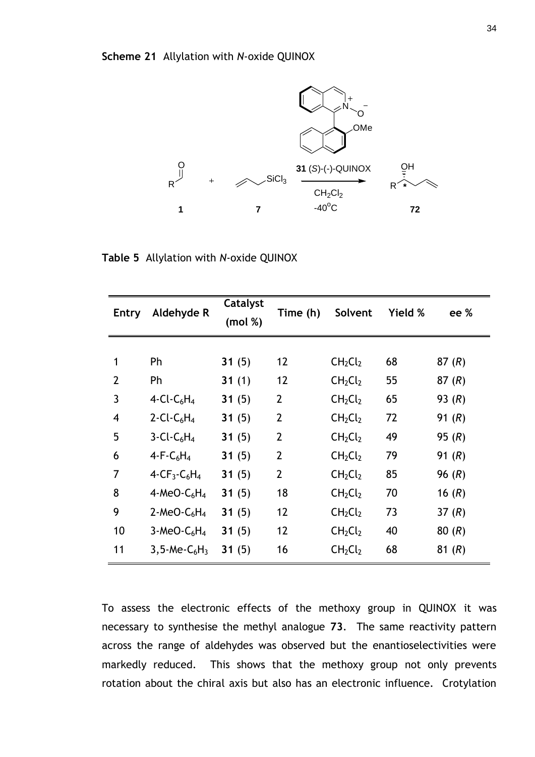**Scheme 21** Allylation with *N*-oxide QUINOX

31 (*S*)-(-)-QUINOX

$CH_2Cl_2$

$-40^{o}C$

**1** **7** **72**

**Table 5** Allylation with *N*-oxide QUINOX

| Entry | Aldehyde R | Catalyst (mol %) | Time (h) | Solvent | Yield % | ee % |
|---|---|---|---|---|---|---|
| 1 | Ph | **31** (5) | 12 | $CH_2Cl_2$ | 68 | 87 (*R*) |
| 2 | Ph | **31** (1) | 12 | $CH_2Cl_2$ | 55 | 87 (*R*) |
| 3 | 4-Cl-$C_6H_4$ | **31** (5) | 2 | $CH_2Cl_2$ | 65 | 93 (*R*) |
| 4 | 2-Cl-$C_6H_4$ | **31** (5) | 2 | $CH_2Cl_2$ | 72 | 91 (*R*) |
| 5 | 3-Cl-$C_6H_4$ | **31** (5) | 2 | $CH_2Cl_2$ | 49 | 95 (*R*) |
| 6 | 4-F-$C_6H_4$ | **31** (5) | 2 | $CH_2Cl_2$ | 79 | 91 (*R*) |
| 7 | 4-$CF_3$-$C_6H_4$ | **31** (5) | 2 | $CH_2Cl_2$ | 85 | 96 (*R*) |
| 8 | 4-MeO-$C_6H_4$ | **31** (5) | 18 | $CH_2Cl_2$ | 70 | 16 (*R*) |
| 9 | 2-MeO-$C_6H_4$ | **31** (5) | 12 | $CH_2Cl_2$ | 73 | 37 (*R*) |
| 10 | 3-MeO-$C_6H_4$ | **31** (5) | 12 | $CH_2Cl_2$ | 40 | 80 (*R*) |
| 11 | 3,5-Me-$C_6H_3$ | **31** (5) | 16 | $CH_2Cl_2$ | 68 | 81 (*R*) |

To assess the electronic effects of the methoxy group in QUINOX it was necessary to synthesise the methyl analogue **73**. The same reactivity pattern across the range of aldehydes was observed but the enantioselectivities were markedly reduced. This shows that the methoxy group not only prevents rotation about the chiral axis but also has an electronic influence. Crotylation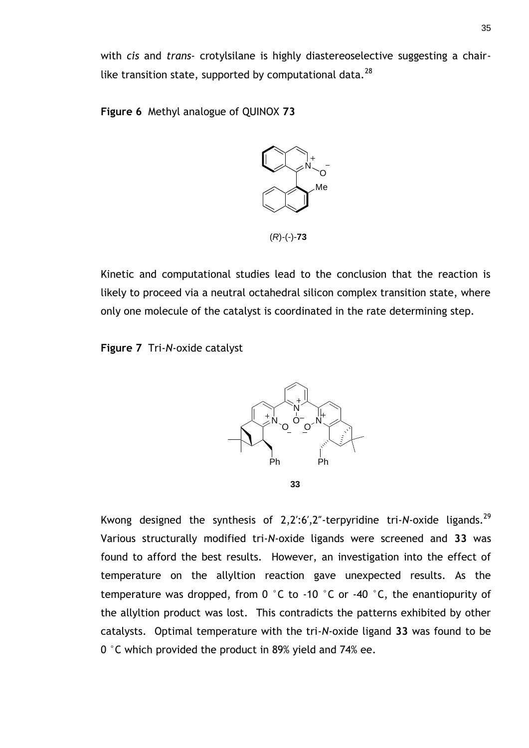with *cis* and *trans*- crotylsilane is highly diastereoselective suggesting a chair-like transition state, supported by computational data.[28]

**Figure 6** Methyl analogue of QUINOX **73**

(*R*)-(-)-**73**

Kinetic and computational studies lead to the conclusion that the reaction is likely to proceed via a neutral octahedral silicon complex transition state, where only one molecule of the catalyst is coordinated in the rate determining step.

**Figure 7** Tri-*N*-oxide catalyst

**33**

Kwong designed the synthesis of 2,2′:6′,2″-terpyridine tri-*N*-oxide ligands.[29] Various structurally modified tri-*N*-oxide ligands were screened and **33** was found to afford the best results. However, an investigation into the effect of temperature on the allyltion reaction gave unexpected results. As the temperature was dropped, from 0 °C to -10 °C or -40 °C, the enantiopurity of the allyltion product was lost. This contradicts the patterns exhibited by other catalysts. Optimal temperature with the tri-*N*-oxide ligand **33** was found to be 0 °C which provided the product in 89% yield and 74% ee.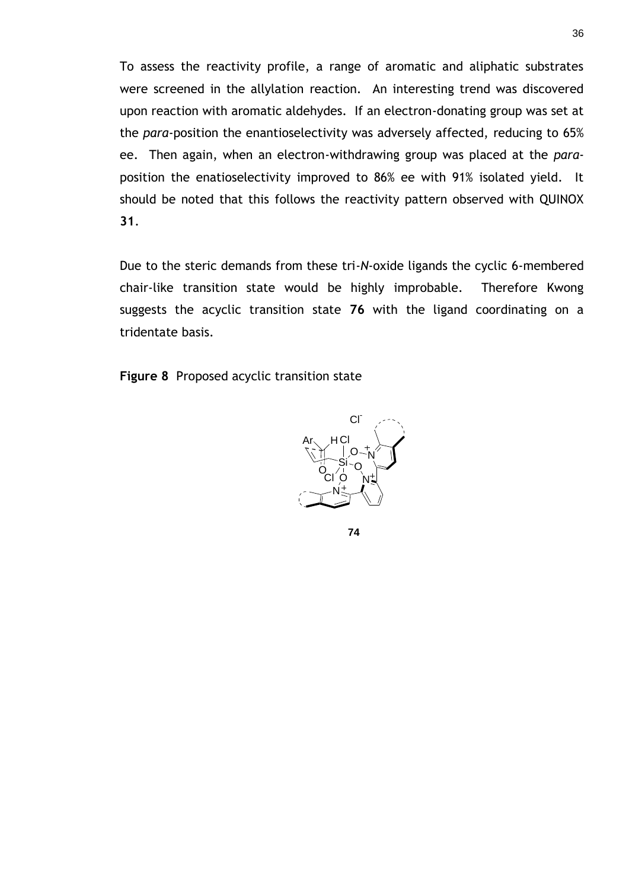To assess the reactivity profile, a range of aromatic and aliphatic substrates were screened in the allylation reaction. An interesting trend was discovered upon reaction with aromatic aldehydes. If an electron-donating group was set at the *para*-position the enantioselectivity was adversely affected, reducing to 65% ee. Then again, when an electron-withdrawing group was placed at the *para*-position the enatioselectivity improved to 86% ee with 91% isolated yield. It should be noted that this follows the reactivity pattern observed with QUINOX **31**.

Due to the steric demands from these tri-*N*-oxide ligands the cyclic 6-membered chair-like transition state would be highly improbable. Therefore Kwong suggests the acyclic transition state **76** with the ligand coordinating on a tridentate basis.

**Figure 8** Proposed acyclic transition state

**74**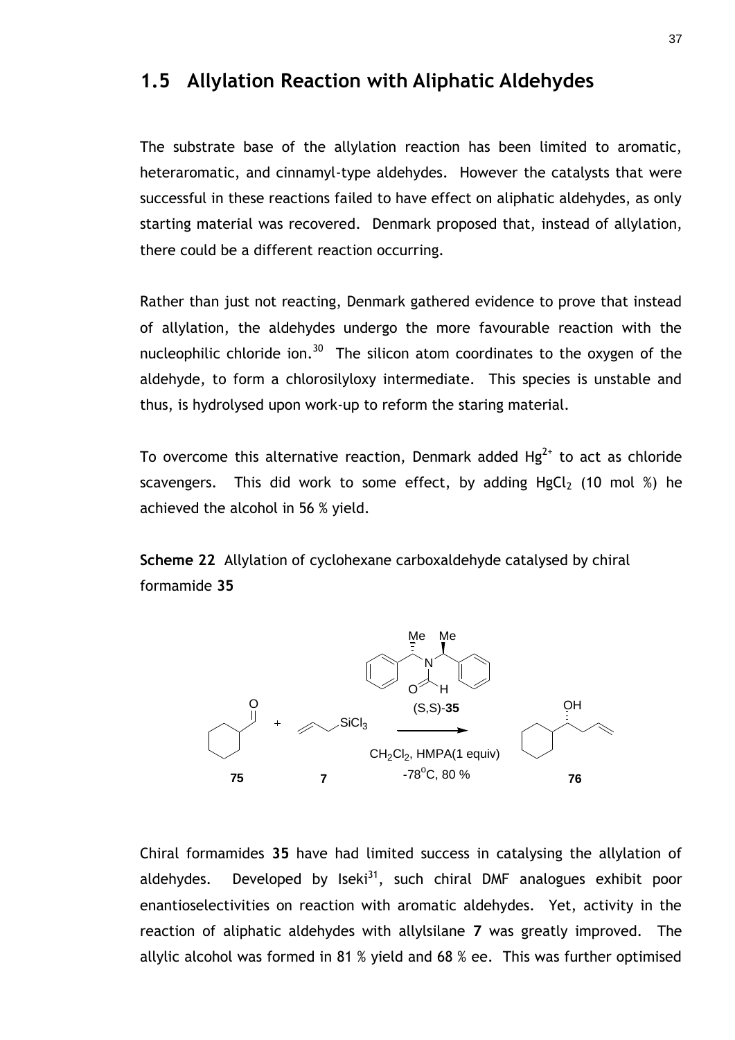## 1.5 Allylation Reaction with Aliphatic Aldehydes

The substrate base of the allylation reaction has been limited to aromatic, heteraromatic, and cinnamyl-type aldehydes. However the catalysts that were successful in these reactions failed to have effect on aliphatic aldehydes, as only starting material was recovered. Denmark proposed that, instead of allylation, there could be a different reaction occurring.

Rather than just not reacting, Denmark gathered evidence to prove that instead of allylation, the aldehydes undergo the more favourable reaction with the nucleophilic chloride ion.[30] The silicon atom coordinates to the oxygen of the aldehyde, to form a chlorosilyloxy intermediate. This species is unstable and thus, is hydrolysed upon work-up to reform the staring material.

To overcome this alternative reaction, Denmark added $Hg^{2+}$ to act as chloride scavengers. This did work to some effect, by adding $HgCl_2$ (10 mol %) he achieved the alcohol in 56 % yield.

**Scheme 22** Allylation of cyclohexane carboxaldehyde catalysed by chiral formamide **35**

(S,S)-**35**

$CH_2Cl_2$, HMPA(1 equiv)

-78°C, 80 %

**75** **7** **76**

Chiral formamides **35** have had limited success in catalysing the allylation of aldehydes. Developed by Iseki[31], such chiral DMF analogues exhibit poor enantioselectivities on reaction with aromatic aldehydes. Yet, activity in the reaction of aliphatic aldehydes with allylsilane **7** was greatly improved. The allylic alcohol was formed in 81 % yield and 68 % ee. This was further optimised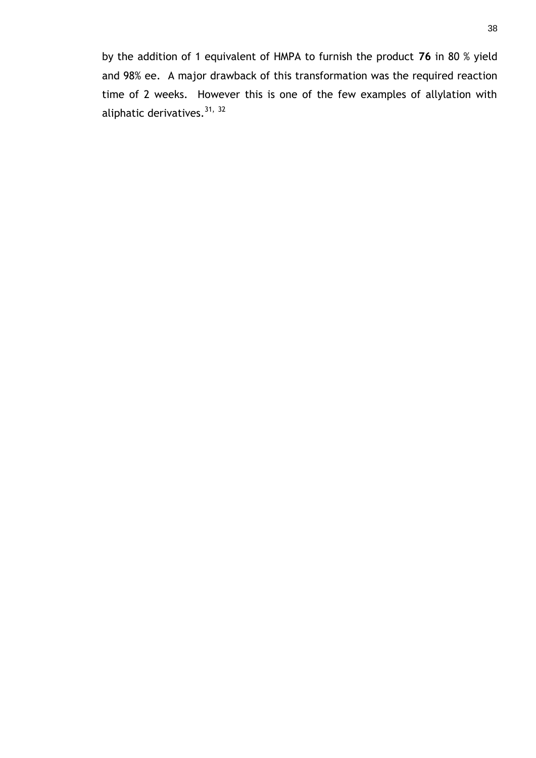by the addition of 1 equivalent of HMPA to furnish the product **76** in 80 % yield and 98% ee. A major drawback of this transformation was the required reaction time of 2 weeks. However this is one of the few examples of allylation with aliphatic derivatives.[31, 32]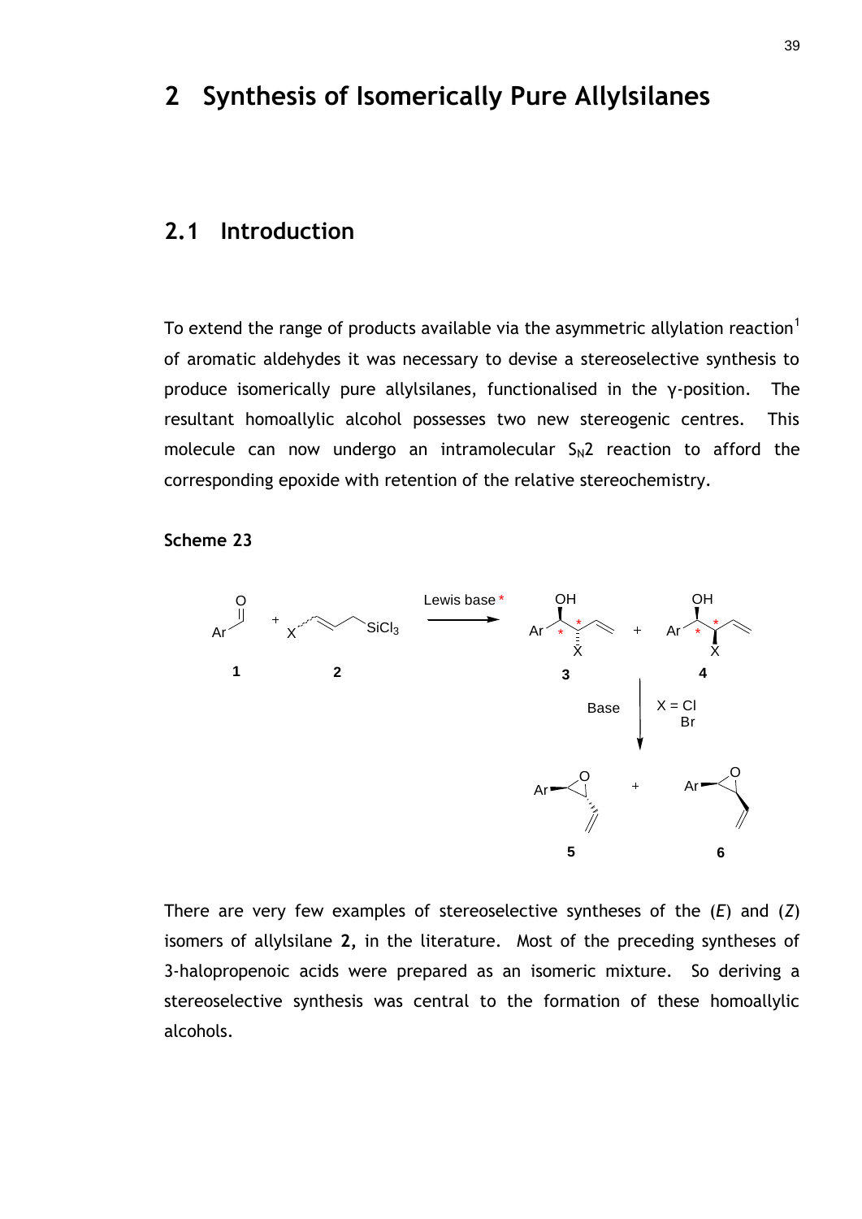# 2 Synthesis of Isomerically Pure Allylsilanes

## 2.1 Introduction

To extend the range of products available via the asymmetric allylation reaction[1] of aromatic aldehydes it was necessary to devise a stereoselective synthesis to produce isomerically pure allylsilanes, functionalised in the γ-position. The resultant homoallylic alcohol possesses two new stereogenic centres. This molecule can now undergo an intramolecular $S_N2$ reaction to afford the corresponding epoxide with retention of the relative stereochemistry.

**Scheme 23**

Lewis base*

1 2 3 4

Base

X = Cl
Br

5 6

There are very few examples of stereoselective syntheses of the (*E*) and (*Z*) isomers of allylsilane **2**, in the literature. Most of the preceding syntheses of 3-halopropenoic acids were prepared as an isomeric mixture. So deriving a stereoselective synthesis was central to the formation of these homoallylic alcohols.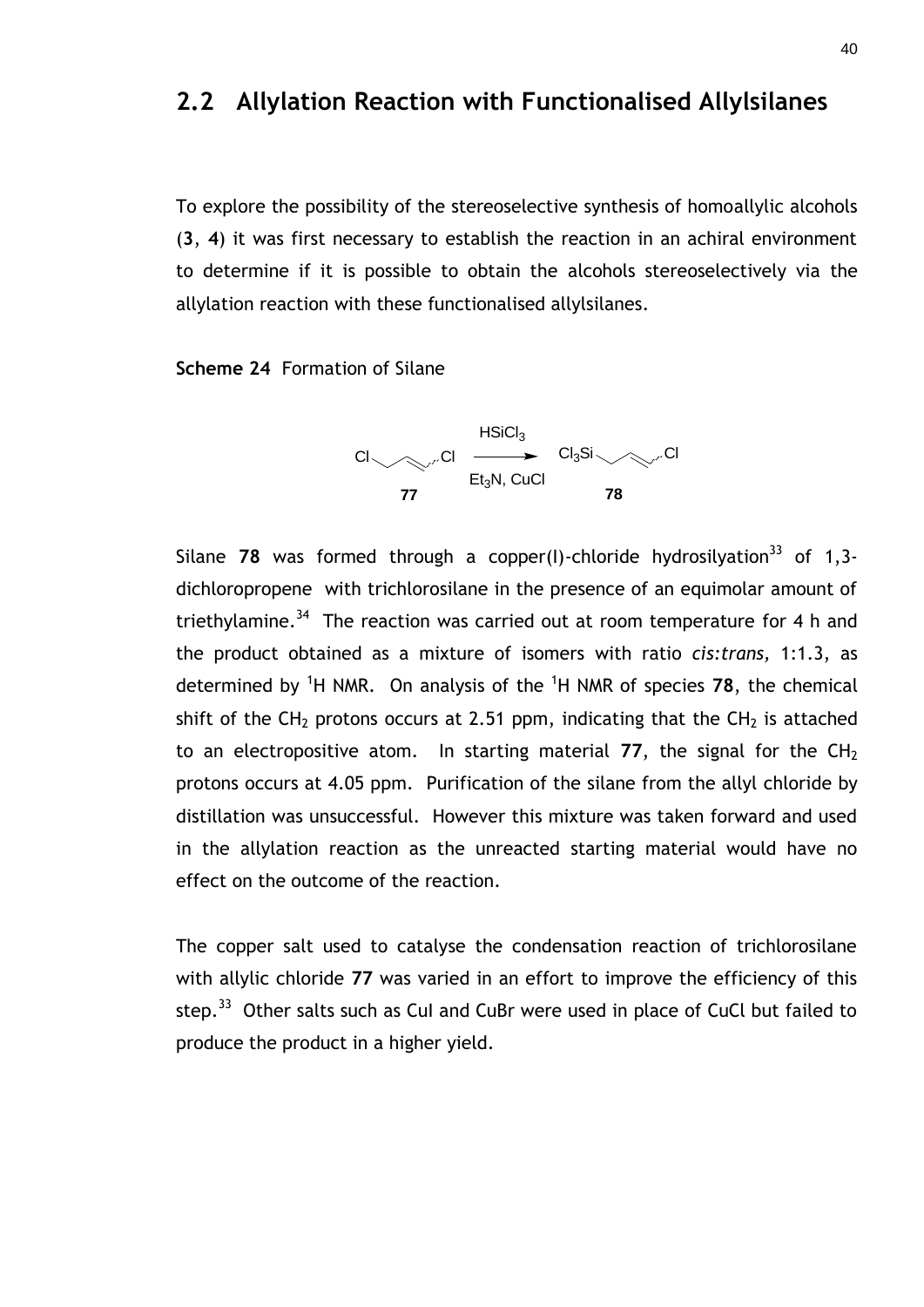## 2.2 Allylation Reaction with Functionalised Allylsilanes

To explore the possibility of the stereoselective synthesis of homoallylic alcohols (**3**, **4**) it was first necessary to establish the reaction in an achiral environment to determine if it is possible to obtain the alcohols stereoselectively via the allylation reaction with these functionalised allylsilanes.

**Scheme 24** Formation of Silane

Cl ⁀⁀ Cl **77** —($HSiCl_3$; $Et_3N$, CuCl)→ $Cl_3Si$ ⁀⁀ Cl **78**

Silane **78** was formed through a copper(I)-chloride hydrosilyation[33] of 1,3-dichloropropene with trichlorosilane in the presence of an equimolar amount of triethylamine.[34] The reaction was carried out at room temperature for 4 h and the product obtained as a mixture of isomers with ratio *cis:trans*, 1:1.3, as determined by $^1H$ NMR. On analysis of the $^1H$ NMR of species **78**, the chemical shift of the $CH_2$ protons occurs at 2.51 ppm, indicating that the $CH_2$ is attached to an electropositive atom. In starting material **77**, the signal for the $CH_2$ protons occurs at 4.05 ppm. Purification of the silane from the allyl chloride by distillation was unsuccessful. However this mixture was taken forward and used in the allylation reaction as the unreacted starting material would have no effect on the outcome of the reaction.

The copper salt used to catalyse the condensation reaction of trichlorosilane with allylic chloride **77** was varied in an effort to improve the efficiency of this step.[33] Other salts such as CuI and CuBr were used in place of CuCl but failed to produce the product in a higher yield.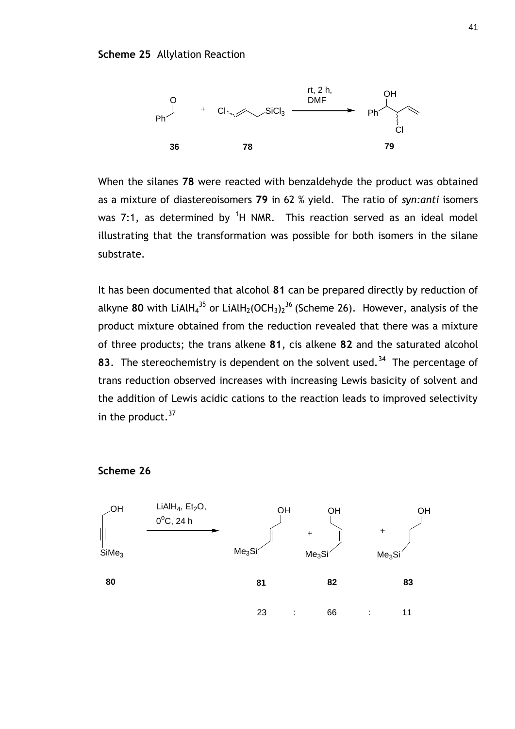**Scheme 25** Allylation Reaction

rt, 2 h, DMF

36

78

79

When the silanes **78** were reacted with benzaldehyde the product was obtained as a mixture of diastereoisomers **79** in 62 % yield. The ratio of *syn:anti* isomers was 7:1, as determined by $^{1}$H NMR. This reaction served as an ideal model illustrating that the transformation was possible for both isomers in the silane substrate.

It has been documented that alcohol **81** can be prepared directly by reduction of alkyne **80** with $LiAlH_4$[35] or $LiAlH_2(OCH_3)_2$[36] (Scheme 26). However, analysis of the product mixture obtained from the reduction revealed that there was a mixture of three products; the trans alkene **81**, cis alkene **82** and the saturated alcohol **83**. The stereochemistry is dependent on the solvent used.[34] The percentage of trans reduction observed increases with increasing Lewis basicity of solvent and the addition of Lewis acidic cations to the reaction leads to improved selectivity in the product.[37]

**Scheme 26**

$LiAlH_4$, $Et_2O$, $0^oC$, 24 h

80

81 : 82 : 83

23 : 66 : 11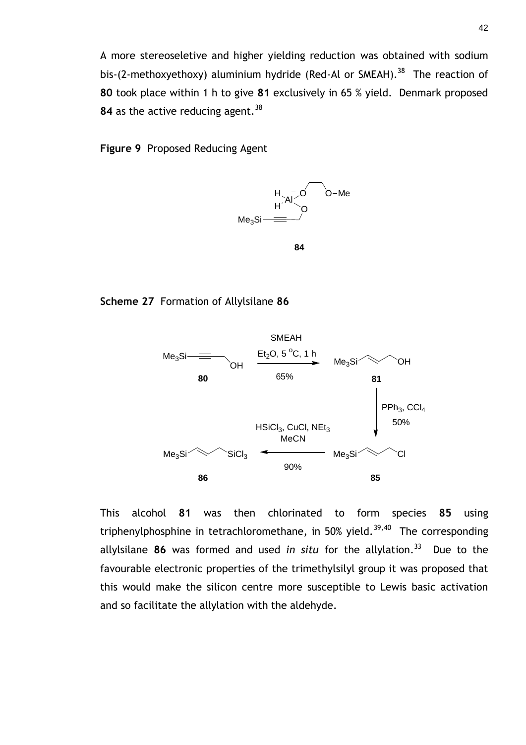A more stereoseletive and higher yielding reduction was obtained with sodium bis-(2-methoxyethoxy) aluminium hydride (Red-Al or SMEAH).[38] The reaction of **80** took place within 1 h to give **81** exclusively in 65 % yield. Denmark proposed **84** as the active reducing agent.[38]

**Figure 9** Proposed Reducing Agent

H
Al
H
O
O—Me
O
$Me_3Si$

**84**

**Scheme 27** Formation of Allylsilane **86**

$Me_3Si$
OH
**80**
SMEAH
$Et_2O$, 5 $^oC$, 1 h
65%
$Me_3Si$
OH
**81**
$PPh_3$, $CCl_4$
50%
$HSiCl_3$, CuCl, $NEt_3$
MeCN
90%
$Me_3Si$
$SiCl_3$
**86**
$Me_3Si$
Cl
**85**

This alcohol **81** was then chlorinated to form species **85** using triphenylphosphine in tetrachloromethane, in 50% yield.[39,40] The corresponding allylsilane **86** was formed and used *in situ* for the allylation.[33] Due to the favourable electronic properties of the trimethylsilyl group it was proposed that this would make the silicon centre more susceptible to Lewis basic activation and so facilitate the allylation with the aldehyde.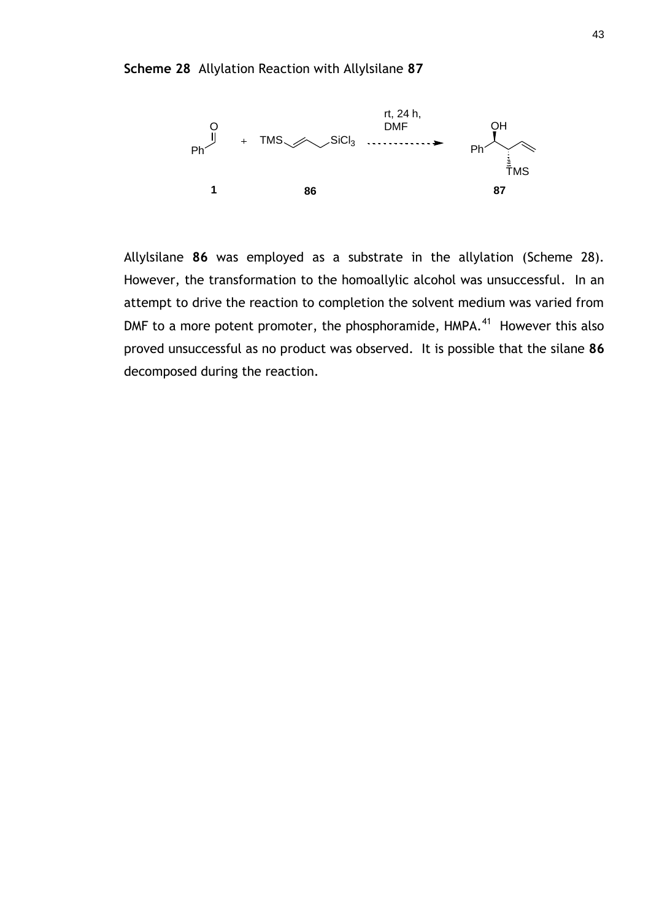**Scheme 28** Allylation Reaction with Allylsilane **87**

Allylsilane **86** was employed as a substrate in the allylation (Scheme 28). However, the transformation to the homoallylic alcohol was unsuccessful. In an attempt to drive the reaction to completion the solvent medium was varied from DMF to a more potent promoter, the phosphoramide, HMPA.[41] However this also proved unsuccessful as no product was observed. It is possible that the silane **86** decomposed during the reaction.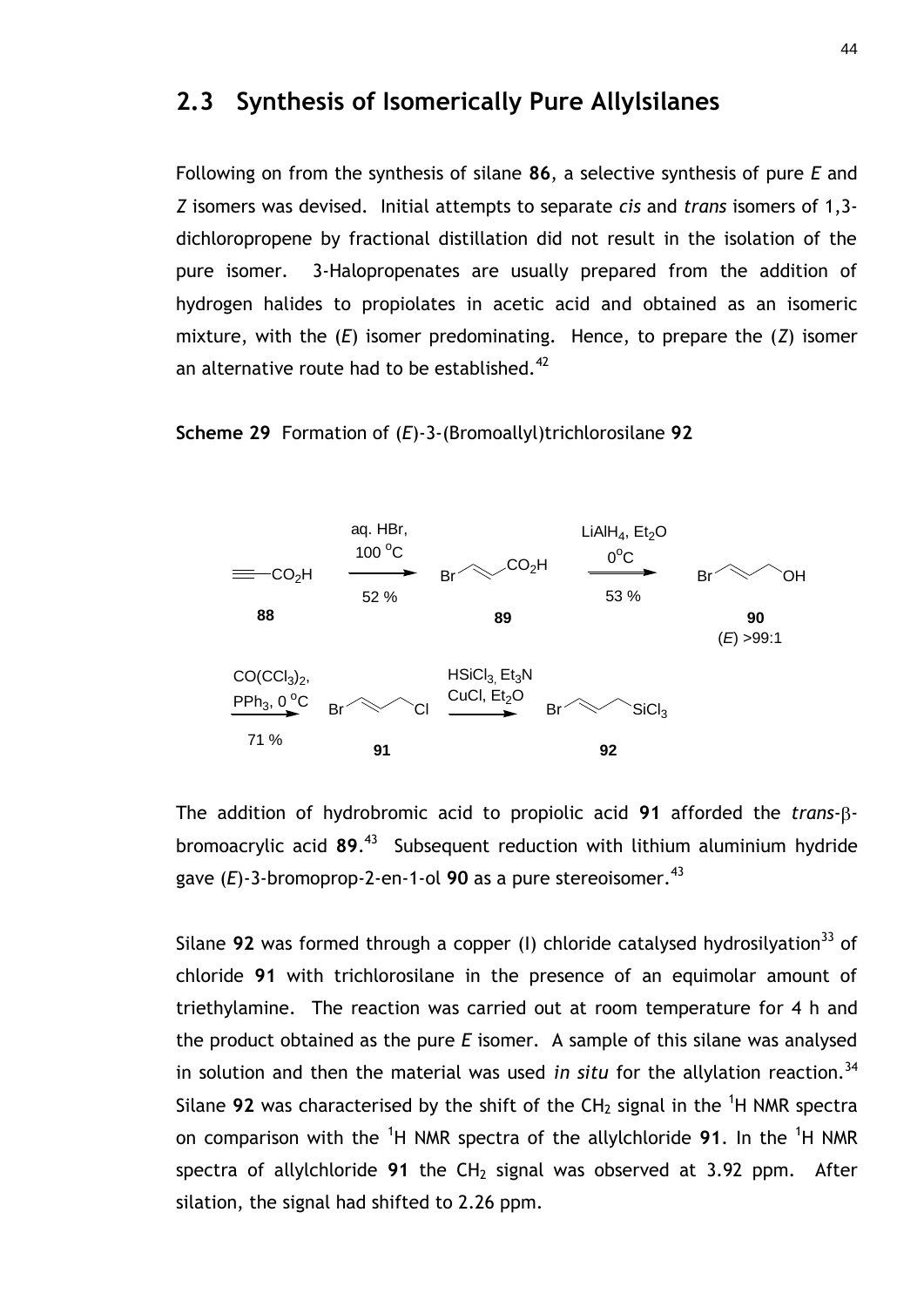## 2.3 Synthesis of Isomerically Pure Allylsilanes

Following on from the synthesis of silane **86**, a selective synthesis of pure *E* and *Z* isomers was devised. Initial attempts to separate *cis* and *trans* isomers of 1,3-dichloropropene by fractional distillation did not result in the isolation of the pure isomer. 3-Halopropenates are usually prepared from the addition of hydrogen halides to propiolates in acetic acid and obtained as an isomeric mixture, with the (*E*) isomer predominating. Hence, to prepare the (*Z*) isomer an alternative route had to be established.[42]

**Scheme 29** Formation of (*E*)-3-(Bromoallyl)trichlorosilane **92**

$CO_2H$
**88**
aq. HBr,
100 $^oC$
52 %
Br $CO_2H$
**89**
$LiAlH_4$, $Et_2O$
$0^oC$
53 %
Br OH
**90**
(*E*) >99:1
$CO(CCl_3)_2$,
$PPh_3$, 0 $^oC$
71 %
Br Cl
**91**
$HSiCl_3$, $Et_3N$
CuCl, $Et_2O$
Br $SiCl_3$
**92**

The addition of hydrobromic acid to propiolic acid **91** afforded the *trans*-β-bromoacrylic acid **89**.[43] Subsequent reduction with lithium aluminium hydride gave (*E*)-3-bromoprop-2-en-1-ol **90** as a pure stereoisomer.[43]

Silane **92** was formed through a copper (I) chloride catalysed hydrosilyation[33] of chloride **91** with trichlorosilane in the presence of an equimolar amount of triethylamine. The reaction was carried out at room temperature for 4 h and the product obtained as the pure *E* isomer. A sample of this silane was analysed in solution and then the material was used *in situ* for the allylation reaction.[34] Silane **92** was characterised by the shift of the $CH_2$ signal in the $^1H$ NMR spectra on comparison with the $^1H$ NMR spectra of the allylchloride **91**. In the $^1H$ NMR spectra of allylchloride **91** the $CH_2$ signal was observed at 3.92 ppm. After silation, the signal had shifted to 2.26 ppm.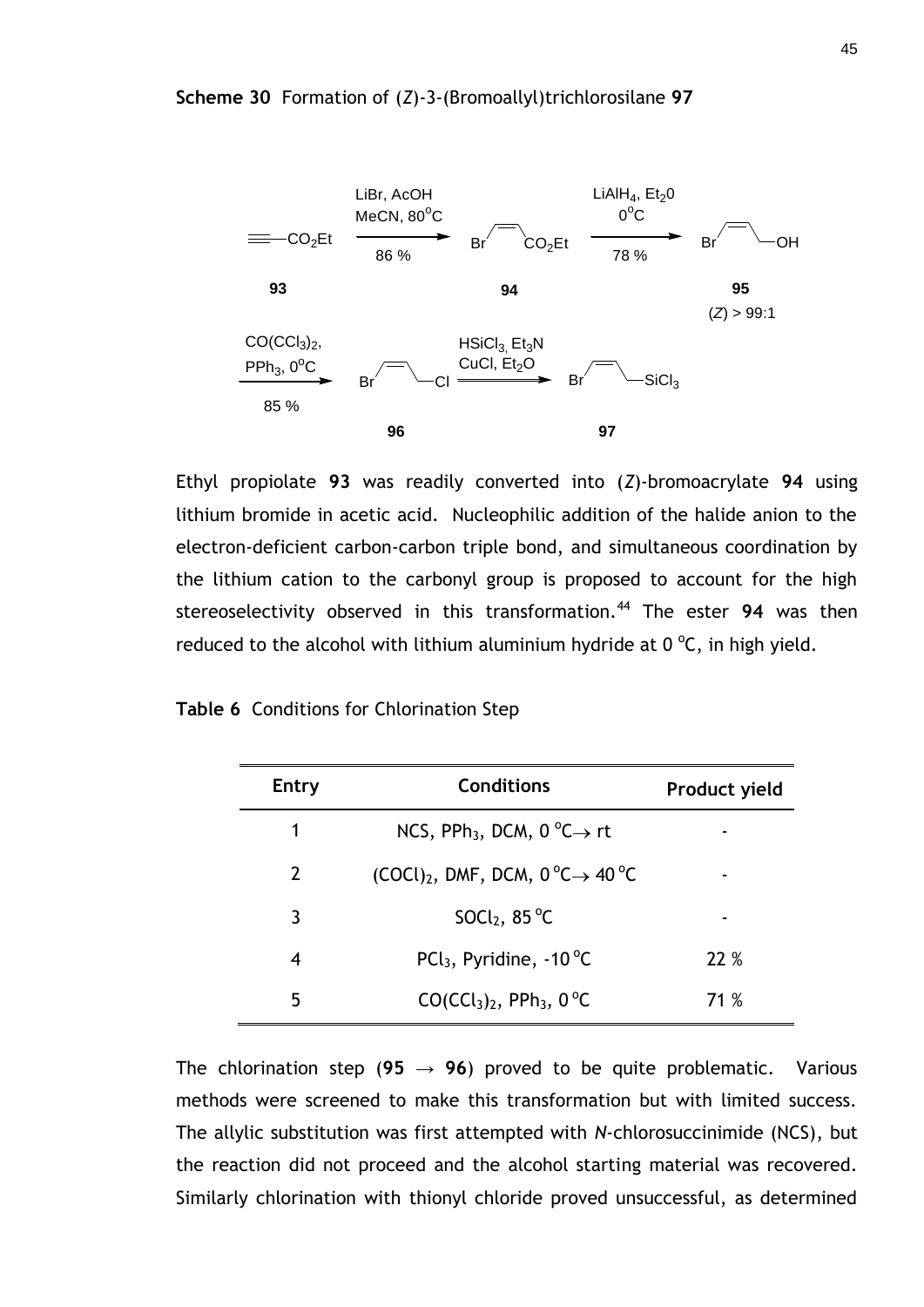**Scheme 30** Formation of (*Z*)-3-(Bromoallyl)trichlorosilane **97**

LiBr, AcOH
MeCN, 80$^{o}$C
86 %
LiAlH$_4$, Et$_2$0
0$^{o}$C
78 %
CO$_2$Et
Br CO$_2$Et
Br OH
**93**
**94**
**95**
(*Z*) > 99:1
CO(CCl$_3$)$_2$,
PPh$_3$, 0$^{o}$C
85 %
Br Cl
HSiCl$_3$, Et$_3$N
CuCl, Et$_2$O
Br SiCl$_3$
**96**
**97**

Ethyl propiolate **93** was readily converted into (*Z*)-bromoacrylate **94** using lithium bromide in acetic acid. Nucleophilic addition of the halide anion to the electron-deficient carbon-carbon triple bond, and simultaneous coordination by the lithium cation to the carbonyl group is proposed to account for the high stereoselectivity observed in this transformation.[44] The ester **94** was then reduced to the alcohol with lithium aluminium hydride at 0 $^{o}$C, in high yield.

**Table 6** Conditions for Chlorination Step

| Entry | Conditions | Product yield |
|---|---|---|
| 1 | NCS, PPh$_3$, DCM, 0 $^{o}$C$\rightarrow$ rt | - |
| 2 | (COCl)$_2$, DMF, DCM, 0 $^{o}$C$\rightarrow$ 40 $^{o}$C | - |
| 3 | SOCl$_2$, 85 $^{o}$C | - |
| 4 | PCl$_3$, Pyridine, -10 $^{o}$C | 22 % |
| 5 | CO(CCl$_3$)$_2$, PPh$_3$, 0 $^{o}$C | 71 % |

The chlorination step (**95** $\rightarrow$ **96**) proved to be quite problematic. Various methods were screened to make this transformation but with limited success. The allylic substitution was first attempted with *N*-chlorosuccinimide (NCS), but the reaction did not proceed and the alcohol starting material was recovered. Similarly chlorination with thionyl chloride proved unsuccessful, as determined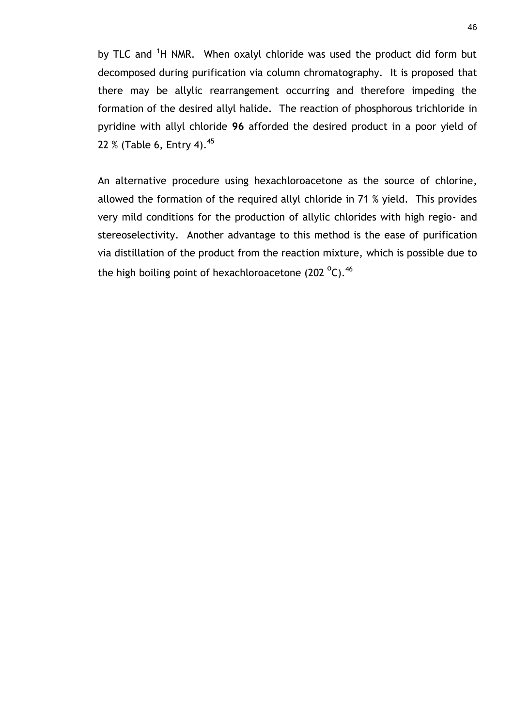by TLC and $^1$H NMR. When oxalyl chloride was used the product did form but decomposed during purification via column chromatography. It is proposed that there may be allylic rearrangement occurring and therefore impeding the formation of the desired allyl halide. The reaction of phosphorous trichloride in pyridine with allyl chloride **96** afforded the desired product in a poor yield of 22 % (Table 6, Entry 4).[45]

An alternative procedure using hexachloroacetone as the source of chlorine, allowed the formation of the required allyl chloride in 71 % yield. This provides very mild conditions for the production of allylic chlorides with high regio- and stereoselectivity. Another advantage to this method is the ease of purification via distillation of the product from the reaction mixture, which is possible due to the high boiling point of hexachloroacetone (202 $^{o}$C).[46]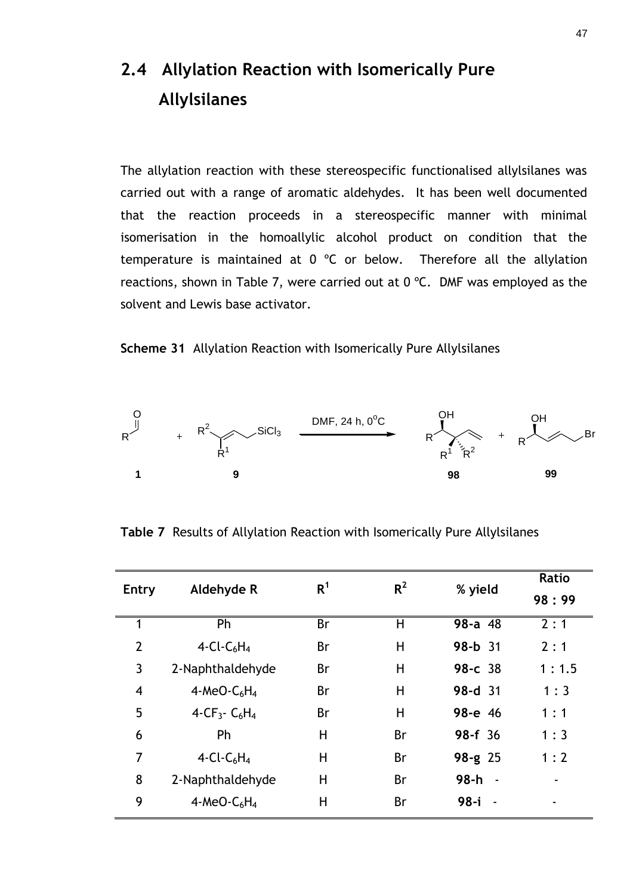## 2.4 Allylation Reaction with Isomerically Pure Allylsilanes

The allylation reaction with these stereospecific functionalised allylsilanes was carried out with a range of aromatic aldehydes. It has been well documented that the reaction proceeds in a stereospecific manner with minimal isomerisation in the homoallylic alcohol product on condition that the temperature is maintained at 0 ºC or below. Therefore all the allylation reactions, shown in Table 7, were carried out at 0 ºC. DMF was employed as the solvent and Lewis base activator.

**Scheme 31** Allylation Reaction with Isomerically Pure Allylsilanes

R–CHO (**1**) + $R^2$CH=C($R^1$)CH$_2$SiCl$_3$ (**9**) → DMF, 24 h, 0$^o$C → **98** + **99**

**Table 7** Results of Allylation Reaction with Isomerically Pure Allylsilanes

| Entry | Aldehyde R | $R^1$ | $R^2$ | % yield | Ratio 98 : 99 |
|---|---|---|---|---|---|
| 1 | Ph | Br | H | **98-a** 48 | 2 : 1 |
| 2 | 4-Cl-$C_6H_4$ | Br | H | **98-b** 31 | 2 : 1 |
| 3 | 2-Naphthaldehyde | Br | H | **98-c** 38 | 1 : 1.5 |
| 4 | 4-MeO-$C_6H_4$ | Br | H | **98-d** 31 | 1 : 3 |
| 5 | 4-$CF_3$- $C_6H_4$ | Br | H | **98-e** 46 | 1 : 1 |
| 6 | Ph | H | Br | **98-f** 36 | 1 : 3 |
| 7 | 4-Cl-$C_6H_4$ | H | Br | **98-g** 25 | 1 : 2 |
| 8 | 2-Naphthaldehyde | H | Br | **98-h** - | - |
| 9 | 4-MeO-$C_6H_4$ | H | Br | **98-i** - | - |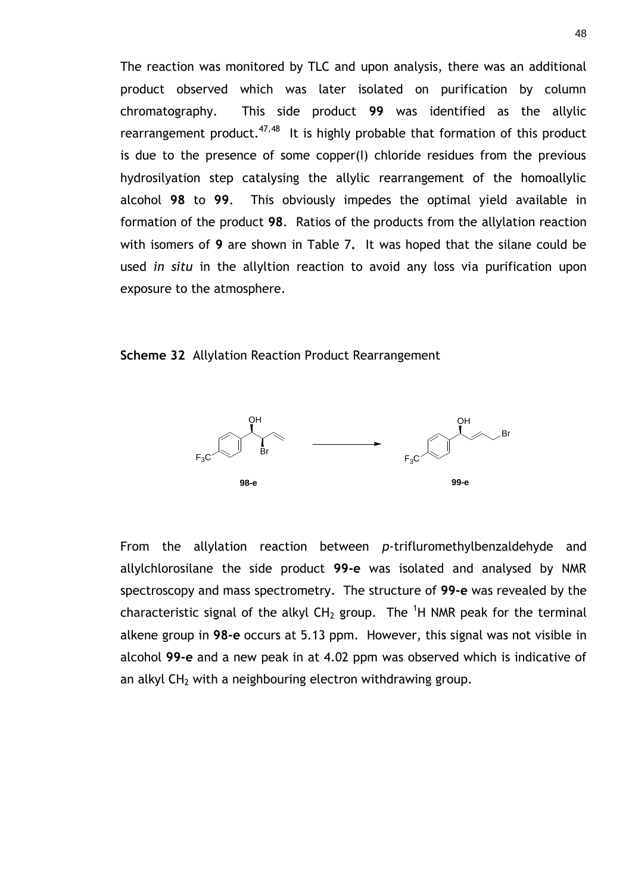The reaction was monitored by TLC and upon analysis, there was an additional product observed which was later isolated on purification by column chromatography. This side product **99** was identified as the allylic rearrangement product.[47,48] It is highly probable that formation of this product is due to the presence of some copper(I) chloride residues from the previous hydrosilyation step catalysing the allylic rearrangement of the homoallylic alcohol **98** to **99**. This obviously impedes the optimal yield available in formation of the product **98**. Ratios of the products from the allylation reaction with isomers of **9** are shown in Table 7**.** It was hoped that the silane could be used *in situ* in the allyltion reaction to avoid any loss via purification upon exposure to the atmosphere.

**Scheme 32** Allylation Reaction Product Rearrangement

OH
Br
$F_3C$
**98-e**

OH
Br
$F_3C$
**99-e**

From the allylation reaction between *p*-trifluromethylbenzaldehyde and allylchlorosilane the side product **99-e** was isolated and analysed by NMR spectroscopy and mass spectrometry. The structure of **99-e** was revealed by the characteristic signal of the alkyl $CH_2$ group. The $^1$H NMR peak for the terminal alkene group in **98-e** occurs at 5.13 ppm. However, this signal was not visible in alcohol **99-e** and a new peak in at 4.02 ppm was observed which is indicative of an alkyl $CH_2$ with a neighbouring electron withdrawing group.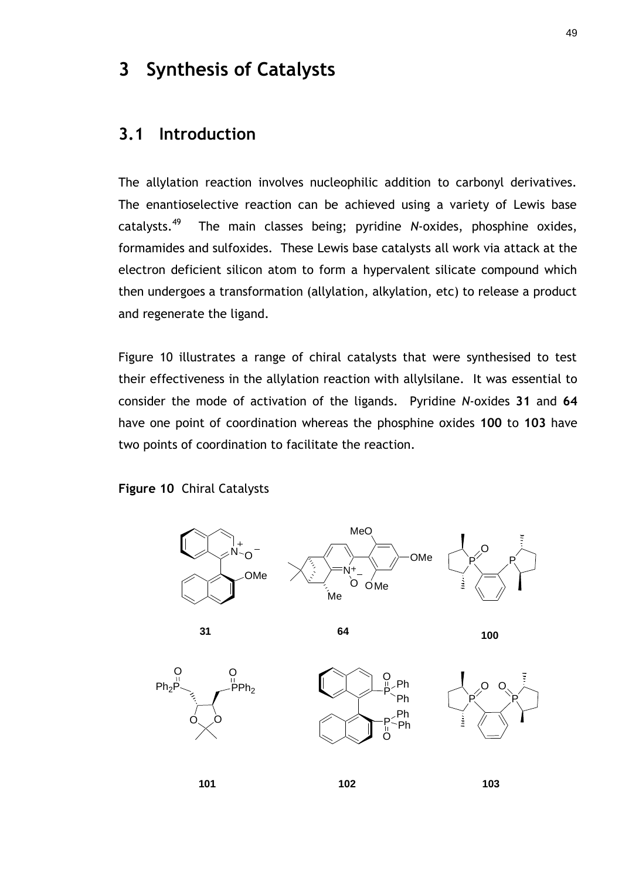# 3 Synthesis of Catalysts

## 3.1 Introduction

The allylation reaction involves nucleophilic addition to carbonyl derivatives. The enantioselective reaction can be achieved using a variety of Lewis base catalysts.[49] The main classes being; pyridine *N*-oxides, phosphine oxides, formamides and sulfoxides. These Lewis base catalysts all work via attack at the electron deficient silicon atom to form a hypervalent silicate compound which then undergoes a transformation (allylation, alkylation, etc) to release a product and regenerate the ligand.

Figure 10 illustrates a range of chiral catalysts that were synthesised to test their effectiveness in the allylation reaction with allylsilane. It was essential to consider the mode of activation of the ligands. Pyridine *N*-oxides **31** and **64** have one point of coordination whereas the phosphine oxides **100** to **103** have two points of coordination to facilitate the reaction.

**Figure 10** Chiral Catalysts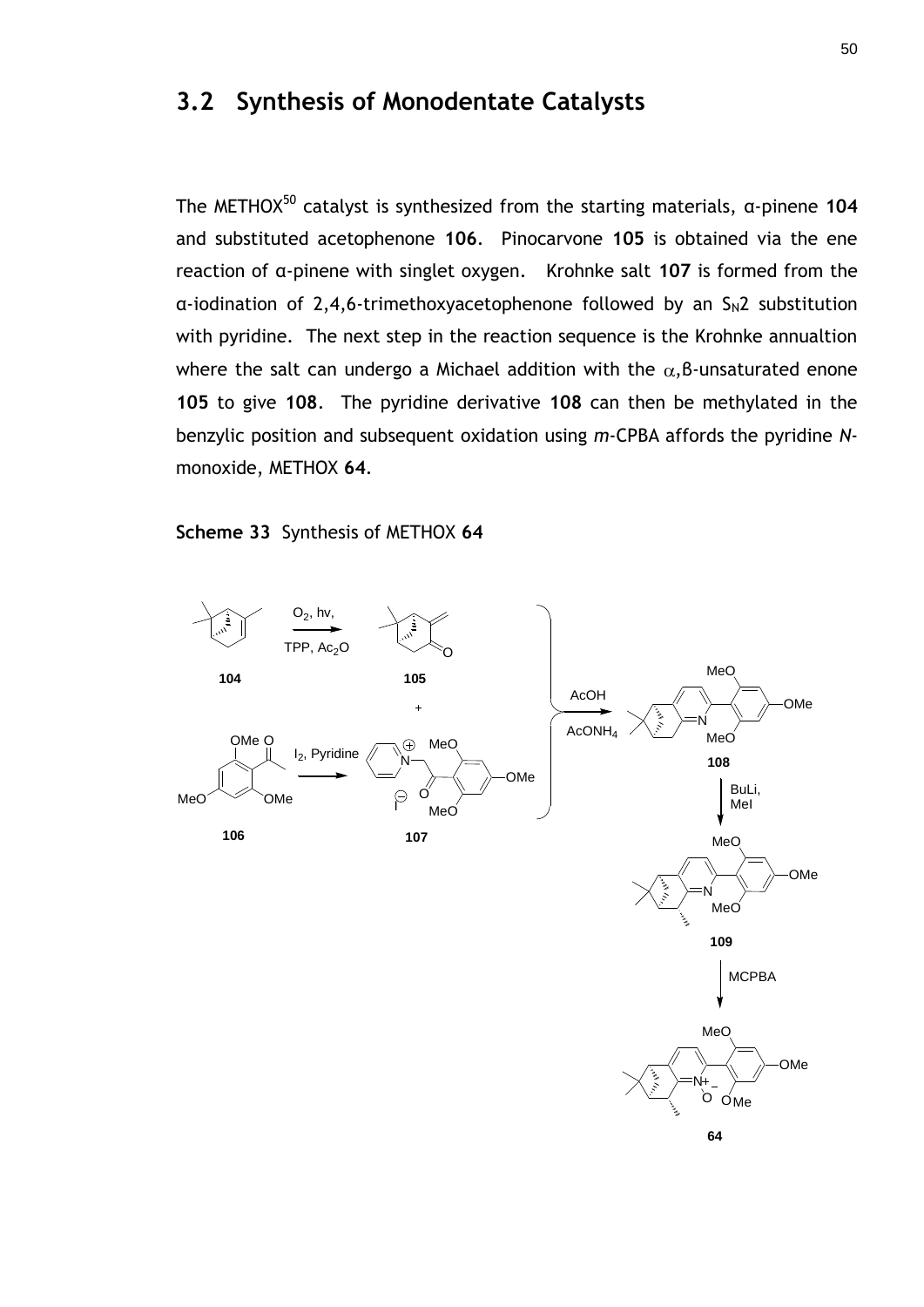## 3.2 Synthesis of Monodentate Catalysts

The METHOX[50] catalyst is synthesized from the starting materials, α-pinene **104** and substituted acetophenone **106**. Pinocarvone **105** is obtained via the ene reaction of α-pinene with singlet oxygen. Krohnke salt **107** is formed from the α-iodination of 2,4,6-trimethoxyacetophenone followed by an $S_N2$ substitution with pyridine. The next step in the reaction sequence is the Krohnke annualtion where the salt can undergo a Michael addition with the α,β-unsaturated enone **105** to give **108**. The pyridine derivative **108** can then be methylated in the benzylic position and subsequent oxidation using *m*-CPBA affords the pyridine *N*-monoxide, METHOX **64**.

**Scheme 33** Synthesis of METHOX **64**

104
$O_2$, hv,
TPP, $Ac_2O$
105
+
106
$I_2$, Pyridine
107
AcOH
$AcONH_4$
108
BuLi,
MeI
109
MCPBA
64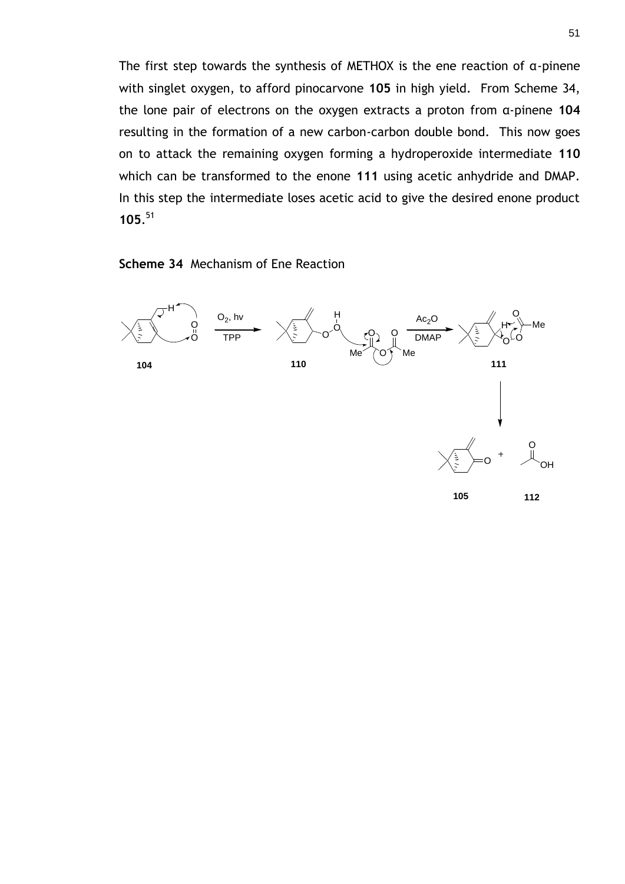The first step towards the synthesis of METHOX is the ene reaction of α-pinene with singlet oxygen, to afford pinocarvone **105** in high yield. From Scheme 34, the lone pair of electrons on the oxygen extracts a proton from α-pinene **104** resulting in the formation of a new carbon-carbon double bond. This now goes on to attack the remaining oxygen forming a hydroperoxide intermediate **110** which can be transformed to the enone **111** using acetic anhydride and DMAP. In this step the intermediate loses acetic acid to give the desired enone product **105**.[51]

**Scheme 34** Mechanism of Ene Reaction

$O_2$, hv

TPP

$Ac_2O$

DMAP

104

110

111

105

112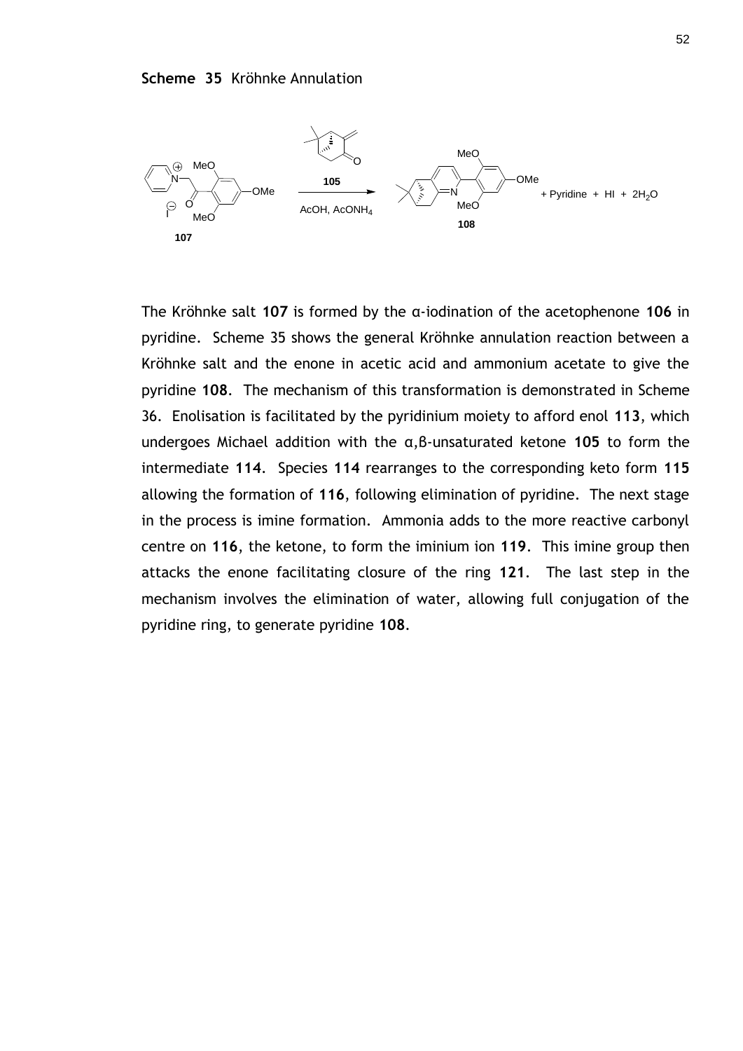**Scheme 35** Kröhnke Annulation

The Kröhnke salt **107** is formed by the α-iodination of the acetophenone **106** in pyridine. Scheme 35 shows the general Kröhnke annulation reaction between a Kröhnke salt and the enone in acetic acid and ammonium acetate to give the pyridine **108**. The mechanism of this transformation is demonstrated in Scheme 36. Enolisation is facilitated by the pyridinium moiety to afford enol **113**, which undergoes Michael addition with the α,β-unsaturated ketone **105** to form the intermediate **114**. Species **114** rearranges to the corresponding keto form **115** allowing the formation of **116**, following elimination of pyridine. The next stage in the process is imine formation. Ammonia adds to the more reactive carbonyl centre on **116**, the ketone, to form the iminium ion **119**. This imine group then attacks the enone facilitating closure of the ring **121**. The last step in the mechanism involves the elimination of water, allowing full conjugation of the pyridine ring, to generate pyridine **108**.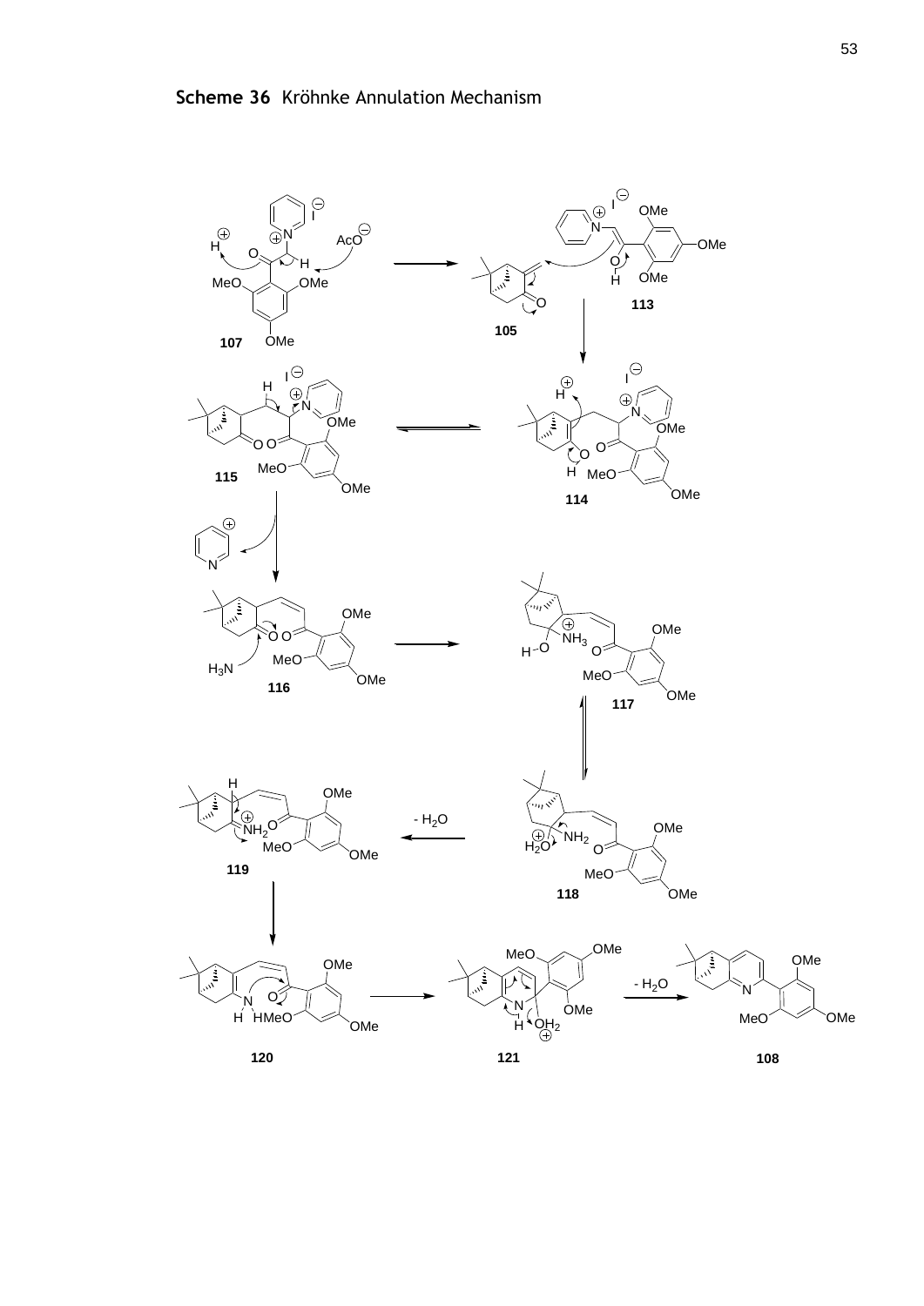**Scheme 36** Kröhnke Annulation Mechanism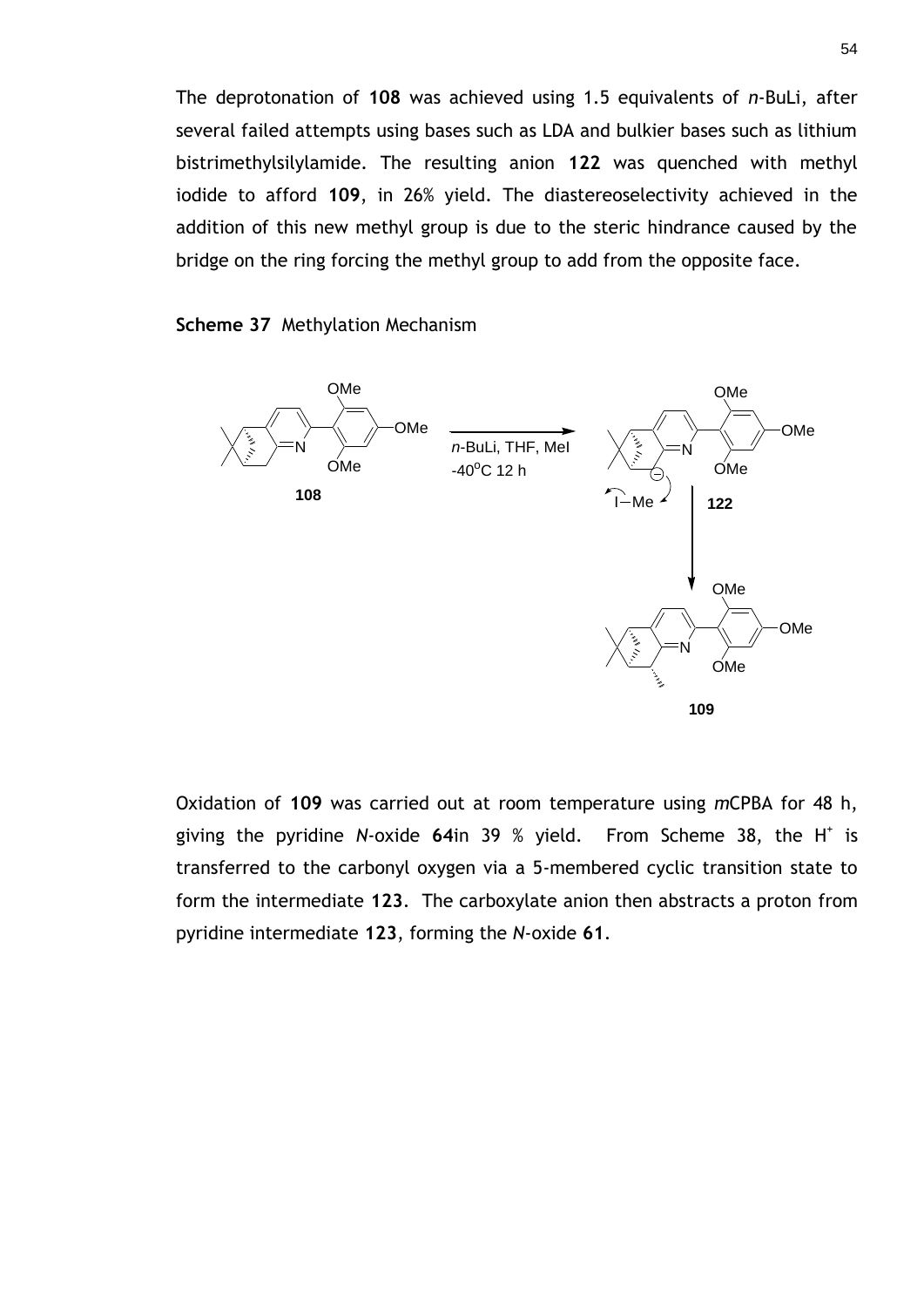The deprotonation of **108** was achieved using 1.5 equivalents of *n*-BuLi, after several failed attempts using bases such as LDA and bulkier bases such as lithium bistrimethylsilylamide. The resulting anion **122** was quenched with methyl iodide to afford **109**, in 26% yield. The diastereoselectivity achieved in the addition of this new methyl group is due to the steric hindrance caused by the bridge on the ring forcing the methyl group to add from the opposite face.

**Scheme 37** Methylation Mechanism

OMe
OMe
OMe
N
108
*n*-BuLi, THF, MeI
-40$^{o}$C 12 h
OMe
OMe
OMe
N
I—Me
122
OMe
OMe
OMe
N
109

Oxidation of **109** was carried out at room temperature using *m*CPBA for 48 h, giving the pyridine *N*-oxide **64**in 39 % yield. From Scheme 38, the $H^{+}$ is transferred to the carbonyl oxygen via a 5-membered cyclic transition state to form the intermediate **123**. The carboxylate anion then abstracts a proton from pyridine intermediate **123**, forming the *N*-oxide **61**.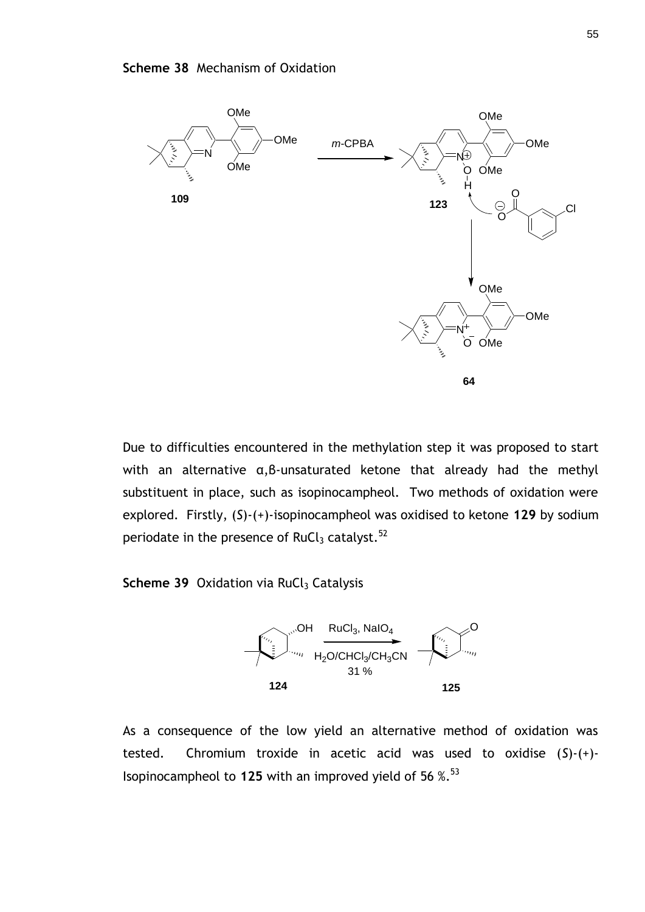**Scheme 38** Mechanism of Oxidation

Due to difficulties encountered in the methylation step it was proposed to start with an alternative α,β-unsaturated ketone that already had the methyl substituent in place, such as isopinocampheol. Two methods of oxidation were explored. Firstly, (*S*)-(+)-isopinocampheol was oxidised to ketone **129** by sodium periodate in the presence of $RuCl_3$ catalyst.[52]

**Scheme 39** Oxidation via $RuCl_3$ Catalysis

As a consequence of the low yield an alternative method of oxidation was tested. Chromium troxide in acetic acid was used to oxidise (*S*)-(+)-Isopinocampheol to **125** with an improved yield of 56 %.[53]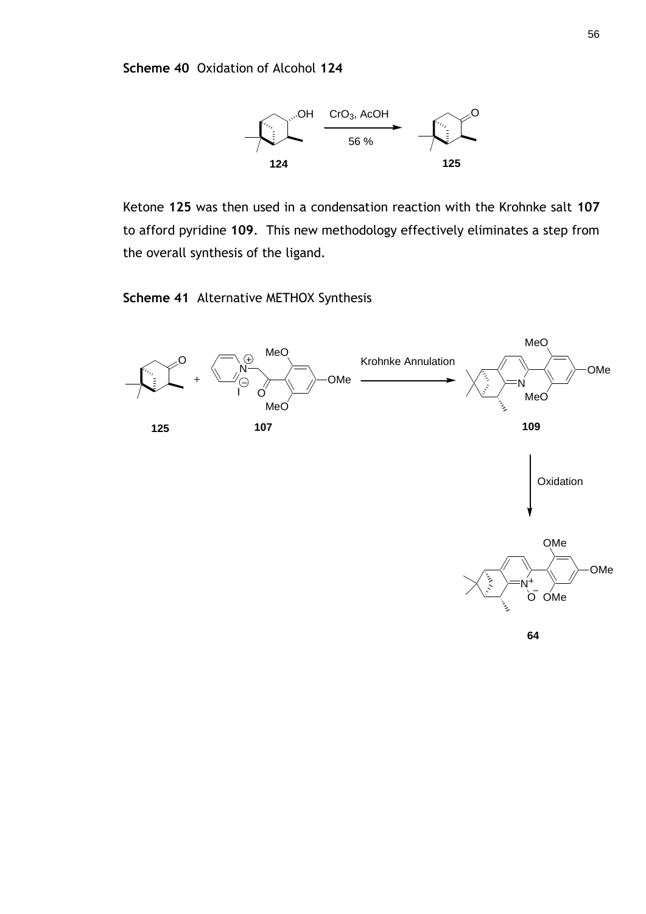**Scheme 40** Oxidation of Alcohol **124**

$CrO_3$, AcOH

56 %

**124**

**125**

Ketone **125** was then used in a condensation reaction with the Krohnke salt **107** to afford pyridine **109**. This new methodology effectively eliminates a step from the overall synthesis of the ligand.

**Scheme 41** Alternative METHOX Synthesis

Krohnke Annulation

Oxidation

**125**

**107**

**109**

**64**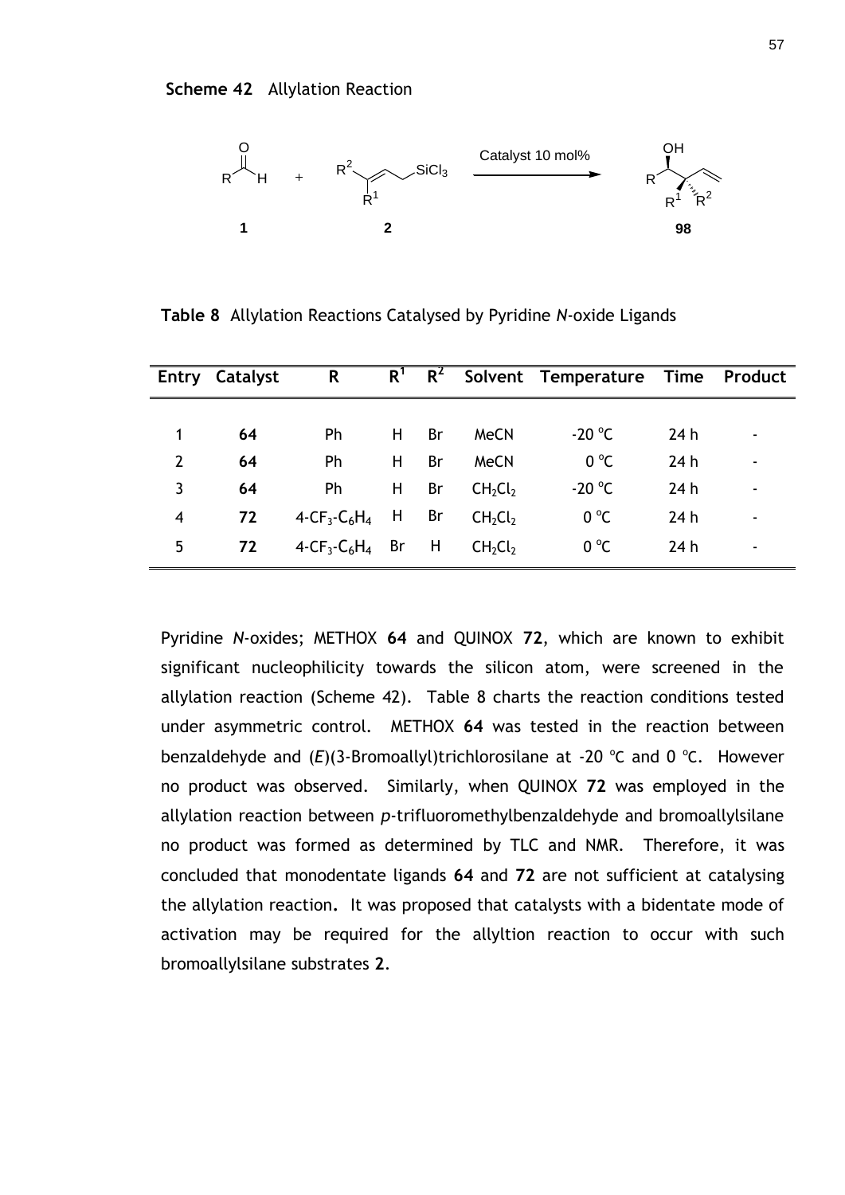**Scheme 42** Allylation Reaction

1 + 2 → (Catalyst 10 mol%) → 98

**Table 8** Allylation Reactions Catalysed by Pyridine *N*-oxide Ligands

| Entry | Catalyst | R | $R^1$ | $R^2$ | Solvent | Temperature | Time | Product |
|---|---|---|---|---|---|---|---|---|
| 1 | **64** | Ph | H | Br | MeCN | -20 °C | 24 h | - |
| 2 | **64** | Ph | H | Br | MeCN | 0 °C | 24 h | - |
| 3 | **64** | Ph | H | Br | $CH_2Cl_2$ | -20 °C | 24 h | - |
| 4 | **72** | 4-$CF_3$-$C_6H_4$ | H | Br | $CH_2Cl_2$ | 0 °C | 24 h | - |
| 5 | **72** | 4-$CF_3$-$C_6H_4$ | Br | H | $CH_2Cl_2$ | 0 °C | 24 h | - |

Pyridine *N*-oxides; METHOX **64** and QUINOX **72**, which are known to exhibit significant nucleophilicity towards the silicon atom, were screened in the allylation reaction (Scheme 42). Table 8 charts the reaction conditions tested under asymmetric control. METHOX **64** was tested in the reaction between benzaldehyde and (*E*)(3-Bromoallyl)trichlorosilane at -20 °C and 0 °C. However no product was observed. Similarly, when QUINOX **72** was employed in the allylation reaction between *p*-trifluoromethylbenzaldehyde and bromoallylsilane no product was formed as determined by TLC and NMR. Therefore, it was concluded that monodentate ligands **64** and **72** are not sufficient at catalysing the allylation reaction**.** It was proposed that catalysts with a bidentate mode of activation may be required for the allyltion reaction to occur with such bromoallylsilane substrates **2**.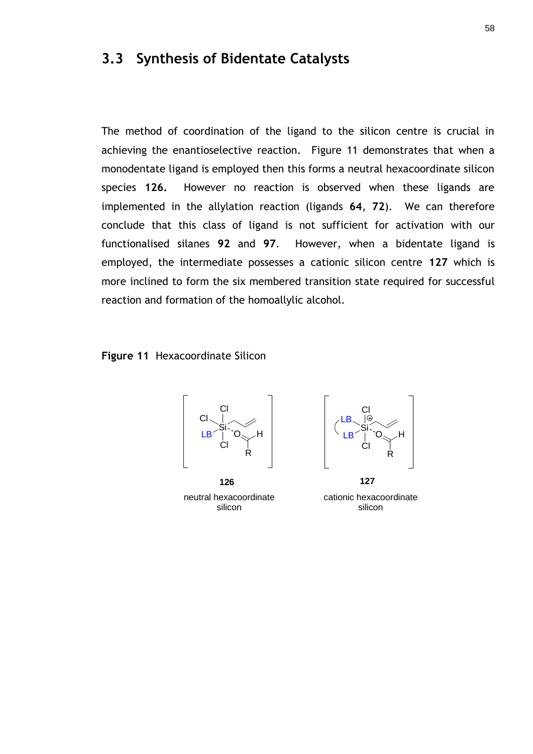## 3.3 Synthesis of Bidentate Catalysts

The method of coordination of the ligand to the silicon centre is crucial in achieving the enantioselective reaction. Figure 11 demonstrates that when a monodentate ligand is employed then this forms a neutral hexacoordinate silicon species **126.** However no reaction is observed when these ligands are implemented in the allylation reaction (ligands **64**, **72**). We can therefore conclude that this class of ligand is not sufficient for activation with our functionalised silanes **92** and **97**. However, when a bidentate ligand is employed, the intermediate possesses a cationic silicon centre **127** which is more inclined to form the six membered transition state required for successful reaction and formation of the homoallylic alcohol.

**Figure 11** Hexacoordinate Silicon

**126**
neutral hexacoordinate silicon

**127**
cationic hexacoordinate silicon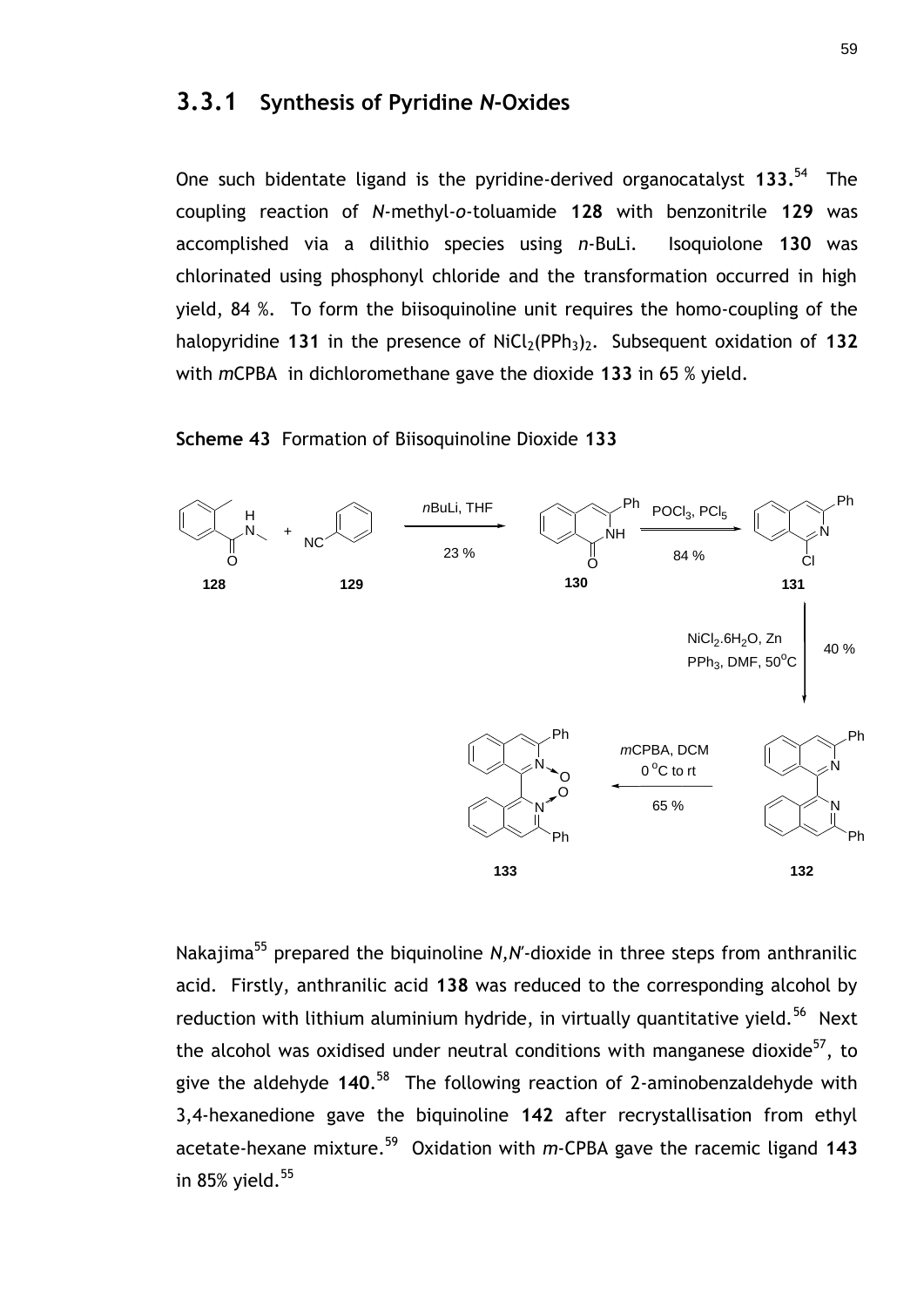### 3.3.1 Synthesis of Pyridine *N*-Oxides

One such bidentate ligand is the pyridine-derived organocatalyst **133.**[54] The coupling reaction of *N*-methyl-*o*-toluamide **128** with benzonitrile **129** was accomplished via a dilithio species using *n*-BuLi. Isoquiolone **130** was chlorinated using phosphonyl chloride and the transformation occurred in high yield, 84 %. To form the biisoquinoline unit requires the homo-coupling of the halopyridine **131** in the presence of $NiCl_2(PPh_3)_2$. Subsequent oxidation of **132** with *m*CPBA in dichloromethane gave the dioxide **133** in 65 % yield.

**Scheme 43** Formation of Biisoquinoline Dioxide **133**

*n*BuLi, THF
23 %
$POCl_3$, $PCl_5$
84 %
$NiCl_2.6H_2O$, Zn
$PPh_3$, DMF, 50°C
40 %
*m*CPBA, DCM
0 °C to rt
65 %

128 129 130 131 132 133

Nakajima[55] prepared the biquinoline *N,N'*-dioxide in three steps from anthranilic acid. Firstly, anthranilic acid **138** was reduced to the corresponding alcohol by reduction with lithium aluminium hydride, in virtually quantitative yield.[56] Next the alcohol was oxidised under neutral conditions with manganese dioxide[57], to give the aldehyde **140**.[58] The following reaction of 2-aminobenzaldehyde with 3,4-hexanedione gave the biquinoline **142** after recrystallisation from ethyl acetate-hexane mixture.[59] Oxidation with *m*-CPBA gave the racemic ligand **143** in 85% yield.[55]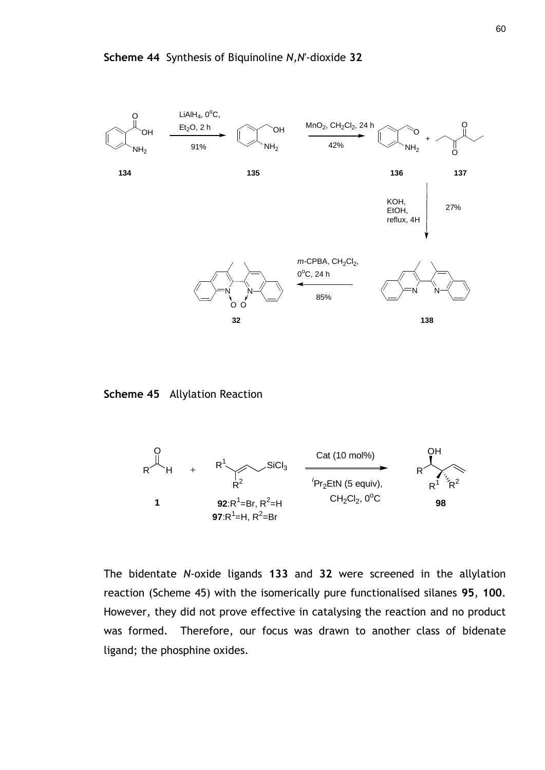**Scheme 44** Synthesis of Biquinoline *N,N'*-dioxide **32**

LiAlH$_4$, 0$^o$C, Et$_2$O, 2 h

91%

MnO$_2$, CH$_2$Cl$_2$, 24 h

42%

**134**

**135**

**136**

**137**

KOH, EtOH, reflux, 4H

27%

*m*-CPBA, CH$_2$Cl$_2$, 0$^o$C, 24 h

85%

**32**

**138**

**Scheme 45** Allylation Reaction

Cat (10 mol%)

$^i$Pr$_2$EtN (5 equiv), CH$_2$Cl$_2$, 0$^o$C

**1**

**92**:R$^1$=Br, R$^2$=H

**97**:R$^1$=H, R$^2$=Br

**98**

The bidentate *N*-oxide ligands **133** and **32** were screened in the allylation reaction (Scheme 45) with the isomerically pure functionalised silanes **95**, **100**. However, they did not prove effective in catalysing the reaction and no product was formed. Therefore, our focus was drawn to another class of bidenate ligand; the phosphine oxides.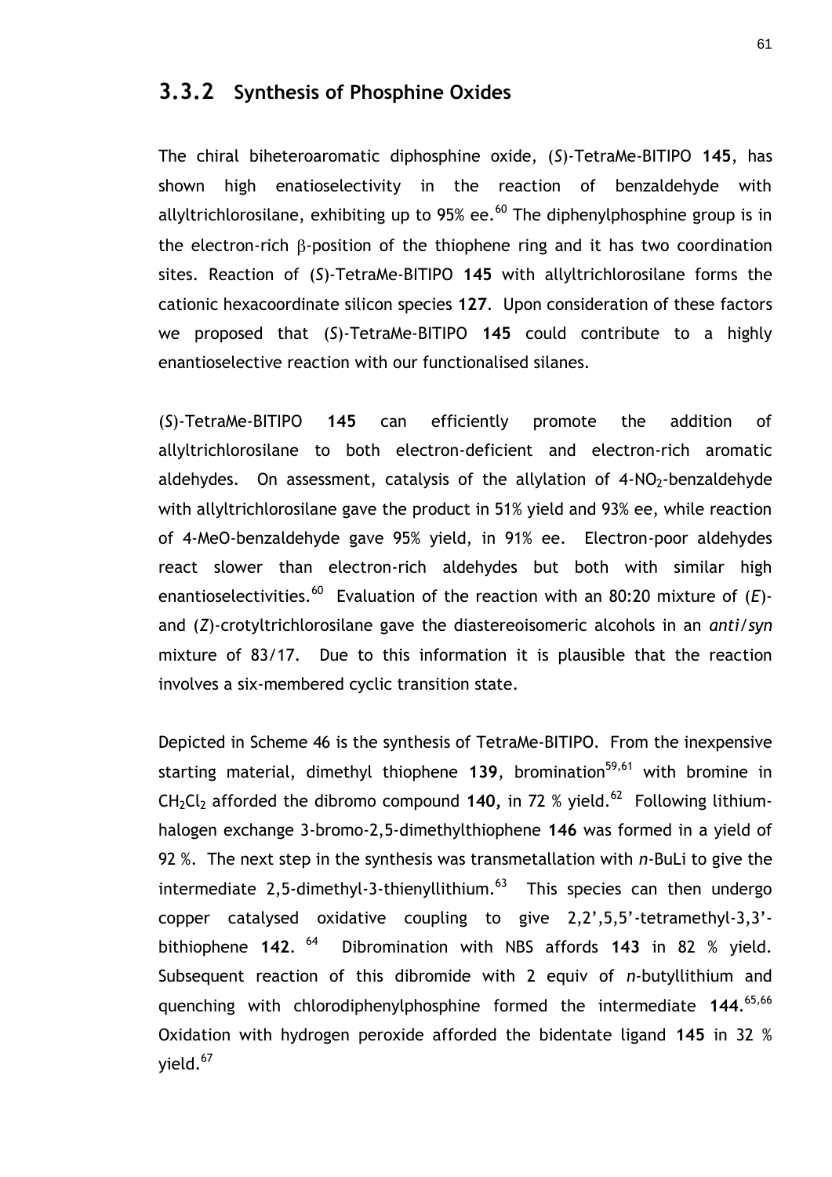## 3.3.2 Synthesis of Phosphine Oxides

The chiral biheteroaromatic diphosphine oxide, (*S*)-TetraMe-BITIPO **145**, has shown high enatioselectivity in the reaction of benzaldehyde with allyltrichlorosilane, exhibiting up to 95% ee.[60] The diphenylphosphine group is in the electron-rich β-position of the thiophene ring and it has two coordination sites. Reaction of (*S*)-TetraMe-BITIPO **145** with allyltrichlorosilane forms the cationic hexacoordinate silicon species **127**. Upon consideration of these factors we proposed that (*S*)-TetraMe-BITIPO **145** could contribute to a highly enantioselective reaction with our functionalised silanes.

(*S*)-TetraMe-BITIPO **145** can efficiently promote the addition of allyltrichlorosilane to both electron-deficient and electron-rich aromatic aldehydes. On assessment, catalysis of the allylation of 4-$NO_2$-benzaldehyde with allyltrichlorosilane gave the product in 51% yield and 93% ee, while reaction of 4-MeO-benzaldehyde gave 95% yield, in 91% ee. Electron-poor aldehydes react slower than electron-rich aldehydes but both with similar high enantioselectivities.[60] Evaluation of the reaction with an 80:20 mixture of (*E*)- and (*Z*)-crotyltrichlorosilane gave the diastereoisomeric alcohols in an *anti*/*syn* mixture of 83/17. Due to this information it is plausible that the reaction involves a six-membered cyclic transition state.

Depicted in Scheme 46 is the synthesis of TetraMe-BITIPO. From the inexpensive starting material, dimethyl thiophene **139**, bromination[59,61] with bromine in $CH_2Cl_2$ afforded the dibromo compound **140,** in 72 % yield.[62] Following lithium-halogen exchange 3-bromo-2,5-dimethylthiophene **146** was formed in a yield of 92 %. The next step in the synthesis was transmetallation with *n*-BuLi to give the intermediate 2,5-dimethyl-3-thienyllithium.[63] This species can then undergo copper catalysed oxidative coupling to give 2,2',5,5'-tetramethyl-3,3'-bithiophene **142**.[64] Dibromination with NBS affords **143** in 82 % yield. Subsequent reaction of this dibromide with 2 equiv of *n*-butyllithium and quenching with chlorodiphenylphosphine formed the intermediate **144**.[65,66] Oxidation with hydrogen peroxide afforded the bidentate ligand **145** in 32 % yield.[67]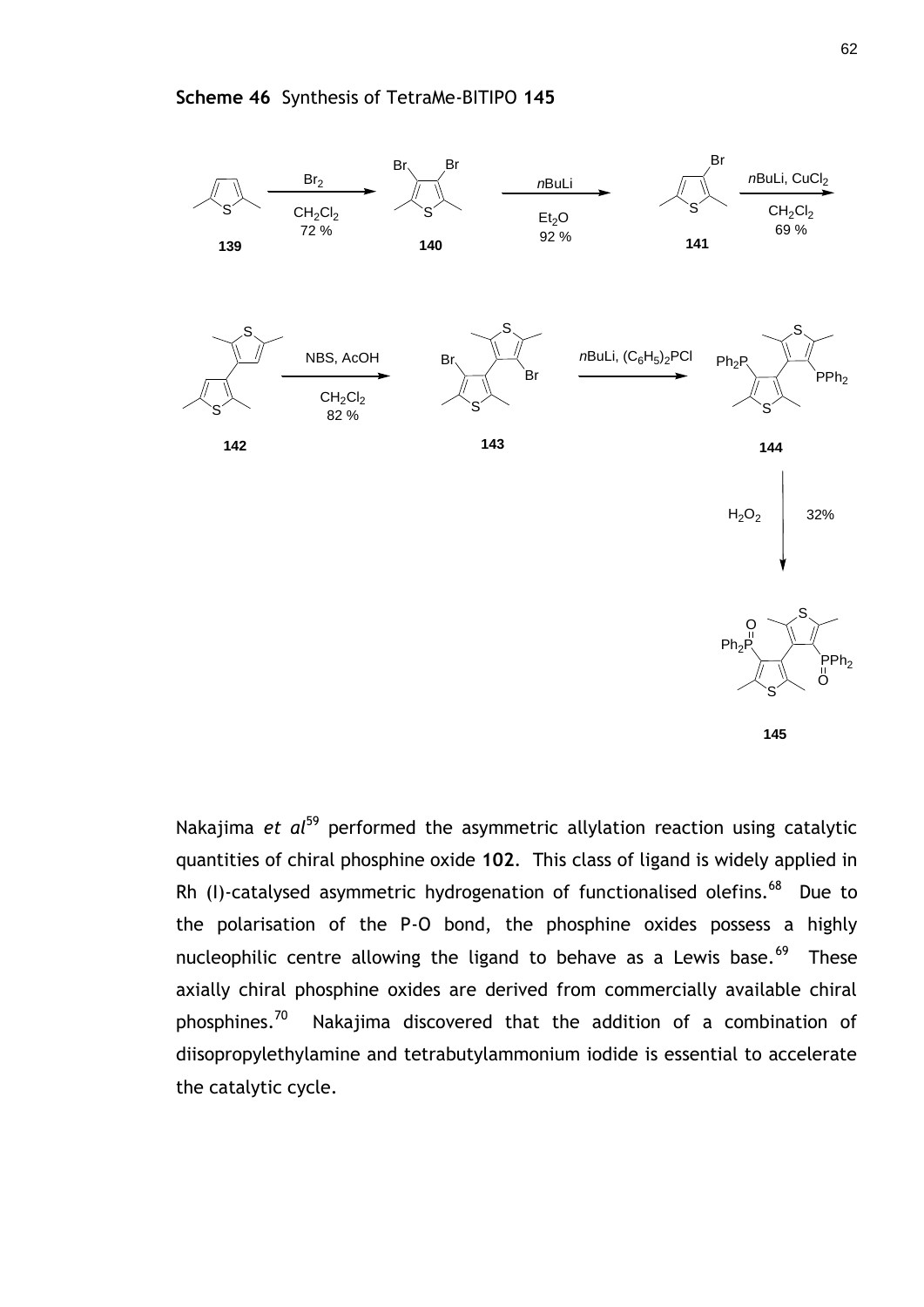**Scheme 46** Synthesis of TetraMe-BITIPO **145**

Nakajima *et al*[59] performed the asymmetric allylation reaction using catalytic quantities of chiral phosphine oxide **102**. This class of ligand is widely applied in Rh (I)-catalysed asymmetric hydrogenation of functionalised olefins.[68] Due to the polarisation of the P-O bond, the phosphine oxides possess a highly nucleophilic centre allowing the ligand to behave as a Lewis base.[69] These axially chiral phosphine oxides are derived from commercially available chiral phosphines.[70] Nakajima discovered that the addition of a combination of diisopropylethylamine and tetrabutylammonium iodide is essential to accelerate the catalytic cycle.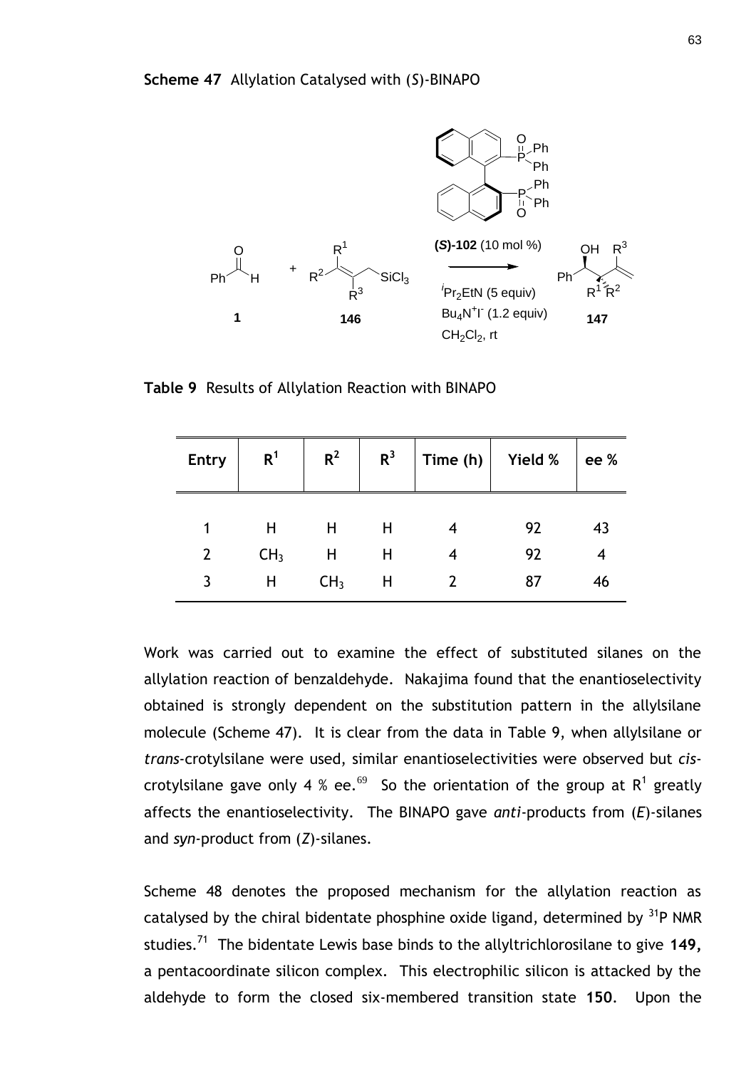**Scheme 47** Allylation Catalysed with (*S*)-BINAPO

(*S*)-**102** (10 mol %)

$^{i}Pr_2EtN$ (5 equiv)

$Bu_4N^+I^-$ (1.2 equiv)

$CH_2Cl_2$, rt

**1** **146** **147**

**Table 9** Results of Allylation Reaction with BINAPO

| Entry | $R^1$ | $R^2$ | $R^3$ | Time (h) | Yield % | ee % |
|---|---|---|---|---|---|---|
| 1 | H | H | H | 4 | 92 | 43 |
| 2 | $CH_3$ | H | H | 4 | 92 | 4 |
| 3 | H | $CH_3$ | H | 2 | 87 | 46 |

Work was carried out to examine the effect of substituted silanes on the allylation reaction of benzaldehyde. Nakajima found that the enantioselectivity obtained is strongly dependent on the substitution pattern in the allylsilane molecule (Scheme 47). It is clear from the data in Table 9, when allylsilane or *trans*-crotylsilane were used, similar enantioselectivities were observed but *cis*-crotylsilane gave only 4 % ee.[69] So the orientation of the group at $R^1$ greatly affects the enantioselectivity. The BINAPO gave *anti*-products from (*E*)-silanes and *syn*-product from (*Z*)-silanes.

Scheme 48 denotes the proposed mechanism for the allylation reaction as catalysed by the chiral bidentate phosphine oxide ligand, determined by $^{31}P$ NMR studies.[71] The bidentate Lewis base binds to the allyltrichlorosilane to give **149,** a pentacoordinate silicon complex. This electrophilic silicon is attacked by the aldehyde to form the closed six-membered transition state **150**. Upon the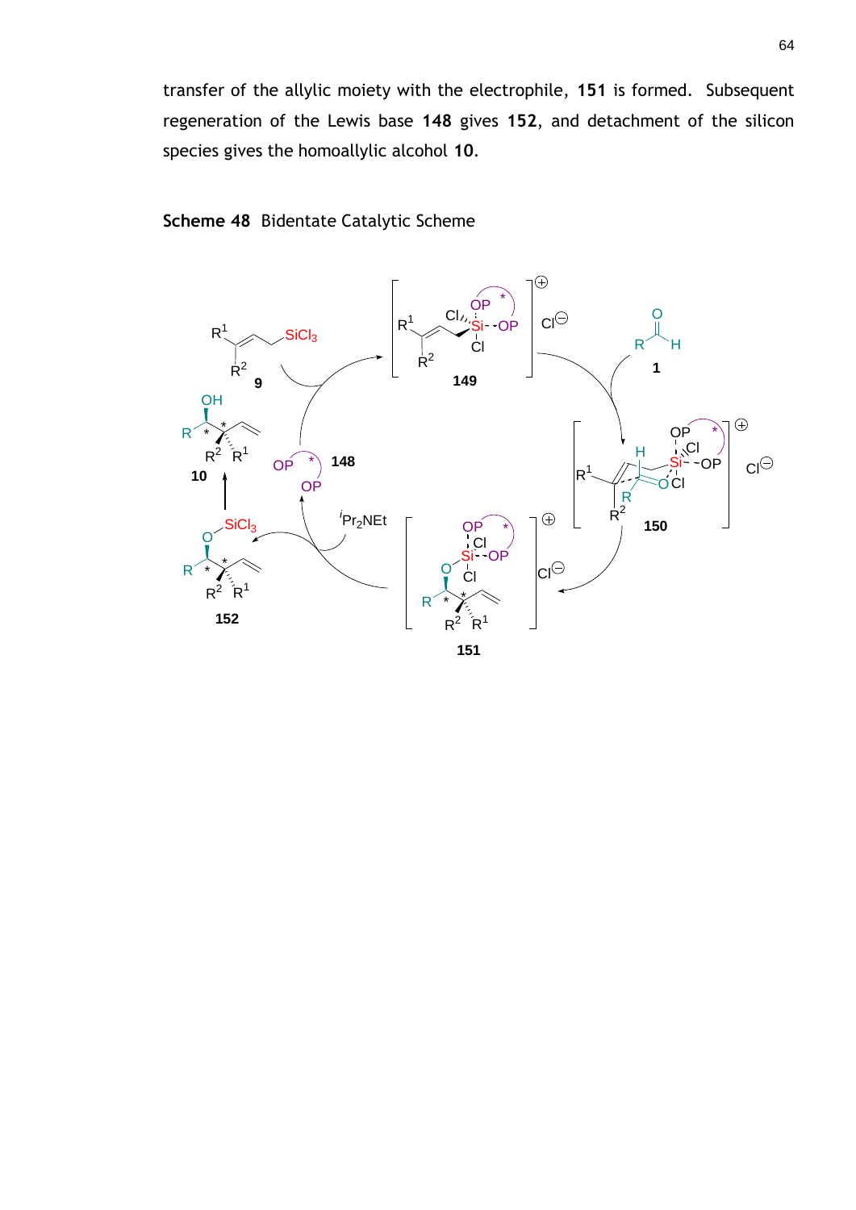transfer of the allylic moiety with the electrophile, **151** is formed. Subsequent regeneration of the Lewis base **148** gives **152**, and detachment of the silicon species gives the homoallylic alcohol **10**.

**Scheme 48** Bidentate Catalytic Scheme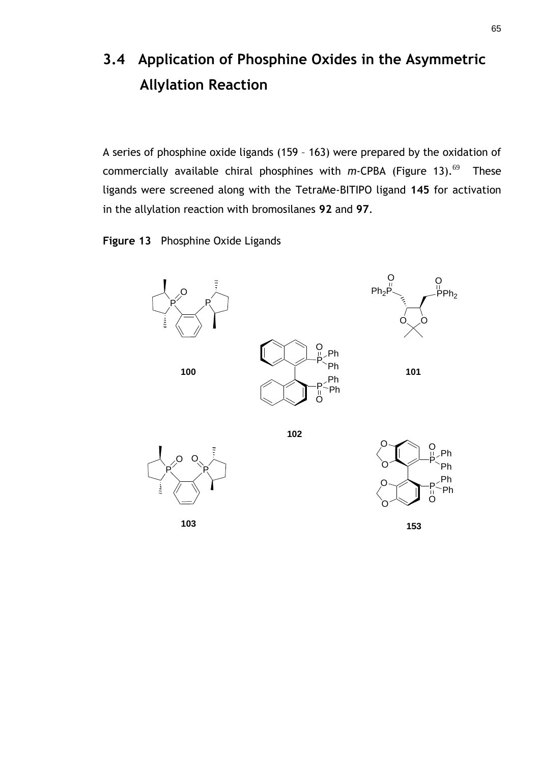## 3.4 Application of Phosphine Oxides in the Asymmetric Allylation Reaction

A series of phosphine oxide ligands (159 – 163) were prepared by the oxidation of commercially available chiral phosphines with *m*-CPBA (Figure 13).[69] These ligands were screened along with the TetraMe-BITIPO ligand **145** for activation in the allylation reaction with bromosilanes **92** and **97**.

**Figure 13** Phosphine Oxide Ligands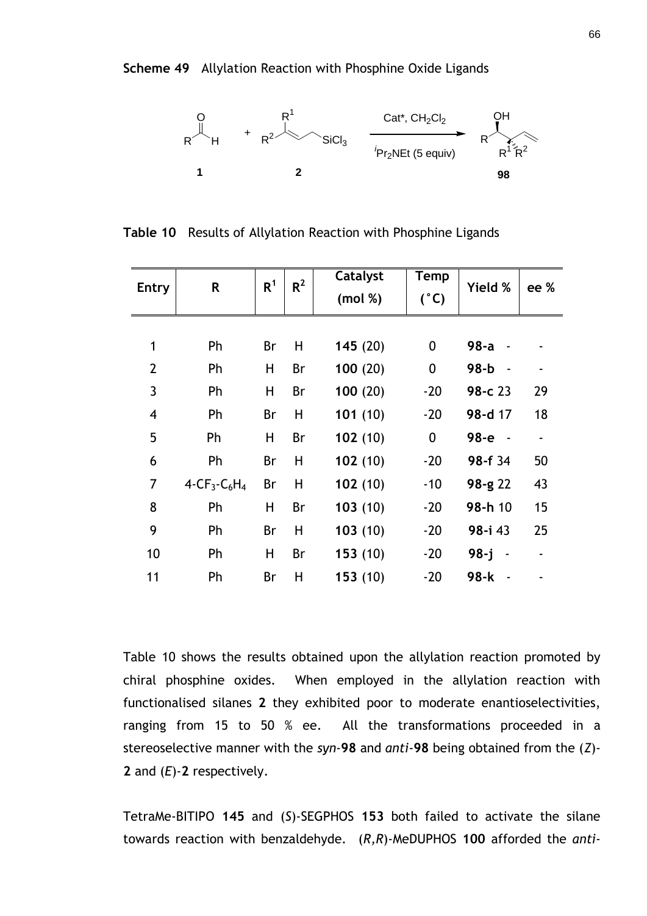**Scheme 49** Allylation Reaction with Phosphine Oxide Ligands

**Table 10** Results of Allylation Reaction with Phosphine Ligands

| Entry | R | $R^1$ | $R^2$ | Catalyst (mol %) | Temp (˚C) | Yield % | ee % |
|---|---|---|---|---|---|---|---|
| 1 | Ph | Br | H | **145** (20) | 0 | **98-a** - | - |
| 2 | Ph | H | Br | **100** (20) | 0 | **98-b** - | - |
| 3 | Ph | H | Br | **100** (20) | -20 | **98-c** 23 | 29 |
| 4 | Ph | Br | H | **101** (10) | -20 | **98-d** 17 | 18 |
| 5 | Ph | H | Br | **102** (10) | 0 | **98-e** - | - |
| 6 | Ph | Br | H | **102** (10) | -20 | **98-f** 34 | 50 |
| 7 | 4-$CF_3$-$C_6H_4$ | Br | H | **102** (10) | -10 | **98-g** 22 | 43 |
| 8 | Ph | H | Br | **103** (10) | -20 | **98-h** 10 | 15 |
| 9 | Ph | Br | H | **103** (10) | -20 | **98-i** 43 | 25 |
| 10 | Ph | H | Br | **153** (10) | -20 | **98-j** - | - |
| 11 | Ph | Br | H | **153** (10) | -20 | **98-k** - | - |

Table 10 shows the results obtained upon the allylation reaction promoted by chiral phosphine oxides. When employed in the allylation reaction with functionalised silanes **2** they exhibited poor to moderate enantioselectivities, ranging from 15 to 50 % ee. All the transformations proceeded in a stereoselective manner with the *syn*-**98** and *anti*-**98** being obtained from the (*Z*)-**2** and (*E*)-**2** respectively.

TetraMe-BITIPO **145** and (*S*)-SEGPHOS **153** both failed to activate the silane towards reaction with benzaldehyde. (*R,R*)-MeDUPHOS **100** afforded the *anti*-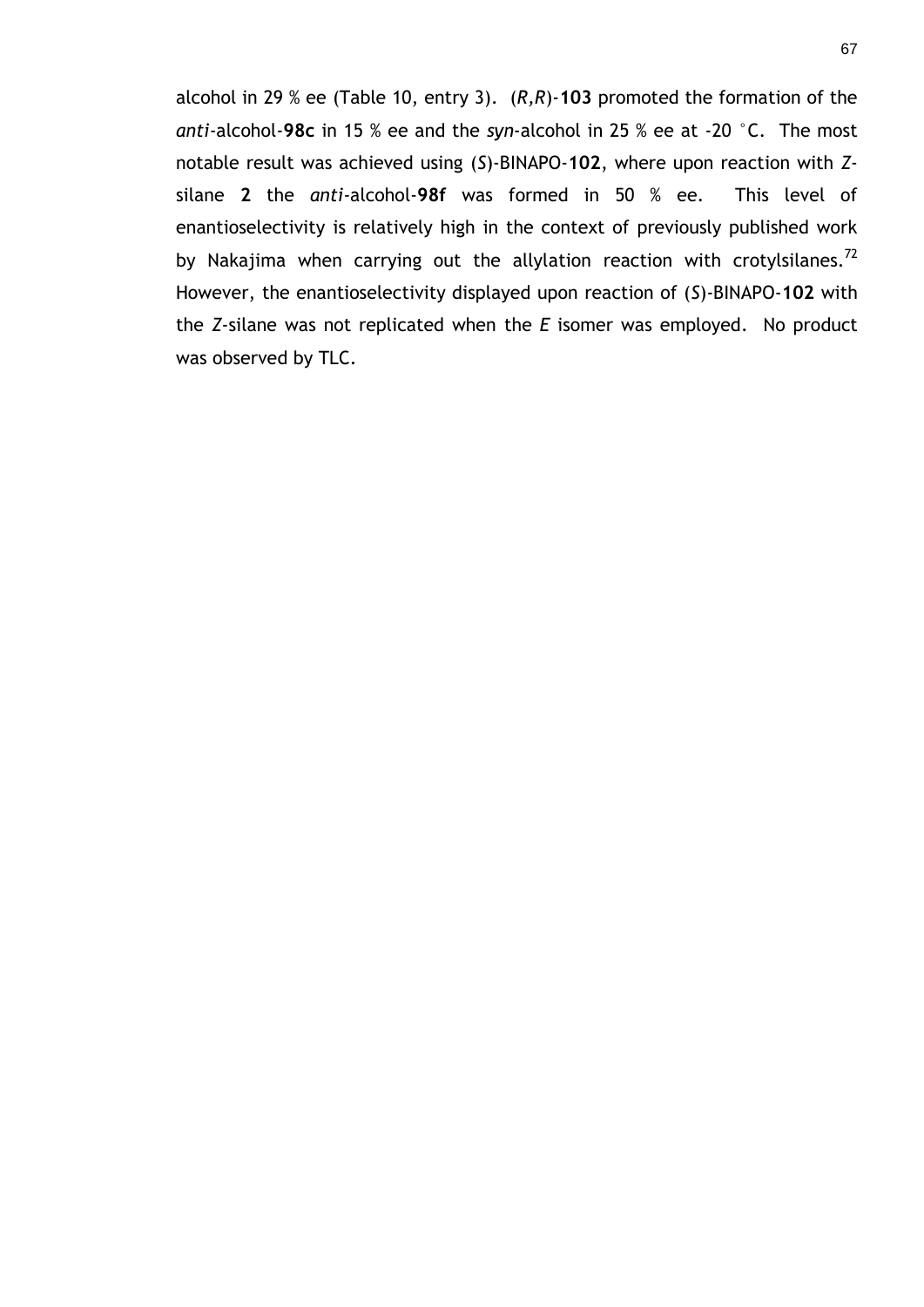alcohol in 29 % ee (Table 10, entry 3). (*R,R*)-**103** promoted the formation of the *anti*-alcohol-**98c** in 15 % ee and the *syn*-alcohol in 25 % ee at -20 °C. The most notable result was achieved using (*S*)-BINAPO-**102**, where upon reaction with *Z*-silane **2** the *anti*-alcohol-**98f** was formed in 50 % ee. This level of enantioselectivity is relatively high in the context of previously published work by Nakajima when carrying out the allylation reaction with crotylsilanes.[72] However, the enantioselectivity displayed upon reaction of (*S*)-BINAPO-**102** with the *Z*-silane was not replicated when the *E* isomer was employed. No product was observed by TLC.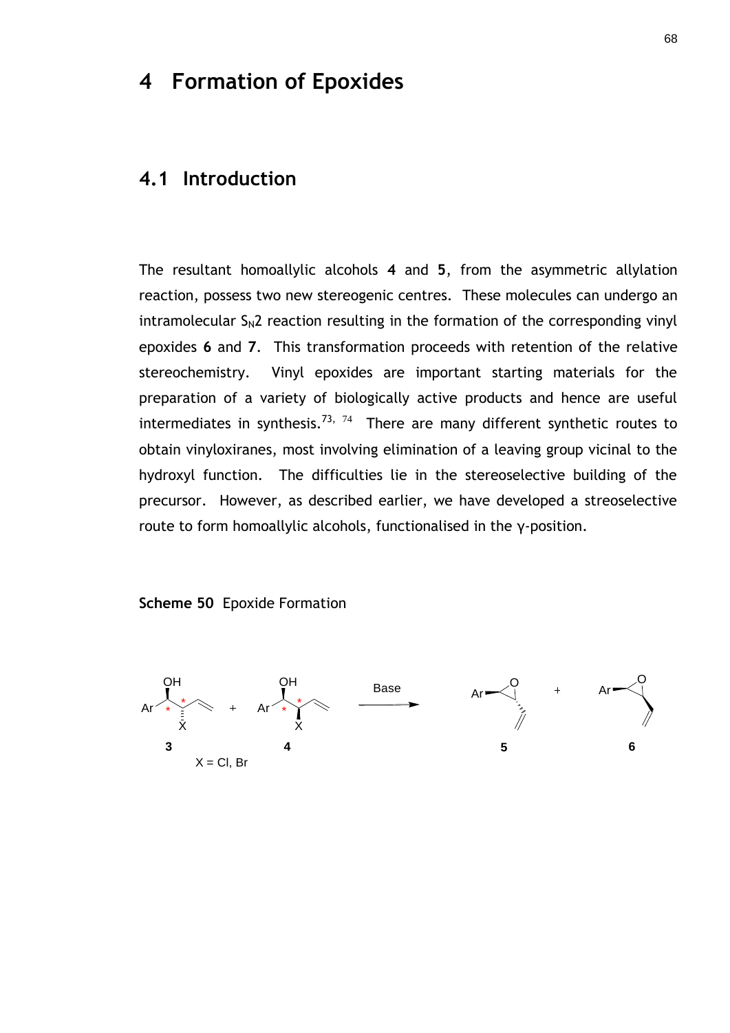# 4 Formation of Epoxides

## 4.1 Introduction

The resultant homoallylic alcohols **4** and **5**, from the asymmetric allylation reaction, possess two new stereogenic centres. These molecules can undergo an intramolecular $S_N2$ reaction resulting in the formation of the corresponding vinyl epoxides **6** and **7**. This transformation proceeds with retention of the relative stereochemistry. Vinyl epoxides are important starting materials for the preparation of a variety of biologically active products and hence are useful intermediates in synthesis.[73, 74] There are many different synthetic routes to obtain vinyloxiranes, most involving elimination of a leaving group vicinal to the hydroxyl function. The difficulties lie in the stereoselective building of the precursor. However, as described earlier, we have developed a streoselective route to form homoallylic alcohols, functionalised in the γ-position.

**Scheme 50** Epoxide Formation

Base

3

4

5

6

X = Cl, Br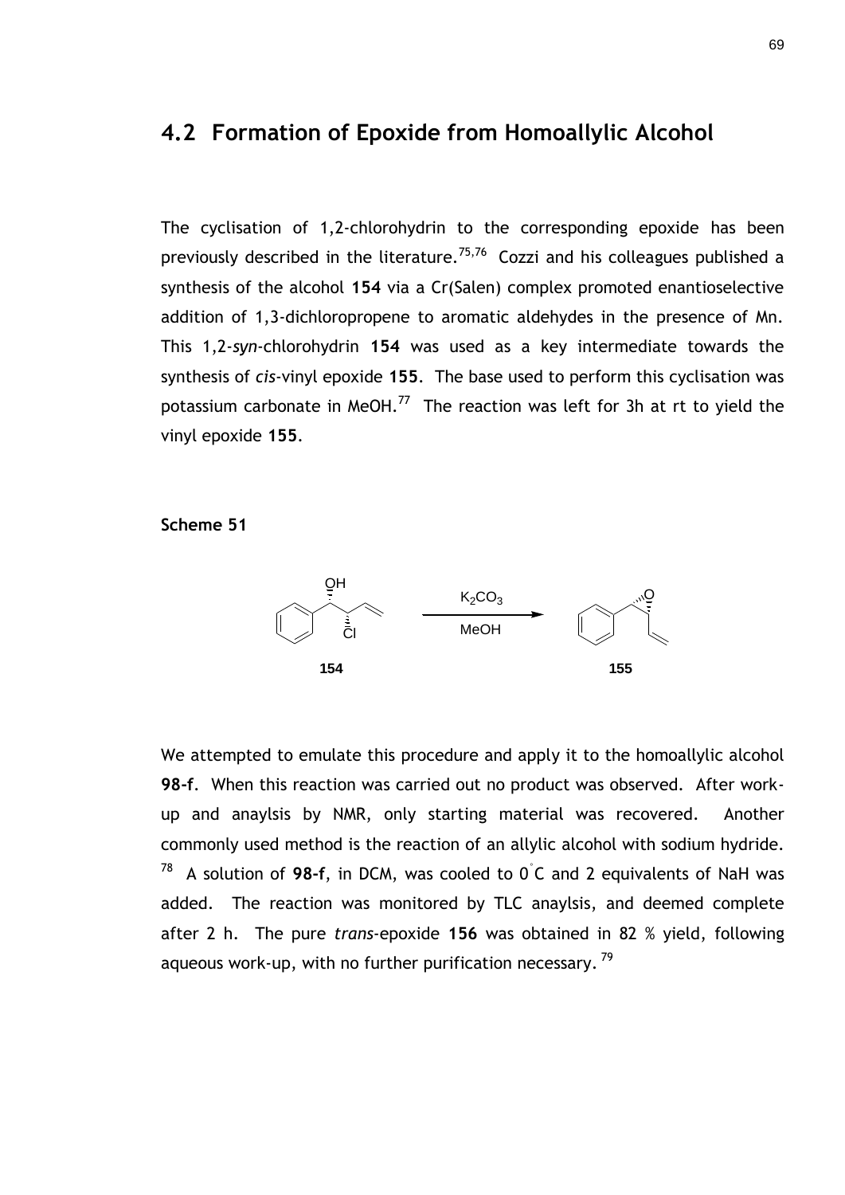## 4.2 Formation of Epoxide from Homoallylic Alcohol

The cyclisation of 1,2-chlorohydrin to the corresponding epoxide has been previously described in the literature.[75,76] Cozzi and his colleagues published a synthesis of the alcohol **154** via a Cr(Salen) complex promoted enantioselective addition of 1,3-dichloropropene to aromatic aldehydes in the presence of Mn. This 1,2-*syn*-chlorohydrin **154** was used as a key intermediate towards the synthesis of *cis*-vinyl epoxide **155**. The base used to perform this cyclisation was potassium carbonate in MeOH.[77] The reaction was left for 3h at rt to yield the vinyl epoxide **155**.

**Scheme 51**

$K_2CO_3$

MeOH

**154**

**155**

We attempted to emulate this procedure and apply it to the homoallylic alcohol **98-f**. When this reaction was carried out no product was observed. After work-up and anaylsis by NMR, only starting material was recovered. Another commonly used method is the reaction of an allylic alcohol with sodium hydride.[78] A solution of **98-f**, in DCM, was cooled to 0 °C and 2 equivalents of NaH was added. The reaction was monitored by TLC anaylsis, and deemed complete after 2 h. The pure *trans*-epoxide **156** was obtained in 82 % yield, following aqueous work-up, with no further purification necessary.[79]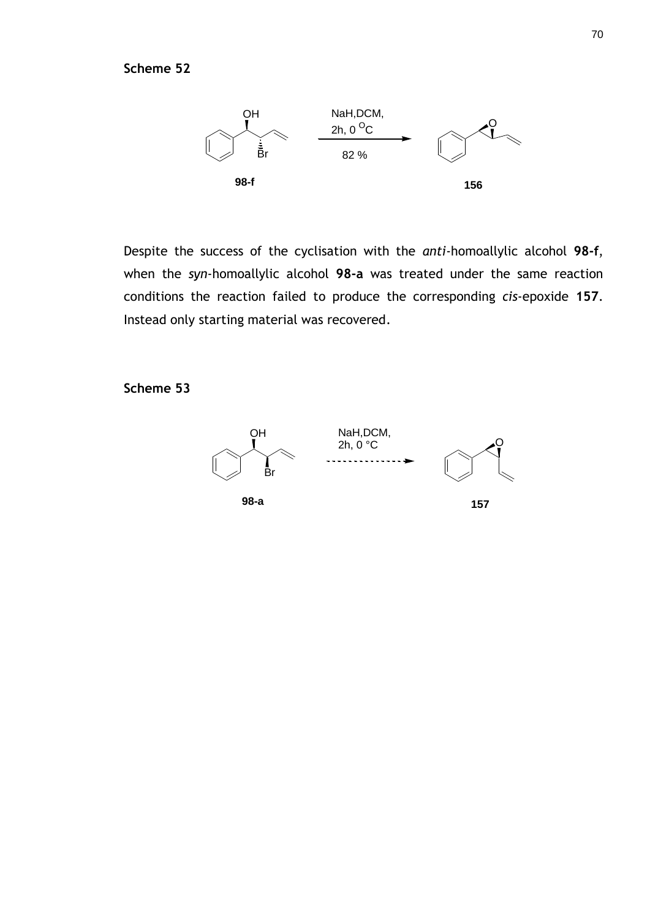**Scheme 52**

NaH,DCM, 2h, 0 $^{O}$C

82 %

98-f

156

Despite the success of the cyclisation with the *anti*-homoallylic alcohol **98-f**, when the *syn*-homoallylic alcohol **98-a** was treated under the same reaction conditions the reaction failed to produce the corresponding *cis*-epoxide **157**. Instead only starting material was recovered.

**Scheme 53**

NaH,DCM, 2h, 0 °C

98-a

157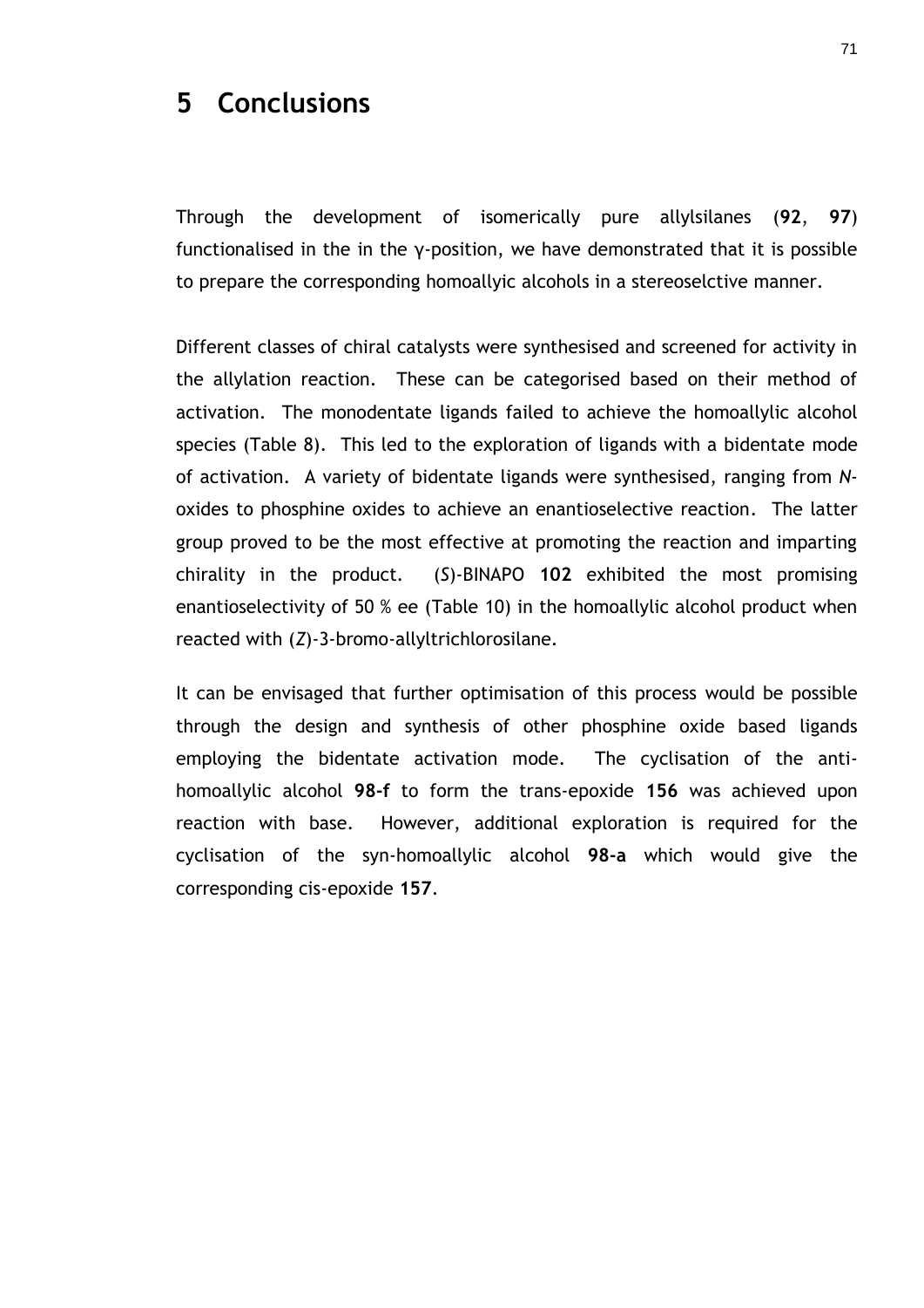# 5 Conclusions

Through the development of isomerically pure allylsilanes (**92**, **97**) functionalised in the in the γ-position, we have demonstrated that it is possible to prepare the corresponding homoallyic alcohols in a stereoselctive manner.

Different classes of chiral catalysts were synthesised and screened for activity in the allylation reaction. These can be categorised based on their method of activation. The monodentate ligands failed to achieve the homoallylic alcohol species (Table 8). This led to the exploration of ligands with a bidentate mode of activation. A variety of bidentate ligands were synthesised, ranging from *N*-oxides to phosphine oxides to achieve an enantioselective reaction. The latter group proved to be the most effective at promoting the reaction and imparting chirality in the product. (*S*)-BINAPO **102** exhibited the most promising enantioselectivity of 50 % ee (Table 10) in the homoallylic alcohol product when reacted with (*Z*)-3-bromo-allyltrichlorosilane.

It can be envisaged that further optimisation of this process would be possible through the design and synthesis of other phosphine oxide based ligands employing the bidentate activation mode. The cyclisation of the anti-homoallylic alcohol **98-f** to form the trans-epoxide **156** was achieved upon reaction with base. However, additional exploration is required for the cyclisation of the syn-homoallylic alcohol **98-a** which would give the corresponding cis-epoxide **157**.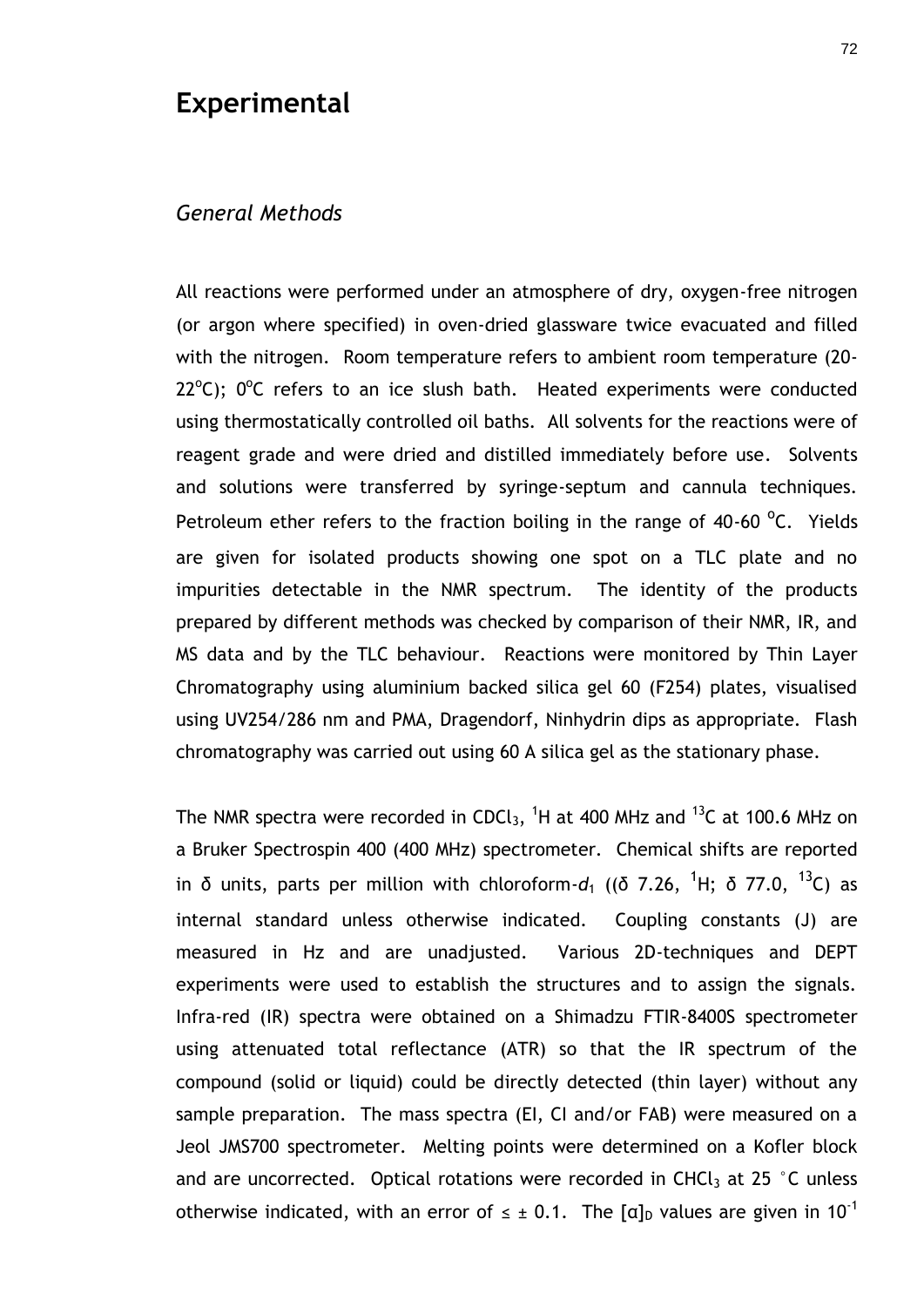# Experimental

## *General Methods*

All reactions were performed under an atmosphere of dry, oxygen-free nitrogen (or argon where specified) in oven-dried glassware twice evacuated and filled with the nitrogen. Room temperature refers to ambient room temperature (20-22 $^{o}$C); 0 $^{o}$C refers to an ice slush bath. Heated experiments were conducted using thermostatically controlled oil baths. All solvents for the reactions were of reagent grade and were dried and distilled immediately before use. Solvents and solutions were transferred by syringe-septum and cannula techniques. Petroleum ether refers to the fraction boiling in the range of 40-60 $^{o}$C. Yields are given for isolated products showing one spot on a TLC plate and no impurities detectable in the NMR spectrum. The identity of the products prepared by different methods was checked by comparison of their NMR, IR, and MS data and by the TLC behaviour. Reactions were monitored by Thin Layer Chromatography using aluminium backed silica gel 60 (F254) plates, visualised using UV254/286 nm and PMA, Dragendorf, Ninhydrin dips as appropriate. Flash chromatography was carried out using 60 A silica gel as the stationary phase.

The NMR spectra were recorded in $CDCl_3$, $^{1}H$ at 400 MHz and $^{13}C$ at 100.6 MHz on a Bruker Spectrospin 400 (400 MHz) spectrometer. Chemical shifts are reported in δ units, parts per million with chloroform-$d_1$ ((δ 7.26, $^{1}H$; δ 77.0, $^{13}C$) as internal standard unless otherwise indicated. Coupling constants (J) are measured in Hz and are unadjusted. Various 2D-techniques and DEPT experiments were used to establish the structures and to assign the signals. Infra-red (IR) spectra were obtained on a Shimadzu FTIR-8400S spectrometer using attenuated total reflectance (ATR) so that the IR spectrum of the compound (solid or liquid) could be directly detected (thin layer) without any sample preparation. The mass spectra (EI, CI and/or FAB) were measured on a Jeol JMS700 spectrometer. Melting points were determined on a Kofler block and are uncorrected. Optical rotations were recorded in $CHCl_3$ at 25 °C unless otherwise indicated, with an error of ≤ ± 0.1. The $[\alpha]_D$ values are given in $10^{-1}$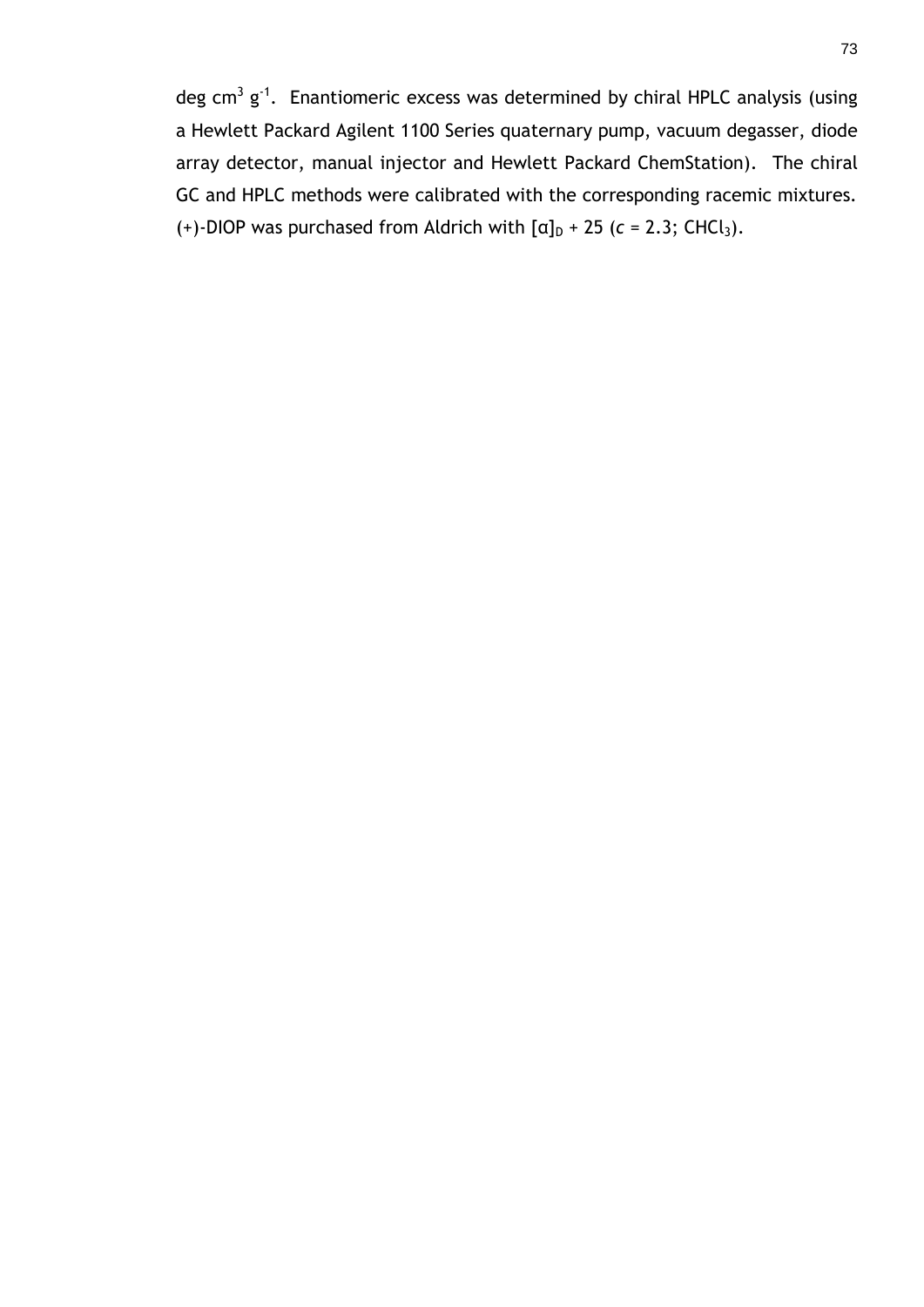deg $cm^3$ $g^{-1}$. Enantiomeric excess was determined by chiral HPLC analysis (using a Hewlett Packard Agilent 1100 Series quaternary pump, vacuum degasser, diode array detector, manual injector and Hewlett Packard ChemStation). The chiral GC and HPLC methods were calibrated with the corresponding racemic mixtures. (+)-DIOP was purchased from Aldrich with $[\alpha]_D$ + 25 (*c* = 2.3; $CHCl_3$).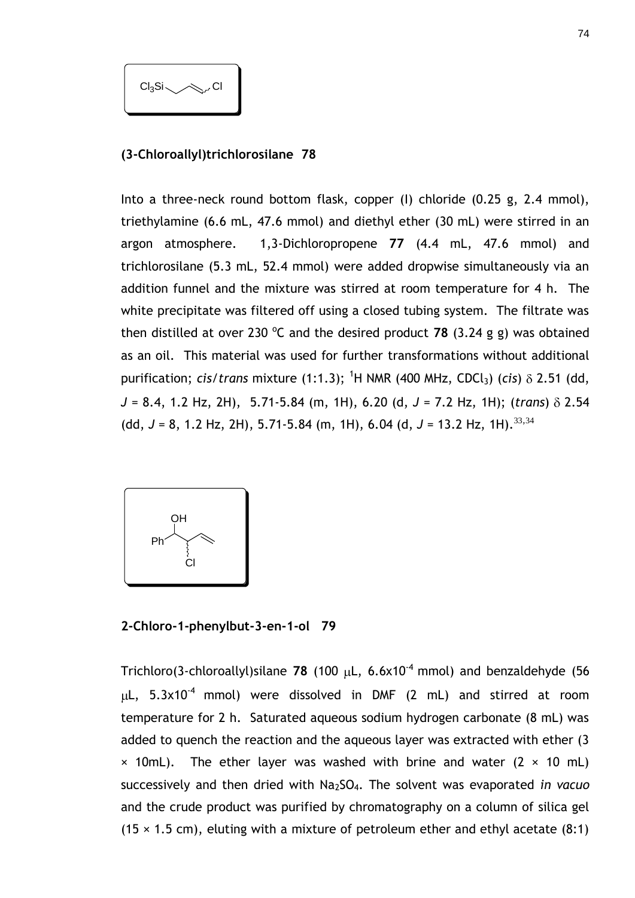### (3-Chloroallyl)trichlorosilane 78

Into a three-neck round bottom flask, copper (I) chloride (0.25 g, 2.4 mmol), triethylamine (6.6 mL, 47.6 mmol) and diethyl ether (30 mL) were stirred in an argon atmosphere. 1,3-Dichloropropene **77** (4.4 mL, 47.6 mmol) and trichlorosilane (5.3 mL, 52.4 mmol) were added dropwise simultaneously via an addition funnel and the mixture was stirred at room temperature for 4 h. The white precipitate was filtered off using a closed tubing system. The filtrate was then distilled at over 230 °C and the desired product **78** (3.24 g g) was obtained as an oil. This material was used for further transformations without additional purification; *cis/trans* mixture (1:1.3); $^1$H NMR (400 MHz, $CDCl_3$) (*cis*) $\delta$ 2.51 (dd, $J$ = 8.4, 1.2 Hz, 2H), 5.71-5.84 (m, 1H), 6.20 (d, $J$ = 7.2 Hz, 1H); (*trans*) $\delta$ 2.54 (dd, $J$ = 8, 1.2 Hz, 2H), 5.71-5.84 (m, 1H), 6.04 (d, $J$ = 13.2 Hz, 1H).[33,34]

### 2-Chloro-1-phenylbut-3-en-1-ol 79

Trichloro(3-chloroallyl)silane **78** (100 μL, $6.6 \times 10^{-4}$ mmol) and benzaldehyde (56 μL, $5.3 \times 10^{-4}$ mmol) were dissolved in DMF (2 mL) and stirred at room temperature for 2 h. Saturated aqueous sodium hydrogen carbonate (8 mL) was added to quench the reaction and the aqueous layer was extracted with ether (3 × 10mL). The ether layer was washed with brine and water (2 × 10 mL) successively and then dried with $Na_2SO_4$. The solvent was evaporated *in vacuo* and the crude product was purified by chromatography on a column of silica gel (15 × 1.5 cm), eluting with a mixture of petroleum ether and ethyl acetate (8:1)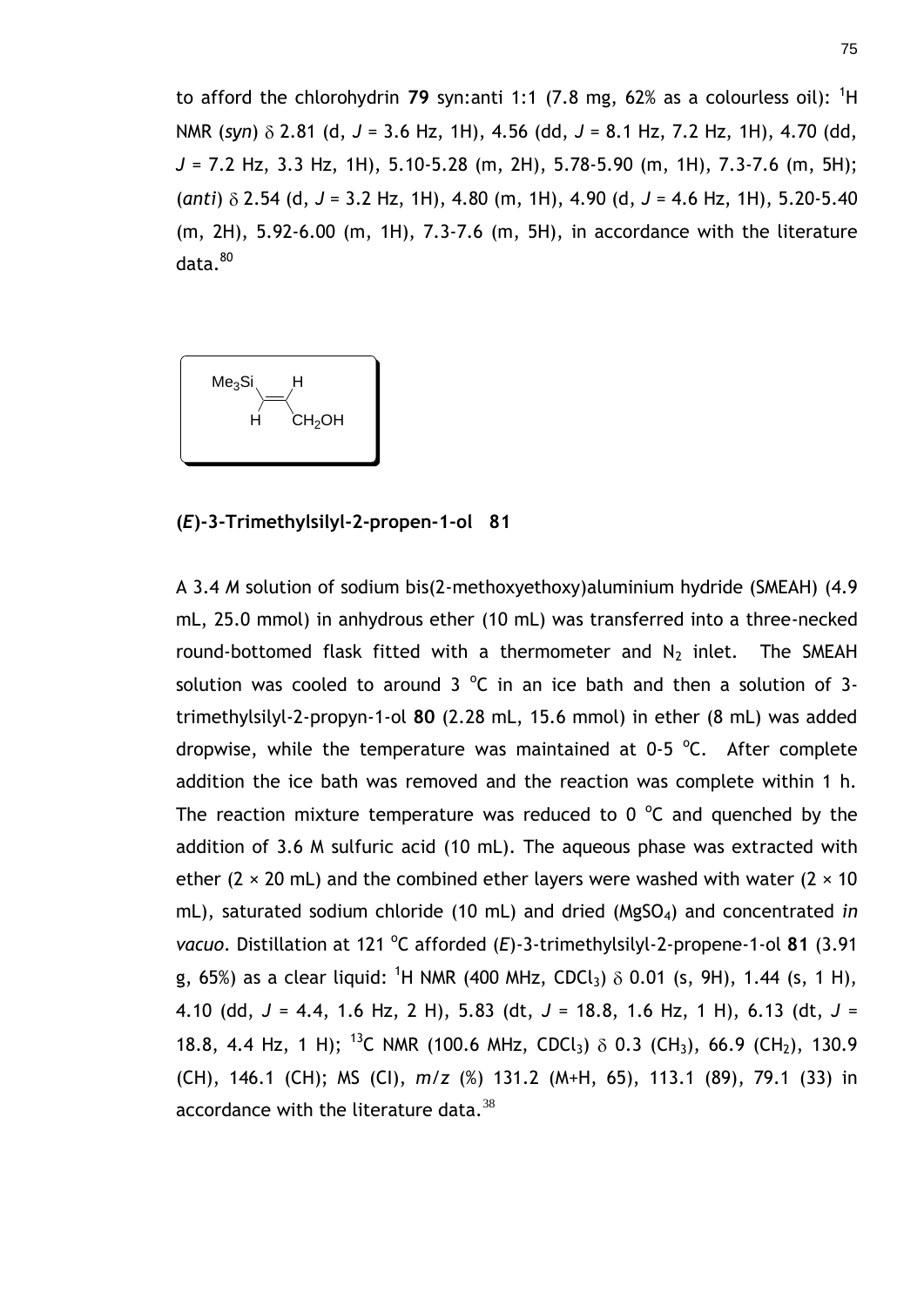to afford the chlorohydrin **79** syn:anti 1:1 (7.8 mg, 62% as a colourless oil): $^1$H NMR (*syn*) $\delta$ 2.81 (d, *J* = 3.6 Hz, 1H), 4.56 (dd, *J* = 8.1 Hz, 7.2 Hz, 1H), 4.70 (dd, *J* = 7.2 Hz, 3.3 Hz, 1H), 5.10-5.28 (m, 2H), 5.78-5.90 (m, 1H), 7.3-7.6 (m, 5H); (*anti*) $\delta$ 2.54 (d, *J* = 3.2 Hz, 1H), 4.80 (m, 1H), 4.90 (d, *J* = 4.6 Hz, 1H), 5.20-5.40 (m, 2H), 5.92-6.00 (m, 1H), 7.3-7.6 (m, 5H), in accordance with the literature data.[80]

Me$_3$Si H
H CH$_2$OH

**(*E*)-3-Trimethylsilyl-2-propen-1-ol 81**

A 3.4 *M* solution of sodium bis(2-methoxyethoxy)aluminium hydride (SMEAH) (4.9 mL, 25.0 mmol) in anhydrous ether (10 mL) was transferred into a three-necked round-bottomed flask fitted with a thermometer and $N_2$ inlet. The SMEAH solution was cooled to around 3 °C in an ice bath and then a solution of 3-trimethylsilyl-2-propyn-1-ol **80** (2.28 mL, 15.6 mmol) in ether (8 mL) was added dropwise, while the temperature was maintained at 0-5 °C. After complete addition the ice bath was removed and the reaction was complete within 1 h. The reaction mixture temperature was reduced to 0 °C and quenched by the addition of 3.6 M sulfuric acid (10 mL). The aqueous phase was extracted with ether (2 × 20 mL) and the combined ether layers were washed with water (2 × 10 mL), saturated sodium chloride (10 mL) and dried ($MgSO_4$) and concentrated *in vacuo*. Distillation at 121 °C afforded (*E*)-3-trimethylsilyl-2-propene-1-ol **81** (3.91 g, 65%) as a clear liquid: $^1$H NMR (400 MHz, $CDCl_3$) $\delta$ 0.01 (s, 9H), 1.44 (s, 1 H), 4.10 (dd, *J* = 4.4, 1.6 Hz, 2 H), 5.83 (dt, *J* = 18.8, 1.6 Hz, 1 H), 6.13 (dt, *J* = 18.8, 4.4 Hz, 1 H); $^{13}$C NMR (100.6 MHz, $CDCl_3$) $\delta$ 0.3 ($CH_3$), 66.9 ($CH_2$), 130.9 (CH), 146.1 (CH); MS (CI), *m*/*z* (%) 131.2 (M+H, 65), 113.1 (89), 79.1 (33) in accordance with the literature data.[38]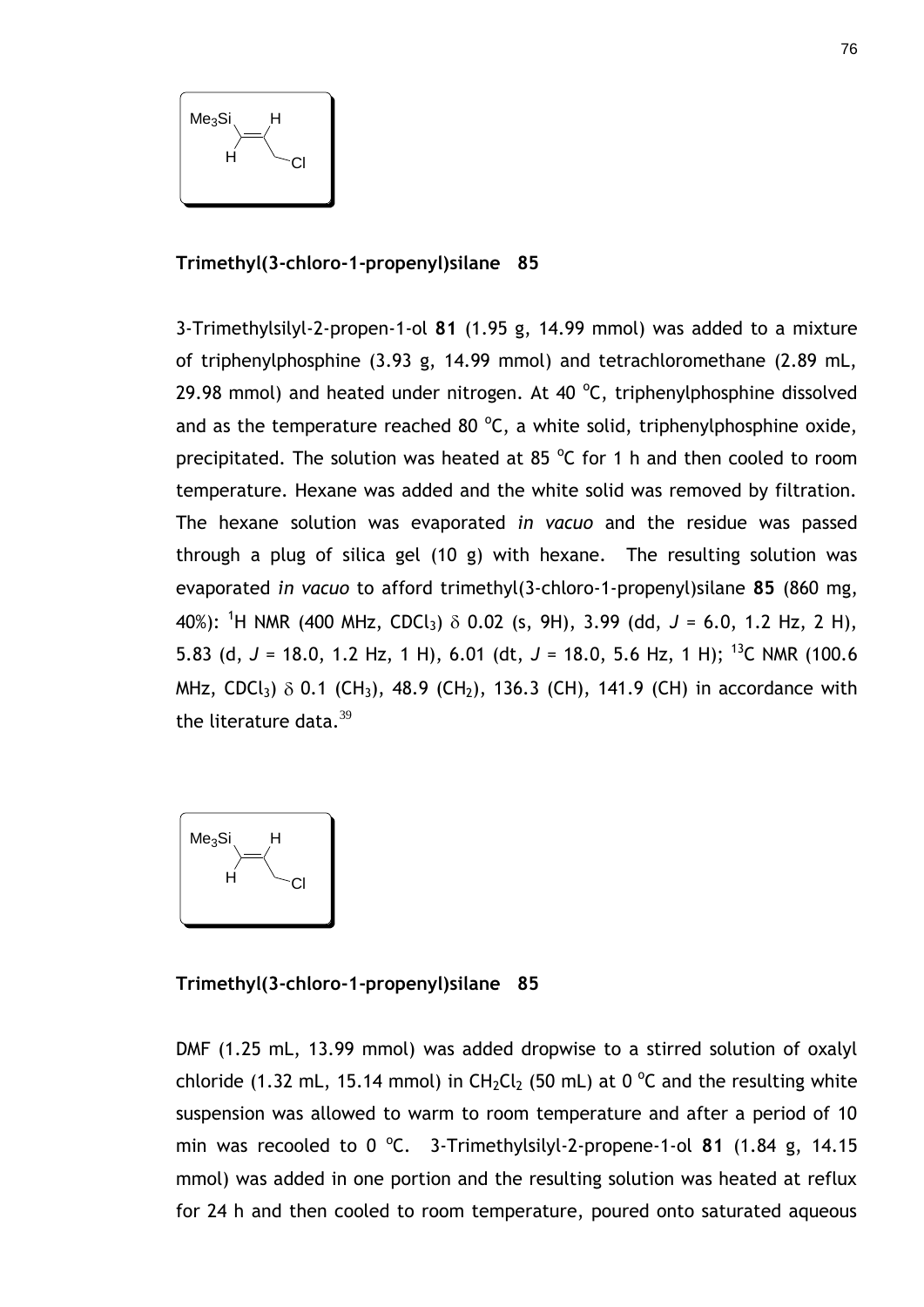**Trimethyl(3-chloro-1-propenyl)silane 85**

3-Trimethylsilyl-2-propen-1-ol **81** (1.95 g, 14.99 mmol) was added to a mixture of triphenylphosphine (3.93 g, 14.99 mmol) and tetrachloromethane (2.89 mL, 29.98 mmol) and heated under nitrogen. At 40 °C, triphenylphosphine dissolved and as the temperature reached 80 °C, a white solid, triphenylphosphine oxide, precipitated. The solution was heated at 85 °C for 1 h and then cooled to room temperature. Hexane was added and the white solid was removed by filtration. The hexane solution was evaporated *in vacuo* and the residue was passed through a plug of silica gel (10 g) with hexane. The resulting solution was evaporated *in vacuo* to afford trimethyl(3-chloro-1-propenyl)silane **85** (860 mg, 40%): $^{1}$H NMR (400 MHz, $CDCl_3$) $\delta$ 0.02 (s, 9H), 3.99 (dd, $J$ = 6.0, 1.2 Hz, 2 H), 5.83 (d, $J$ = 18.0, 1.2 Hz, 1 H), 6.01 (dt, $J$ = 18.0, 5.6 Hz, 1 H); $^{13}$C NMR (100.6 MHz, $CDCl_3$) $\delta$ 0.1 ($CH_3$), 48.9 ($CH_2$), 136.3 (CH), 141.9 (CH) in accordance with the literature data.[39]

**Trimethyl(3-chloro-1-propenyl)silane 85**

DMF (1.25 mL, 13.99 mmol) was added dropwise to a stirred solution of oxalyl chloride (1.32 mL, 15.14 mmol) in $CH_2Cl_2$ (50 mL) at 0 °C and the resulting white suspension was allowed to warm to room temperature and after a period of 10 min was recooled to 0 °C. 3-Trimethylsilyl-2-propene-1-ol **81** (1.84 g, 14.15 mmol) was added in one portion and the resulting solution was heated at reflux for 24 h and then cooled to room temperature, poured onto saturated aqueous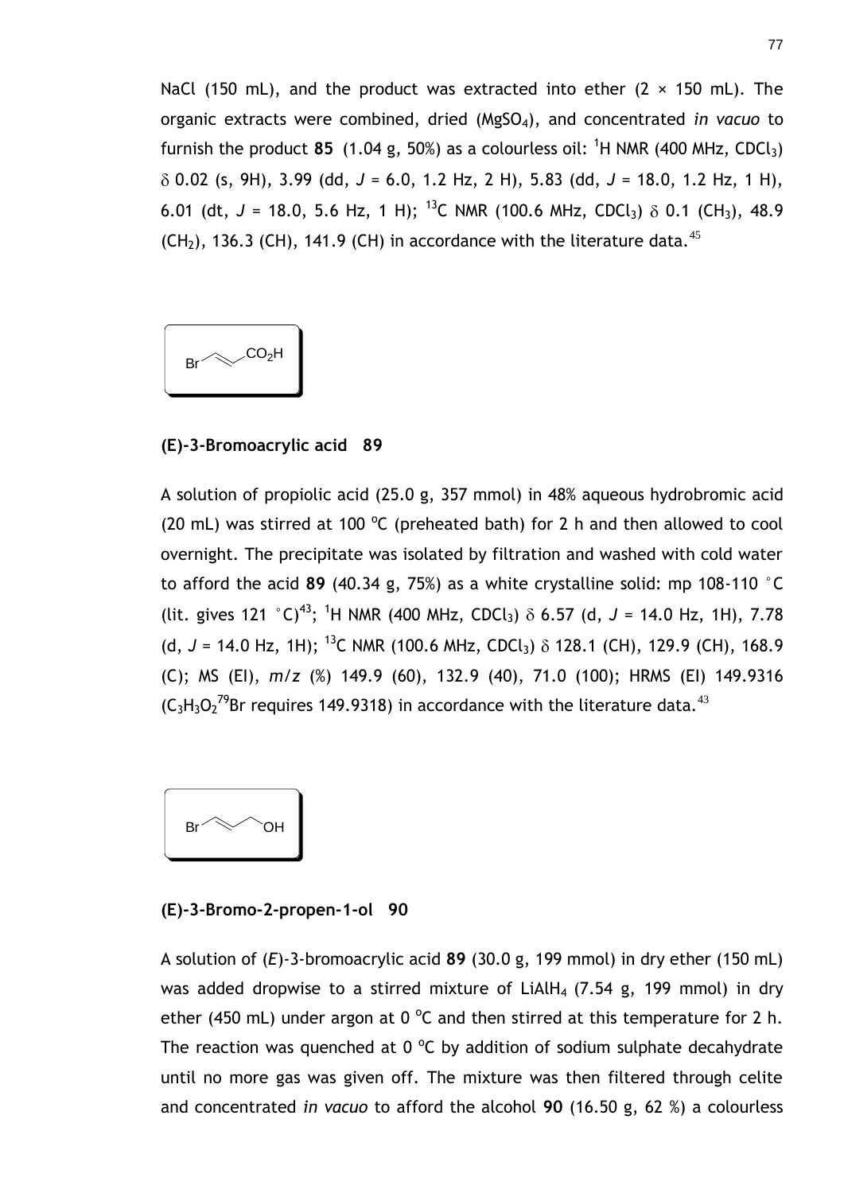NaCl (150 mL), and the product was extracted into ether (2 × 150 mL). The organic extracts were combined, dried ($MgSO_4$), and concentrated *in vacuo* to furnish the product **85** (1.04 g, 50%) as a colourless oil: $^1$H NMR (400 MHz, $CDCl_3$) δ 0.02 (s, 9H), 3.99 (dd, *J* = 6.0, 1.2 Hz, 2 H), 5.83 (dd, *J* = 18.0, 1.2 Hz, 1 H), 6.01 (dt, *J* = 18.0, 5.6 Hz, 1 H); $^{13}$C NMR (100.6 MHz, $CDCl_3$) δ 0.1 ($CH_3$), 48.9 ($CH_2$), 136.3 (CH), 141.9 (CH) in accordance with the literature data.[45]

Br CO$_2$H

**(E)-3-Bromoacrylic acid 89**

A solution of propiolic acid (25.0 g, 357 mmol) in 48% aqueous hydrobromic acid (20 mL) was stirred at 100 °C (preheated bath) for 2 h and then allowed to cool overnight. The precipitate was isolated by filtration and washed with cold water to afford the acid **89** (40.34 g, 75%) as a white crystalline solid: mp 108-110 °C (lit. gives 121 °C)[43]; $^1$H NMR (400 MHz, $CDCl_3$) δ 6.57 (d, *J* = 14.0 Hz, 1H), 7.78 (d, *J* = 14.0 Hz, 1H); $^{13}$C NMR (100.6 MHz, $CDCl_3$) δ 128.1 (CH), 129.9 (CH), 168.9 (C); MS (EI), *m/z* (%) 149.9 (60), 132.9 (40), 71.0 (100); HRMS (EI) 149.9316 ($C_3H_3O_2{}^{79}Br$ requires 149.9318) in accordance with the literature data.[43]

Br OH

**(E)-3-Bromo-2-propen-1-ol 90**

A solution of (*E*)-3-bromoacrylic acid **89** (30.0 g, 199 mmol) in dry ether (150 mL) was added dropwise to a stirred mixture of $LiAlH_4$ (7.54 g, 199 mmol) in dry ether (450 mL) under argon at 0 °C and then stirred at this temperature for 2 h. The reaction was quenched at 0 °C by addition of sodium sulphate decahydrate until no more gas was given off. The mixture was then filtered through celite and concentrated *in vacuo* to afford the alcohol **90** (16.50 g, 62 %) a colourless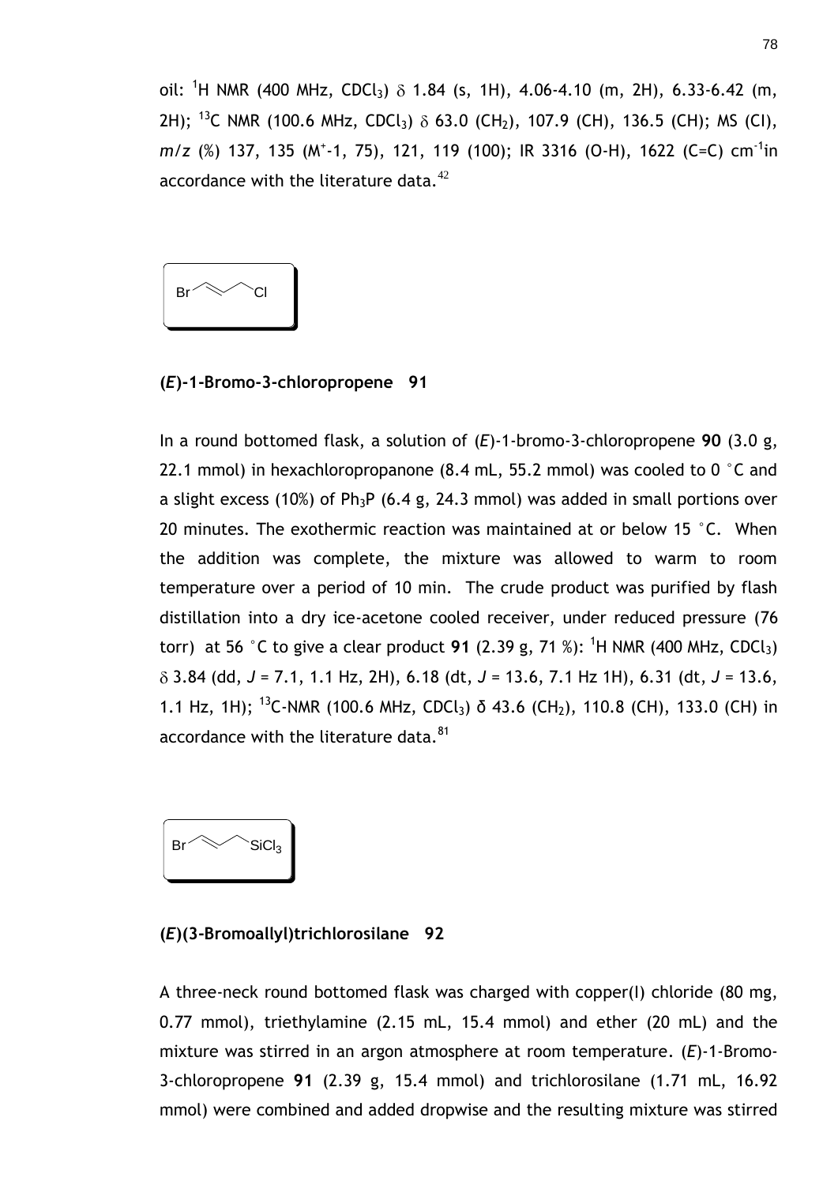oil: $^1$H NMR (400 MHz, $CDCl_3$) $\delta$ 1.84 (s, 1H), 4.06-4.10 (m, 2H), 6.33-6.42 (m, 2H); $^{13}$C NMR (100.6 MHz, $CDCl_3$) $\delta$ 63.0 ($CH_2$), 107.9 (CH), 136.5 (CH); MS (CI), *m/z* (%) 137, 135 ($M^+$-1, 75), 121, 119 (100); IR 3316 (O-H), 1622 (C=C) $cm^{-1}$in accordance with the literature data.[42]

Br Cl

**(*E*)-1-Bromo-3-chloropropene 91**

In a round bottomed flask, a solution of (*E*)-1-bromo-3-chloropropene **90** (3.0 g, 22.1 mmol) in hexachloropropanone (8.4 mL, 55.2 mmol) was cooled to 0 °C and a slight excess (10%) of $Ph_3P$ (6.4 g, 24.3 mmol) was added in small portions over 20 minutes. The exothermic reaction was maintained at or below 15 °C. When the addition was complete, the mixture was allowed to warm to room temperature over a period of 10 min. The crude product was purified by flash distillation into a dry ice-acetone cooled receiver, under reduced pressure (76 torr) at 56 °C to give a clear product **91** (2.39 g, 71 %): $^1$H NMR (400 MHz, $CDCl_3$) $\delta$ 3.84 (dd, *J* = 7.1, 1.1 Hz, 2H), 6.18 (dt, *J* = 13.6, 7.1 Hz 1H), 6.31 (dt, *J* = 13.6, 1.1 Hz, 1H); $^{13}$C-NMR (100.6 MHz, $CDCl_3$) δ 43.6 ($CH_2$), 110.8 (CH), 133.0 (CH) in accordance with the literature data.[81]

Br $SiCl_3$

**(*E*)(3-Bromoallyl)trichlorosilane 92**

A three-neck round bottomed flask was charged with copper(I) chloride (80 mg, 0.77 mmol), triethylamine (2.15 mL, 15.4 mmol) and ether (20 mL) and the mixture was stirred in an argon atmosphere at room temperature. (*E*)-1-Bromo-3-chloropropene **91** (2.39 g, 15.4 mmol) and trichlorosilane (1.71 mL, 16.92 mmol) were combined and added dropwise and the resulting mixture was stirred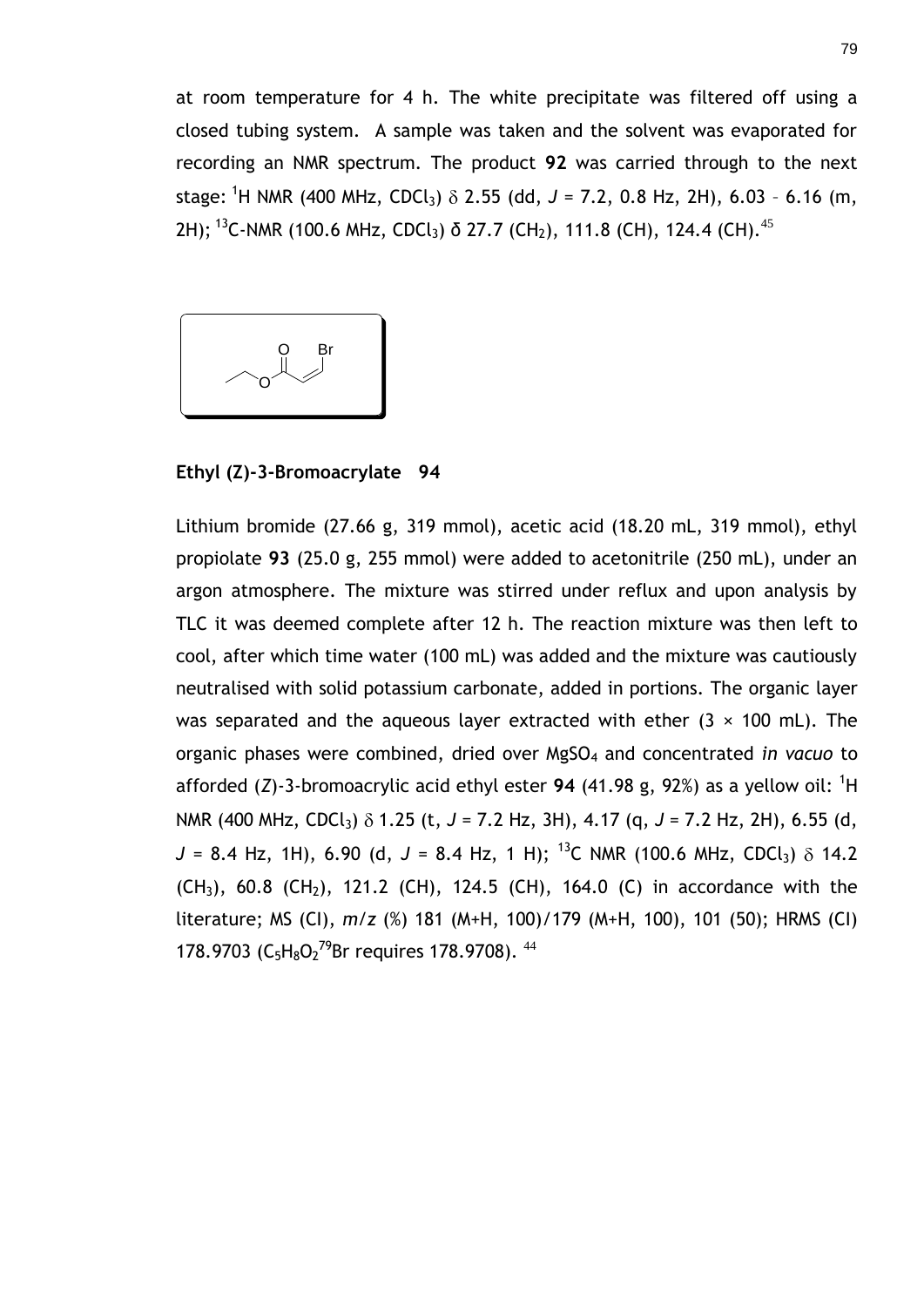at room temperature for 4 h. The white precipitate was filtered off using a closed tubing system. A sample was taken and the solvent was evaporated for recording an NMR spectrum. The product **92** was carried through to the next stage: $^1$H NMR (400 MHz, $CDCl_3$) $\delta$ 2.55 (dd, *J* = 7.2, 0.8 Hz, 2H), 6.03 – 6.16 (m, 2H); $^{13}$C-NMR (100.6 MHz, $CDCl_3$) δ 27.7 ($CH_2$), 111.8 (CH), 124.4 (CH).[45]

**Ethyl (Z)-3-Bromoacrylate 94**

Lithium bromide (27.66 g, 319 mmol), acetic acid (18.20 mL, 319 mmol), ethyl propiolate **93** (25.0 g, 255 mmol) were added to acetonitrile (250 mL), under an argon atmosphere. The mixture was stirred under reflux and upon analysis by TLC it was deemed complete after 12 h. The reaction mixture was then left to cool, after which time water (100 mL) was added and the mixture was cautiously neutralised with solid potassium carbonate, added in portions. The organic layer was separated and the aqueous layer extracted with ether (3 × 100 mL). The organic phases were combined, dried over $MgSO_4$ and concentrated *in vacuo* to afforded (*Z*)-3-bromoacrylic acid ethyl ester **94** (41.98 g, 92%) as a yellow oil: $^1$H NMR (400 MHz, $CDCl_3$) $\delta$ 1.25 (t, *J* = 7.2 Hz, 3H), 4.17 (q, *J* = 7.2 Hz, 2H), 6.55 (d, *J* = 8.4 Hz, 1H), 6.90 (d, *J* = 8.4 Hz, 1 H); $^{13}$C NMR (100.6 MHz, $CDCl_3$) $\delta$ 14.2 ($CH_3$), 60.8 ($CH_2$), 121.2 (CH), 124.5 (CH), 164.0 (C) in accordance with the literature; MS (CI), *m*/*z* (%) 181 (M+H, 100)/179 (M+H, 100), 101 (50); HRMS (CI) 178.9703 ($C_5H_8O_2{}^{79}Br$ requires 178.9708).[44]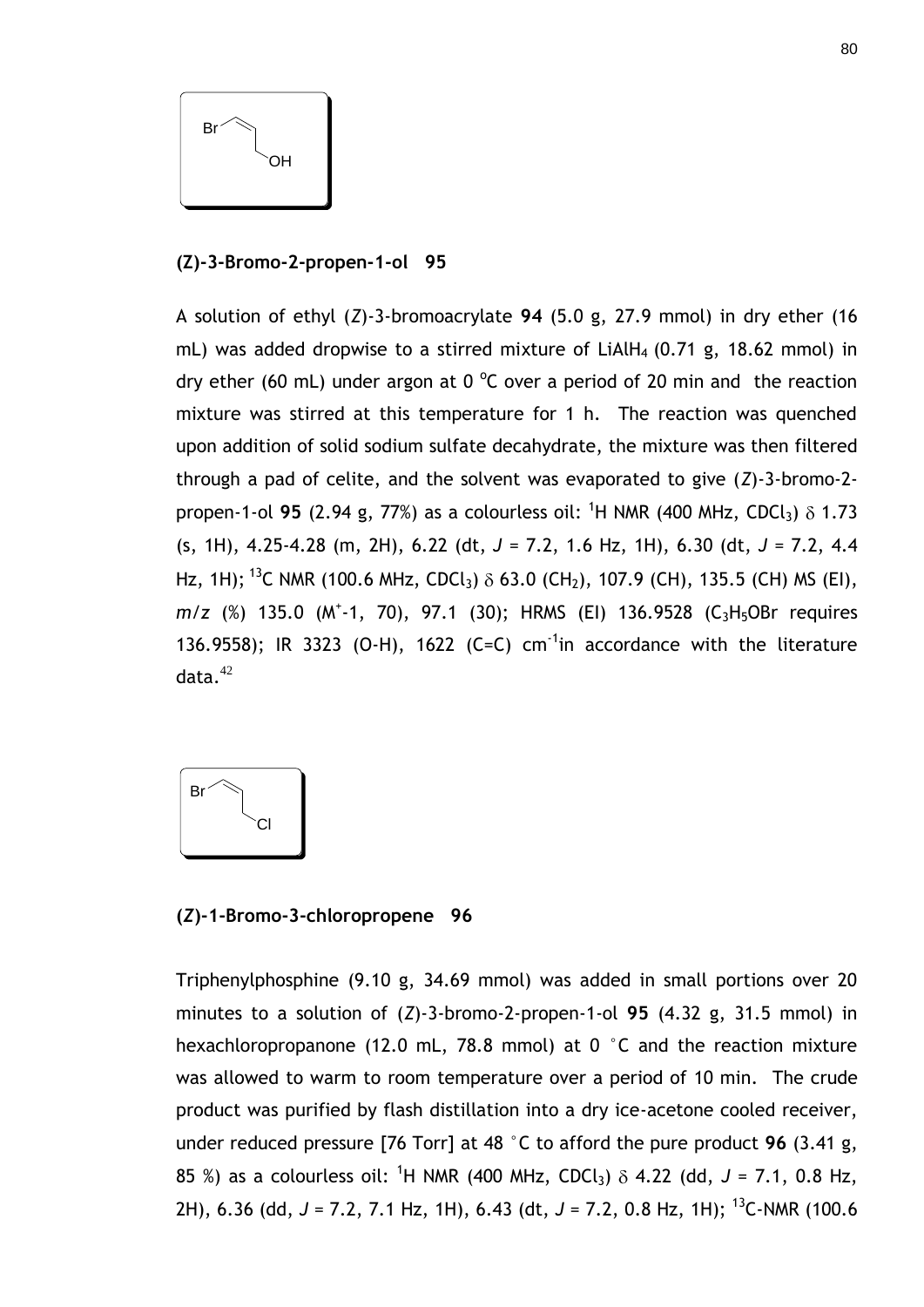**(Z)-3-Bromo-2-propen-1-ol 95**

A solution of ethyl (*Z*)-3-bromoacrylate **94** (5.0 g, 27.9 mmol) in dry ether (16 mL) was added dropwise to a stirred mixture of $LiAlH_4$ (0.71 g, 18.62 mmol) in dry ether (60 mL) under argon at 0 °C over a period of 20 min and the reaction mixture was stirred at this temperature for 1 h. The reaction was quenched upon addition of solid sodium sulfate decahydrate, the mixture was then filtered through a pad of celite, and the solvent was evaporated to give (*Z*)-3-bromo-2-propen-1-ol **95** (2.94 g, 77%) as a colourless oil: $^{1}$H NMR (400 MHz, $CDCl_3$) $\delta$ 1.73 (s, 1H), 4.25-4.28 (m, 2H), 6.22 (dt, *J* = 7.2, 1.6 Hz, 1H), 6.30 (dt, *J* = 7.2, 4.4 Hz, 1H); $^{13}$C NMR (100.6 MHz, $CDCl_3$) $\delta$ 63.0 ($CH_2$), 107.9 (CH), 135.5 (CH) MS (EI), *m/z* (%) 135.0 ($M^+$-1, 70), 97.1 (30); HRMS (EI) 136.9528 ($C_3H_5OBr$ requires 136.9558); IR 3323 (O-H), 1622 (C=C) $cm^{-1}$in accordance with the literature data.[42]

**(*Z*)-1-Bromo-3-chloropropene 96**

Triphenylphosphine (9.10 g, 34.69 mmol) was added in small portions over 20 minutes to a solution of (*Z*)-3-bromo-2-propen-1-ol **95** (4.32 g, 31.5 mmol) in hexachloropropanone (12.0 mL, 78.8 mmol) at 0 °C and the reaction mixture was allowed to warm to room temperature over a period of 10 min. The crude product was purified by flash distillation into a dry ice-acetone cooled receiver, under reduced pressure [76 Torr] at 48 °C to afford the pure product **96** (3.41 g, 85 %) as a colourless oil: $^{1}$H NMR (400 MHz, $CDCl_3$) $\delta$ 4.22 (dd, *J* = 7.1, 0.8 Hz, 2H), 6.36 (dd, *J* = 7.2, 7.1 Hz, 1H), 6.43 (dt, *J* = 7.2, 0.8 Hz, 1H); $^{13}$C-NMR (100.6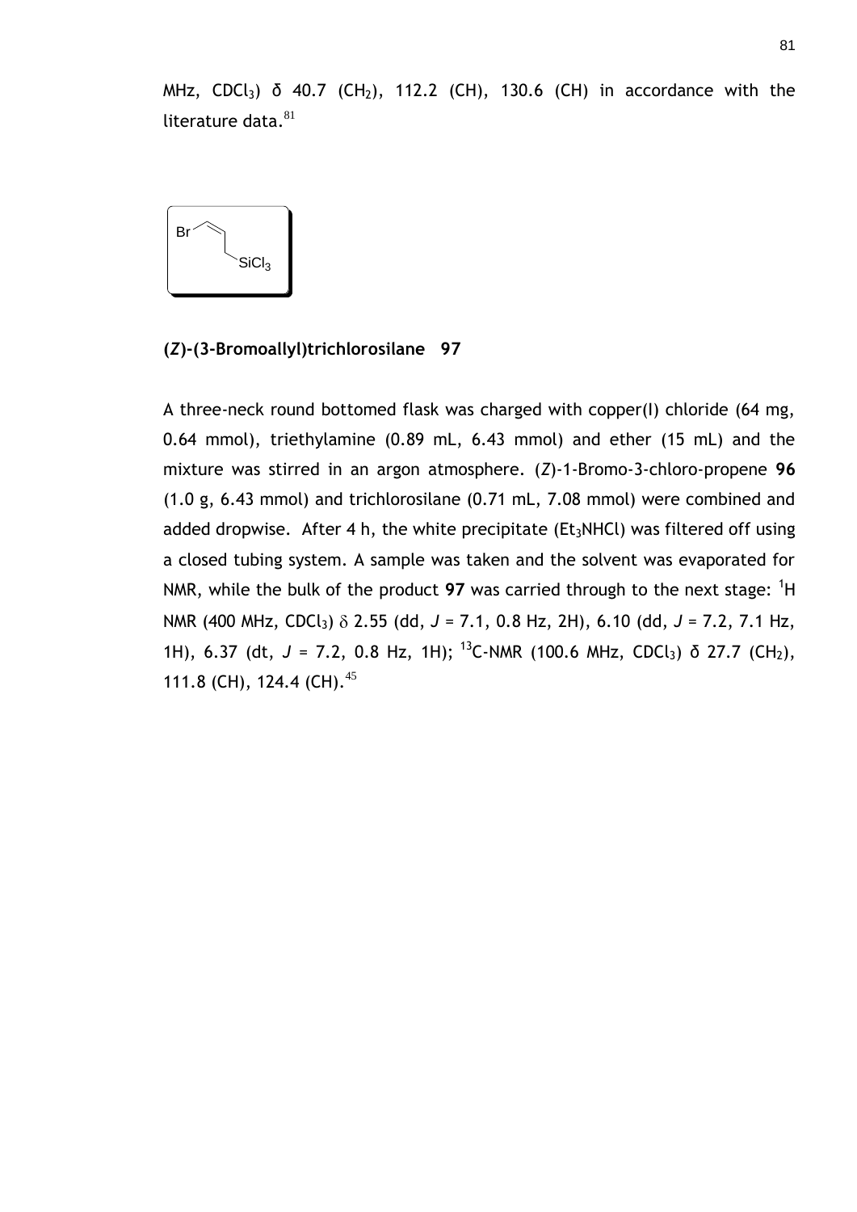MHz, $CDCl_3$) δ 40.7 ($CH_2$), 112.2 (CH), 130.6 (CH) in accordance with the literature data.[81]

Br SiCl3

**(*Z*)-(3-Bromoallyl)trichlorosilane 97**

A three-neck round bottomed flask was charged with copper(I) chloride (64 mg, 0.64 mmol), triethylamine (0.89 mL, 6.43 mmol) and ether (15 mL) and the mixture was stirred in an argon atmosphere. (*Z*)-1-Bromo-3-chloro-propene **96** (1.0 g, 6.43 mmol) and trichlorosilane (0.71 mL, 7.08 mmol) were combined and added dropwise. After 4 h, the white precipitate ($Et_3NHCl$) was filtered off using a closed tubing system. A sample was taken and the solvent was evaporated for NMR, while the bulk of the product **97** was carried through to the next stage: $^1$H NMR (400 MHz, $CDCl_3$) δ 2.55 (dd, *J* = 7.1, 0.8 Hz, 2H), 6.10 (dd, *J* = 7.2, 7.1 Hz, 1H), 6.37 (dt, *J* = 7.2, 0.8 Hz, 1H); $^{13}$C-NMR (100.6 MHz, $CDCl_3$) δ 27.7 ($CH_2$), 111.8 (CH), 124.4 (CH).[45]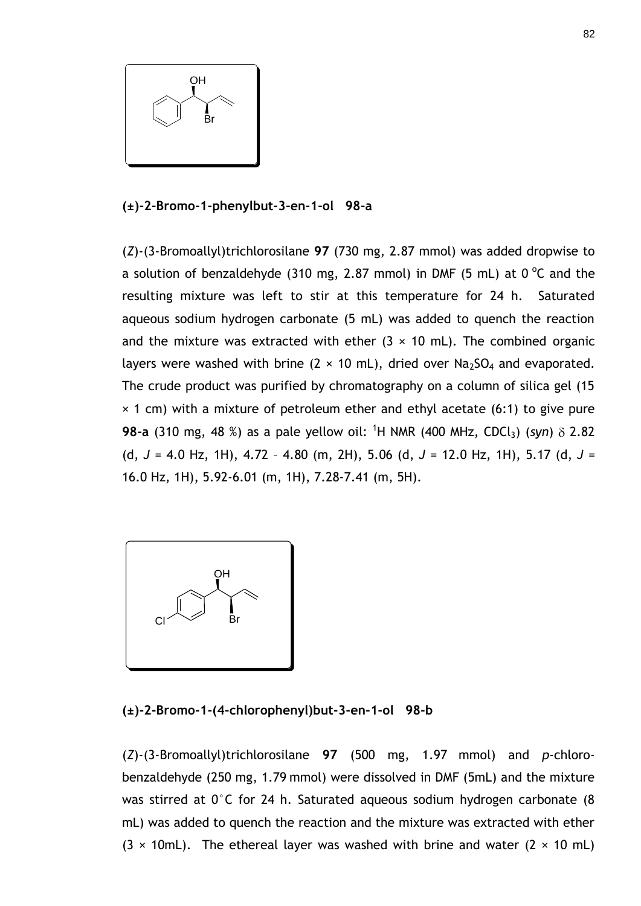**(±)-2-Bromo-1-phenylbut-3-en-1-ol 98-a**

(*Z*)-(3-Bromoallyl)trichlorosilane **97** (730 mg, 2.87 mmol) was added dropwise to a solution of benzaldehyde (310 mg, 2.87 mmol) in DMF (5 mL) at 0 $^{o}$C and the resulting mixture was left to stir at this temperature for 24 h. Saturated aqueous sodium hydrogen carbonate (5 mL) was added to quench the reaction and the mixture was extracted with ether (3 × 10 mL). The combined organic layers were washed with brine (2 × 10 mL), dried over $Na_2SO_4$ and evaporated. The crude product was purified by chromatography on a column of silica gel (15 × 1 cm) with a mixture of petroleum ether and ethyl acetate (6:1) to give pure **98-a** (310 mg, 48 %) as a pale yellow oil: $^{1}$H NMR (400 MHz, $CDCl_3$) (*syn*) $\delta$ 2.82 (d, *J* = 4.0 Hz, 1H), 4.72 – 4.80 (m, 2H), 5.06 (d, *J* = 12.0 Hz, 1H), 5.17 (d, *J* = 16.0 Hz, 1H), 5.92-6.01 (m, 1H), 7.28-7.41 (m, 5H).

**(±)-2-Bromo-1-(4-chlorophenyl)but-3-en-1-ol 98-b**

(*Z*)-(3-Bromoallyl)trichlorosilane **97** (500 mg, 1.97 mmol) and *p*-chlorobenzaldehyde (250 mg, 1.79 mmol) were dissolved in DMF (5mL) and the mixture was stirred at 0°C for 24 h. Saturated aqueous sodium hydrogen carbonate (8 mL) was added to quench the reaction and the mixture was extracted with ether (3 × 10mL). The ethereal layer was washed with brine and water (2 × 10 mL)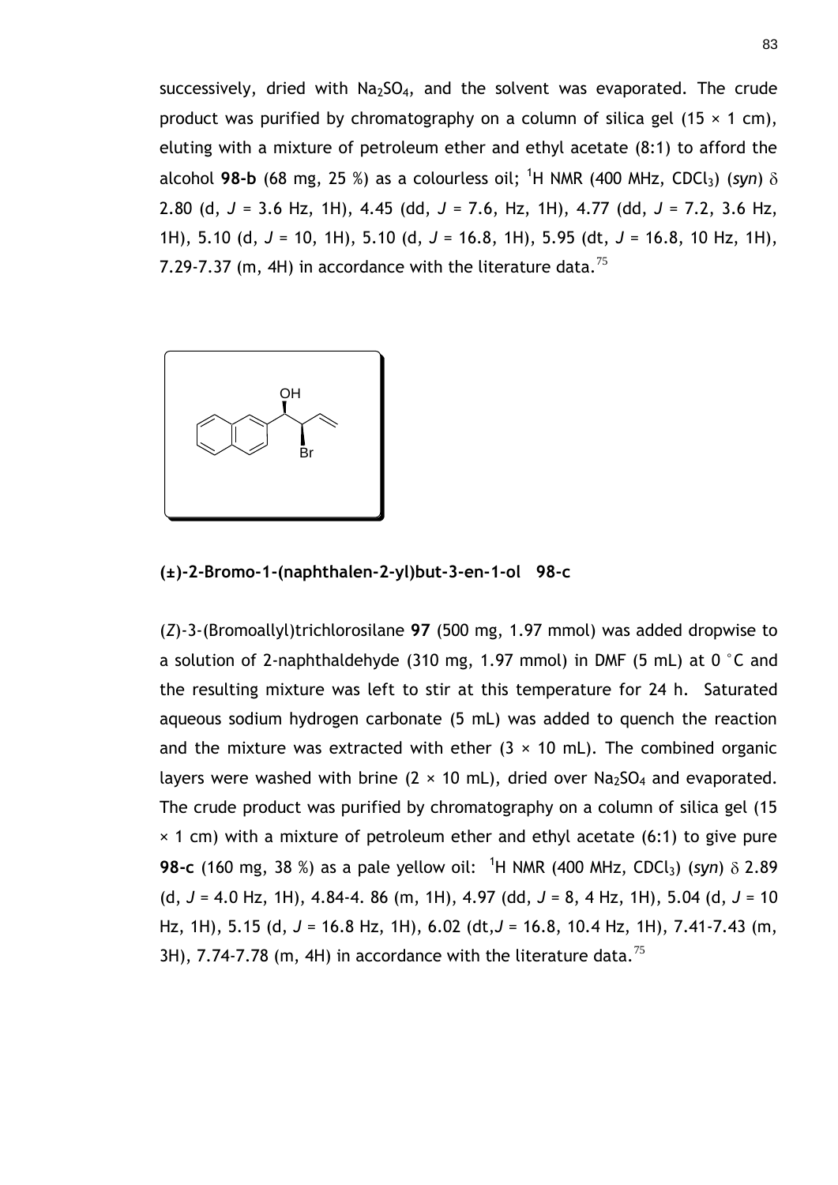successively, dried with $Na_2SO_4$, and the solvent was evaporated. The crude product was purified by chromatography on a column of silica gel (15 × 1 cm), eluting with a mixture of petroleum ether and ethyl acetate (8:1) to afford the alcohol **98-b** (68 mg, 25 %) as a colourless oil; $^1$H NMR (400 MHz, $CDCl_3$) (*syn*) $\delta$ 2.80 (d, *J* = 3.6 Hz, 1H), 4.45 (dd, *J* = 7.6, Hz, 1H), 4.77 (dd, *J* = 7.2, 3.6 Hz, 1H), 5.10 (d, *J* = 10, 1H), 5.10 (d, *J* = 16.8, 1H), 5.95 (dt, *J* = 16.8, 10 Hz, 1H), 7.29-7.37 (m, 4H) in accordance with the literature data.[75]

OH

Br

**(±)-2-Bromo-1-(naphthalen-2-yl)but-3-en-1-ol 98-c**

(*Z*)-3-(Bromoallyl)trichlorosilane **97** (500 mg, 1.97 mmol) was added dropwise to a solution of 2-naphthaldehyde (310 mg, 1.97 mmol) in DMF (5 mL) at 0 °C and the resulting mixture was left to stir at this temperature for 24 h. Saturated aqueous sodium hydrogen carbonate (5 mL) was added to quench the reaction and the mixture was extracted with ether (3 × 10 mL). The combined organic layers were washed with brine (2 × 10 mL), dried over $Na_2SO_4$ and evaporated. The crude product was purified by chromatography on a column of silica gel (15 × 1 cm) with a mixture of petroleum ether and ethyl acetate (6:1) to give pure **98-c** (160 mg, 38 %) as a pale yellow oil: $^1$H NMR (400 MHz, $CDCl_3$) (*syn*) $\delta$ 2.89 (d, *J* = 4.0 Hz, 1H), 4.84-4. 86 (m, 1H), 4.97 (dd, *J* = 8, 4 Hz, 1H), 5.04 (d, *J* = 10 Hz, 1H), 5.15 (d, *J* = 16.8 Hz, 1H), 6.02 (dt,*J* = 16.8, 10.4 Hz, 1H), 7.41-7.43 (m, 3H), 7.74-7.78 (m, 4H) in accordance with the literature data.[75]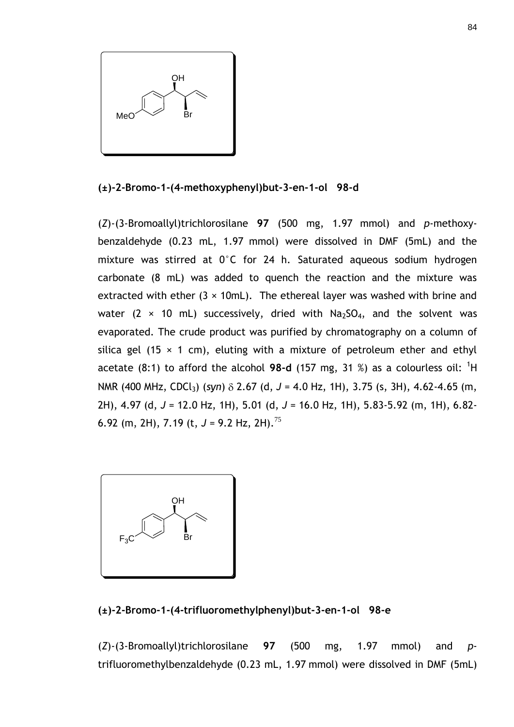**(±)-2-Bromo-1-(4-methoxyphenyl)but-3-en-1-ol 98-d**

(*Z*)-(3-Bromoallyl)trichlorosilane **97** (500 mg, 1.97 mmol) and *p*-methoxy-benzaldehyde (0.23 mL, 1.97 mmol) were dissolved in DMF (5mL) and the mixture was stirred at 0°C for 24 h. Saturated aqueous sodium hydrogen carbonate (8 mL) was added to quench the reaction and the mixture was extracted with ether (3 × 10mL). The ethereal layer was washed with brine and water (2 × 10 mL) successively, dried with $Na_2SO_4$, and the solvent was evaporated. The crude product was purified by chromatography on a column of silica gel (15 × 1 cm), eluting with a mixture of petroleum ether and ethyl acetate (8:1) to afford the alcohol **98-d** (157 mg, 31 %) as a colourless oil: $^1$H NMR (400 MHz, $CDCl_3$) (*syn*) $\delta$ 2.67 (d, *J* = 4.0 Hz, 1H), 3.75 (s, 3H), 4.62-4.65 (m, 2H), 4.97 (d, *J* = 12.0 Hz, 1H), 5.01 (d, *J* = 16.0 Hz, 1H), 5.83-5.92 (m, 1H), 6.82-6.92 (m, 2H), 7.19 (t, *J* = 9.2 Hz, 2H).[75]

**(±)-2-Bromo-1-(4-trifluoromethylphenyl)but-3-en-1-ol 98-e**

(*Z*)-(3-Bromoallyl)trichlorosilane **97** (500 mg, 1.97 mmol) and *p*-trifluoromethylbenzaldehyde (0.23 mL, 1.97 mmol) were dissolved in DMF (5mL)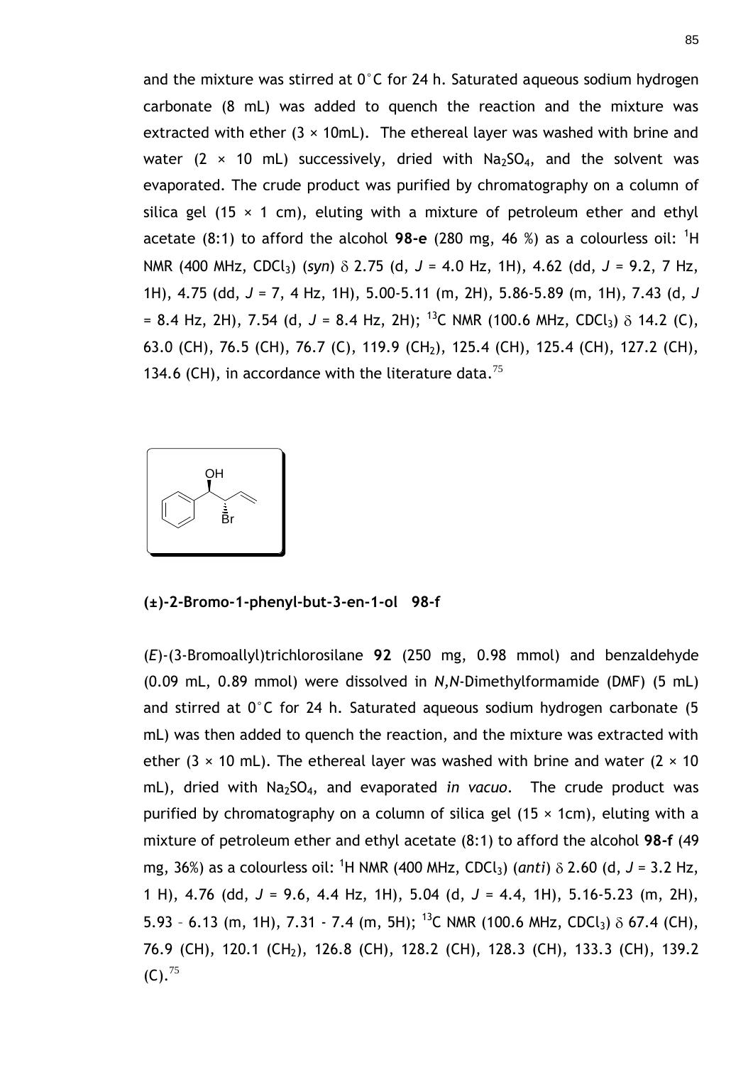and the mixture was stirred at 0°C for 24 h. Saturated aqueous sodium hydrogen carbonate (8 mL) was added to quench the reaction and the mixture was extracted with ether (3 × 10mL). The ethereal layer was washed with brine and water (2 × 10 mL) successively, dried with $Na_2SO_4$, and the solvent was evaporated. The crude product was purified by chromatography on a column of silica gel (15 × 1 cm), eluting with a mixture of petroleum ether and ethyl acetate (8:1) to afford the alcohol **98-e** (280 mg, 46 %) as a colourless oil: $^1H$ NMR (400 MHz, $CDCl_3$) (*syn*) $\delta$ 2.75 (d, *J* = 4.0 Hz, 1H), 4.62 (dd, *J* = 9.2, 7 Hz, 1H), 4.75 (dd, *J* = 7, 4 Hz, 1H), 5.00-5.11 (m, 2H), 5.86-5.89 (m, 1H), 7.43 (d, *J* = 8.4 Hz, 2H), 7.54 (d, *J* = 8.4 Hz, 2H); $^{13}C$ NMR (100.6 MHz, $CDCl_3$) $\delta$ 14.2 (C), 63.0 (CH), 76.5 (CH), 76.7 (C), 119.9 ($CH_2$), 125.4 (CH), 125.4 (CH), 127.2 (CH), 134.6 (CH), in accordance with the literature data.[75]

**(±)-2-Bromo-1-phenyl-but-3-en-1-ol 98-f**

(*E*)-(3-Bromoallyl)trichlorosilane **92** (250 mg, 0.98 mmol) and benzaldehyde (0.09 mL, 0.89 mmol) were dissolved in *N,N*-Dimethylformamide (DMF) (5 mL) and stirred at 0°C for 24 h. Saturated aqueous sodium hydrogen carbonate (5 mL) was then added to quench the reaction, and the mixture was extracted with ether (3 × 10 mL). The ethereal layer was washed with brine and water (2 × 10 mL), dried with $Na_2SO_4$, and evaporated *in vacuo*. The crude product was purified by chromatography on a column of silica gel (15 × 1cm), eluting with a mixture of petroleum ether and ethyl acetate (8:1) to afford the alcohol **98-f** (49 mg, 36%) as a colourless oil: $^1H$ NMR (400 MHz, $CDCl_3$) (*anti*) $\delta$ 2.60 (d, *J* = 3.2 Hz, 1 H), 4.76 (dd, *J* = 9.6, 4.4 Hz, 1H), 5.04 (d, *J* = 4.4, 1H), 5.16-5.23 (m, 2H), 5.93 – 6.13 (m, 1H), 7.31 - 7.4 (m, 5H); $^{13}C$ NMR (100.6 MHz, $CDCl_3$) $\delta$ 67.4 (CH), 76.9 (CH), 120.1 ($CH_2$), 126.8 (CH), 128.2 (CH), 128.3 (CH), 133.3 (CH), 139.2 (C).[75]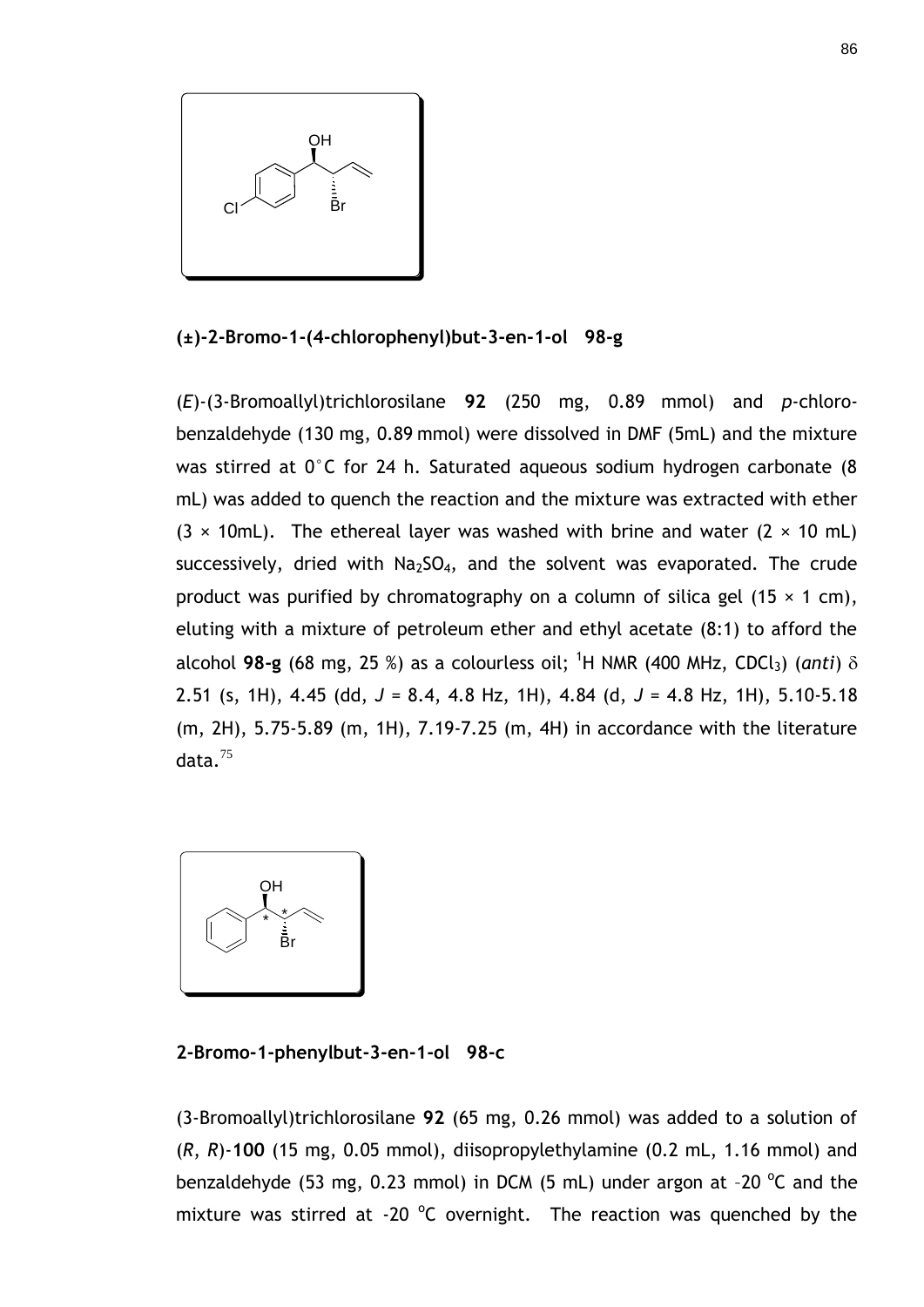**(±)-2-Bromo-1-(4-chlorophenyl)but-3-en-1-ol 98-g**

(*E*)-(3-Bromoallyl)trichlorosilane **92** (250 mg, 0.89 mmol) and *p*-chlorobenzaldehyde (130 mg, 0.89 mmol) were dissolved in DMF (5mL) and the mixture was stirred at 0°C for 24 h. Saturated aqueous sodium hydrogen carbonate (8 mL) was added to quench the reaction and the mixture was extracted with ether (3 × 10mL). The ethereal layer was washed with brine and water (2 × 10 mL) successively, dried with $Na_2SO_4$, and the solvent was evaporated. The crude product was purified by chromatography on a column of silica gel (15 × 1 cm), eluting with a mixture of petroleum ether and ethyl acetate (8:1) to afford the alcohol **98-g** (68 mg, 25 %) as a colourless oil; $^1$H NMR (400 MHz, $CDCl_3$) (*anti*) $\delta$ 2.51 (s, 1H), 4.45 (dd, *J* = 8.4, 4.8 Hz, 1H), 4.84 (d, *J* = 4.8 Hz, 1H), 5.10-5.18 (m, 2H), 5.75-5.89 (m, 1H), 7.19-7.25 (m, 4H) in accordance with the literature data.[75]

**2-Bromo-1-phenylbut-3-en-1-ol 98-c**

(3-Bromoallyl)trichlorosilane **92** (65 mg, 0.26 mmol) was added to a solution of (*R*, *R*)-**100** (15 mg, 0.05 mmol), diisopropylethylamine (0.2 mL, 1.16 mmol) and benzaldehyde (53 mg, 0.23 mmol) in DCM (5 mL) under argon at –20 °C and the mixture was stirred at -20 °C overnight. The reaction was quenched by the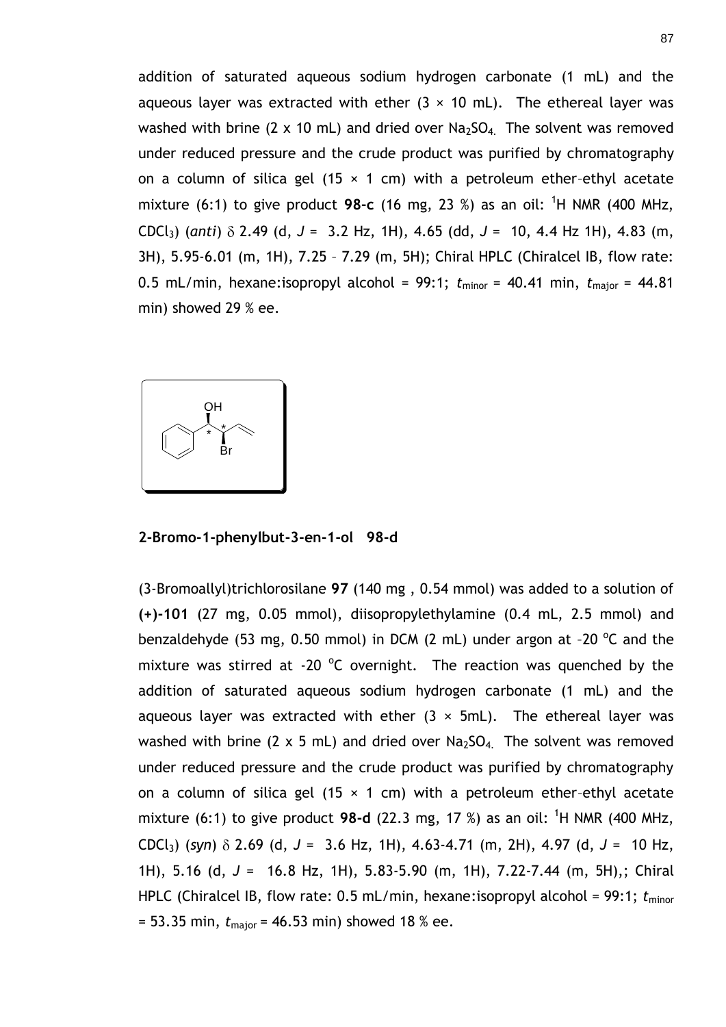addition of saturated aqueous sodium hydrogen carbonate (1 mL) and the aqueous layer was extracted with ether (3 × 10 mL). The ethereal layer was washed with brine (2 x 10 mL) and dried over $Na_2SO_4$. The solvent was removed under reduced pressure and the crude product was purified by chromatography on a column of silica gel (15 × 1 cm) with a petroleum ether–ethyl acetate mixture (6:1) to give product **98-c** (16 mg, 23 %) as an oil: $^1$H NMR (400 MHz, $CDCl_3$) (*anti*) $\delta$ 2.49 (d, *J* = 3.2 Hz, 1H), 4.65 (dd, *J* = 10, 4.4 Hz 1H), 4.83 (m, 3H), 5.95-6.01 (m, 1H), 7.25 – 7.29 (m, 5H); Chiral HPLC (Chiralcel IB, flow rate: 0.5 mL/min, hexane:isopropyl alcohol = 99:1; $t_{minor}$ = 40.41 min, $t_{major}$ = 44.81 min) showed 29 % ee.

OH
*
*
Br

**2-Bromo-1-phenylbut-3-en-1-ol 98-d**

(3-Bromoallyl)trichlorosilane **97** (140 mg , 0.54 mmol) was added to a solution of **(+)-101** (27 mg, 0.05 mmol), diisopropylethylamine (0.4 mL, 2.5 mmol) and benzaldehyde (53 mg, 0.50 mmol) in DCM (2 mL) under argon at –20 °C and the mixture was stirred at -20 °C overnight. The reaction was quenched by the addition of saturated aqueous sodium hydrogen carbonate (1 mL) and the aqueous layer was extracted with ether (3 × 5mL). The ethereal layer was washed with brine (2 x 5 mL) and dried over $Na_2SO_4$. The solvent was removed under reduced pressure and the crude product was purified by chromatography on a column of silica gel (15 × 1 cm) with a petroleum ether–ethyl acetate mixture (6:1) to give product **98-d** (22.3 mg, 17 %) as an oil: $^1$H NMR (400 MHz, $CDCl_3$) (*syn*) $\delta$ 2.69 (d, *J* = 3.6 Hz, 1H), 4.63-4.71 (m, 2H), 4.97 (d, *J* = 10 Hz, 1H), 5.16 (d, *J* = 16.8 Hz, 1H), 5.83-5.90 (m, 1H), 7.22-7.44 (m, 5H),; Chiral HPLC (Chiralcel IB, flow rate: 0.5 mL/min, hexane:isopropyl alcohol = 99:1; $t_{minor}$ = 53.35 min, $t_{major}$ = 46.53 min) showed 18 % ee.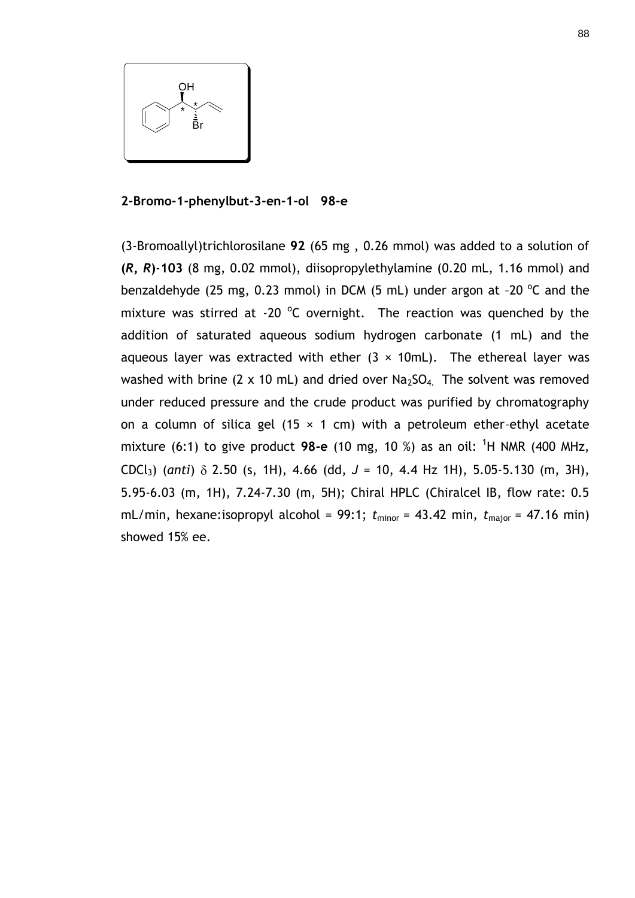**2-Bromo-1-phenylbut-3-en-1-ol 98-e**

(3-Bromoallyl)trichlorosilane **92** (65 mg , 0.26 mmol) was added to a solution of **(*R, R*)-103** (8 mg, 0.02 mmol), diisopropylethylamine (0.20 mL, 1.16 mmol) and benzaldehyde (25 mg, 0.23 mmol) in DCM (5 mL) under argon at –20 °C and the mixture was stirred at -20 °C overnight. The reaction was quenched by the addition of saturated aqueous sodium hydrogen carbonate (1 mL) and the aqueous layer was extracted with ether (3 × 10mL). The ethereal layer was washed with brine (2 x 10 mL) and dried over $Na_2SO_4$. The solvent was removed under reduced pressure and the crude product was purified by chromatography on a column of silica gel (15 × 1 cm) with a petroleum ether–ethyl acetate mixture (6:1) to give product **98-e** (10 mg, 10 %) as an oil: $^1$H NMR (400 MHz, $CDCl_3$) (*anti*) $\delta$ 2.50 (s, 1H), 4.66 (dd, *J* = 10, 4.4 Hz 1H), 5.05-5.130 (m, 3H), 5.95-6.03 (m, 1H), 7.24-7.30 (m, 5H); Chiral HPLC (Chiralcel IB, flow rate: 0.5 mL/min, hexane:isopropyl alcohol = 99:1; $t_{minor}$ = 43.42 min, $t_{major}$ = 47.16 min) showed 15% ee.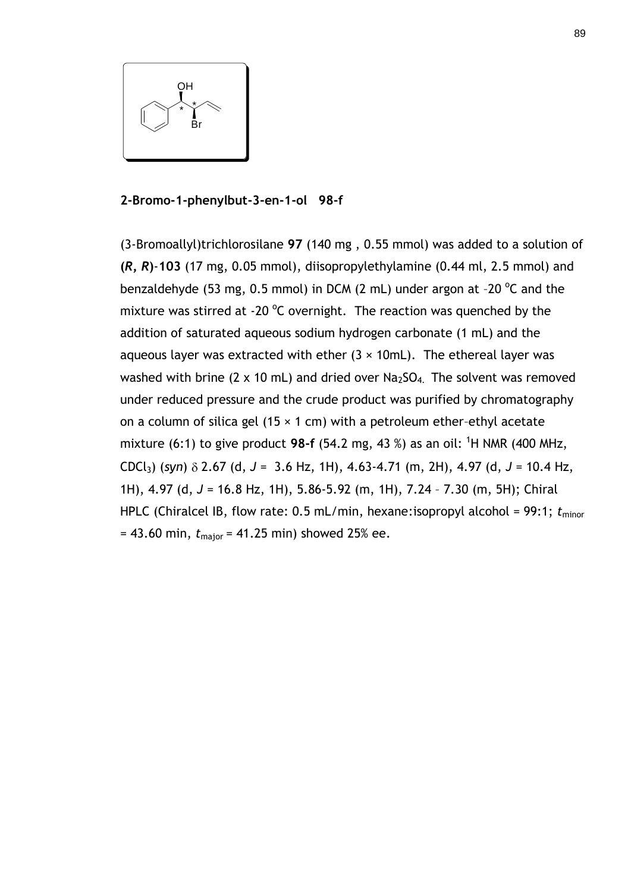**2-Bromo-1-phenylbut-3-en-1-ol 98-f**

(3-Bromoallyl)trichlorosilane **97** (140 mg , 0.55 mmol) was added to a solution of ***(R, R)*-103** (17 mg, 0.05 mmol), diisopropylethylamine (0.44 ml, 2.5 mmol) and benzaldehyde (53 mg, 0.5 mmol) in DCM (2 mL) under argon at –20 °C and the mixture was stirred at -20 °C overnight. The reaction was quenched by the addition of saturated aqueous sodium hydrogen carbonate (1 mL) and the aqueous layer was extracted with ether (3 × 10mL). The ethereal layer was washed with brine (2 x 10 mL) and dried over $Na_2SO_4$. The solvent was removed under reduced pressure and the crude product was purified by chromatography on a column of silica gel (15 × 1 cm) with a petroleum ether–ethyl acetate mixture (6:1) to give product **98-f** (54.2 mg, 43 %) as an oil: $^1$H NMR (400 MHz, $CDCl_3$) (*syn*) $\delta$ 2.67 (d, *J* = 3.6 Hz, 1H), 4.63-4.71 (m, 2H), 4.97 (d, *J* = 10.4 Hz, 1H), 4.97 (d, *J* = 16.8 Hz, 1H), 5.86-5.92 (m, 1H), 7.24 – 7.30 (m, 5H); Chiral HPLC (Chiralcel IB, flow rate: 0.5 mL/min, hexane:isopropyl alcohol = 99:1; $t_{minor}$ = 43.60 min, $t_{major}$ = 41.25 min) showed 25% ee.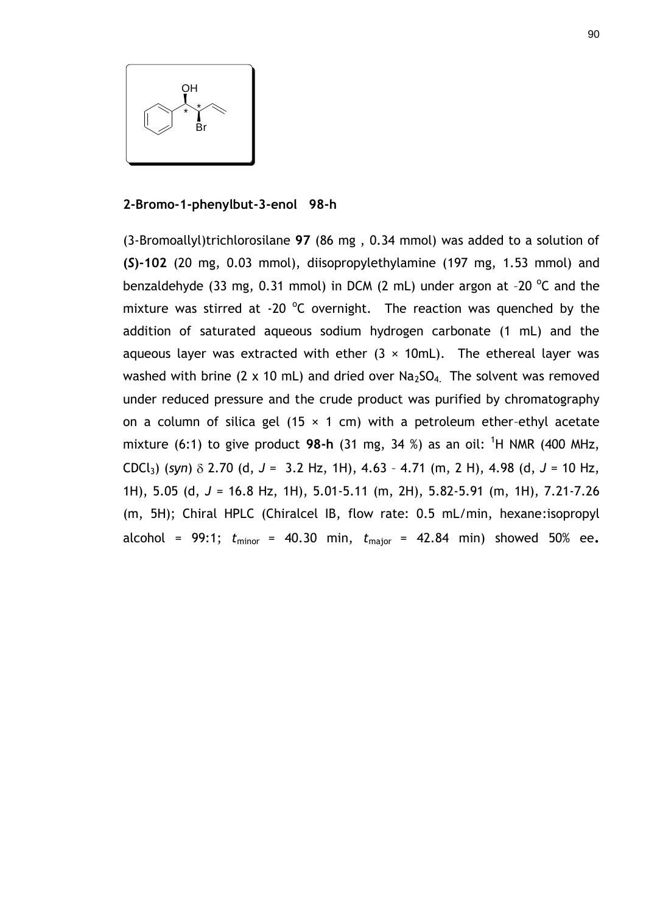**2-Bromo-1-phenylbut-3-enol 98-h**

(3-Bromoallyl)trichlorosilane **97** (86 mg , 0.34 mmol) was added to a solution of ***(S)*-102** (20 mg, 0.03 mmol), diisopropylethylamine (197 mg, 1.53 mmol) and benzaldehyde (33 mg, 0.31 mmol) in DCM (2 mL) under argon at –20 °C and the mixture was stirred at -20 °C overnight. The reaction was quenched by the addition of saturated aqueous sodium hydrogen carbonate (1 mL) and the aqueous layer was extracted with ether (3 × 10mL). The ethereal layer was washed with brine (2 x 10 mL) and dried over $Na_2SO_4$. The solvent was removed under reduced pressure and the crude product was purified by chromatography on a column of silica gel (15 × 1 cm) with a petroleum ether–ethyl acetate mixture (6:1) to give product **98-h** (31 mg, 34 %) as an oil: $^1$H NMR (400 MHz, $CDCl_3$) (*syn*) $\delta$ 2.70 (d, *J* = 3.2 Hz, 1H), 4.63 – 4.71 (m, 2 H), 4.98 (d, *J* = 10 Hz, 1H), 5.05 (d, *J* = 16.8 Hz, 1H), 5.01-5.11 (m, 2H), 5.82-5.91 (m, 1H), 7.21-7.26 (m, 5H); Chiral HPLC (Chiralcel IB, flow rate: 0.5 mL/min, hexane:isopropyl alcohol = 99:1; $t_{minor}$ = 40.30 min, $t_{major}$ = 42.84 min) showed 50% ee**.**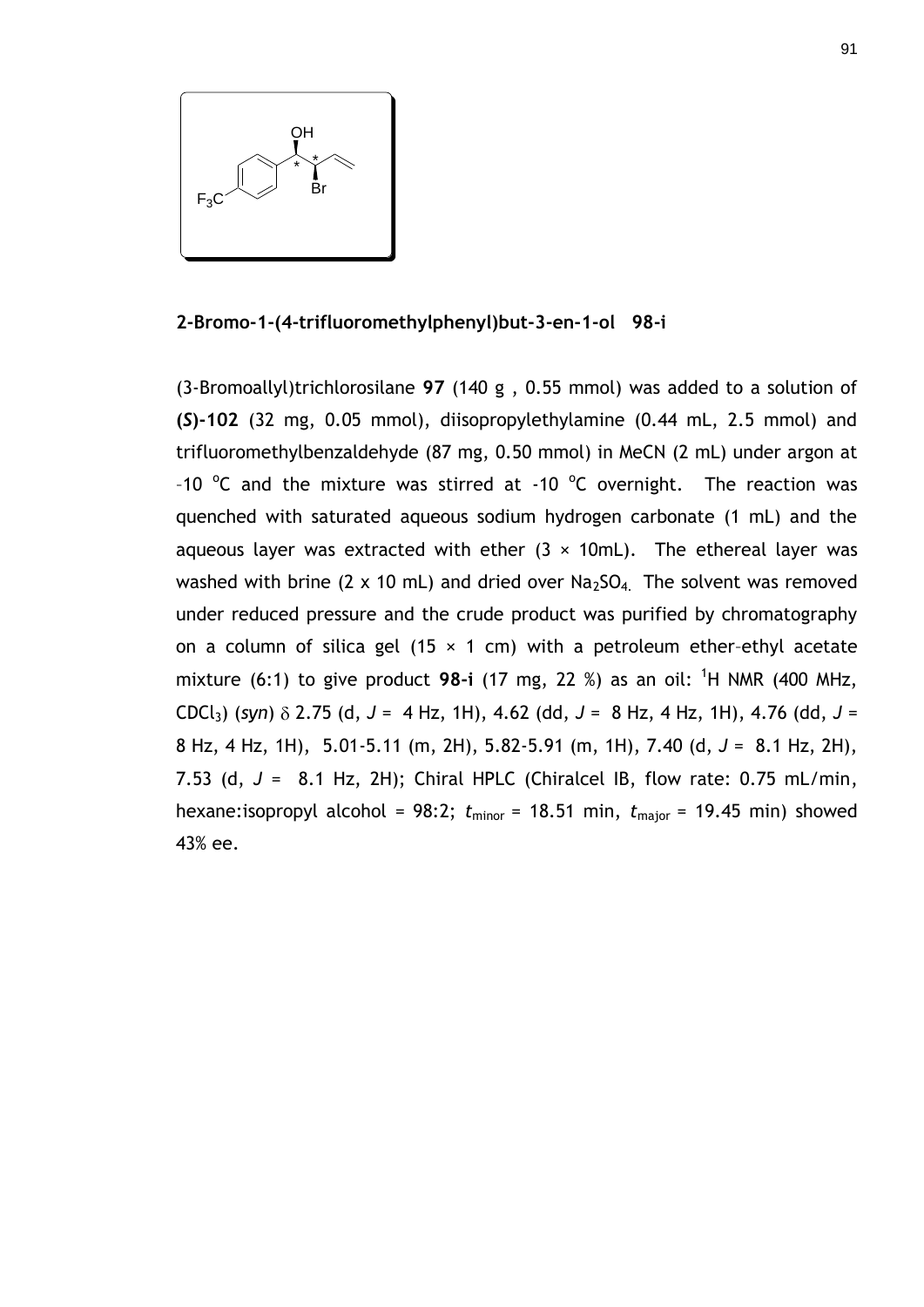**2-Bromo-1-(4-trifluoromethylphenyl)but-3-en-1-ol 98-i**

(3-Bromoallyl)trichlorosilane **97** (140 g , 0.55 mmol) was added to a solution of **(*S*)-102** (32 mg, 0.05 mmol), diisopropylethylamine (0.44 mL, 2.5 mmol) and trifluoromethylbenzaldehyde (87 mg, 0.50 mmol) in MeCN (2 mL) under argon at –10 °C and the mixture was stirred at -10 °C overnight. The reaction was quenched with saturated aqueous sodium hydrogen carbonate (1 mL) and the aqueous layer was extracted with ether (3 × 10mL). The ethereal layer was washed with brine (2 x 10 mL) and dried over $Na_2SO_4$. The solvent was removed under reduced pressure and the crude product was purified by chromatography on a column of silica gel (15 × 1 cm) with a petroleum ether–ethyl acetate mixture (6:1) to give product **98-i** (17 mg, 22 %) as an oil: $^1$H NMR (400 MHz, $CDCl_3$) (*syn*) $\delta$ 2.75 (d, *J* = 4 Hz, 1H), 4.62 (dd, *J* = 8 Hz, 4 Hz, 1H), 4.76 (dd, *J* = 8 Hz, 4 Hz, 1H), 5.01-5.11 (m, 2H), 5.82-5.91 (m, 1H), 7.40 (d, *J* = 8.1 Hz, 2H), 7.53 (d, *J* = 8.1 Hz, 2H); Chiral HPLC (Chiralcel IB, flow rate: 0.75 mL/min, hexane:isopropyl alcohol = 98:2; $t_{minor}$ = 18.51 min, $t_{major}$ = 19.45 min) showed 43% ee.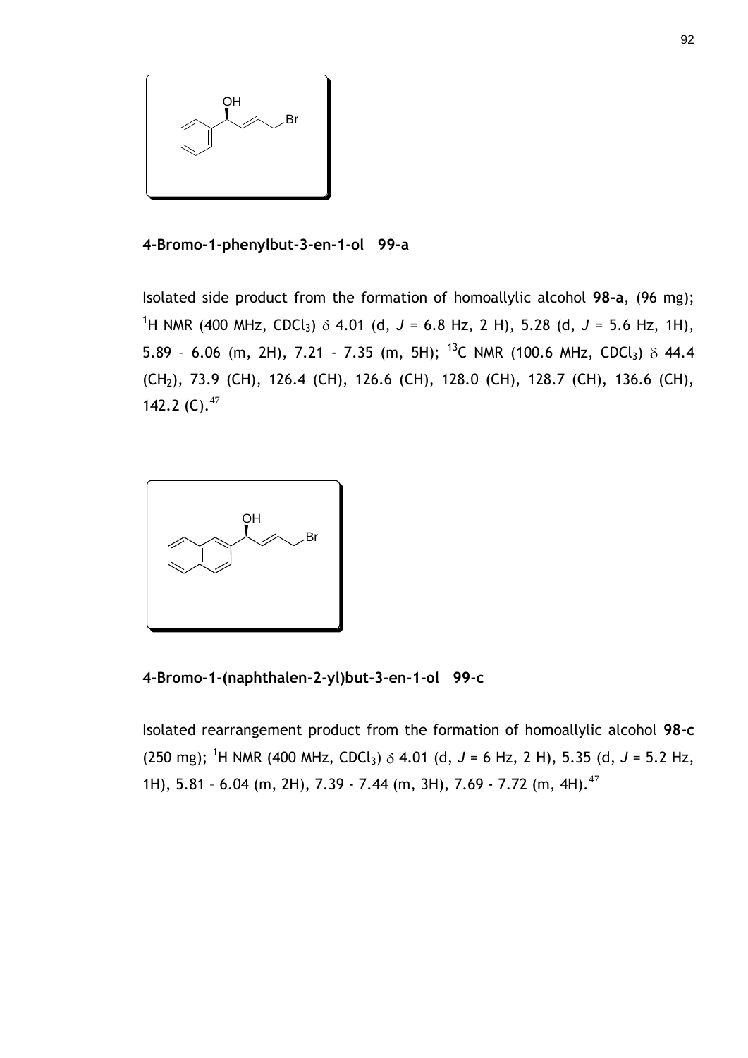**4-Bromo-1-phenylbut-3-en-1-ol 99-a**

Isolated side product from the formation of homoallylic alcohol **98-a**, (96 mg); $^{1}$H NMR (400 MHz, $CDCl_3$) $\delta$ 4.01 (d, $J$ = 6.8 Hz, 2 H), 5.28 (d, $J$ = 5.6 Hz, 1H), 5.89 – 6.06 (m, 2H), 7.21 - 7.35 (m, 5H); $^{13}$C NMR (100.6 MHz, $CDCl_3$) $\delta$ 44.4 ($CH_2$), 73.9 (CH), 126.4 (CH), 126.6 (CH), 128.0 (CH), 128.7 (CH), 136.6 (CH), 142.2 (C).[47]

**4-Bromo-1-(naphthalen-2-yl)but-3-en-1-ol 99-c**

Isolated rearrangement product from the formation of homoallylic alcohol **98-c** (250 mg); $^{1}$H NMR (400 MHz, $CDCl_3$) $\delta$ 4.01 (d, $J$ = 6 Hz, 2 H), 5.35 (d, $J$ = 5.2 Hz, 1H), 5.81 – 6.04 (m, 2H), 7.39 - 7.44 (m, 3H), 7.69 - 7.72 (m, 4H).[47]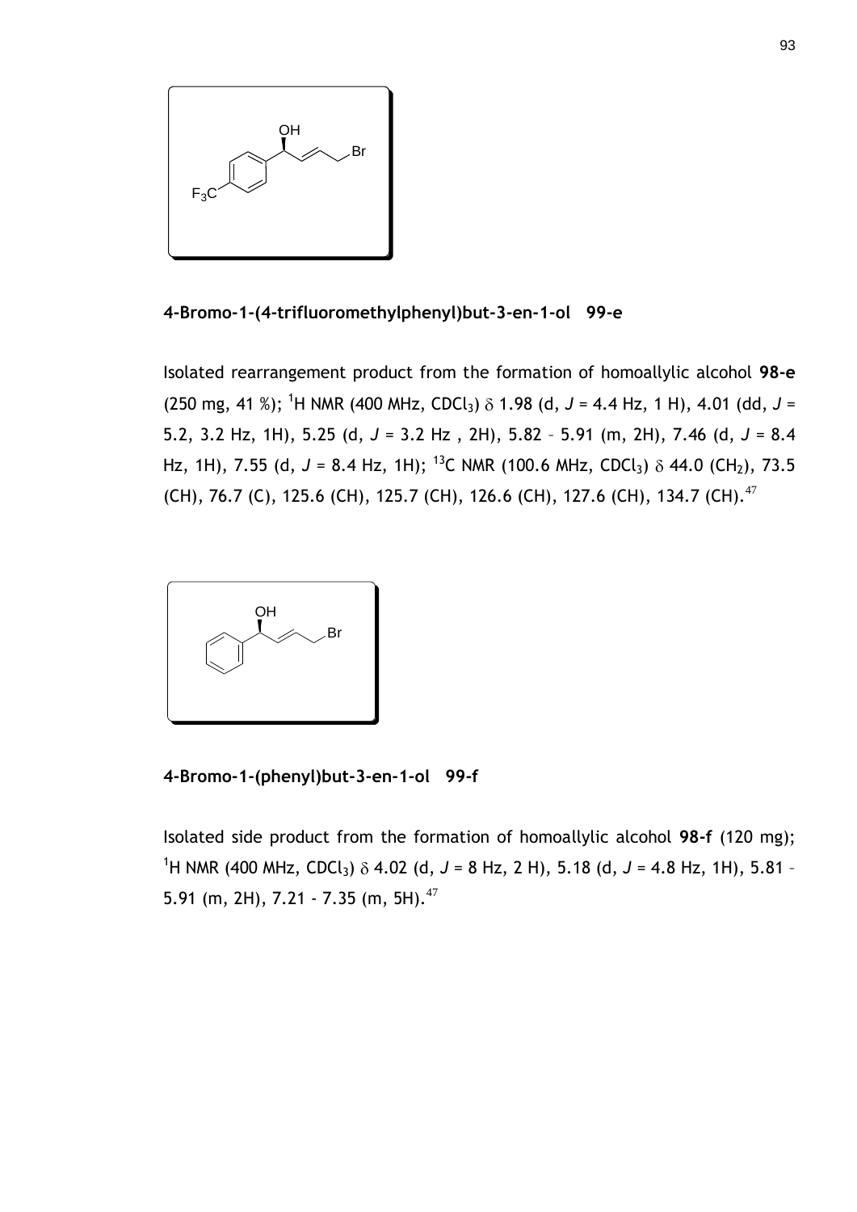**4-Bromo-1-(4-trifluoromethylphenyl)but-3-en-1-ol 99-e**

Isolated rearrangement product from the formation of homoallylic alcohol **98-e** (250 mg, 41 %); $^1$H NMR (400 MHz, $CDCl_3$) $\delta$ 1.98 (d, $J$ = 4.4 Hz, 1 H), 4.01 (dd, $J$ = 5.2, 3.2 Hz, 1H), 5.25 (d, $J$ = 3.2 Hz , 2H), 5.82 – 5.91 (m, 2H), 7.46 (d, $J$ = 8.4 Hz, 1H), 7.55 (d, $J$ = 8.4 Hz, 1H); $^{13}$C NMR (100.6 MHz, $CDCl_3$) $\delta$ 44.0 ($CH_2$), 73.5 (CH), 76.7 (C), 125.6 (CH), 125.7 (CH), 126.6 (CH), 127.6 (CH), 134.7 (CH).[47]

**4-Bromo-1-(phenyl)but-3-en-1-ol 99-f**

Isolated side product from the formation of homoallylic alcohol **98-f** (120 mg); $^1$H NMR (400 MHz, $CDCl_3$) $\delta$ 4.02 (d, $J$ = 8 Hz, 2 H), 5.18 (d, $J$ = 4.8 Hz, 1H), 5.81 – 5.91 (m, 2H), 7.21 - 7.35 (m, 5H).[47]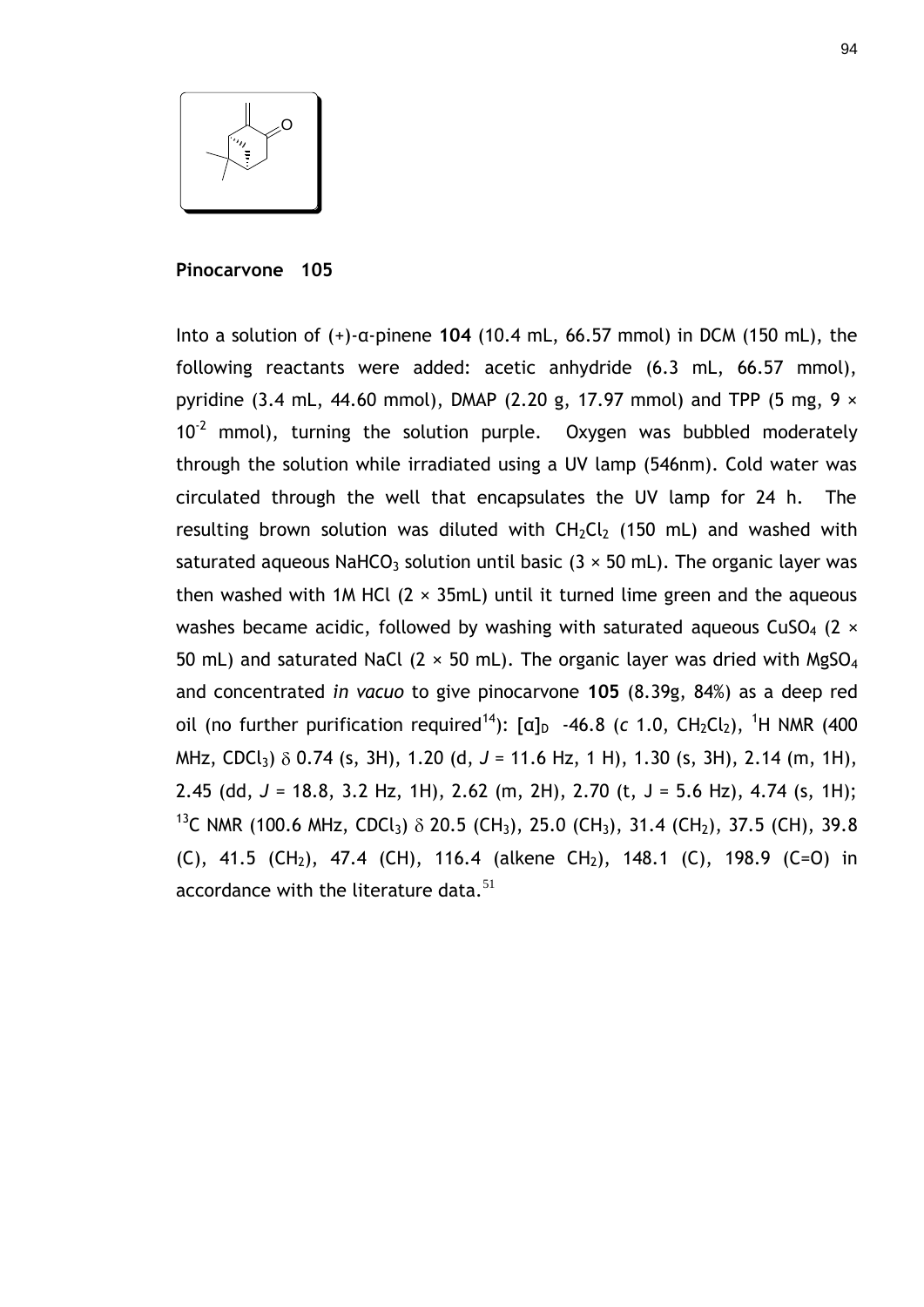**Pinocarvone 105**

Into a solution of (+)-α-pinene **104** (10.4 mL, 66.57 mmol) in DCM (150 mL), the following reactants were added: acetic anhydride (6.3 mL, 66.57 mmol), pyridine (3.4 mL, 44.60 mmol), DMAP (2.20 g, 17.97 mmol) and TPP (5 mg, 9 × $10^{-2}$ mmol), turning the solution purple. Oxygen was bubbled moderately through the solution while irradiated using a UV lamp (546nm). Cold water was circulated through the well that encapsulates the UV lamp for 24 h. The resulting brown solution was diluted with $CH_2Cl_2$ (150 mL) and washed with saturated aqueous $NaHCO_3$ solution until basic (3 × 50 mL). The organic layer was then washed with 1M HCl (2 × 35mL) until it turned lime green and the aqueous washes became acidic, followed by washing with saturated aqueous $CuSO_4$ (2 × 50 mL) and saturated NaCl (2 × 50 mL). The organic layer was dried with $MgSO_4$ and concentrated *in vacuo* to give pinocarvone **105** (8.39g, 84%) as a deep red oil (no further purification required[14]): $[\alpha]_D$ -46.8 (*c* 1.0, $CH_2Cl_2$), $^1$H NMR (400 MHz, $CDCl_3$) δ 0.74 (s, 3H), 1.20 (d, *J* = 11.6 Hz, 1 H), 1.30 (s, 3H), 2.14 (m, 1H), 2.45 (dd, *J* = 18.8, 3.2 Hz, 1H), 2.62 (m, 2H), 2.70 (t, J = 5.6 Hz), 4.74 (s, 1H); $^{13}$C NMR (100.6 MHz, $CDCl_3$) δ 20.5 ($CH_3$), 25.0 ($CH_3$), 31.4 ($CH_2$), 37.5 (CH), 39.8 (C), 41.5 ($CH_2$), 47.4 (CH), 116.4 (alkene $CH_2$), 148.1 (C), 198.9 (C=O) in accordance with the literature data.[51]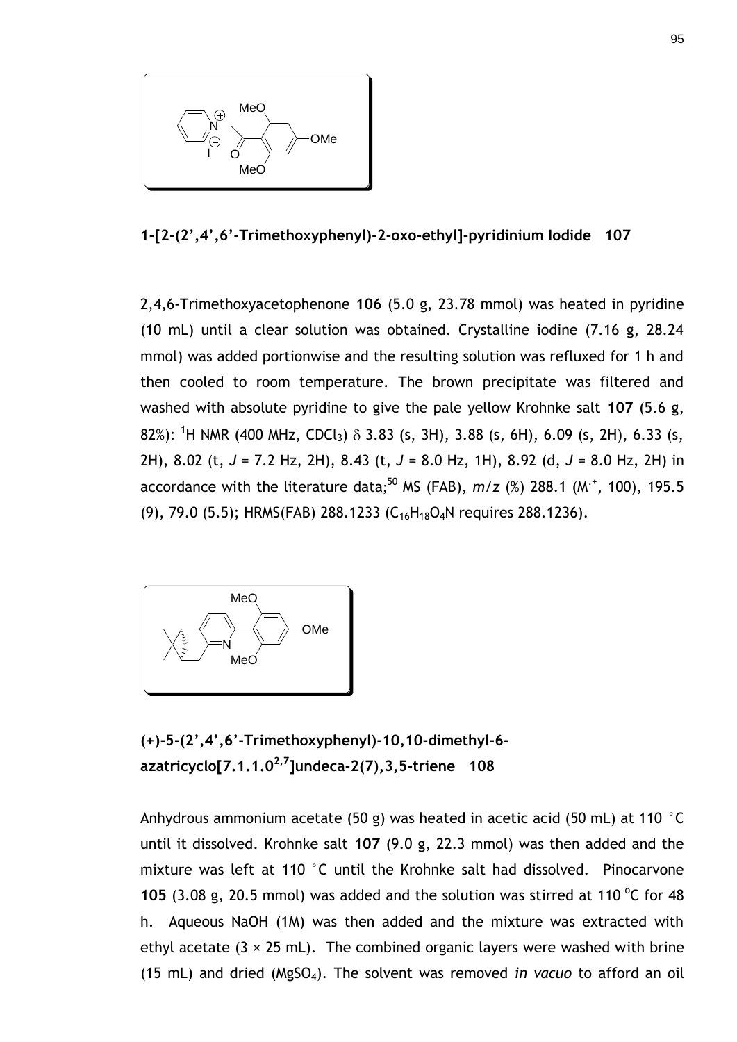**1-[2-(2',4',6'-Trimethoxyphenyl)-2-oxo-ethyl]-pyridinium Iodide 107**

2,4,6-Trimethoxyacetophenone **106** (5.0 g, 23.78 mmol) was heated in pyridine (10 mL) until a clear solution was obtained. Crystalline iodine (7.16 g, 28.24 mmol) was added portionwise and the resulting solution was refluxed for 1 h and then cooled to room temperature. The brown precipitate was filtered and washed with absolute pyridine to give the pale yellow Krohnke salt **107** (5.6 g, 82%): $^1$H NMR (400 MHz, $CDCl_3$) $\delta$ 3.83 (s, 3H), 3.88 (s, 6H), 6.09 (s, 2H), 6.33 (s, 2H), 8.02 (t, *J* = 7.2 Hz, 2H), 8.43 (t, *J* = 8.0 Hz, 1H), 8.92 (d, *J* = 8.0 Hz, 2H) in accordance with the literature data;[50] MS (FAB), *m/z* (%) 288.1 ($M^{\cdot+}$, 100), 195.5 (9), 79.0 (5.5); HRMS(FAB) 288.1233 ($C_{16}H_{18}O_4N$ requires 288.1236).

**(+)-5-(2',4',6'-Trimethoxyphenyl)-10,10-dimethyl-6-azatricyclo[7.1.1.0$^{2,7}$]undeca-2(7),3,5-triene 108**

Anhydrous ammonium acetate (50 g) was heated in acetic acid (50 mL) at 110 °C until it dissolved. Krohnke salt **107** (9.0 g, 22.3 mmol) was then added and the mixture was left at 110 °C until the Krohnke salt had dissolved. Pinocarvone **105** (3.08 g, 20.5 mmol) was added and the solution was stirred at 110 °C for 48 h. Aqueous NaOH (1M) was then added and the mixture was extracted with ethyl acetate (3 × 25 mL). The combined organic layers were washed with brine (15 mL) and dried ($MgSO_4$). The solvent was removed *in vacuo* to afford an oil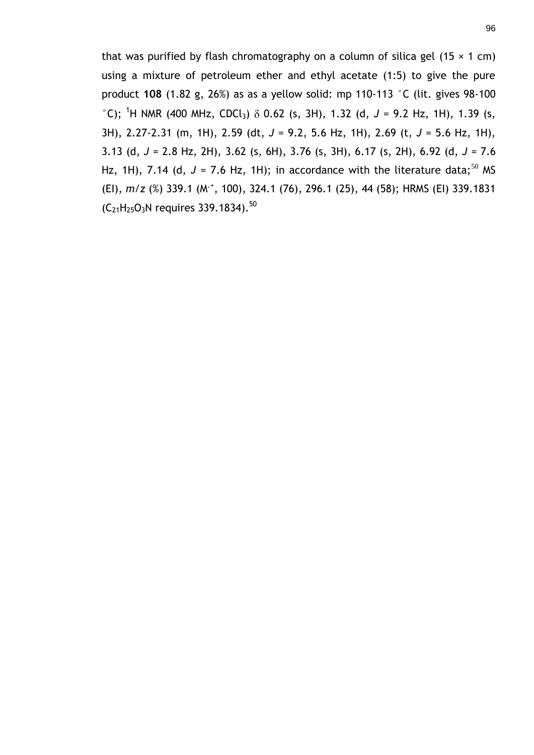that was purified by flash chromatography on a column of silica gel (15 × 1 cm) using a mixture of petroleum ether and ethyl acetate (1:5) to give the pure product **108** (1.82 g, 26%) as as a yellow solid: mp 110-113 °C (lit. gives 98-100 °C); $^1$H NMR (400 MHz, $CDCl_3$) δ 0.62 (s, 3H), 1.32 (d, *J* = 9.2 Hz, 1H), 1.39 (s, 3H), 2.27-2.31 (m, 1H), 2.59 (dt, *J* = 9.2, 5.6 Hz, 1H), 2.69 (t, *J* = 5.6 Hz, 1H), 3.13 (d, *J* = 2.8 Hz, 2H), 3.62 (s, 6H), 3.76 (s, 3H), 6.17 (s, 2H), 6.92 (d, *J* = 7.6 Hz, 1H), 7.14 (d, *J* = 7.6 Hz, 1H); in accordance with the literature data;[50] MS (EI), *m*/*z* (%) 339.1 ($M^{\cdot+}$, 100), 324.1 (76), 296.1 (25), 44 (58); HRMS (EI) 339.1831 ($C_{21}H_{25}O_3N$ requires 339.1834).[50]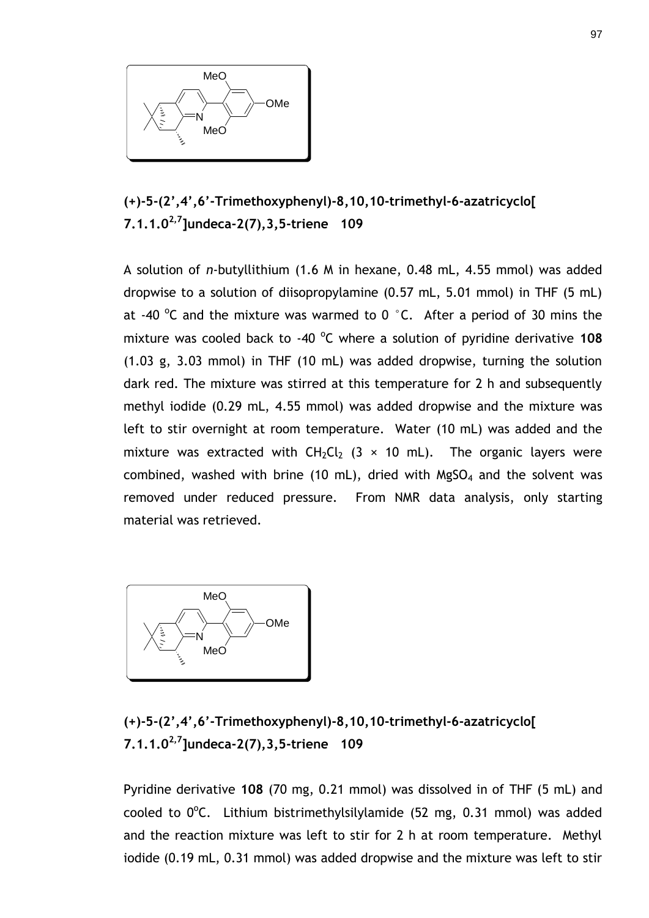**(+)-5-(2',4',6'-Trimethoxyphenyl)-8,10,10-trimethyl-6-azatricyclo[ 7.1.1.0$^{2,7}$]undeca-2(7),3,5-triene 109**

A solution of *n*-butyllithium (1.6 M in hexane, 0.48 mL, 4.55 mmol) was added dropwise to a solution of diisopropylamine (0.57 mL, 5.01 mmol) in THF (5 mL) at -40 °C and the mixture was warmed to 0 °C. After a period of 30 mins the mixture was cooled back to -40 °C where a solution of pyridine derivative **108** (1.03 g, 3.03 mmol) in THF (10 mL) was added dropwise, turning the solution dark red. The mixture was stirred at this temperature for 2 h and subsequently methyl iodide (0.29 mL, 4.55 mmol) was added dropwise and the mixture was left to stir overnight at room temperature. Water (10 mL) was added and the mixture was extracted with $CH_2Cl_2$ (3 × 10 mL). The organic layers were combined, washed with brine (10 mL), dried with $MgSO_4$ and the solvent was removed under reduced pressure. From NMR data analysis, only starting material was retrieved.

**(+)-5-(2',4',6'-Trimethoxyphenyl)-8,10,10-trimethyl-6-azatricyclo[ 7.1.1.0$^{2,7}$]undeca-2(7),3,5-triene 109**

Pyridine derivative **108** (70 mg, 0.21 mmol) was dissolved in of THF (5 mL) and cooled to 0°C. Lithium bistrimethylsilylamide (52 mg, 0.31 mmol) was added and the reaction mixture was left to stir for 2 h at room temperature. Methyl iodide (0.19 mL, 0.31 mmol) was added dropwise and the mixture was left to stir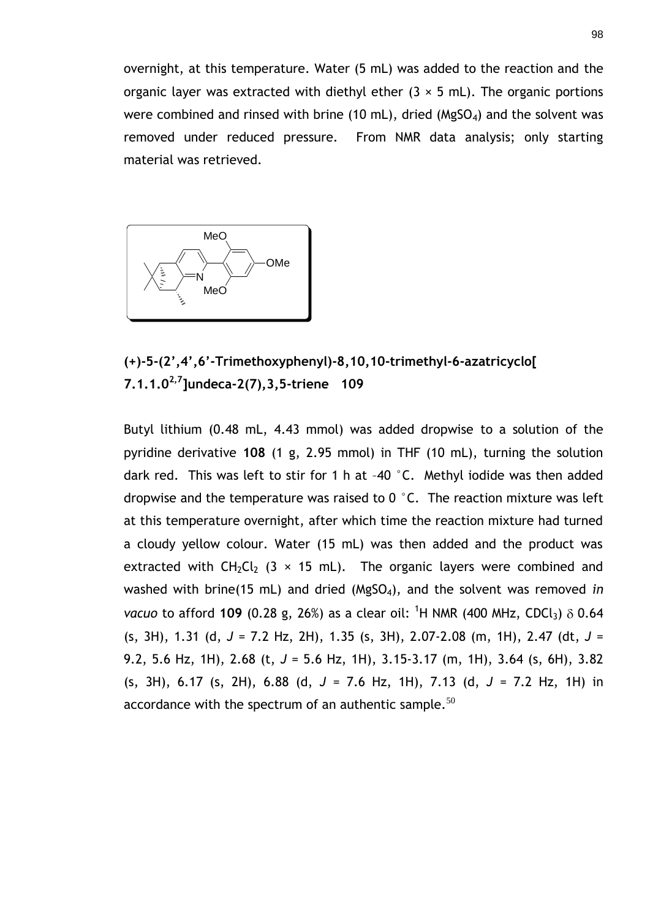overnight, at this temperature. Water (5 mL) was added to the reaction and the organic layer was extracted with diethyl ether (3 × 5 mL). The organic portions were combined and rinsed with brine (10 mL), dried ($MgSO_4$) and the solvent was removed under reduced pressure. From NMR data analysis; only starting material was retrieved.

### (+)-5-(2',4',6'-Trimethoxyphenyl)-8,10,10-trimethyl-6-azatricyclo[7.1.1.0$^{2,7}$]undeca-2(7),3,5-triene 109

Butyl lithium (0.48 mL, 4.43 mmol) was added dropwise to a solution of the pyridine derivative **108** (1 g, 2.95 mmol) in THF (10 mL), turning the solution dark red. This was left to stir for 1 h at –40 °C. Methyl iodide was then added dropwise and the temperature was raised to 0 °C. The reaction mixture was left at this temperature overnight, after which time the reaction mixture had turned a cloudy yellow colour. Water (15 mL) was then added and the product was extracted with $CH_2Cl_2$ (3 × 15 mL). The organic layers were combined and washed with brine(15 mL) and dried ($MgSO_4$), and the solvent was removed *in vacuo* to afford **109** (0.28 g, 26%) as a clear oil: $^1$H NMR (400 MHz, $CDCl_3$) $\delta$ 0.64 (s, 3H), 1.31 (d, $J$ = 7.2 Hz, 2H), 1.35 (s, 3H), 2.07-2.08 (m, 1H), 2.47 (dt, $J$ = 9.2, 5.6 Hz, 1H), 2.68 (t, $J$ = 5.6 Hz, 1H), 3.15-3.17 (m, 1H), 3.64 (s, 6H), 3.82 (s, 3H), 6.17 (s, 2H), 6.88 (d, $J$ = 7.6 Hz, 1H), 7.13 (d, $J$ = 7.2 Hz, 1H) in accordance with the spectrum of an authentic sample.[50]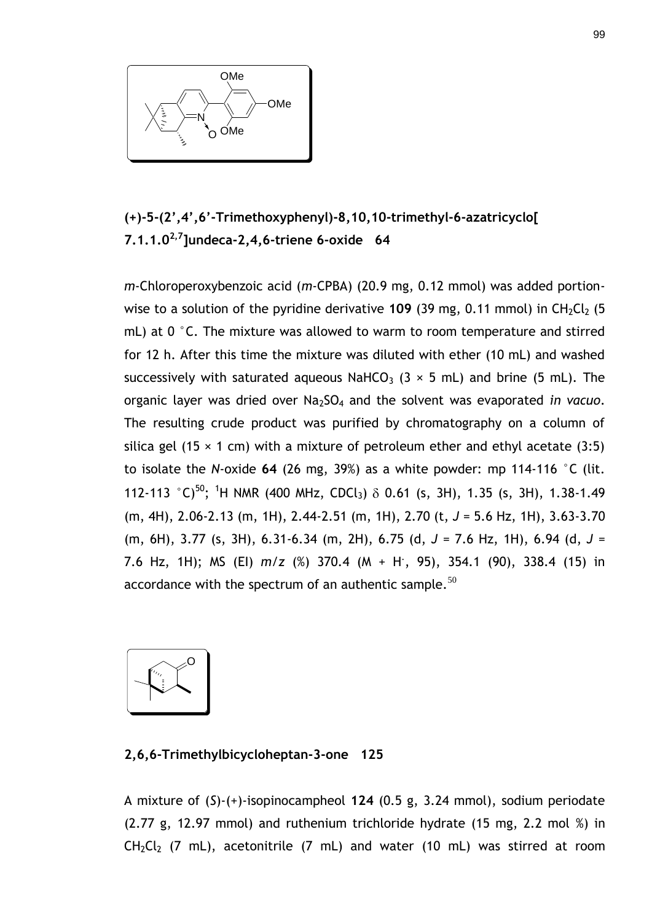**(+)-5-(2',4',6'-Trimethoxyphenyl)-8,10,10-trimethyl-6-azatricyclo[ 7.1.1.0[2,7]]undeca-2,4,6-triene 6-oxide 64**

*m*-Chloroperoxybenzoic acid (*m*-CPBA) (20.9 mg, 0.12 mmol) was added portion-wise to a solution of the pyridine derivative **109** (39 mg, 0.11 mmol) in $CH_2Cl_2$ (5 mL) at 0 °C. The mixture was allowed to warm to room temperature and stirred for 12 h. After this time the mixture was diluted with ether (10 mL) and washed successively with saturated aqueous $NaHCO_3$ (3 × 5 mL) and brine (5 mL). The organic layer was dried over $Na_2SO_4$ and the solvent was evaporated *in vacuo*. The resulting crude product was purified by chromatography on a column of silica gel (15 × 1 cm) with a mixture of petroleum ether and ethyl acetate (3:5) to isolate the *N*-oxide **64** (26 mg, 39%) as a white powder: mp 114-116 °C (lit. 112-113 °C)[50]; $^1$H NMR (400 MHz, $CDCl_3$) $\delta$ 0.61 (s, 3H), 1.35 (s, 3H), 1.38-1.49 (m, 4H), 2.06-2.13 (m, 1H), 2.44-2.51 (m, 1H), 2.70 (t, *J* = 5.6 Hz, 1H), 3.63-3.70 (m, 6H), 3.77 (s, 3H), 6.31-6.34 (m, 2H), 6.75 (d, *J* = 7.6 Hz, 1H), 6.94 (d, *J* = 7.6 Hz, 1H); MS (EI) *m*/*z* (%) 370.4 (M + H$^{\cdot}$, 95), 354.1 (90), 338.4 (15) in accordance with the spectrum of an authentic sample.[50]

**2,6,6-Trimethylbicycloheptan-3-one 125**

A mixture of (*S*)-(+)-isopinocampheol **124** (0.5 g, 3.24 mmol), sodium periodate (2.77 g, 12.97 mmol) and ruthenium trichloride hydrate (15 mg, 2.2 mol %) in $CH_2Cl_2$ (7 mL), acetonitrile (7 mL) and water (10 mL) was stirred at room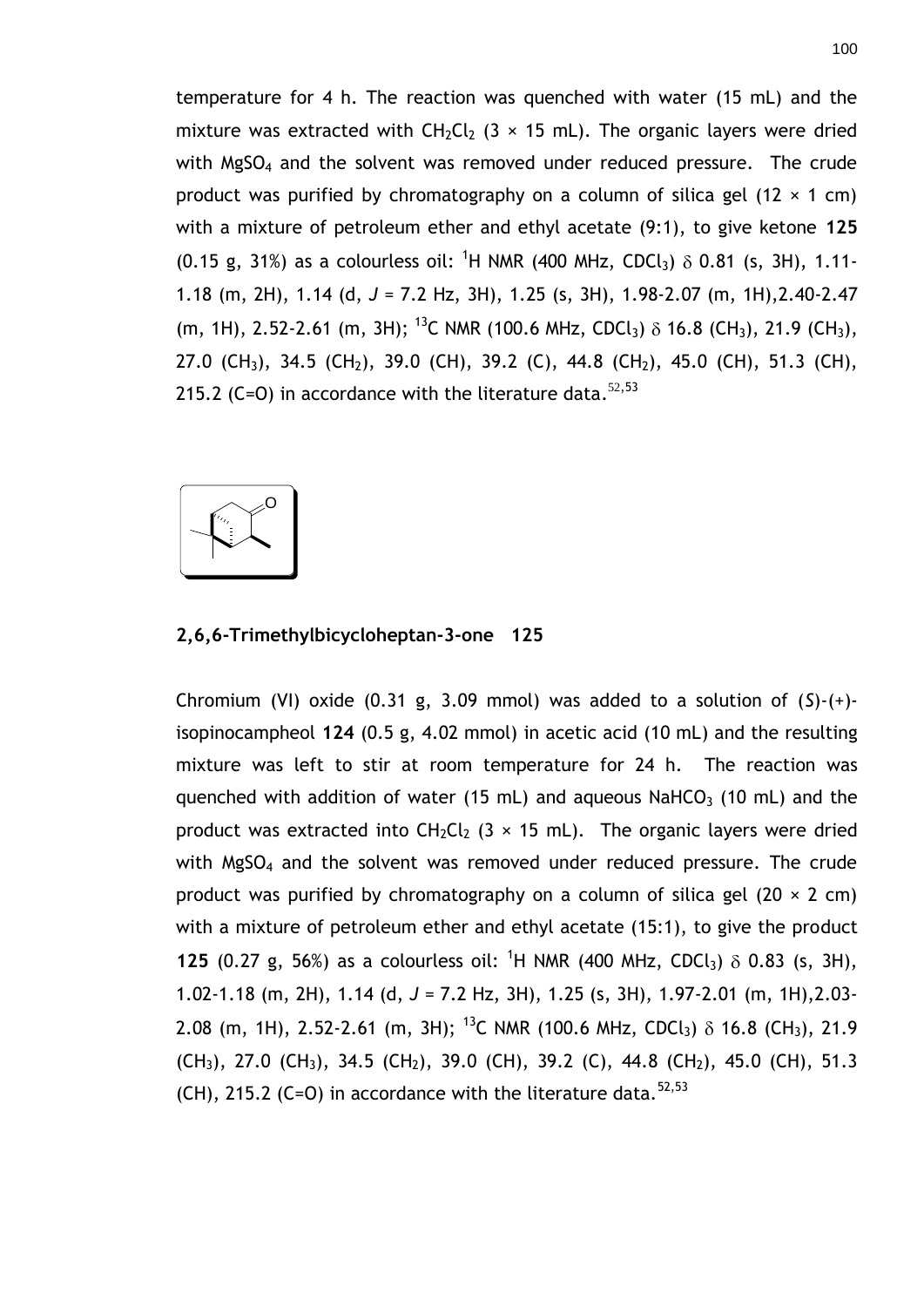temperature for 4 h. The reaction was quenched with water (15 mL) and the mixture was extracted with $CH_2Cl_2$ (3 × 15 mL). The organic layers were dried with $MgSO_4$ and the solvent was removed under reduced pressure. The crude product was purified by chromatography on a column of silica gel (12 × 1 cm) with a mixture of petroleum ether and ethyl acetate (9:1), to give ketone **125** (0.15 g, 31%) as a colourless oil: $^1$H NMR (400 MHz, $CDCl_3$) $\delta$ 0.81 (s, 3H), 1.11-1.18 (m, 2H), 1.14 (d, *J* = 7.2 Hz, 3H), 1.25 (s, 3H), 1.98-2.07 (m, 1H),2.40-2.47 (m, 1H), 2.52-2.61 (m, 3H); $^{13}$C NMR (100.6 MHz, $CDCl_3$) $\delta$ 16.8 ($CH_3$), 21.9 ($CH_3$), 27.0 ($CH_3$), 34.5 ($CH_2$), 39.0 (CH), 39.2 (C), 44.8 ($CH_2$), 45.0 (CH), 51.3 (CH), 215.2 (C=O) in accordance with the literature data.[52,53]

### 2,6,6-Trimethylbicycloheptan-3-one 125

Chromium (VI) oxide (0.31 g, 3.09 mmol) was added to a solution of (*S*)-(+)-isopinocampheol **124** (0.5 g, 4.02 mmol) in acetic acid (10 mL) and the resulting mixture was left to stir at room temperature for 24 h. The reaction was quenched with addition of water (15 mL) and aqueous $NaHCO_3$ (10 mL) and the product was extracted into $CH_2Cl_2$ (3 × 15 mL). The organic layers were dried with $MgSO_4$ and the solvent was removed under reduced pressure. The crude product was purified by chromatography on a column of silica gel (20 × 2 cm) with a mixture of petroleum ether and ethyl acetate (15:1), to give the product **125** (0.27 g, 56%) as a colourless oil: $^1$H NMR (400 MHz, $CDCl_3$) $\delta$ 0.83 (s, 3H), 1.02-1.18 (m, 2H), 1.14 (d, *J* = 7.2 Hz, 3H), 1.25 (s, 3H), 1.97-2.01 (m, 1H),2.03-2.08 (m, 1H), 2.52-2.61 (m, 3H); $^{13}$C NMR (100.6 MHz, $CDCl_3$) $\delta$ 16.8 ($CH_3$), 21.9 ($CH_3$), 27.0 ($CH_3$), 34.5 ($CH_2$), 39.0 (CH), 39.2 (C), 44.8 ($CH_2$), 45.0 (CH), 51.3 (CH), 215.2 (C=O) in accordance with the literature data.[52,53]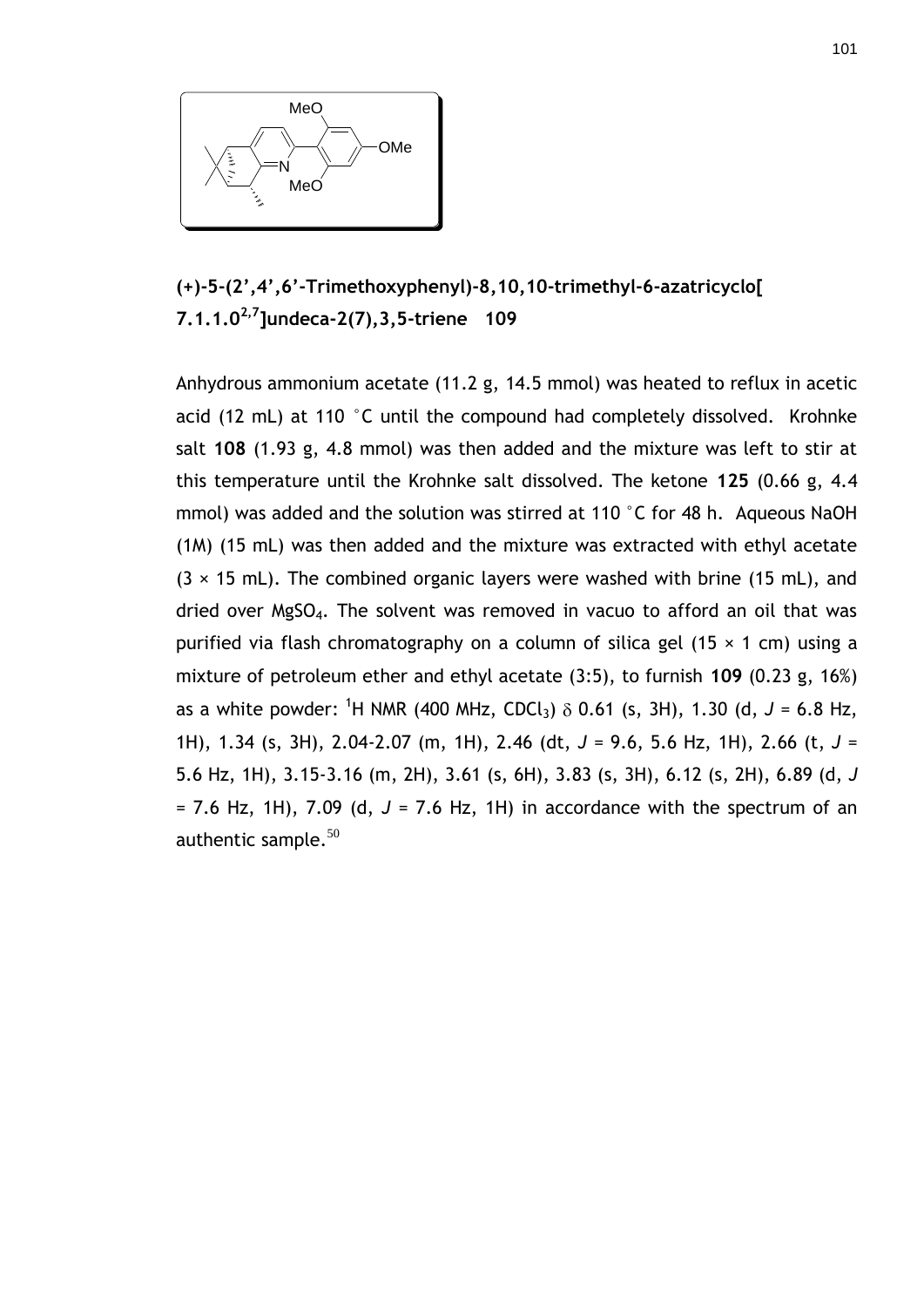**(+)-5-(2',4',6'-Trimethoxyphenyl)-8,10,10-trimethyl-6-azatricyclo[ 7.1.1.0$^{2,7}$]undeca-2(7),3,5-triene 109**

Anhydrous ammonium acetate (11.2 g, 14.5 mmol) was heated to reflux in acetic acid (12 mL) at 110 °C until the compound had completely dissolved. Krohnke salt **108** (1.93 g, 4.8 mmol) was then added and the mixture was left to stir at this temperature until the Krohnke salt dissolved. The ketone **125** (0.66 g, 4.4 mmol) was added and the solution was stirred at 110 °C for 48 h. Aqueous NaOH (1M) (15 mL) was then added and the mixture was extracted with ethyl acetate (3 × 15 mL). The combined organic layers were washed with brine (15 mL), and dried over $MgSO_4$. The solvent was removed in vacuo to afford an oil that was purified via flash chromatography on a column of silica gel (15 × 1 cm) using a mixture of petroleum ether and ethyl acetate (3:5), to furnish **109** (0.23 g, 16%) as a white powder: $^1$H NMR (400 MHz, $CDCl_3$) $\delta$ 0.61 (s, 3H), 1.30 (d, *J* = 6.8 Hz, 1H), 1.34 (s, 3H), 2.04-2.07 (m, 1H), 2.46 (dt, *J* = 9.6, 5.6 Hz, 1H), 2.66 (t, *J* = 5.6 Hz, 1H), 3.15-3.16 (m, 2H), 3.61 (s, 6H), 3.83 (s, 3H), 6.12 (s, 2H), 6.89 (d, *J* = 7.6 Hz, 1H), 7.09 (d, *J* = 7.6 Hz, 1H) in accordance with the spectrum of an authentic sample.[50]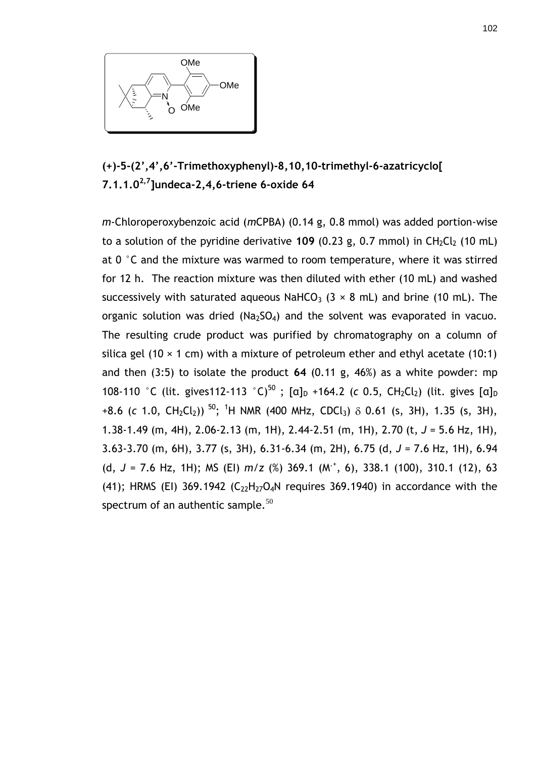**(+)-5-(2',4',6'-Trimethoxyphenyl)-8,10,10-trimethyl-6-azatricyclo[7.1.1.0$^{2,7}$]undeca-2,4,6-triene 6-oxide 64**

*m*-Chloroperoxybenzoic acid (*m*CPBA) (0.14 g, 0.8 mmol) was added portion-wise to a solution of the pyridine derivative **109** (0.23 g, 0.7 mmol) in $CH_2Cl_2$ (10 mL) at 0 °C and the mixture was warmed to room temperature, where it was stirred for 12 h. The reaction mixture was then diluted with ether (10 mL) and washed successively with saturated aqueous $NaHCO_3$ (3 × 8 mL) and brine (10 mL). The organic solution was dried ($Na_2SO_4$) and the solvent was evaporated in vacuo. The resulting crude product was purified by chromatography on a column of silica gel (10 × 1 cm) with a mixture of petroleum ether and ethyl acetate (10:1) and then (3:5) to isolate the product **64** (0.11 g, 46%) as a white powder: mp 108-110 °C (lit. gives112-113 °C)[50] ; $[\alpha]_D$ +164.2 (*c* 0.5, $CH_2Cl_2$) (lit. gives $[\alpha]_D$ +8.6 (*c* 1.0, $CH_2Cl_2$)) [50]; $^1H$ NMR (400 MHz, $CDCl_3$) $\delta$ 0.61 (s, 3H), 1.35 (s, 3H), 1.38-1.49 (m, 4H), 2.06-2.13 (m, 1H), 2.44-2.51 (m, 1H), 2.70 (t, *J* = 5.6 Hz, 1H), 3.63-3.70 (m, 6H), 3.77 (s, 3H), 6.31-6.34 (m, 2H), 6.75 (d, *J* = 7.6 Hz, 1H), 6.94 (d, *J* = 7.6 Hz, 1H); MS (EI) *m*/*z* (%) 369.1 ($M^{\cdot+}$, 6), 338.1 (100), 310.1 (12), 63 (41); HRMS (EI) 369.1942 ($C_{22}H_{27}O_4N$ requires 369.1940) in accordance with the spectrum of an authentic sample.[50]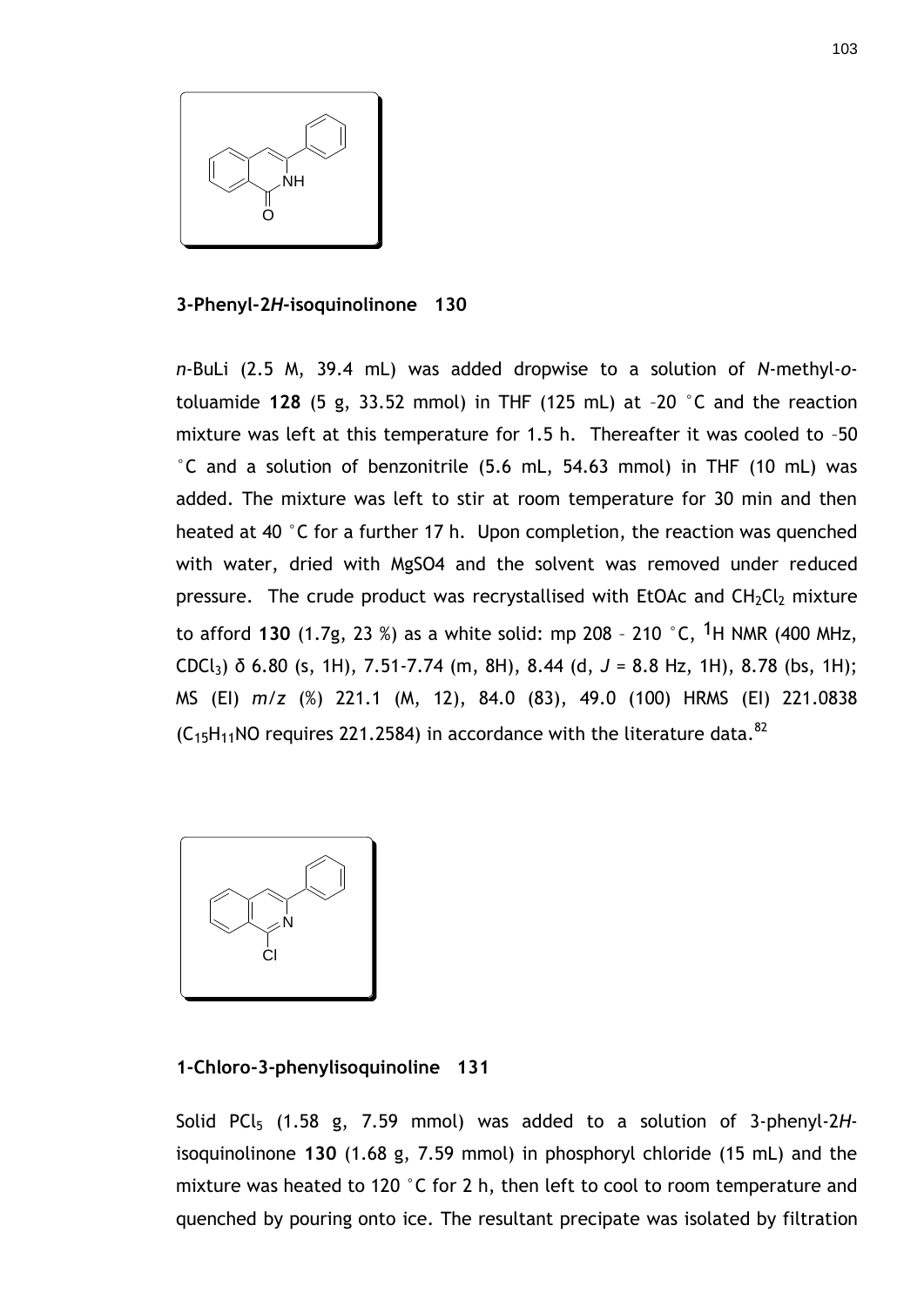**3-Phenyl-2*H*-isoquinolinone 130**

*n*-BuLi (2.5 M, 39.4 mL) was added dropwise to a solution of *N*-methyl-*o*-toluamide **128** (5 g, 33.52 mmol) in THF (125 mL) at –20 °C and the reaction mixture was left at this temperature for 1.5 h. Thereafter it was cooled to –50 °C and a solution of benzonitrile (5.6 mL, 54.63 mmol) in THF (10 mL) was added. The mixture was left to stir at room temperature for 30 min and then heated at 40 °C for a further 17 h. Upon completion, the reaction was quenched with water, dried with MgSO4 and the solvent was removed under reduced pressure. The crude product was recrystallised with EtOAc and $CH_2Cl_2$ mixture to afford **130** (1.7g, 23 %) as a white solid: mp 208 – 210 °C, $^1$H NMR (400 MHz, $CDCl_3$) δ 6.80 (s, 1H), 7.51-7.74 (m, 8H), 8.44 (d, *J* = 8.8 Hz, 1H), 8.78 (bs, 1H); MS (EI) *m*/*z* (%) 221.1 (M, 12), 84.0 (83), 49.0 (100) HRMS (EI) 221.0838 ($C_{15}H_{11}NO$ requires 221.2584) in accordance with the literature data.[82]

**1-Chloro-3-phenylisoquinoline 131**

Solid $PCl_5$ (1.58 g, 7.59 mmol) was added to a solution of 3-phenyl-2*H*-isoquinolinone **130** (1.68 g, 7.59 mmol) in phosphoryl chloride (15 mL) and the mixture was heated to 120 °C for 2 h, then left to cool to room temperature and quenched by pouring onto ice. The resultant precipate was isolated by filtration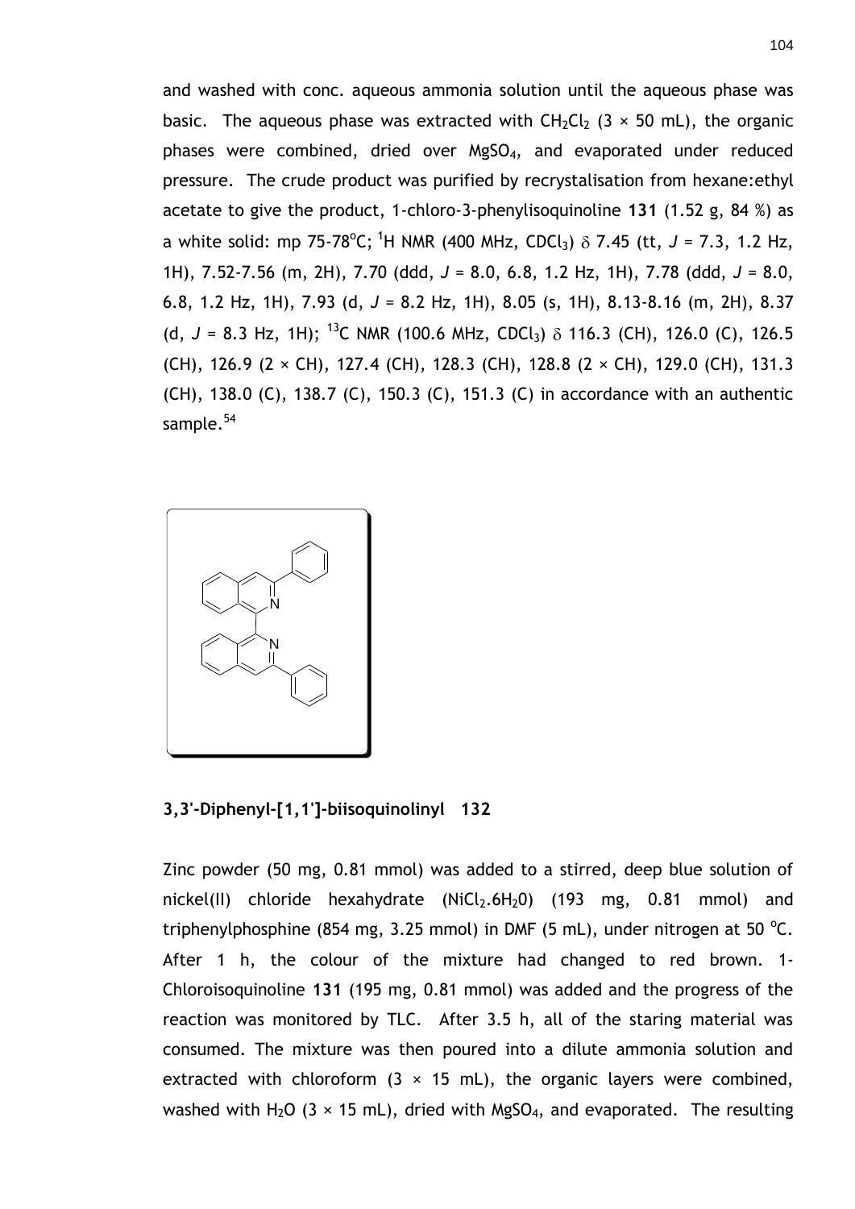and washed with conc. aqueous ammonia solution until the aqueous phase was basic. The aqueous phase was extracted with $CH_2Cl_2$ (3 × 50 mL), the organic phases were combined, dried over $MgSO_4$, and evaporated under reduced pressure. The crude product was purified by recrystalisation from hexane:ethyl acetate to give the product, 1-chloro-3-phenylisoquinoline **131** (1.52 g, 84 %) as a white solid: mp 75-78°C; $^1$H NMR (400 MHz, $CDCl_3$) $\delta$ 7.45 (tt, *J* = 7.3, 1.2 Hz, 1H), 7.52-7.56 (m, 2H), 7.70 (ddd, *J* = 8.0, 6.8, 1.2 Hz, 1H), 7.78 (ddd, *J* = 8.0, 6.8, 1.2 Hz, 1H), 7.93 (d, *J* = 8.2 Hz, 1H), 8.05 (s, 1H), 8.13-8.16 (m, 2H), 8.37 (d, *J* = 8.3 Hz, 1H); $^{13}$C NMR (100.6 MHz, $CDCl_3$) $\delta$ 116.3 (CH), 126.0 (C), 126.5 (CH), 126.9 (2 × CH), 127.4 (CH), 128.3 (CH), 128.8 (2 × CH), 129.0 (CH), 131.3 (CH), 138.0 (C), 138.7 (C), 150.3 (C), 151.3 (C) in accordance with an authentic sample.[54]

**3,3'-Diphenyl-[1,1']-biisoquinolinyl 132**

Zinc powder (50 mg, 0.81 mmol) was added to a stirred, deep blue solution of nickel(II) chloride hexahydrate ($NiCl_2.6H_2O$) (193 mg, 0.81 mmol) and triphenylphosphine (854 mg, 3.25 mmol) in DMF (5 mL), under nitrogen at 50 °C. After 1 h, the colour of the mixture had changed to red brown. 1-Chloroisoquinoline **131** (195 mg, 0.81 mmol) was added and the progress of the reaction was monitored by TLC. After 3.5 h, all of the staring material was consumed. The mixture was then poured into a dilute ammonia solution and extracted with chloroform (3 × 15 mL), the organic layers were combined, washed with $H_2O$ (3 × 15 mL), dried with $MgSO_4$, and evaporated. The resulting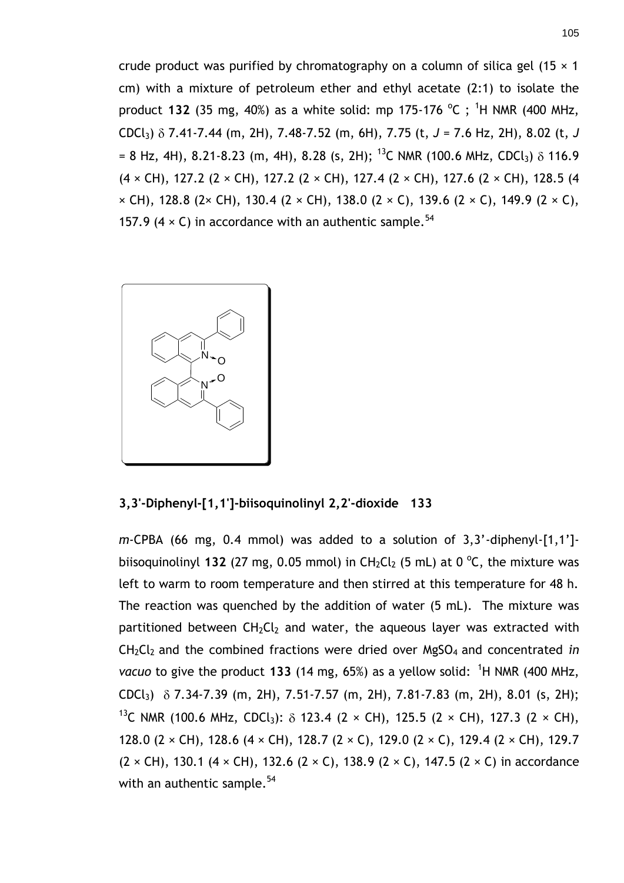crude product was purified by chromatography on a column of silica gel (15 × 1 cm) with a mixture of petroleum ether and ethyl acetate (2:1) to isolate the product **132** (35 mg, 40%) as a white solid: mp 175-176 °C ; $^1$H NMR (400 MHz, $CDCl_3$) $\delta$ 7.41-7.44 (m, 2H), 7.48-7.52 (m, 6H), 7.75 (t, *J* = 7.6 Hz, 2H), 8.02 (t, *J* = 8 Hz, 4H), 8.21-8.23 (m, 4H), 8.28 (s, 2H); $^{13}$C NMR (100.6 MHz, $CDCl_3$) $\delta$ 116.9 (4 × CH), 127.2 (2 × CH), 127.2 (2 × CH), 127.4 (2 × CH), 127.6 (2 × CH), 128.5 (4 × CH), 128.8 (2× CH), 130.4 (2 × CH), 138.0 (2 × C), 139.6 (2 × C), 149.9 (2 × C), 157.9 (4 × C) in accordance with an authentic sample.[54]

**3,3'-Diphenyl-[1,1']-biisoquinolinyl 2,2'-dioxide 133**

*m*-CPBA (66 mg, 0.4 mmol) was added to a solution of 3,3'-diphenyl-[1,1']-biisoquinolinyl **132** (27 mg, 0.05 mmol) in $CH_2Cl_2$ (5 mL) at 0 °C, the mixture was left to warm to room temperature and then stirred at this temperature for 48 h. The reaction was quenched by the addition of water (5 mL). The mixture was partitioned between $CH_2Cl_2$ and water, the aqueous layer was extracted with $CH_2Cl_2$ and the combined fractions were dried over $MgSO_4$ and concentrated *in vacuo* to give the product **133** (14 mg, 65%) as a yellow solid: $^1$H NMR (400 MHz, $CDCl_3$) $\delta$ 7.34-7.39 (m, 2H), 7.51-7.57 (m, 2H), 7.81-7.83 (m, 2H), 8.01 (s, 2H); $^{13}$C NMR (100.6 MHz, $CDCl_3$): $\delta$ 123.4 (2 × CH), 125.5 (2 × CH), 127.3 (2 × CH), 128.0 (2 × CH), 128.6 (4 × CH), 128.7 (2 × C), 129.0 (2 × C), 129.4 (2 × CH), 129.7 (2 × CH), 130.1 (4 × CH), 132.6 (2 × C), 138.9 (2 × C), 147.5 (2 × C) in accordance with an authentic sample.[54]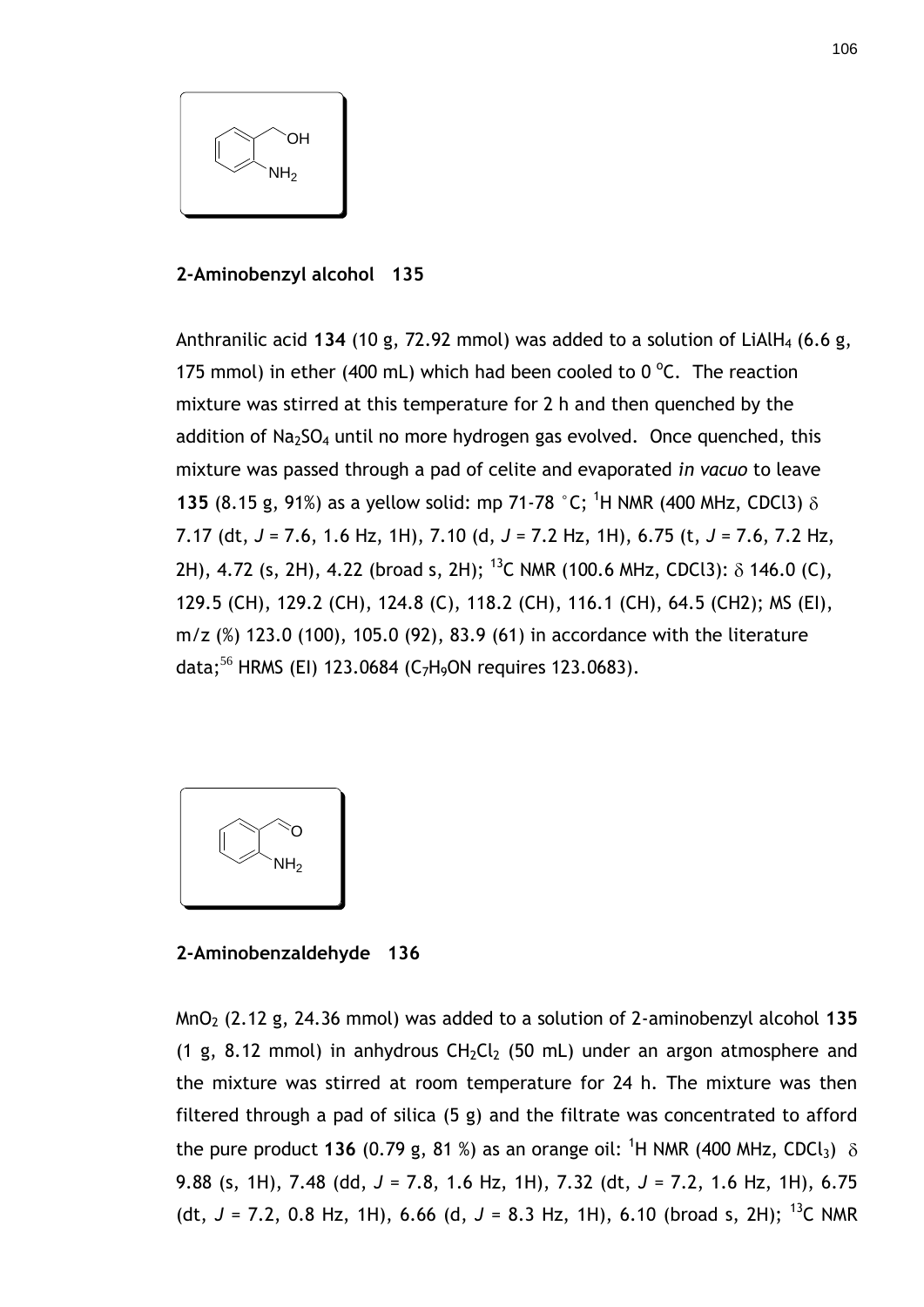**2-Aminobenzyl alcohol 135**

Anthranilic acid **134** (10 g, 72.92 mmol) was added to a solution of $LiAlH_4$ (6.6 g, 175 mmol) in ether (400 mL) which had been cooled to 0 °C. The reaction mixture was stirred at this temperature for 2 h and then quenched by the addition of $Na_2SO_4$ until no more hydrogen gas evolved. Once quenched, this mixture was passed through a pad of celite and evaporated *in vacuo* to leave **135** (8.15 g, 91%) as a yellow solid: mp 71-78 °C; $^1$H NMR (400 MHz, CDCl3) $\delta$ 7.17 (dt, *J* = 7.6, 1.6 Hz, 1H), 7.10 (d, *J* = 7.2 Hz, 1H), 6.75 (t, *J* = 7.6, 7.2 Hz, 2H), 4.72 (s, 2H), 4.22 (broad s, 2H); $^{13}$C NMR (100.6 MHz, CDCl3): $\delta$ 146.0 (C), 129.5 (CH), 129.2 (CH), 124.8 (C), 118.2 (CH), 116.1 (CH), 64.5 (CH2); MS (EI), m/z (%) 123.0 (100), 105.0 (92), 83.9 (61) in accordance with the literature data;[56] HRMS (EI) 123.0684 ($C_7H_9ON$ requires 123.0683).

**2-Aminobenzaldehyde 136**

$MnO_2$ (2.12 g, 24.36 mmol) was added to a solution of 2-aminobenzyl alcohol **135** (1 g, 8.12 mmol) in anhydrous $CH_2Cl_2$ (50 mL) under an argon atmosphere and the mixture was stirred at room temperature for 24 h. The mixture was then filtered through a pad of silica (5 g) and the filtrate was concentrated to afford the pure product **136** (0.79 g, 81 %) as an orange oil: $^1$H NMR (400 MHz, $CDCl_3$) $\delta$ 9.88 (s, 1H), 7.48 (dd, *J* = 7.8, 1.6 Hz, 1H), 7.32 (dt, *J* = 7.2, 1.6 Hz, 1H), 6.75 (dt, *J* = 7.2, 0.8 Hz, 1H), 6.66 (d, *J* = 8.3 Hz, 1H), 6.10 (broad s, 2H); $^{13}$C NMR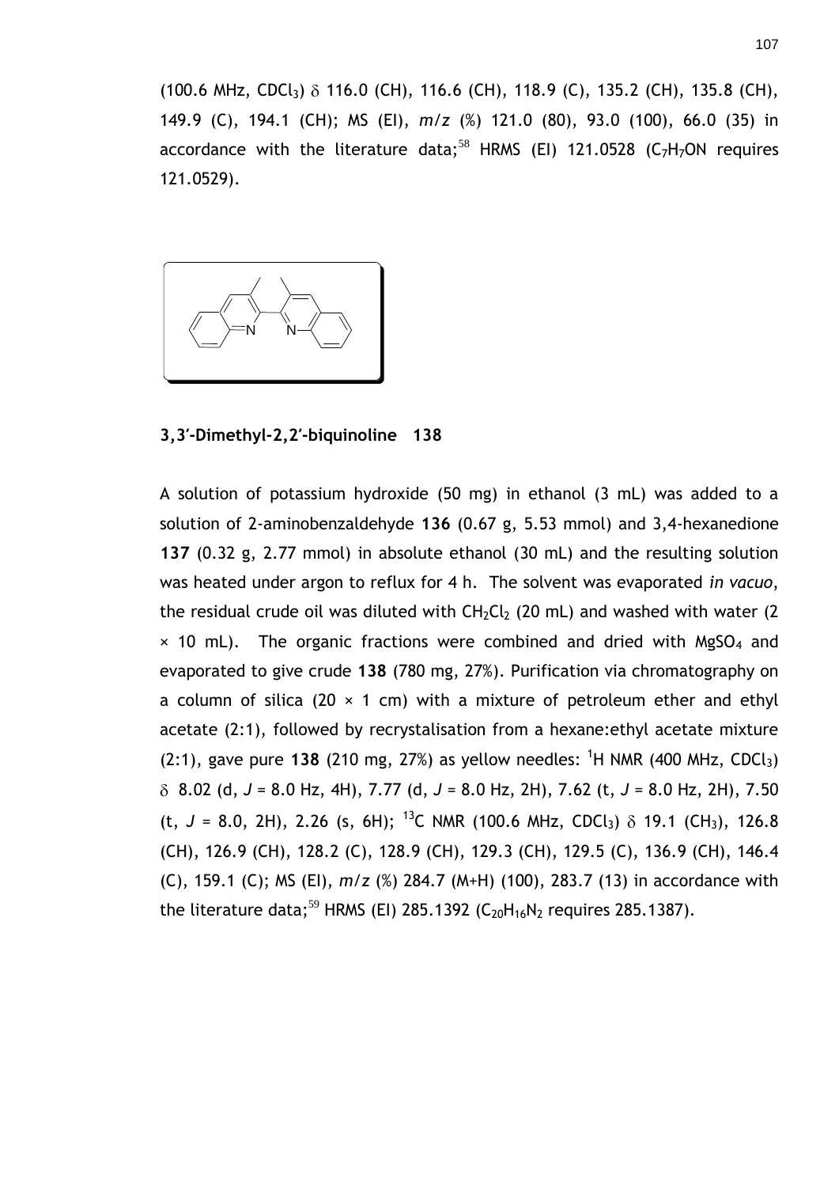(100.6 MHz, $CDCl_3$) δ 116.0 (CH), 116.6 (CH), 118.9 (C), 135.2 (CH), 135.8 (CH), 149.9 (C), 194.1 (CH); MS (EI), *m/z* (%) 121.0 (80), 93.0 (100), 66.0 (35) in accordance with the literature data;[58] HRMS (EI) 121.0528 ($C_7H_7ON$ requires 121.0529).

**3,3′-Dimethyl-2,2′-biquinoline 138**

A solution of potassium hydroxide (50 mg) in ethanol (3 mL) was added to a solution of 2-aminobenzaldehyde **136** (0.67 g, 5.53 mmol) and 3,4-hexanedione **137** (0.32 g, 2.77 mmol) in absolute ethanol (30 mL) and the resulting solution was heated under argon to reflux for 4 h. The solvent was evaporated *in vacuo*, the residual crude oil was diluted with $CH_2Cl_2$ (20 mL) and washed with water (2 × 10 mL). The organic fractions were combined and dried with $MgSO_4$ and evaporated to give crude **138** (780 mg, 27%). Purification via chromatography on a column of silica (20 × 1 cm) with a mixture of petroleum ether and ethyl acetate (2:1), followed by recrystalisation from a hexane:ethyl acetate mixture (2:1), gave pure **138** (210 mg, 27%) as yellow needles: $^1H$ NMR (400 MHz, $CDCl_3$) δ 8.02 (d, *J* = 8.0 Hz, 4H), 7.77 (d, *J* = 8.0 Hz, 2H), 7.62 (t, *J* = 8.0 Hz, 2H), 7.50 (t, *J* = 8.0, 2H), 2.26 (s, 6H); $^{13}C$ NMR (100.6 MHz, $CDCl_3$) δ 19.1 ($CH_3$), 126.8 (CH), 126.9 (CH), 128.2 (C), 128.9 (CH), 129.3 (CH), 129.5 (C), 136.9 (CH), 146.4 (C), 159.1 (C); MS (EI), *m/z* (%) 284.7 (M+H) (100), 283.7 (13) in accordance with the literature data;[59] HRMS (EI) 285.1392 ($C_{20}H_{16}N_2$ requires 285.1387).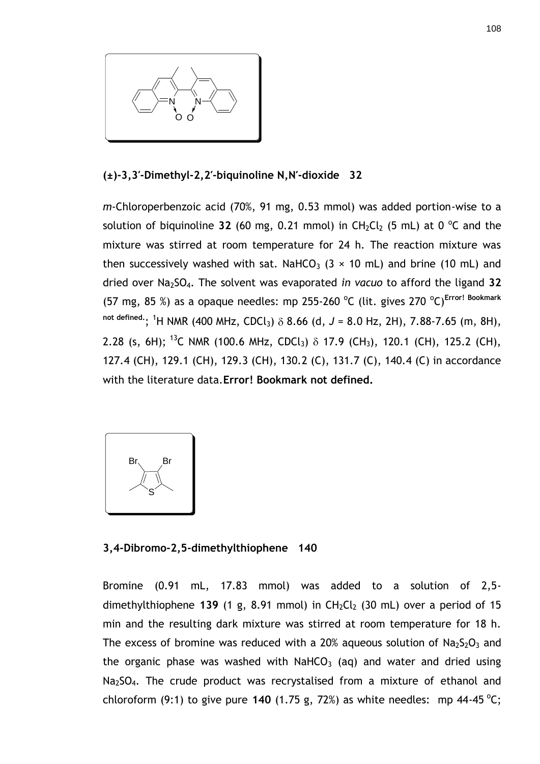**(±)-3,3′-Dimethyl-2,2′-biquinoline N,N′-dioxide 32**

*m*-Chloroperbenzoic acid (70%, 91 mg, 0.53 mmol) was added portion-wise to a solution of biquinoline **32** (60 mg, 0.21 mmol) in $CH_2Cl_2$ (5 mL) at 0 °C and the mixture was stirred at room temperature for 24 h. The reaction mixture was then successively washed with sat. $NaHCO_3$ (3 × 10 mL) and brine (10 mL) and dried over $Na_2SO_4$. The solvent was evaporated *in vacuo* to afford the ligand **32** (57 mg, 85 %) as a opaque needles: mp 255-260 °C (lit. gives 270 °C)**Error! Bookmark not defined.**; $^{1}$H NMR (400 MHz, $CDCl_3$) δ 8.66 (d, *J* = 8.0 Hz, 2H), 7.88-7.65 (m, 8H), 2.28 (s, 6H); $^{13}$C NMR (100.6 MHz, $CDCl_3$) δ 17.9 ($CH_3$), 120.1 (CH), 125.2 (CH), 127.4 (CH), 129.1 (CH), 129.3 (CH), 130.2 (C), 131.7 (C), 140.4 (C) in accordance with the literature data.**Error! Bookmark not defined.**

**3,4-Dibromo-2,5-dimethylthiophene 140**

Bromine (0.91 mL, 17.83 mmol) was added to a solution of 2,5-dimethylthiophene **139** (1 g, 8.91 mmol) in $CH_2Cl_2$ (30 mL) over a period of 15 min and the resulting dark mixture was stirred at room temperature for 18 h. The excess of bromine was reduced with a 20% aqueous solution of $Na_2S_2O_3$ and the organic phase was washed with $NaHCO_3$ (aq) and water and dried using $Na_2SO_4$. The crude product was recrystalised from a mixture of ethanol and chloroform (9:1) to give pure **140** (1.75 g, 72%) as white needles: mp 44-45 °C;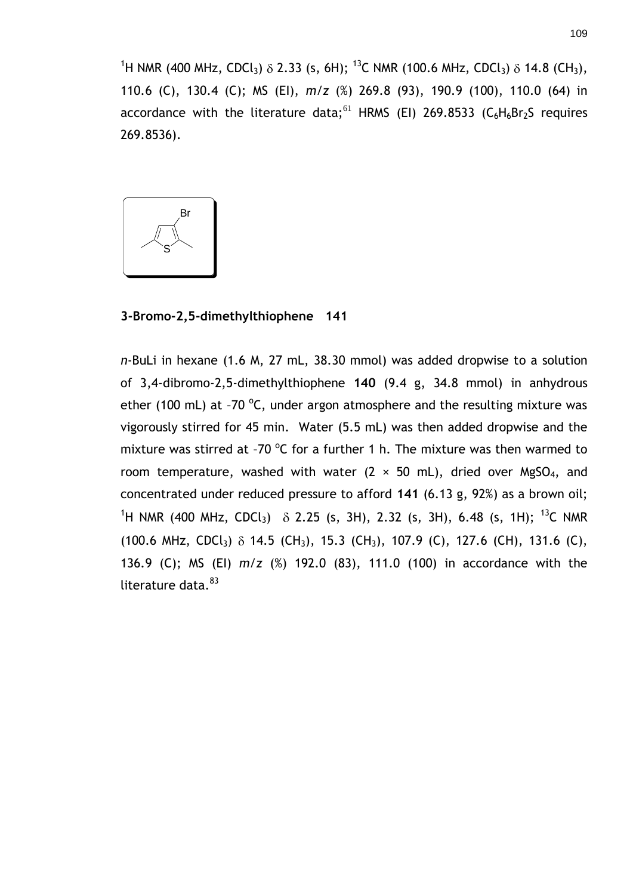$^1$H NMR (400 MHz, $CDCl_3$) $\delta$ 2.33 (s, 6H); $^{13}$C NMR (100.6 MHz, $CDCl_3$) $\delta$ 14.8 ($CH_3$), 110.6 (C), 130.4 (C); MS (EI), *m/z* (%) 269.8 (93), 190.9 (100), 110.0 (64) in accordance with the literature data;[61] HRMS (EI) 269.8533 ($C_6H_6Br_2S$ requires 269.8536).

**3-Bromo-2,5-dimethylthiophene 141**

*n*-BuLi in hexane (1.6 M, 27 mL, 38.30 mmol) was added dropwise to a solution of 3,4-dibromo-2,5-dimethylthiophene **140** (9.4 g, 34.8 mmol) in anhydrous ether (100 mL) at –70 °C, under argon atmosphere and the resulting mixture was vigorously stirred for 45 min. Water (5.5 mL) was then added dropwise and the mixture was stirred at –70 °C for a further 1 h. The mixture was then warmed to room temperature, washed with water (2 × 50 mL), dried over $MgSO_4$, and concentrated under reduced pressure to afford **141** (6.13 g, 92%) as a brown oil; $^1$H NMR (400 MHz, $CDCl_3$) $\delta$ 2.25 (s, 3H), 2.32 (s, 3H), 6.48 (s, 1H); $^{13}$C NMR (100.6 MHz, $CDCl_3$) $\delta$ 14.5 ($CH_3$), 15.3 ($CH_3$), 107.9 (C), 127.6 (CH), 131.6 (C), 136.9 (C); MS (EI) *m/z* (%) 192.0 (83), 111.0 (100) in accordance with the literature data.[83]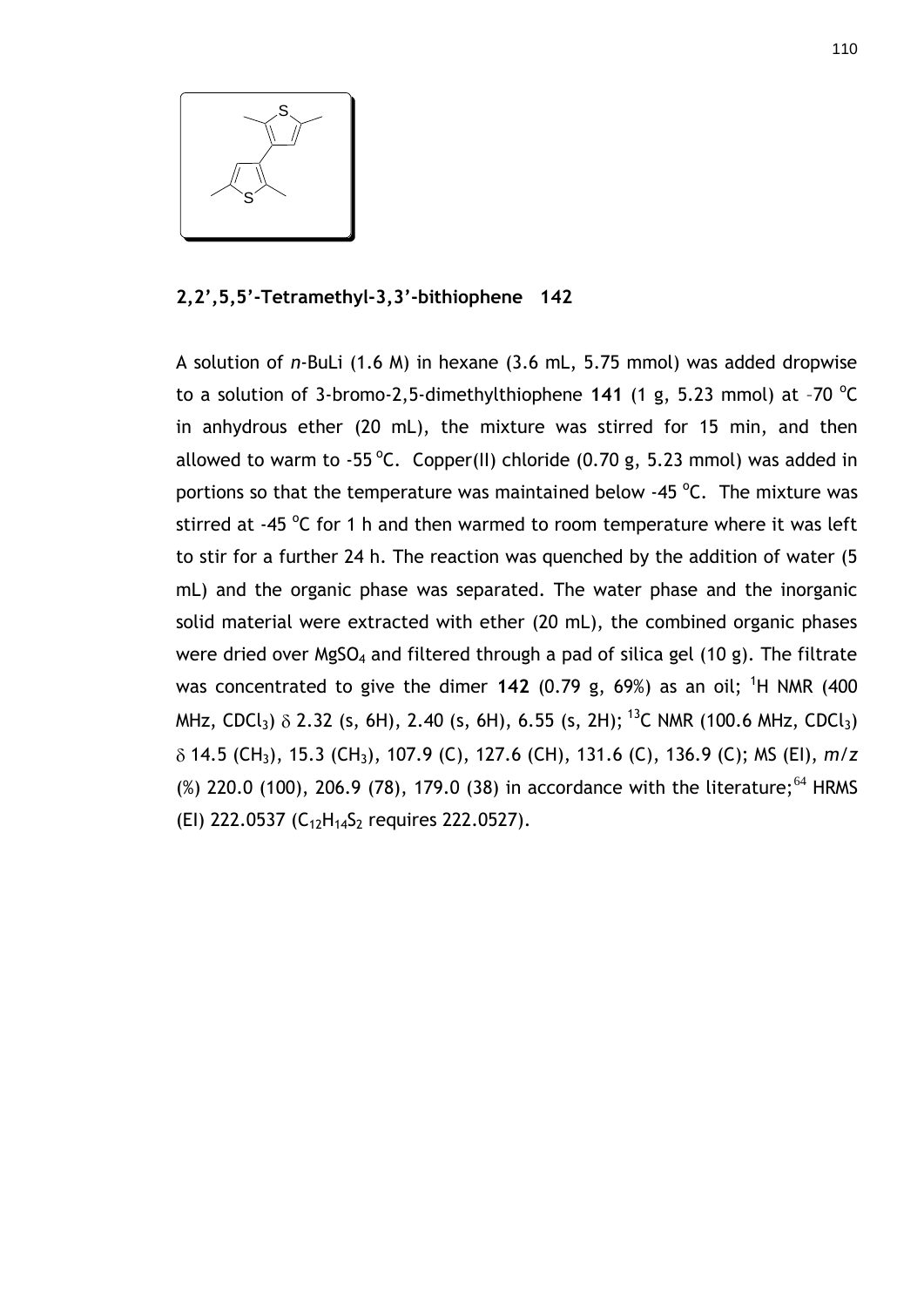**2,2',5,5'-Tetramethyl-3,3'-bithiophene 142**

A solution of *n*-BuLi (1.6 M) in hexane (3.6 mL, 5.75 mmol) was added dropwise to a solution of 3-bromo-2,5-dimethylthiophene **141** (1 g, 5.23 mmol) at –70 °C in anhydrous ether (20 mL), the mixture was stirred for 15 min, and then allowed to warm to -55 °C. Copper(II) chloride (0.70 g, 5.23 mmol) was added in portions so that the temperature was maintained below -45 °C. The mixture was stirred at -45 °C for 1 h and then warmed to room temperature where it was left to stir for a further 24 h. The reaction was quenched by the addition of water (5 mL) and the organic phase was separated. The water phase and the inorganic solid material were extracted with ether (20 mL), the combined organic phases were dried over $MgSO_4$ and filtered through a pad of silica gel (10 g). The filtrate was concentrated to give the dimer **142** (0.79 g, 69%) as an oil; $^1$H NMR (400 MHz, $CDCl_3$) $\delta$ 2.32 (s, 6H), 2.40 (s, 6H), 6.55 (s, 2H); $^{13}$C NMR (100.6 MHz, $CDCl_3$) $\delta$ 14.5 ($CH_3$), 15.3 ($CH_3$), 107.9 (C), 127.6 (CH), 131.6 (C), 136.9 (C); MS (EI), *m/z* (%) 220.0 (100), 206.9 (78), 179.0 (38) in accordance with the literature;[64] HRMS (EI) 222.0537 ($C_{12}H_{14}S_2$ requires 222.0527).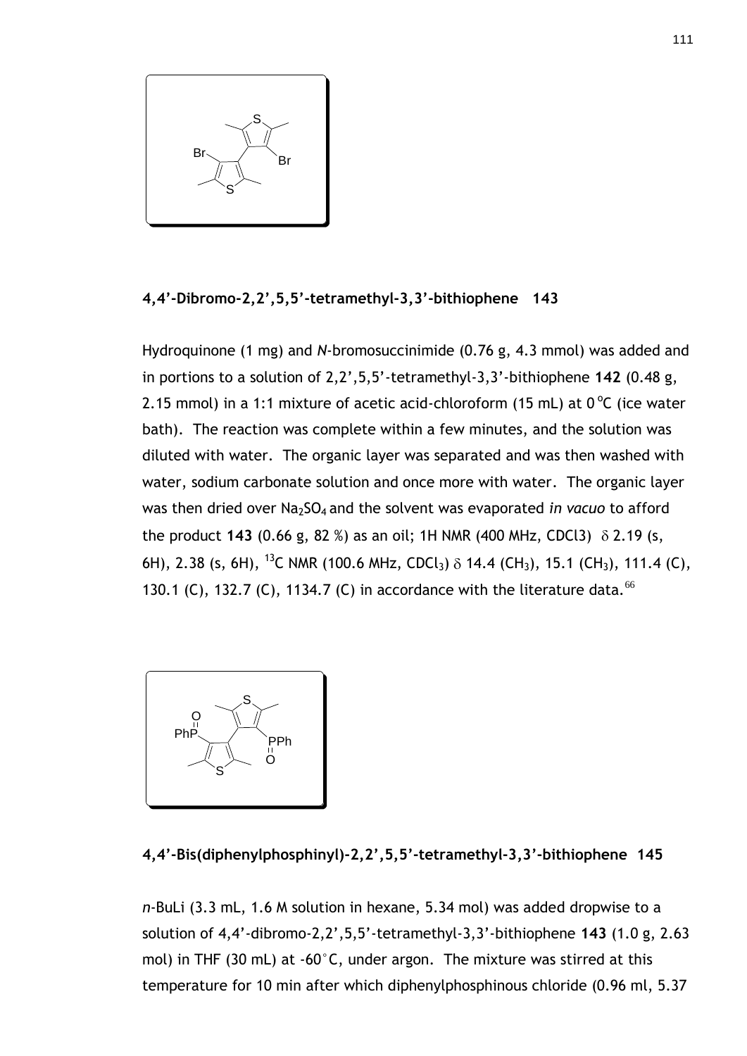**4,4’-Dibromo-2,2’,5,5’-tetramethyl-3,3’-bithiophene 143**

Hydroquinone (1 mg) and *N*-bromosuccinimide (0.76 g, 4.3 mmol) was added and in portions to a solution of 2,2’,5,5’-tetramethyl-3,3’-bithiophene **142** (0.48 g, 2.15 mmol) in a 1:1 mixture of acetic acid-chloroform (15 mL) at 0 °C (ice water bath). The reaction was complete within a few minutes, and the solution was diluted with water. The organic layer was separated and was then washed with water, sodium carbonate solution and once more with water. The organic layer was then dried over $Na_2SO_4$ and the solvent was evaporated *in vacuo* to afford the product **143** (0.66 g, 82 %) as an oil; 1H NMR (400 MHz, CDCl3) δ 2.19 (s, 6H), 2.38 (s, 6H), $^{13}$C NMR (100.6 MHz, $CDCl_3$) δ 14.4 ($CH_3$), 15.1 ($CH_3$), 111.4 (C), 130.1 (C), 132.7 (C), 1134.7 (C) in accordance with the literature data.[66]

**4,4’-Bis(diphenylphosphinyl)-2,2’,5,5’-tetramethyl-3,3’-bithiophene 145**

*n*-BuLi (3.3 mL, 1.6 M solution in hexane, 5.34 mol) was added dropwise to a solution of 4,4’-dibromo-2,2’,5,5’-tetramethyl-3,3’-bithiophene **143** (1.0 g, 2.63 mol) in THF (30 mL) at -60° C, under argon. The mixture was stirred at this temperature for 10 min after which diphenylphosphinous chloride (0.96 ml, 5.37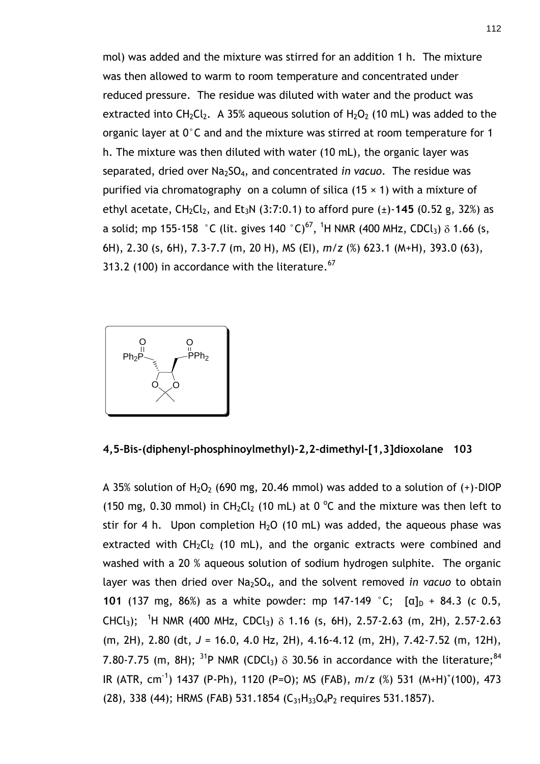mol) was added and the mixture was stirred for an addition 1 h. The mixture was then allowed to warm to room temperature and concentrated under reduced pressure. The residue was diluted with water and the product was extracted into $CH_2Cl_2$. A 35% aqueous solution of $H_2O_2$ (10 mL) was added to the organic layer at 0°C and and the mixture was stirred at room temperature for 1 h. The mixture was then diluted with water (10 mL), the organic layer was separated, dried over $Na_2SO_4$, and concentrated *in vacuo*. The residue was purified via chromatography on a column of silica (15 × 1) with a mixture of ethyl acetate, $CH_2Cl_2$, and $Et_3N$ (3:7:0.1) to afford pure (±)-**145** (0.52 g, 32%) as a solid; mp 155-158 °C (lit. gives 140 °C)[67], $^1$H NMR (400 MHz, $CDCl_3$) δ 1.66 (s, 6H), 2.30 (s, 6H), 7.3-7.7 (m, 20 H), MS (EI), *m/z* (%) 623.1 (M+H), 393.0 (63), 313.2 (100) in accordance with the literature.[67]

### 4,5-Bis-(diphenyl-phosphinoylmethyl)-2,2-dimethyl-[1,3]dioxolane 103

A 35% solution of $H_2O_2$ (690 mg, 20.46 mmol) was added to a solution of (+)-DIOP (150 mg, 0.30 mmol) in $CH_2Cl_2$ (10 mL) at 0 °C and the mixture was then left to stir for 4 h. Upon completion $H_2O$ (10 mL) was added, the aqueous phase was extracted with $CH_2Cl_2$ (10 mL), and the organic extracts were combined and washed with a 20 % aqueous solution of sodium hydrogen sulphite. The organic layer was then dried over $Na_2SO_4$, and the solvent removed *in vacuo* to obtain **101** (137 mg, 86%) as a white powder: mp 147-149 °C; $[\alpha]_D$ + 84.3 (*c* 0.5, $CHCl_3$); $^1$H NMR (400 MHz, $CDCl_3$) δ 1.16 (s, 6H), 2.57-2.63 (m, 2H), 2.57-2.63 (m, 2H), 2.80 (dt, *J* = 16.0, 4.0 Hz, 2H), 4.16-4.12 (m, 2H), 7.42-7.52 (m, 12H), 7.80-7.75 (m, 8H); $^{31}$P NMR ($CDCl_3$) δ 30.56 in accordance with the literature;[84] IR (ATR, $cm^{-1}$) 1437 (P-Ph), 1120 (P=O); MS (FAB), *m/z* (%) 531 $(M+H)^+$(100), 473 (28), 338 (44); HRMS (FAB) 531.1854 ($C_{31}H_{33}O_4P_2$ requires 531.1857).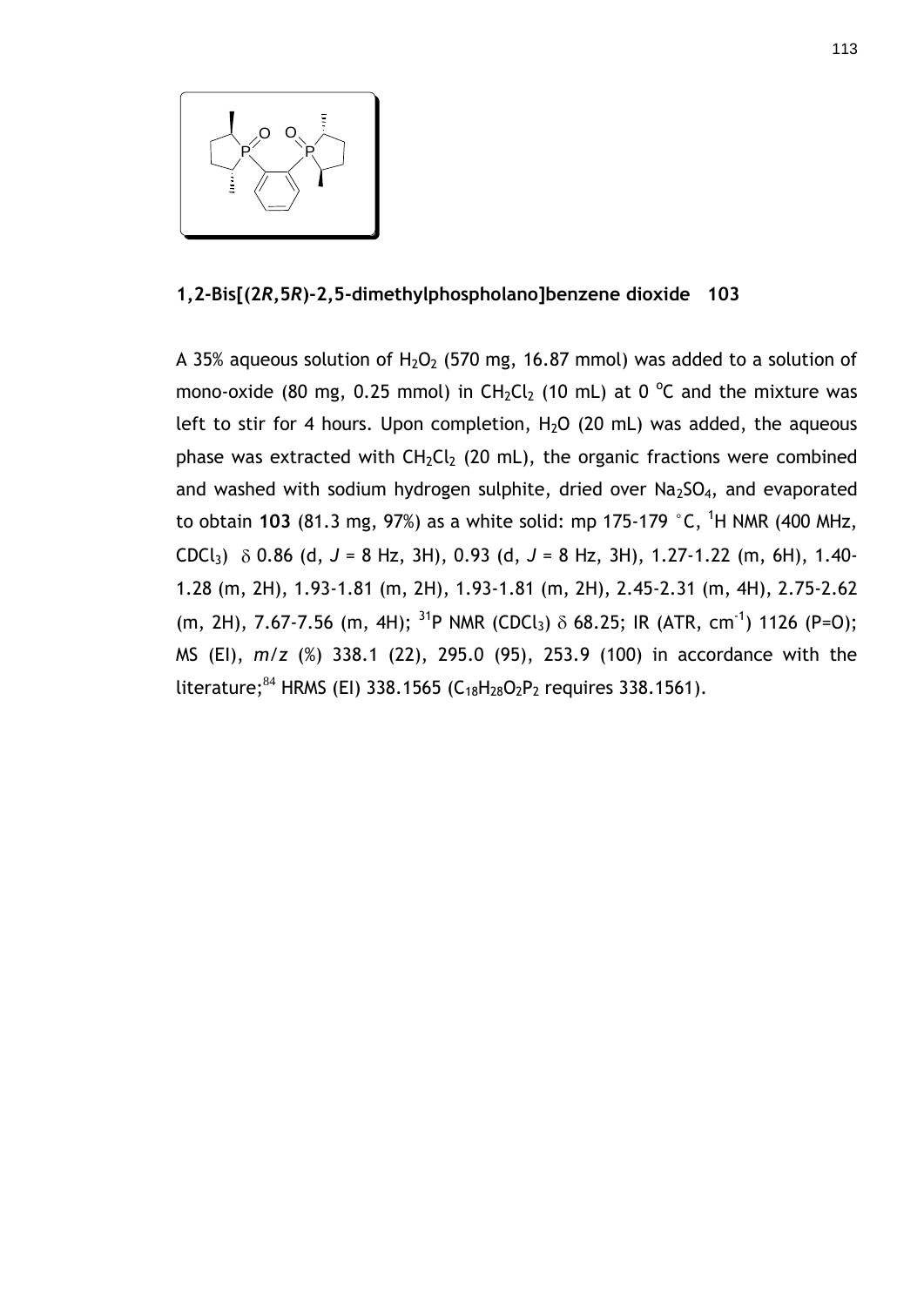**1,2-Bis[(2*R*,5*R*)-2,5-dimethylphospholano]benzene dioxide 103**

A 35% aqueous solution of $H_2O_2$ (570 mg, 16.87 mmol) was added to a solution of mono-oxide (80 mg, 0.25 mmol) in $CH_2Cl_2$ (10 mL) at 0 °C and the mixture was left to stir for 4 hours. Upon completion, $H_2O$ (20 mL) was added, the aqueous phase was extracted with $CH_2Cl_2$ (20 mL), the organic fractions were combined and washed with sodium hydrogen sulphite, dried over $Na_2SO_4$, and evaporated to obtain **103** (81.3 mg, 97%) as a white solid: mp 175-179 °C, $^1$H NMR (400 MHz, $CDCl_3$) $\delta$ 0.86 (d, *J* = 8 Hz, 3H), 0.93 (d, *J* = 8 Hz, 3H), 1.27-1.22 (m, 6H), 1.40-1.28 (m, 2H), 1.93-1.81 (m, 2H), 1.93-1.81 (m, 2H), 2.45-2.31 (m, 4H), 2.75-2.62 (m, 2H), 7.67-7.56 (m, 4H); $^{31}$P NMR ($CDCl_3$) $\delta$ 68.25; IR (ATR, cm$^{-1}$) 1126 (P=O); MS (EI), *m*/*z* (%) 338.1 (22), 295.0 (95), 253.9 (100) in accordance with the literature;[84] HRMS (EI) 338.1565 ($C_{18}H_{28}O_2P_2$ requires 338.1561).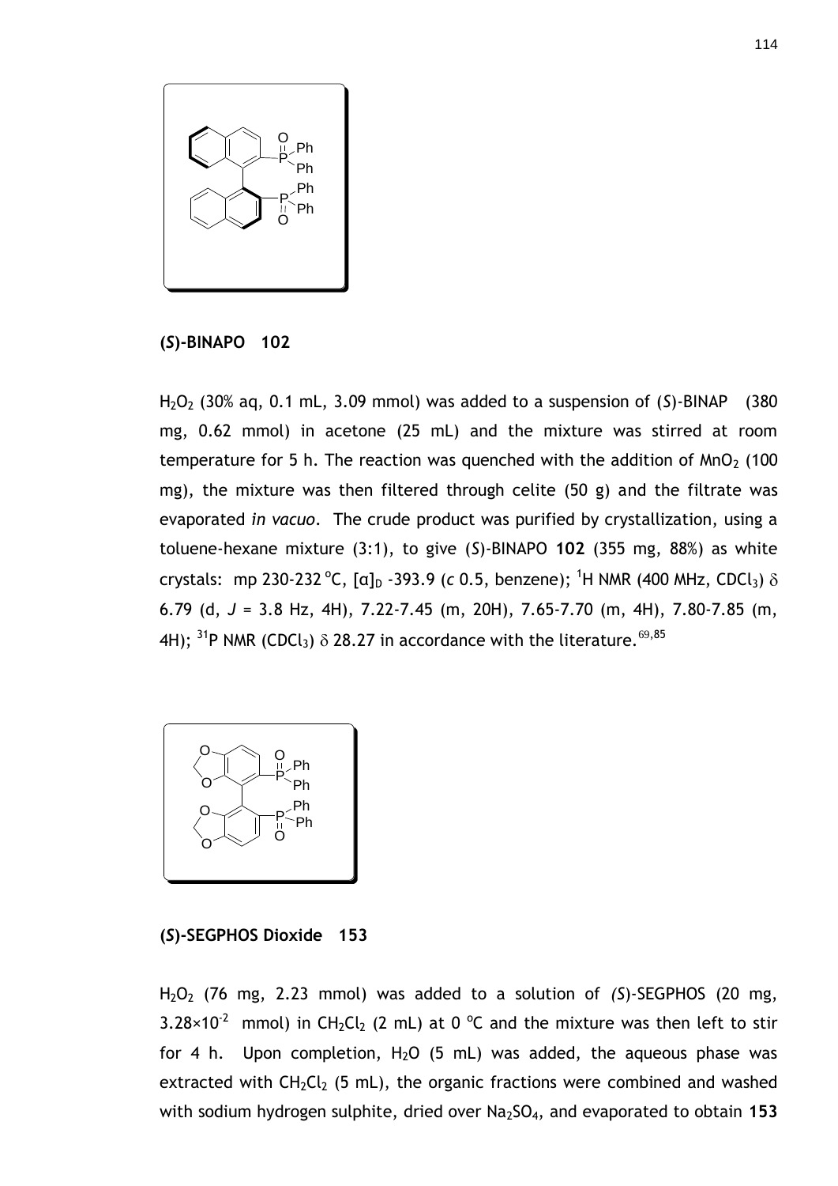**(*S*)-BINAPO 102**

$H_2O_2$ (30% aq, 0.1 mL, 3.09 mmol) was added to a suspension of (*S*)-BINAP (380 mg, 0.62 mmol) in acetone (25 mL) and the mixture was stirred at room temperature for 5 h. The reaction was quenched with the addition of $MnO_2$ (100 mg), the mixture was then filtered through celite (50 g) and the filtrate was evaporated *in vacuo*. The crude product was purified by crystallization, using a toluene-hexane mixture (3:1), to give (*S*)-BINAPO **102** (355 mg, 88%) as white crystals: mp 230-232 °C, $[\alpha]_D$ -393.9 (*c* 0.5, benzene); $^1$H NMR (400 MHz, $CDCl_3$) $\delta$ 6.79 (d, *J* = 3.8 Hz, 4H), 7.22-7.45 (m, 20H), 7.65-7.70 (m, 4H), 7.80-7.85 (m, 4H); $^{31}$P NMR ($CDCl_3$) $\delta$ 28.27 in accordance with the literature.[69,85]

**(*S*)-SEGPHOS Dioxide 153**

$H_2O_2$ (76 mg, 2.23 mmol) was added to a solution of (*S*)-SEGPHOS (20 mg, $3.28\times10^{-2}$ mmol) in $CH_2Cl_2$ (2 mL) at 0 °C and the mixture was then left to stir for 4 h. Upon completion, $H_2O$ (5 mL) was added, the aqueous phase was extracted with $CH_2Cl_2$ (5 mL), the organic fractions were combined and washed with sodium hydrogen sulphite, dried over $Na_2SO_4$, and evaporated to obtain **153**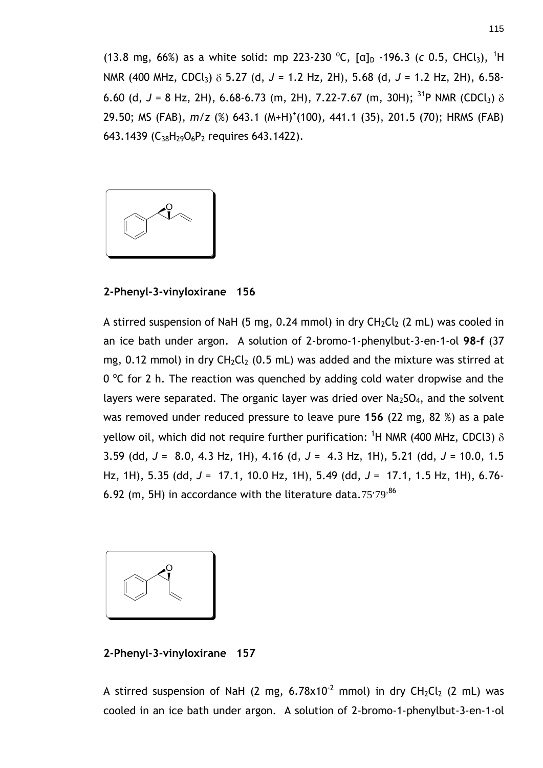(13.8 mg, 66%) as a white solid: mp 223-230 °C, $[\alpha]_D$ -196.3 (*c* 0.5, $CHCl_3$), $^1$H NMR (400 MHz, $CDCl_3$) $\delta$ 5.27 (d, *J* = 1.2 Hz, 2H), 5.68 (d, *J* = 1.2 Hz, 2H), 6.58-6.60 (d, *J* = 8 Hz, 2H), 6.68-6.73 (m, 2H), 7.22-7.67 (m, 30H); $^{31}$P NMR ($CDCl_3$) $\delta$ 29.50; MS (FAB), *m/z* (%) 643.1 $(M+H)^+$(100), 441.1 (35), 201.5 (70); HRMS (FAB) 643.1439 ($C_{38}H_{29}O_6P_2$ requires 643.1422).

**2-Phenyl-3-vinyloxirane 156**

A stirred suspension of NaH (5 mg, 0.24 mmol) in dry $CH_2Cl_2$ (2 mL) was cooled in an ice bath under argon. A solution of 2-bromo-1-phenylbut-3-en-1-ol **98-f** (37 mg, 0.12 mmol) in dry $CH_2Cl_2$ (0.5 mL) was added and the mixture was stirred at 0 °C for 2 h. The reaction was quenched by adding cold water dropwise and the layers were separated. The organic layer was dried over $Na_2SO_4$, and the solvent was removed under reduced pressure to leave pure **156** (22 mg, 82 %) as a pale yellow oil, which did not require further purification: $^1$H NMR (400 MHz, CDCl3) $\delta$ 3.59 (dd, *J* = 8.0, 4.3 Hz, 1H), 4.16 (d, *J* = 4.3 Hz, 1H), 5.21 (dd, *J* = 10.0, 1.5 Hz, 1H), 5.35 (dd, *J* = 17.1, 10.0 Hz, 1H), 5.49 (dd, *J* = 17.1, 1.5 Hz, 1H), 6.76-6.92 (m, 5H) in accordance with the literature data.[75,79,86]

**2-Phenyl-3-vinyloxirane 157**

A stirred suspension of NaH (2 mg, $6.78 \times 10^{-2}$ mmol) in dry $CH_2Cl_2$ (2 mL) was cooled in an ice bath under argon. A solution of 2-bromo-1-phenylbut-3-en-1-ol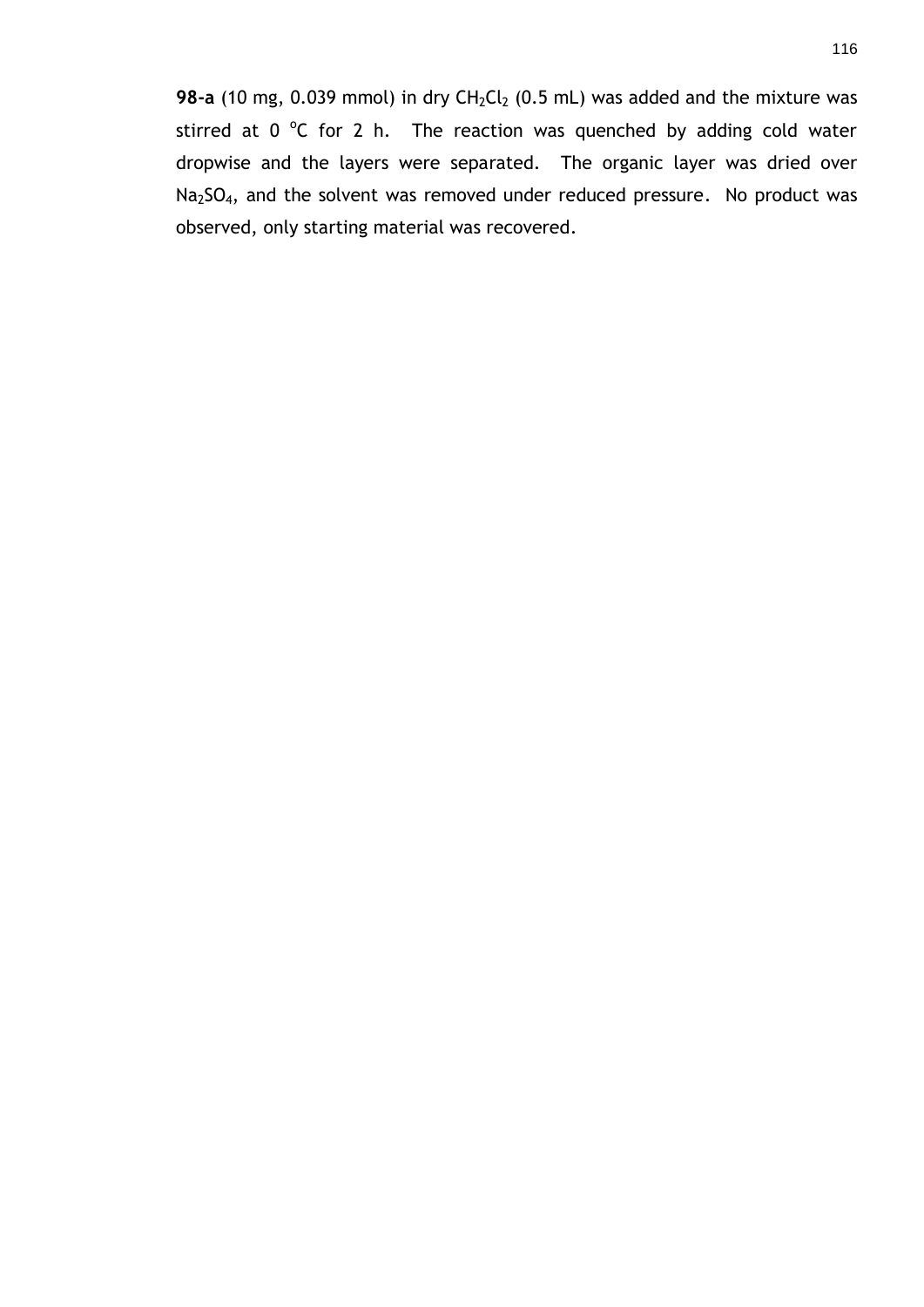**98-a** (10 mg, 0.039 mmol) in dry $CH_2Cl_2$ (0.5 mL) was added and the mixture was stirred at 0 $^oC$ for 2 h. The reaction was quenched by adding cold water dropwise and the layers were separated. The organic layer was dried over $Na_2SO_4$, and the solvent was removed under reduced pressure. No product was observed, only starting material was recovered.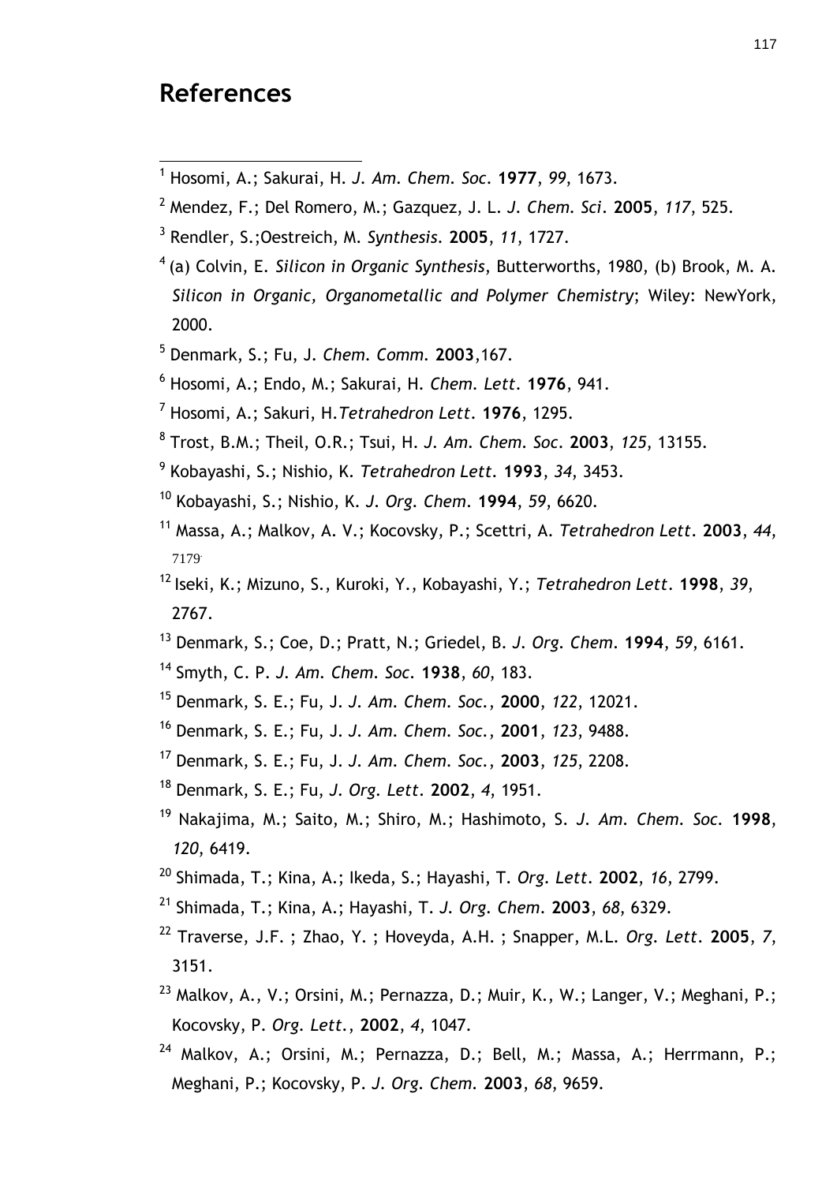## References

[1] Hosomi, A.; Sakurai, H. *J. Am. Chem. Soc.* **1977**, *99*, 1673.

[2] Mendez, F.; Del Romero, M.; Gazquez, J. L. *J. Chem. Sci.* **2005**, *117*, 525.

[3] Rendler, S.;Oestreich, M. *Synthesis.* **2005**, *11*, 1727.

[4] (a) Colvin, E. *Silicon in Organic Synthesis*, Butterworths, 1980, (b) Brook, M. A. *Silicon in Organic, Organometallic and Polymer Chemistry*; Wiley: NewYork, 2000.

[5] Denmark, S.; Fu, J. *Chem. Comm.* **2003**,167.

[6] Hosomi, A.; Endo, M.; Sakurai, H. *Chem. Lett.* **1976**, 941.

[7] Hosomi, A.; Sakuri, H.*Tetrahedron Lett.* **1976**, 1295.

[8] Trost, B.M.; Theil, O.R.; Tsui, H. *J. Am. Chem. Soc.* **2003**, *125*, 13155.

[9] Kobayashi, S.; Nishio, K. *Tetrahedron Lett.* **1993**, *34*, 3453.

[10] Kobayashi, S.; Nishio, K. *J. Org. Chem.* **1994**, *59*, 6620.

[11] Massa, A.; Malkov, A. V.; Kocovsky, P.; Scettri, A. *Tetrahedron Lett.* **2003**, *44*, 7179.

[12] Iseki, K.; Mizuno, S., Kuroki, Y., Kobayashi, Y.; *Tetrahedron Lett.* **1998**, *39*, 2767.

[13] Denmark, S.; Coe, D.; Pratt, N.; Griedel, B. *J. Org. Chem.* **1994**, *59*, 6161.

[14] Smyth, C. P. *J. Am. Chem. Soc.* **1938**, *60*, 183.

[15] Denmark, S. E.; Fu, J. *J. Am. Chem. Soc.*, **2000**, *122*, 12021.

[16] Denmark, S. E.; Fu, J. *J. Am. Chem. Soc.*, **2001**, *123*, 9488.

[17] Denmark, S. E.; Fu, J. *J. Am. Chem. Soc.*, **2003**, *125*, 2208.

[18] Denmark, S. E.; Fu, *J. Org. Lett.* **2002**, *4*, 1951.

[19] Nakajima, M.; Saito, M.; Shiro, M.; Hashimoto, S. *J. Am. Chem. Soc.* **1998**, *120*, 6419.

[20] Shimada, T.; Kina, A.; Ikeda, S.; Hayashi, T. *Org. Lett.* **2002**, *16*, 2799.

[21] Shimada, T.; Kina, A.; Hayashi, T. *J. Org. Chem.* **2003**, *68*, 6329.

[22] Traverse, J.F. ; Zhao, Y. ; Hoveyda, A.H. ; Snapper, M.L. *Org. Lett.* **2005**, *7*, 3151.

[23] Malkov, A., V.; Orsini, M.; Pernazza, D.; Muir, K., W.; Langer, V.; Meghani, P.; Kocovsky, P. *Org. Lett.*, **2002**, *4*, 1047.

[24] Malkov, A.; Orsini, M.; Pernazza, D.; Bell, M.; Massa, A.; Herrmann, P.; Meghani, P.; Kocovsky, P. *J. Org. Chem.* **2003**, *68*, 9659.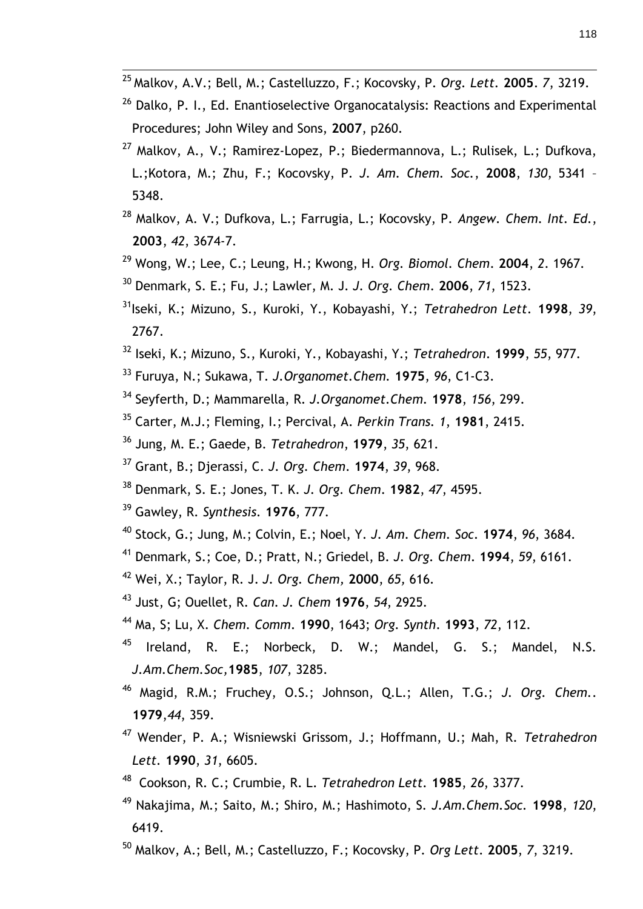[25] Malkov, A.V.; Bell, M.; Castelluzzo, F.; Kocovsky, P. *Org. Lett.* **2005**. *7*, 3219.

[26] Dalko, P. I., Ed. Enantioselective Organocatalysis: Reactions and Experimental Procedures; John Wiley and Sons, **2007**, p260.

[27] Malkov, A., V.; Ramirez-Lopez, P.; Biedermannova, L.; Rulisek, L.; Dufkova, L.;Kotora, M.; Zhu, F.; Kocovsky, P. *J. Am. Chem. Soc.*, **2008**, *130*, 5341 – 5348.

[28] Malkov, A. V.; Dufkova, L.; Farrugia, L.; Kocovsky, P. *Angew. Chem. Int. Ed.*, **2003**, *42*, 3674-7.

[29] Wong, W.; Lee, C.; Leung, H.; Kwong, H. *Org. Biomol. Chem*. **2004**, *2*. 1967.

[30] Denmark, S. E.; Fu, J.; Lawler, M. J. *J. Org. Chem*. **2006**, *71*, 1523.

[31] Iseki, K.; Mizuno, S., Kuroki, Y., Kobayashi, Y.; *Tetrahedron Lett.* **1998**, *39*, 2767.

[32] Iseki, K.; Mizuno, S., Kuroki, Y., Kobayashi, Y.; *Tetrahedron*. **1999**, *55*, 977.

[33] Furuya, N.; Sukawa, T. *J.Organomet.Chem.* **1975**, *96*, C1-C3.

[34] Seyferth, D.; Mammarella, R. *J.Organomet.Chem.* **1978**, *156*, 299.

[35] Carter, M.J.; Fleming, I.; Percival, A. *Perkin Trans. 1*, **1981**, 2415.

[36] Jung, M. E.; Gaede, B. *Tetrahedron*, **1979**, *35*, 621.

[37] Grant, B.; Djerassi, C. *J. Org. Chem.* **1974**, *39*, 968.

[38] Denmark, S. E.; Jones, T. K. *J. Org. Chem.* **1982**, *47*, 4595.

[39] Gawley, R. *Synthesis.* **1976**, 777.

[40] Stock, G.; Jung, M.; Colvin, E.; Noel, Y. *J. Am. Chem. Soc.* **1974**, *96*, 3684.

[41] Denmark, S.; Coe, D.; Pratt, N.; Griedel, B. *J. Org. Chem.* **1994**, *59*, 6161.

[42] Wei, X.; Taylor, R. J. *J. Org. Chem,* **2000**, *65*, 616.

[43] Just, G; Ouellet, R. *Can. J. Chem* **1976**, *54*, 2925.

[44] Ma, S; Lu, X. *Chem. Comm.* **1990**, 1643; *Org. Synth.* **1993**, *72*, 112.

[45] Ireland, R. E.; Norbeck, D. W.; Mandel, G. S.; Mandel, N.S. *J.Am.Chem.Soc,***1985**, *107*, 3285.

[46] Magid, R.M.; Fruchey, O.S.; Johnson, Q.L.; Allen, T.G.; *J. Org. Chem..* **1979**,*44*, 359.

[47] Wender, P. A.; Wisniewski Grissom, J.; Hoffmann, U.; Mah, R. *Tetrahedron Lett.* **1990**, *31*, 6605.

[48] Cookson, R. C.; Crumbie, R. L. *Tetrahedron Lett.* **1985**, *26*, 3377.

[49] Nakajima, M.; Saito, M.; Shiro, M.; Hashimoto, S. *J.Am.Chem.Soc.* **1998**, *120*, 6419.

[50] Malkov, A.; Bell, M.; Castelluzzo, F.; Kocovsky, P. *Org Lett.* **2005**, *7*, 3219.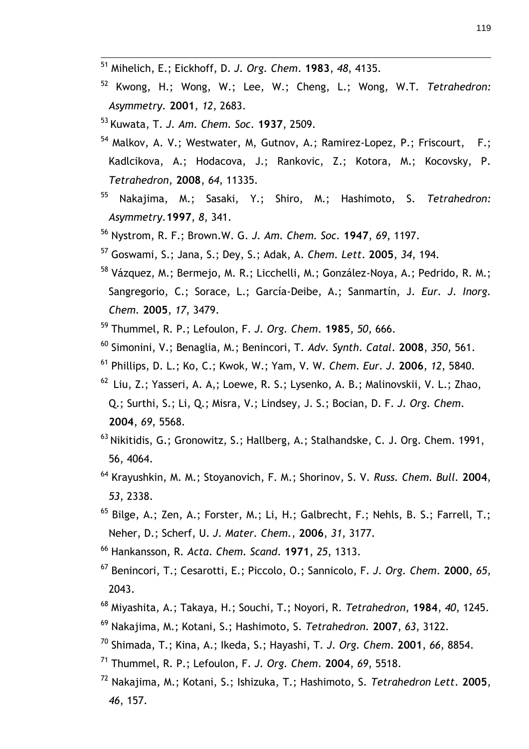[51] Mihelich, E.; Eickhoff, D. *J. Org. Chem*. **1983**, *48*, 4135.

[52] Kwong, H.; Wong, W.; Lee, W.; Cheng, L.; Wong, W.T. *Tetrahedron: Asymmetry*. **2001**, *12*, 2683.

[53] Kuwata, T. *J. Am. Chem. Soc*. **1937**, 2509.

[54] Malkov, A. V.; Westwater, M, Gutnov, A.; Ramirez-Lopez, P.; Friscourt, F.; Kadlcikova, A.; Hodacova, J.; Rankovic, Z.; Kotora, M.; Kocovsky, P. *Tetrahedron*, **2008**, *64*, 11335.

[55] Nakajima, M.; Sasaki, Y.; Shiro, M.; Hashimoto, S. *Tetrahedron: Asymmetry*.**1997**, *8*, 341.

[56] Nystrom, R. F.; Brown.W. G. *J. Am. Chem. Soc*. **1947**, *69*, 1197.

[57] Goswami, S.; Jana, S.; Dey, S.; Adak, A. *Chem. Lett*. **2005**, *34*, 194.

[58] Vázquez, M.; Bermejo, M. R.; Licchelli, M.; González-Noya, A.; Pedrido, R. M.; Sangregorio, C.; Sorace, L.; García-Deibe, A.; Sanmartín, J. *Eur. J. Inorg. Chem*. **2005**, *17*, 3479.

[59] Thummel, R. P.; Lefoulon, F. *J. Org. Chem*. **1985**, *50*, 666.

[60] Simonini, V.; Benaglia, M.; Benincori, T. *Adv. Synth. Catal*. **2008**, *350*, 561.

[61] Phillips, D. L.; Ko, C.; Kwok, W.; Yam, V. W. *Chem. Eur. J*. **2006**, *12*, 5840.

[62] Liu, Z.; Yasseri, A. A,; Loewe, R. S.; Lysenko, A. B.; Malinovskii, V. L.; Zhao, Q.; Surthi, S.; Li, Q.; Misra, V.; Lindsey, J. S.; Bocian, D. F. *J. Org. Chem*. **2004**, *69*, 5568.

[63] Nikitidis, G.; Gronowitz, S.; Hallberg, A.; Stalhandske, C. J. Org. Chem. 1991, 56, 4064.

[64] Krayushkin, M. M.; Stoyanovich, F. M.; Shorinov, S. V. *Russ. Chem. Bull*. **2004**, *53*, 2338.

[65] Bilge, A.; Zen, A.; Forster, M.; Li, H.; Galbrecht, F.; Nehls, B. S.; Farrell, T.; Neher, D.; Scherf, U. *J. Mater. Chem*., **2006**, *31*, 3177.

[66] Hankansson, R. *Acta. Chem. Scand*. **1971**, *25*, 1313.

[67] Benincori, T.; Cesarotti, E.; Piccolo, O.; Sannicolo, F. *J. Org. Chem*. **2000**, *65*, 2043.

[68] Miyashita, A.; Takaya, H.; Souchi, T.; Noyori, R. *Tetrahedron*, **1984**, *40*, 1245.

[69] Nakajima, M.; Kotani, S.; Hashimoto, S. *Tetrahedron*. **2007**, *63*, 3122.

[70] Shimada, T.; Kina, A.; Ikeda, S.; Hayashi, T. *J. Org. Chem*. **2001**, *66*, 8854.

[71] Thummel, R. P.; Lefoulon, F. *J. Org. Chem*. **2004**, *69*, 5518.

[72] Nakajima, M.; Kotani, S.; Ishizuka, T.; Hashimoto, S. *Tetrahedron Lett*. **2005**, *46*, 157.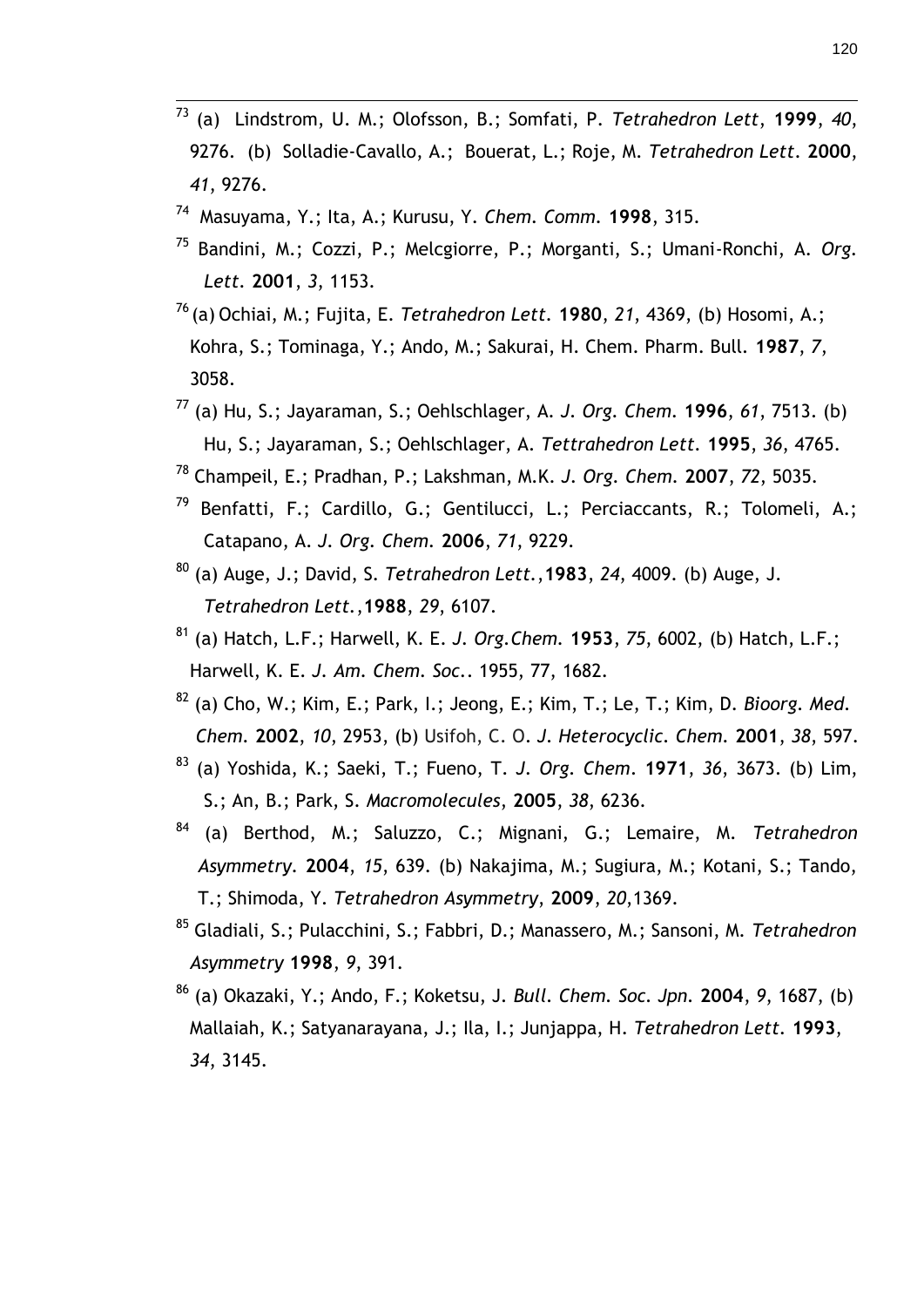[73] (a) Lindstrom, U. M.; Olofsson, B.; Somfati, P. *Tetrahedron Lett*, **1999**, *40*, 9276. (b) Solladie-Cavallo, A.; Bouerat, L.; Roje, M. *Tetrahedron Lett.* **2000**, *41*, 9276.

[74] Masuyama, Y.; Ita, A.; Kurusu, Y. *Chem. Comm.* **1998**, 315.

[75] Bandini, M.; Cozzi, P.; Melcgiorre, P.; Morganti, S.; Umani-Ronchi, A. *Org. Lett.* **2001**, *3*, 1153.

[76] (a) Ochiai, M.; Fujita, E. *Tetrahedron Lett.* **1980**, *21*, 4369, (b) Hosomi, A.; Kohra, S.; Tominaga, Y.; Ando, M.; Sakurai, H. Chem. Pharm. Bull. **1987**, *7*, 3058.

[77] (a) Hu, S.; Jayaraman, S.; Oehlschlager, A. *J. Org. Chem.* **1996**, *61*, 7513. (b) Hu, S.; Jayaraman, S.; Oehlschlager, A. *Tettrahedron Lett.* **1995**, *36*, 4765.

[78] Champeil, E.; Pradhan, P.; Lakshman, M.K. *J. Org. Chem.* **2007**, *72*, 5035.

[79] Benfatti, F.; Cardillo, G.; Gentilucci, L.; Perciaccants, R.; Tolomeli, A.; Catapano, A. *J. Org. Chem.* **2006**, *71*, 9229.

[80] (a) Auge, J.; David, S. *Tetrahedron Lett.*,**1983**, *24*, 4009. (b) Auge, J. *Tetrahedron Lett.*,**1988**, *29*, 6107.

[81] (a) Hatch, L.F.; Harwell, K. E. *J. Org.Chem.* **1953**, *75*, 6002, (b) Hatch, L.F.; Harwell, K. E. *J. Am. Chem. Soc.*. 1955, 77, 1682.

[82] (a) Cho, W.; Kim, E.; Park, I.; Jeong, E.; Kim, T.; Le, T.; Kim, D. *Bioorg. Med. Chem.* **2002**, *10*, 2953, (b) Usifoh, C. O. *J. Heterocyclic. Chem.* **2001**, *38*, 597.

[83] (a) Yoshida, K.; Saeki, T.; Fueno, T. *J. Org. Chem*. **1971**, *36*, 3673. (b) Lim, S.; An, B.; Park, S. *Macromolecules*, **2005**, *38*, 6236.

[84] (a) Berthod, M.; Saluzzo, C.; Mignani, G.; Lemaire, M. *Tetrahedron Asymmetry*. **2004**, *15*, 639. (b) Nakajima, M.; Sugiura, M.; Kotani, S.; Tando, T.; Shimoda, Y. *Tetrahedron Asymmetry*, **2009**, *20*,1369.

[85] Gladiali, S.; Pulacchini, S.; Fabbri, D.; Manassero, M.; Sansoni, M. *Tetrahedron Asymmetry* **1998**, *9*, 391.

[86] (a) Okazaki, Y.; Ando, F.; Koketsu, J. *Bull. Chem. Soc. Jpn.* **2004**, *9*, 1687, (b) Mallaiah, K.; Satyanarayana, J.; Ila, I.; Junjappa, H. *Tetrahedron Lett.* **1993**, *34*, 3145.